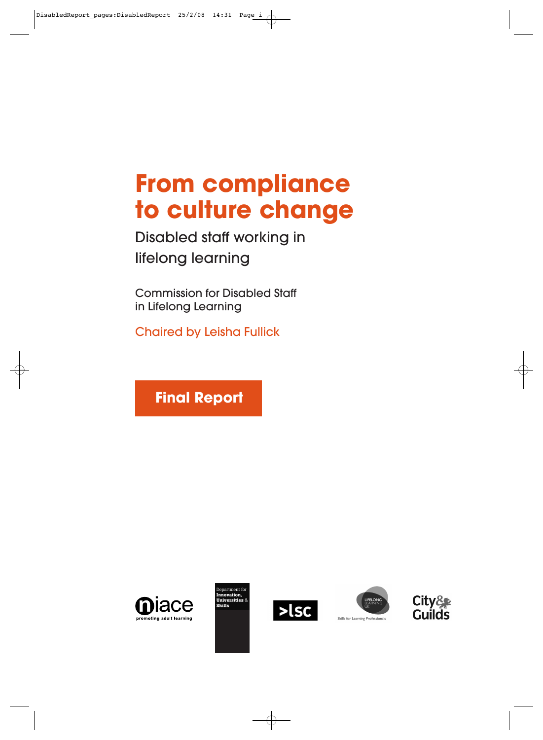# From compliance to culture change

## Disabled staff working in lifelong learning

Commission for Disabled Staff in Lifelong Learning

Chaired by Leisha Fullick

**Final Report**

niace promoting adult learning

Department for Innovation, Universities & Skills

>lsc

LIFELONG LEARNING UK Skills for Learning Professionals

City & Guilds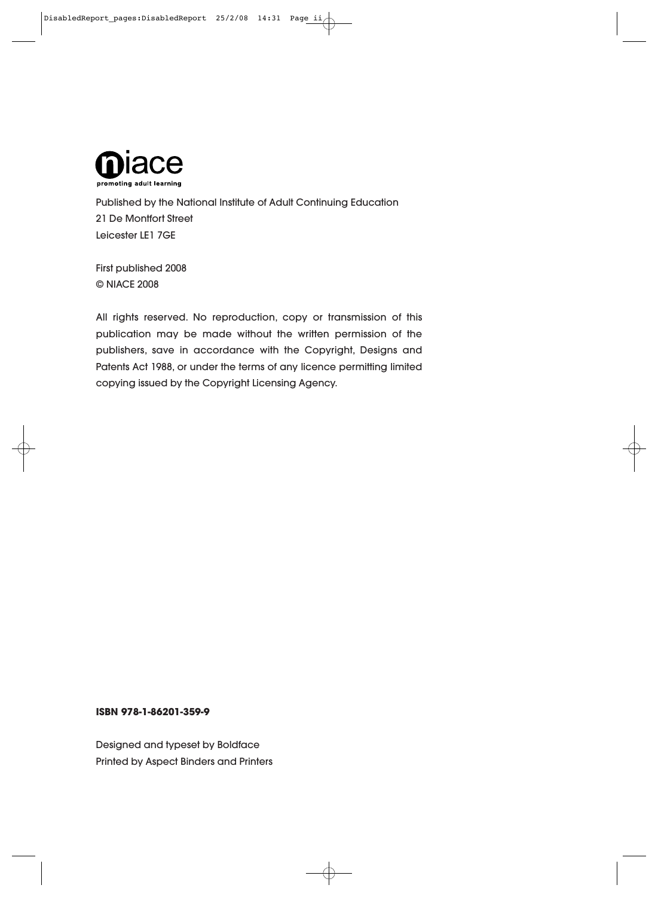niace

promoting adult learning

Published by the National Institute of Adult Continuing Education
21 De Montfort Street
Leicester LE1 7GE

First published 2008
© NIACE 2008

All rights reserved. No reproduction, copy or transmission of this publication may be made without the written permission of the publishers, save in accordance with the Copyright, Designs and Patents Act 1988, or under the terms of any licence permitting limited copying issued by the Copyright Licensing Agency.

**ISBN 978-1-86201-359-9**

Designed and typeset by Boldface
Printed by Aspect Binders and Printers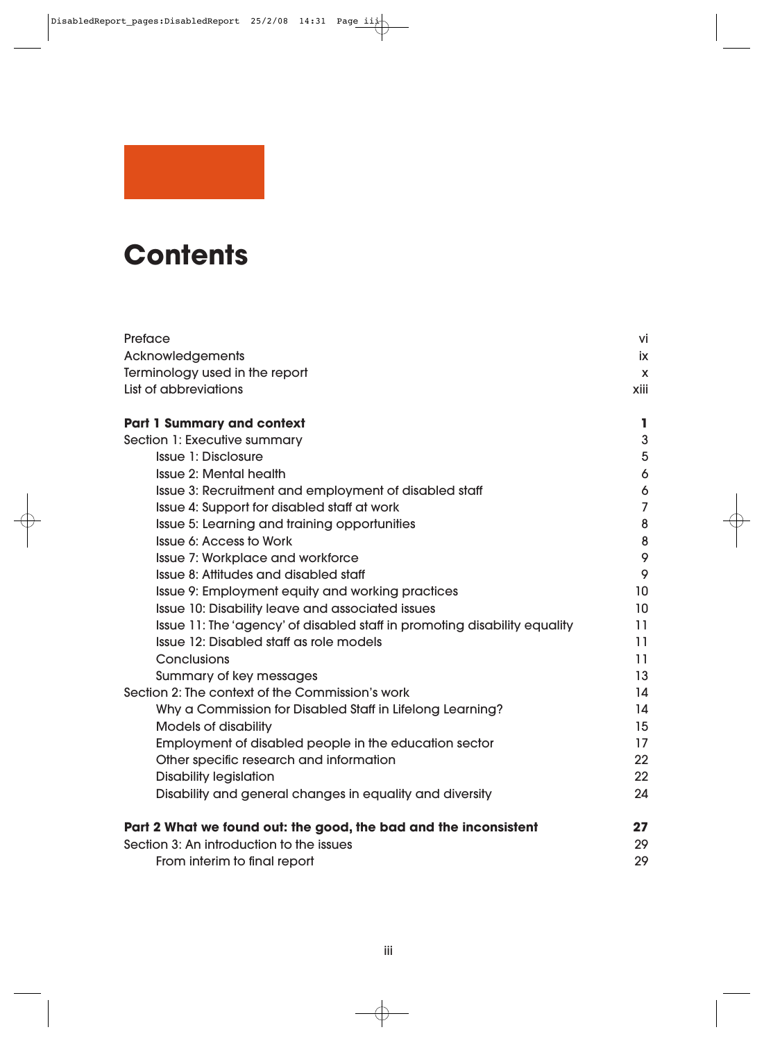# Contents

| | |
|---|---|
| Preface | vi |
| Acknowledgements | ix |
| Terminology used in the report | x |
| List of abbreviations | xiii |
| **Part 1 Summary and context** | **1** |
| Section 1: Executive summary | 3 |
| Issue 1: Disclosure | 5 |
| Issue 2: Mental health | 6 |
| Issue 3: Recruitment and employment of disabled staff | 6 |
| Issue 4: Support for disabled staff at work | 7 |
| Issue 5: Learning and training opportunities | 8 |
| Issue 6: Access to Work | 8 |
| Issue 7: Workplace and workforce | 9 |
| Issue 8: Attitudes and disabled staff | 9 |
| Issue 9: Employment equity and working practices | 10 |
| Issue 10: Disability leave and associated issues | 10 |
| Issue 11: The 'agency' of disabled staff in promoting disability equality | 11 |
| Issue 12: Disabled staff as role models | 11 |
| Conclusions | 11 |
| Summary of key messages | 13 |
| Section 2: The context of the Commission's work | 14 |
| Why a Commission for Disabled Staff in Lifelong Learning? | 14 |
| Models of disability | 15 |
| Employment of disabled people in the education sector | 17 |
| Other specific research and information | 22 |
| Disability legislation | 22 |
| Disability and general changes in equality and diversity | 24 |
| **Part 2 What we found out: the good, the bad and the inconsistent** | **27** |
| Section 3: An introduction to the issues | 29 |
| From interim to final report | 29 |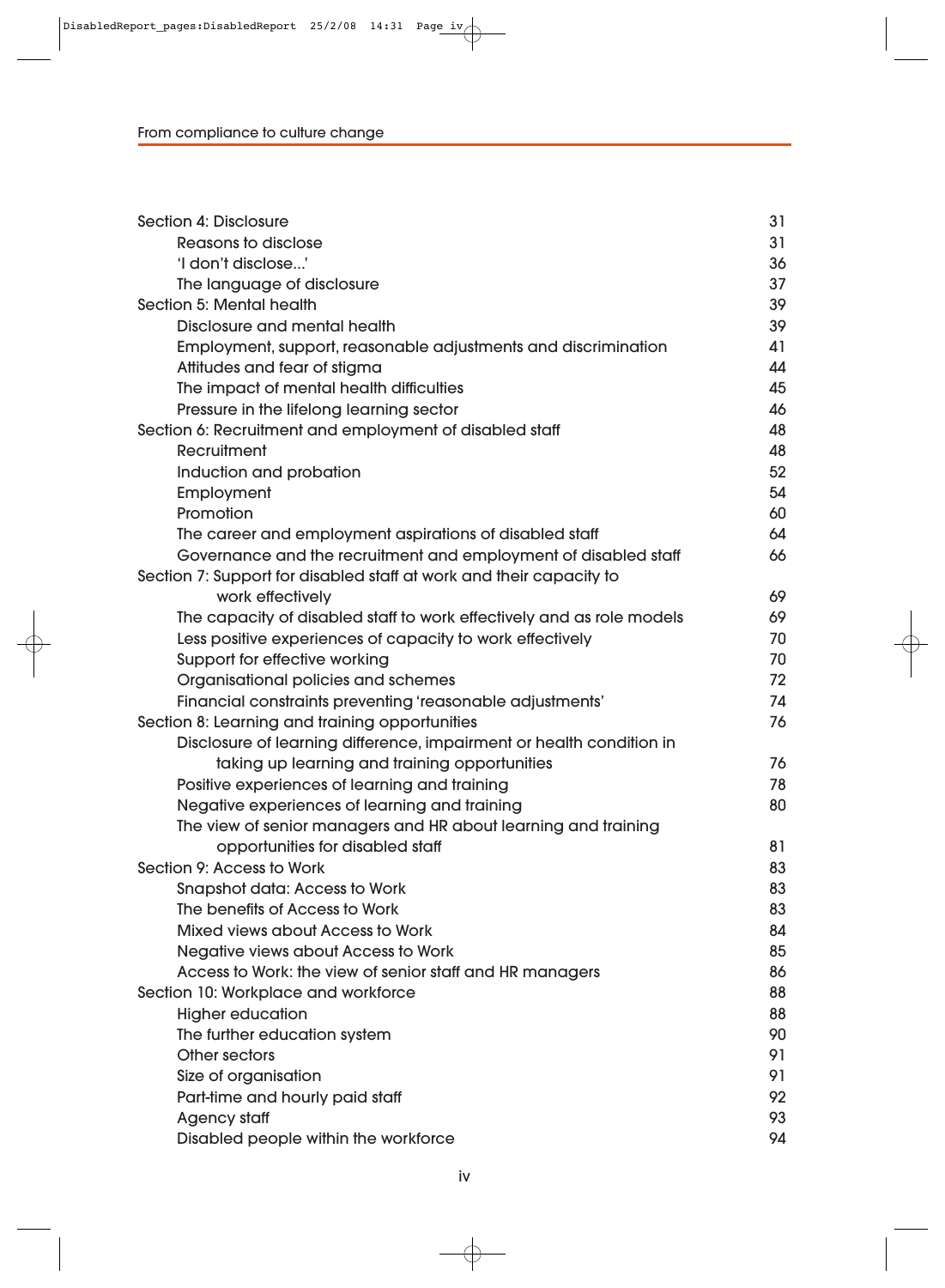| | |
|---|---|
| Section 4: Disclosure | 31 |
| Reasons to disclose | 31 |
| 'I don't disclose...' | 36 |
| The language of disclosure | 37 |
| Section 5: Mental health | 39 |
| Disclosure and mental health | 39 |
| Employment, support, reasonable adjustments and discrimination | 41 |
| Attitudes and fear of stigma | 44 |
| The impact of mental health difficulties | 45 |
| Pressure in the lifelong learning sector | 46 |
| Section 6: Recruitment and employment of disabled staff | 48 |
| Recruitment | 48 |
| Induction and probation | 52 |
| Employment | 54 |
| Promotion | 60 |
| The career and employment aspirations of disabled staff | 64 |
| Governance and the recruitment and employment of disabled staff | 66 |
| Section 7: Support for disabled staff at work and their capacity to work effectively | 69 |
| The capacity of disabled staff to work effectively and as role models | 69 |
| Less positive experiences of capacity to work effectively | 70 |
| Support for effective working | 70 |
| Organisational policies and schemes | 72 |
| Financial constraints preventing 'reasonable adjustments' | 74 |
| Section 8: Learning and training opportunities | 76 |
| Disclosure of learning difference, impairment or health condition in taking up learning and training opportunities | 76 |
| Positive experiences of learning and training | 78 |
| Negative experiences of learning and training | 80 |
| The view of senior managers and HR about learning and training opportunities for disabled staff | 81 |
| Section 9: Access to Work | 83 |
| Snapshot data: Access to Work | 83 |
| The benefits of Access to Work | 83 |
| Mixed views about Access to Work | 84 |
| Negative views about Access to Work | 85 |
| Access to Work: the view of senior staff and HR managers | 86 |
| Section 10: Workplace and workforce | 88 |
| Higher education | 88 |
| The further education system | 90 |
| Other sectors | 91 |
| Size of organisation | 91 |
| Part-time and hourly paid staff | 92 |
| Agency staff | 93 |
| Disabled people within the workforce | 94 |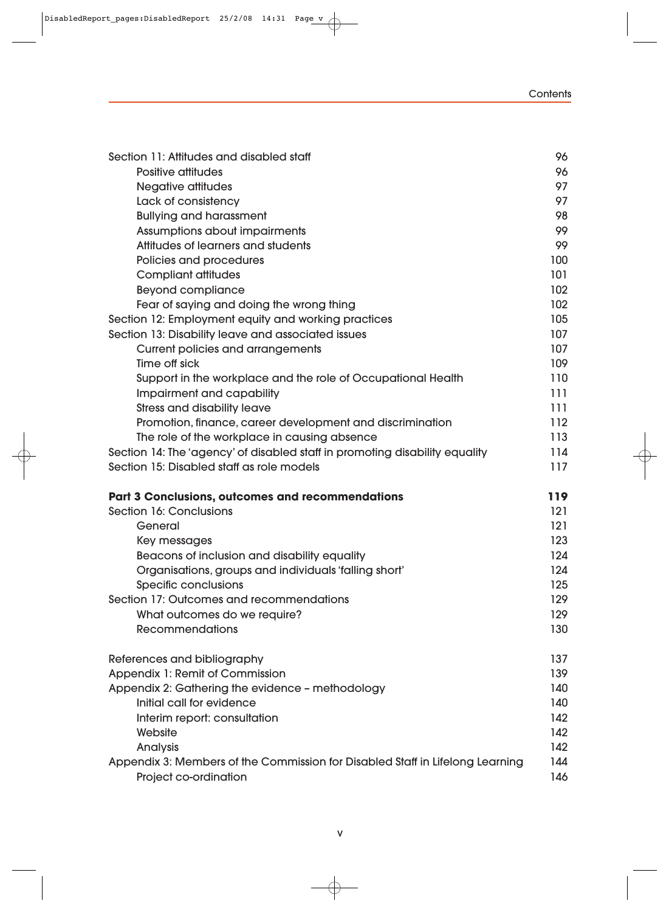| | |
|---|---|
| Section 11: Attitudes and disabled staff | 96 |
| Positive attitudes | 96 |
| Negative attitudes | 97 |
| Lack of consistency | 97 |
| Bullying and harassment | 98 |
| Assumptions about impairments | 99 |
| Attitudes of learners and students | 99 |
| Policies and procedures | 100 |
| Compliant attitudes | 101 |
| Beyond compliance | 102 |
| Fear of saying and doing the wrong thing | 102 |
| Section 12: Employment equity and working practices | 105 |
| Section 13: Disability leave and associated issues | 107 |
| Current policies and arrangements | 107 |
| Time off sick | 109 |
| Support in the workplace and the role of Occupational Health | 110 |
| Impairment and capability | 111 |
| Stress and disability leave | 111 |
| Promotion, finance, career development and discrimination | 112 |
| The role of the workplace in causing absence | 113 |
| Section 14: The 'agency' of disabled staff in promoting disability equality | 114 |
| Section 15: Disabled staff as role models | 117 |
| **Part 3 Conclusions, outcomes and recommendations** | **119** |
| Section 16: Conclusions | 121 |
| General | 121 |
| Key messages | 123 |
| Beacons of inclusion and disability equality | 124 |
| Organisations, groups and individuals 'falling short' | 124 |
| Specific conclusions | 125 |
| Section 17: Outcomes and recommendations | 129 |
| What outcomes do we require? | 129 |
| Recommendations | 130 |
| References and bibliography | 137 |
| Appendix 1: Remit of Commission | 139 |
| Appendix 2: Gathering the evidence – methodology | 140 |
| Initial call for evidence | 140 |
| Interim report: consultation | 142 |
| Website | 142 |
| Analysis | 142 |
| Appendix 3: Members of the Commission for Disabled Staff in Lifelong Learning | 144 |
| Project co-ordination | 146 |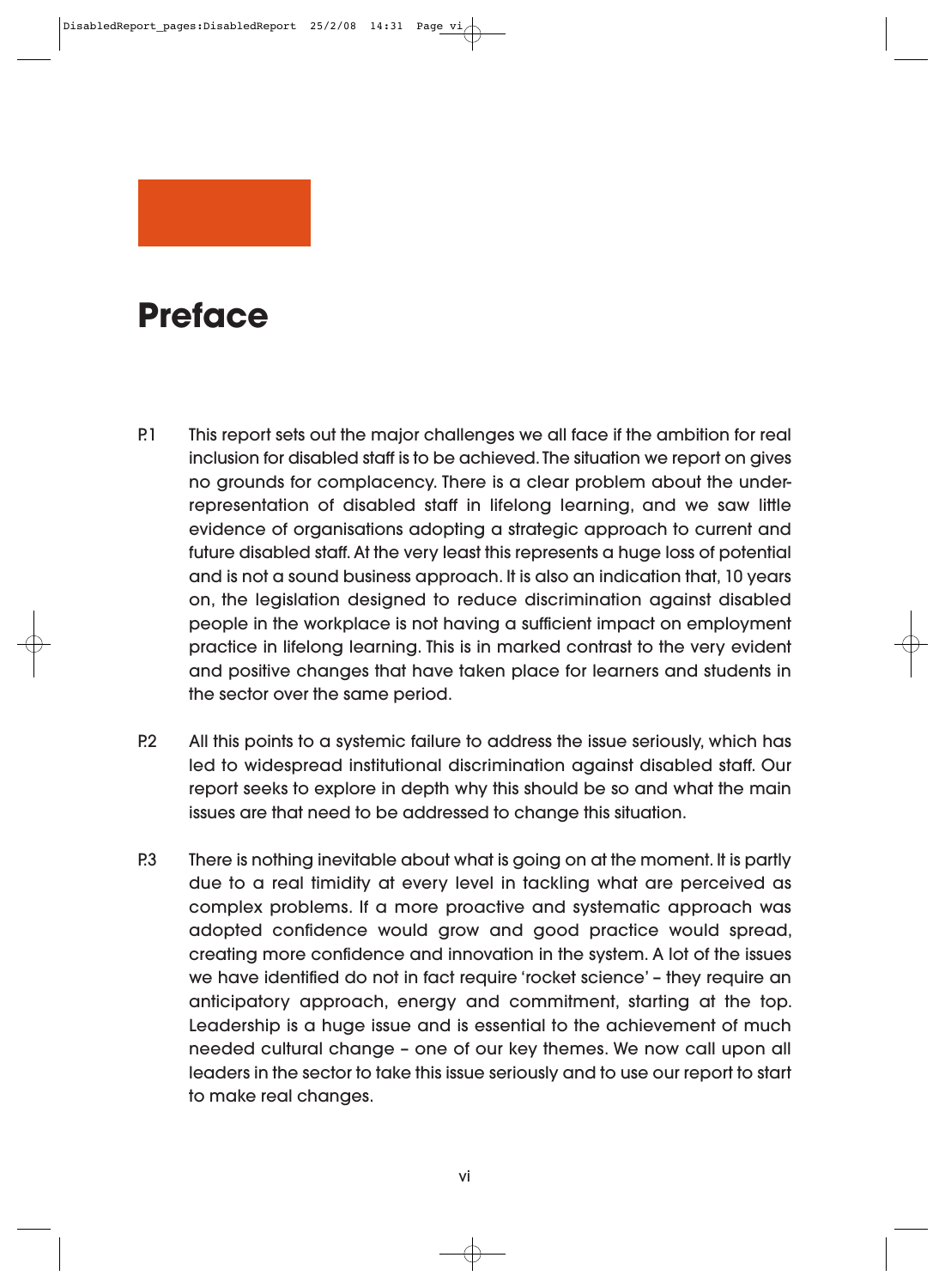# Preface

P.1 This report sets out the major challenges we all face if the ambition for real inclusion for disabled staff is to be achieved. The situation we report on gives no grounds for complacency. There is a clear problem about the under-representation of disabled staff in lifelong learning, and we saw little evidence of organisations adopting a strategic approach to current and future disabled staff. At the very least this represents a huge loss of potential and is not a sound business approach. It is also an indication that, 10 years on, the legislation designed to reduce discrimination against disabled people in the workplace is not having a sufficient impact on employment practice in lifelong learning. This is in marked contrast to the very evident and positive changes that have taken place for learners and students in the sector over the same period.

P.2 All this points to a systemic failure to address the issue seriously, which has led to widespread institutional discrimination against disabled staff. Our report seeks to explore in depth why this should be so and what the main issues are that need to be addressed to change this situation.

P.3 There is nothing inevitable about what is going on at the moment. It is partly due to a real timidity at every level in tackling what are perceived as complex problems. If a more proactive and systematic approach was adopted confidence would grow and good practice would spread, creating more confidence and innovation in the system. A lot of the issues we have identified do not in fact require 'rocket science' – they require an anticipatory approach, energy and commitment, starting at the top. Leadership is a huge issue and is essential to the achievement of much needed cultural change – one of our key themes. We now call upon all leaders in the sector to take this issue seriously and to use our report to start to make real changes.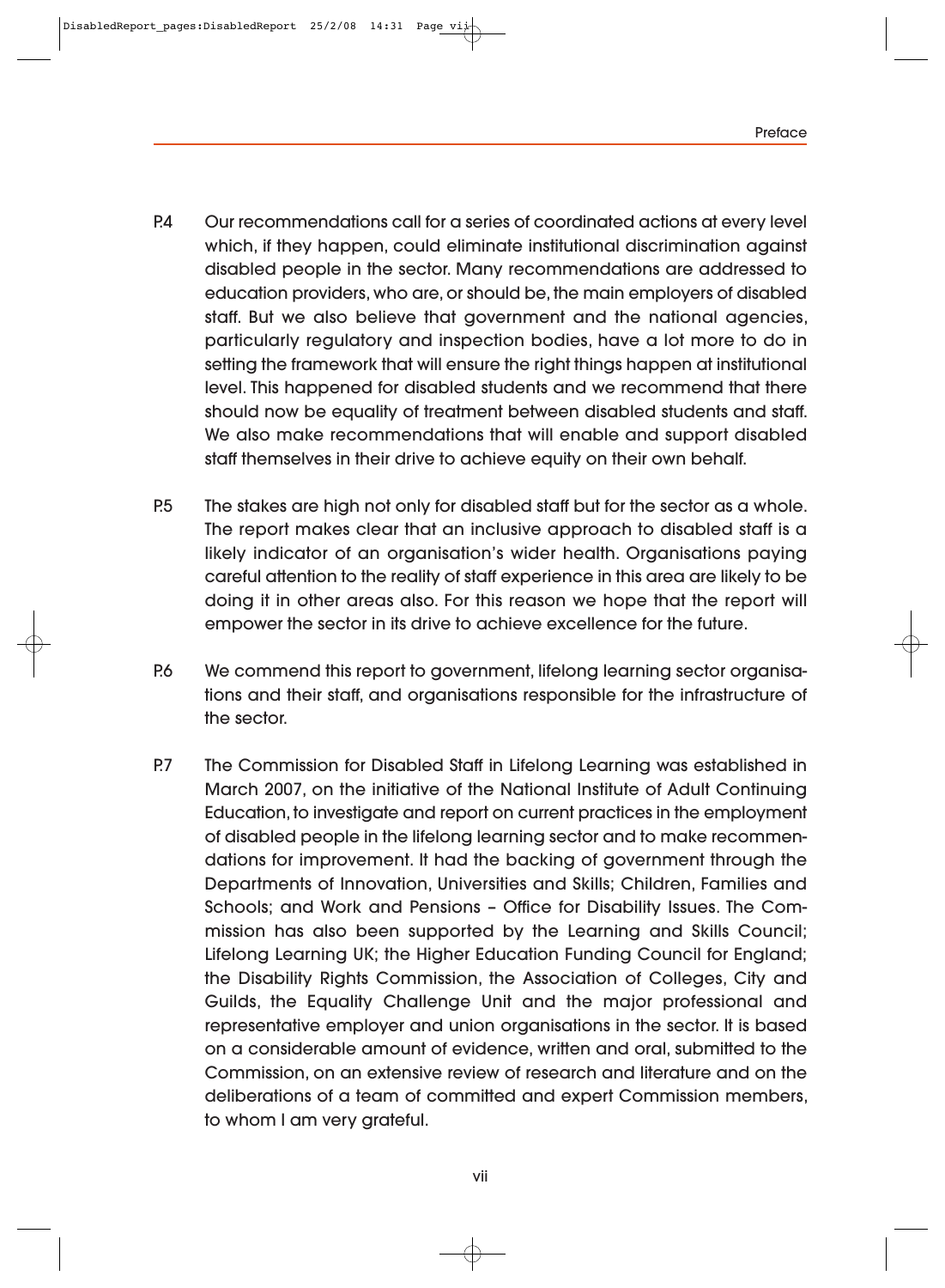P.4 Our recommendations call for a series of coordinated actions at every level which, if they happen, could eliminate institutional discrimination against disabled people in the sector. Many recommendations are addressed to education providers, who are, or should be, the main employers of disabled staff. But we also believe that government and the national agencies, particularly regulatory and inspection bodies, have a lot more to do in setting the framework that will ensure the right things happen at institutional level. This happened for disabled students and we recommend that there should now be equality of treatment between disabled students and staff. We also make recommendations that will enable and support disabled staff themselves in their drive to achieve equity on their own behalf.

P.5 The stakes are high not only for disabled staff but for the sector as a whole. The report makes clear that an inclusive approach to disabled staff is a likely indicator of an organisation's wider health. Organisations paying careful attention to the reality of staff experience in this area are likely to be doing it in other areas also. For this reason we hope that the report will empower the sector in its drive to achieve excellence for the future.

P.6 We commend this report to government, lifelong learning sector organisations and their staff, and organisations responsible for the infrastructure of the sector.

P.7 The Commission for Disabled Staff in Lifelong Learning was established in March 2007, on the initiative of the National Institute of Adult Continuing Education, to investigate and report on current practices in the employment of disabled people in the lifelong learning sector and to make recommendations for improvement. It had the backing of government through the Departments of Innovation, Universities and Skills; Children, Families and Schools; and Work and Pensions – Office for Disability Issues. The Commission has also been supported by the Learning and Skills Council; Lifelong Learning UK; the Higher Education Funding Council for England; the Disability Rights Commission, the Association of Colleges, City and Guilds, the Equality Challenge Unit and the major professional and representative employer and union organisations in the sector. It is based on a considerable amount of evidence, written and oral, submitted to the Commission, on an extensive review of research and literature and on the deliberations of a team of committed and expert Commission members, to whom I am very grateful.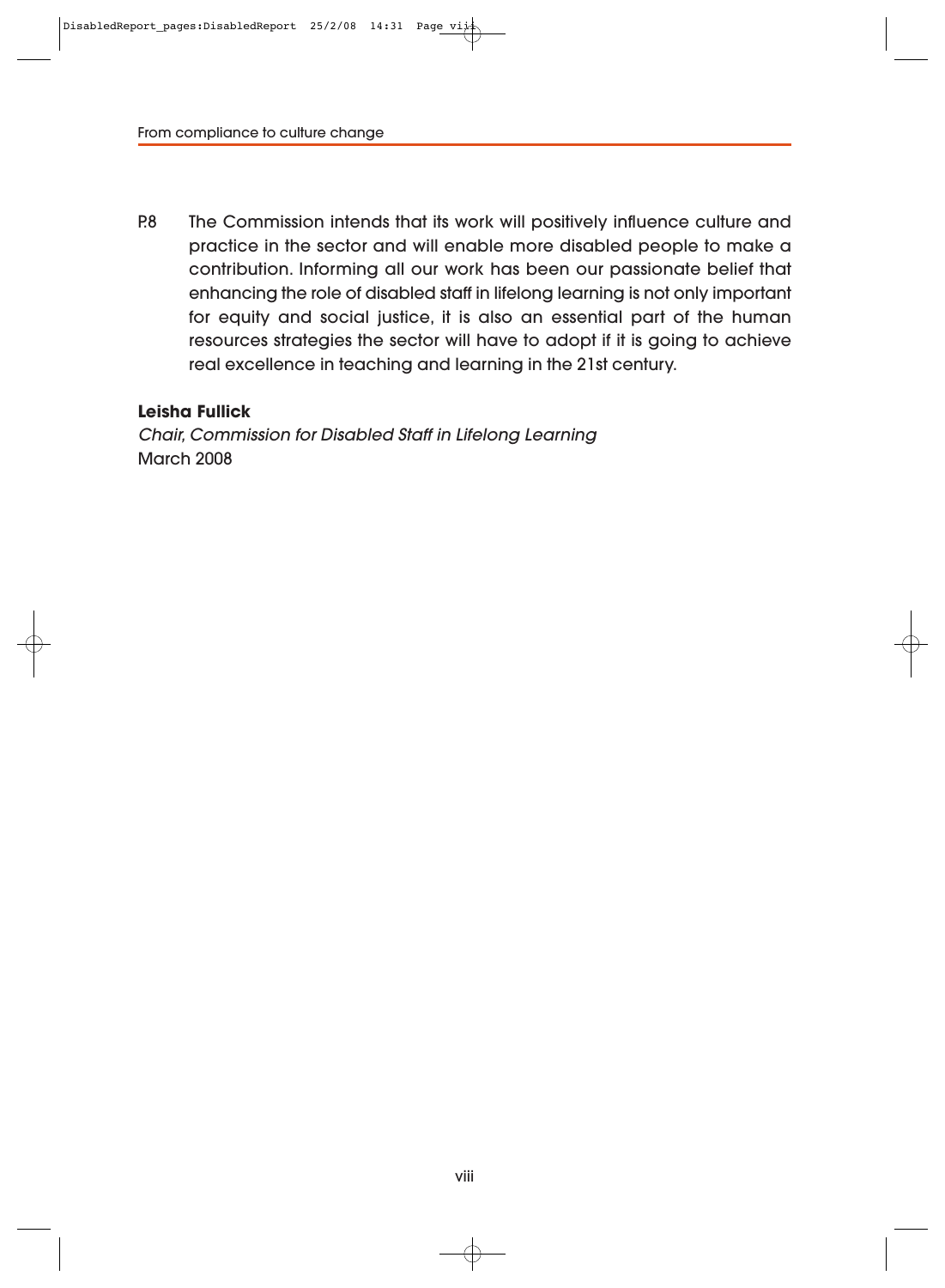P.8 The Commission intends that its work will positively influence culture and practice in the sector and will enable more disabled people to make a contribution. Informing all our work has been our passionate belief that enhancing the role of disabled staff in lifelong learning is not only important for equity and social justice, it is also an essential part of the human resources strategies the sector will have to adopt if it is going to achieve real excellence in teaching and learning in the 21st century.

**Leisha Fullick**
*Chair, Commission for Disabled Staff in Lifelong Learning*
March 2008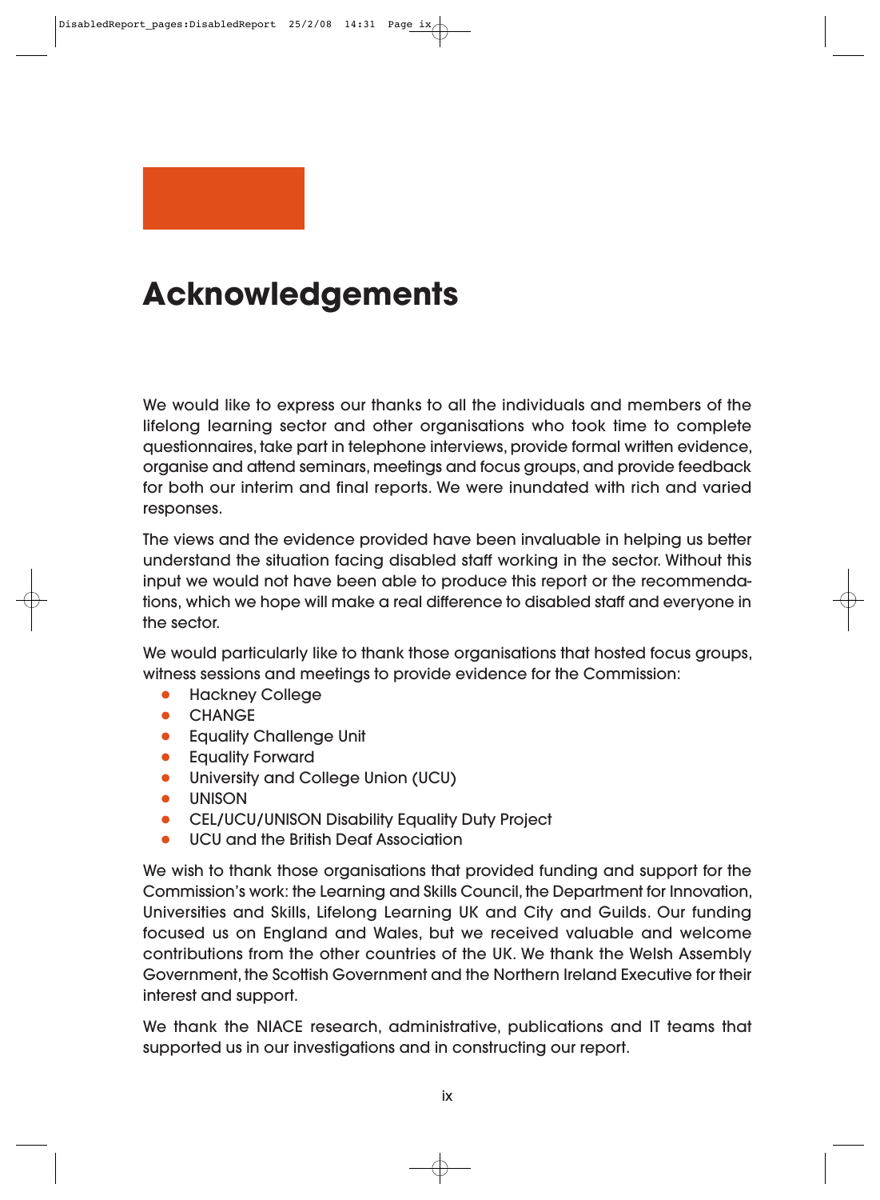# Acknowledgements

We would like to express our thanks to all the individuals and members of the lifelong learning sector and other organisations who took time to complete questionnaires, take part in telephone interviews, provide formal written evidence, organise and attend seminars, meetings and focus groups, and provide feedback for both our interim and final reports. We were inundated with rich and varied responses.

The views and the evidence provided have been invaluable in helping us better understand the situation facing disabled staff working in the sector. Without this input we would not have been able to produce this report or the recommendations, which we hope will make a real difference to disabled staff and everyone in the sector.

We would particularly like to thank those organisations that hosted focus groups, witness sessions and meetings to provide evidence for the Commission:

- Hackney College
- CHANGE
- Equality Challenge Unit
- Equality Forward
- University and College Union (UCU)
- UNISON
- CEL/UCU/UNISON Disability Equality Duty Project
- UCU and the British Deaf Association

We wish to thank those organisations that provided funding and support for the Commission's work: the Learning and Skills Council, the Department for Innovation, Universities and Skills, Lifelong Learning UK and City and Guilds. Our funding focused us on England and Wales, but we received valuable and welcome contributions from the other countries of the UK. We thank the Welsh Assembly Government, the Scottish Government and the Northern Ireland Executive for their interest and support.

We thank the NIACE research, administrative, publications and IT teams that supported us in our investigations and in constructing our report.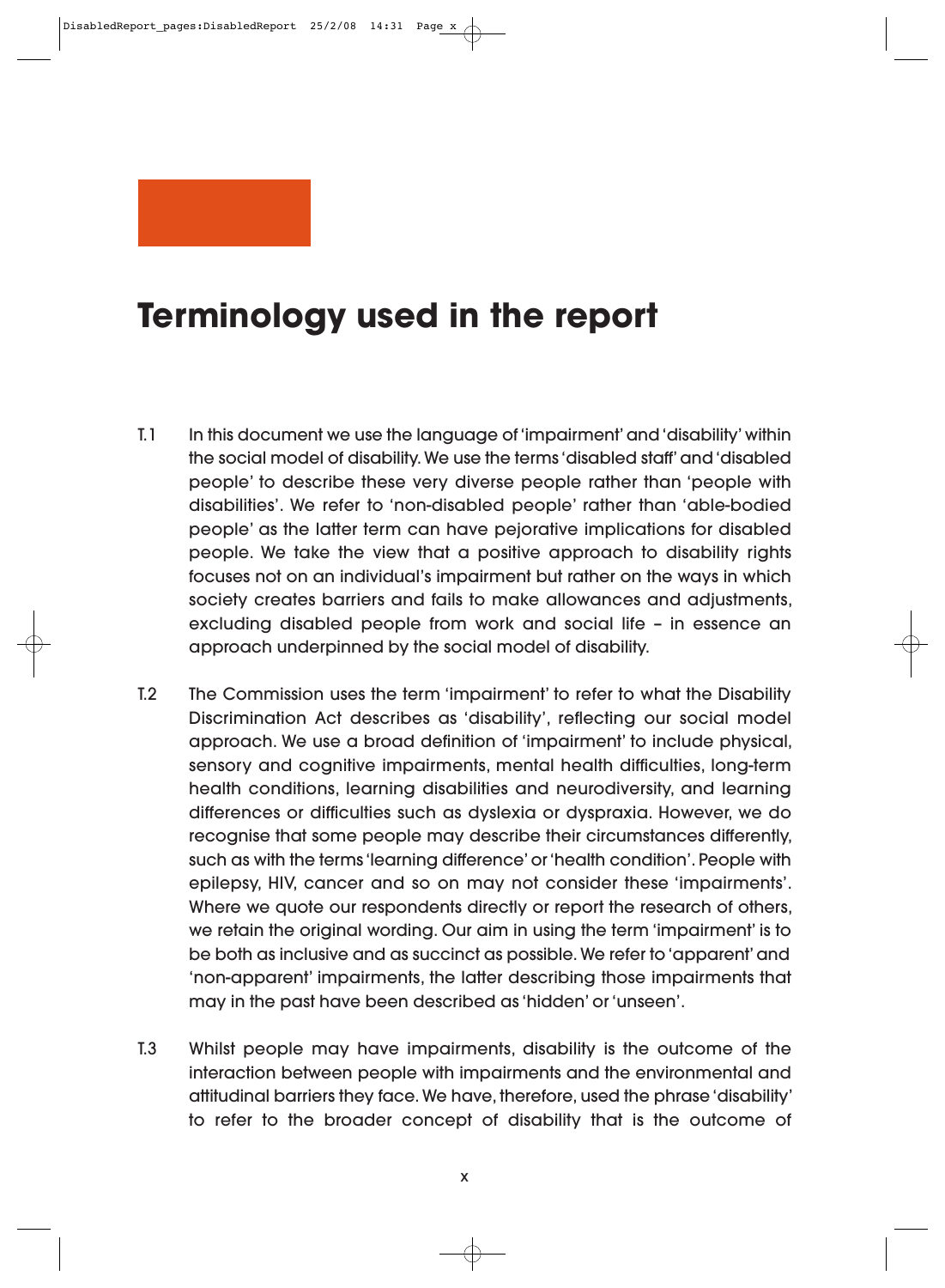# Terminology used in the report

T.1 In this document we use the language of 'impairment' and 'disability' within the social model of disability. We use the terms 'disabled staff' and 'disabled people' to describe these very diverse people rather than 'people with disabilities'. We refer to 'non-disabled people' rather than 'able-bodied people' as the latter term can have pejorative implications for disabled people. We take the view that a positive approach to disability rights focuses not on an individual's impairment but rather on the ways in which society creates barriers and fails to make allowances and adjustments, excluding disabled people from work and social life – in essence an approach underpinned by the social model of disability.

T.2 The Commission uses the term 'impairment' to refer to what the Disability Discrimination Act describes as 'disability', reflecting our social model approach. We use a broad definition of 'impairment' to include physical, sensory and cognitive impairments, mental health difficulties, long-term health conditions, learning disabilities and neurodiversity, and learning differences or difficulties such as dyslexia or dyspraxia. However, we do recognise that some people may describe their circumstances differently, such as with the terms 'learning difference' or 'health condition'. People with epilepsy, HIV, cancer and so on may not consider these 'impairments'. Where we quote our respondents directly or report the research of others, we retain the original wording. Our aim in using the term 'impairment' is to be both as inclusive and as succinct as possible. We refer to 'apparent' and 'non-apparent' impairments, the latter describing those impairments that may in the past have been described as 'hidden' or 'unseen'.

T.3 Whilst people may have impairments, disability is the outcome of the interaction between people with impairments and the environmental and attitudinal barriers they face. We have, therefore, used the phrase 'disability' to refer to the broader concept of disability that is the outcome of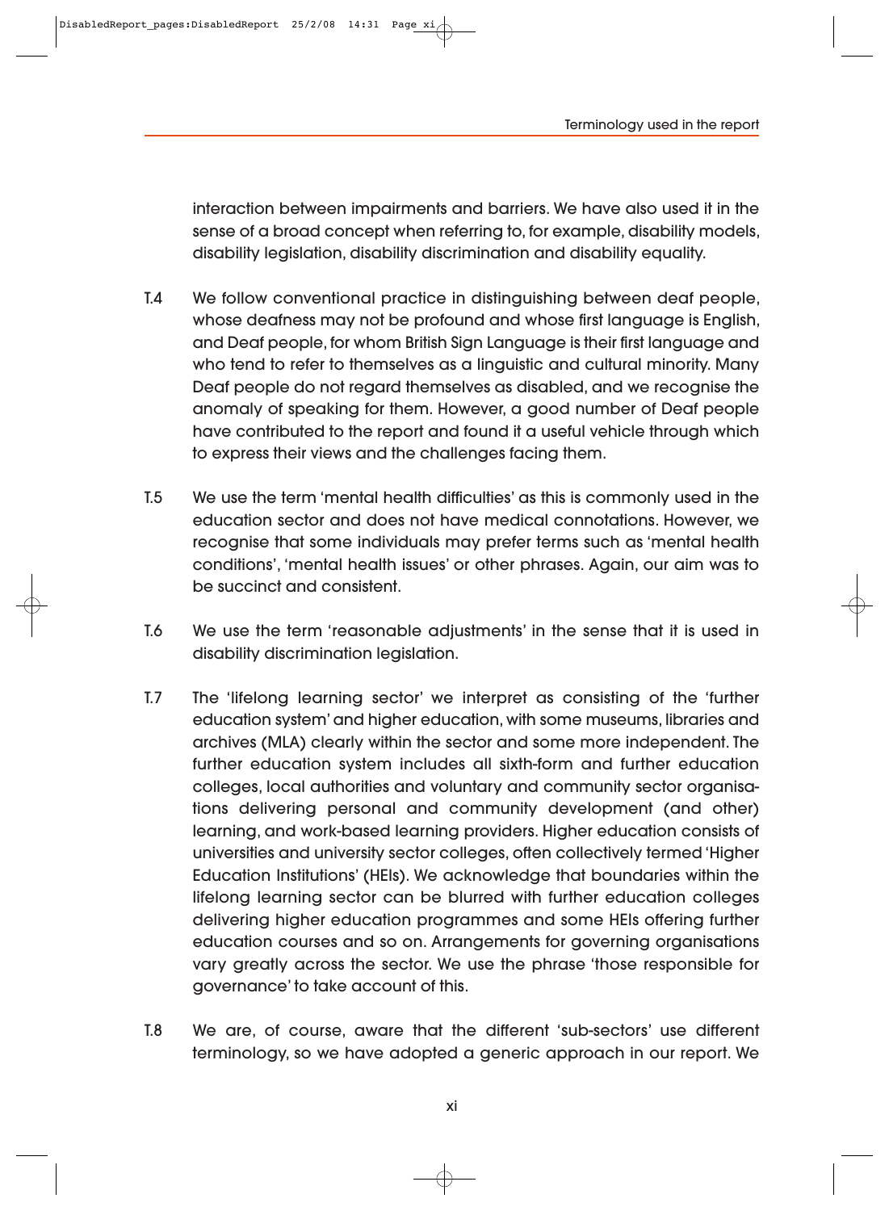interaction between impairments and barriers. We have also used it in the sense of a broad concept when referring to, for example, disability models, disability legislation, disability discrimination and disability equality.

T.4 We follow conventional practice in distinguishing between deaf people, whose deafness may not be profound and whose first language is English, and Deaf people, for whom British Sign Language is their first language and who tend to refer to themselves as a linguistic and cultural minority. Many Deaf people do not regard themselves as disabled, and we recognise the anomaly of speaking for them. However, a good number of Deaf people have contributed to the report and found it a useful vehicle through which to express their views and the challenges facing them.

T.5 We use the term 'mental health difficulties' as this is commonly used in the education sector and does not have medical connotations. However, we recognise that some individuals may prefer terms such as 'mental health conditions', 'mental health issues' or other phrases. Again, our aim was to be succinct and consistent.

T.6 We use the term 'reasonable adjustments' in the sense that it is used in disability discrimination legislation.

T.7 The 'lifelong learning sector' we interpret as consisting of the 'further education system' and higher education, with some museums, libraries and archives (MLA) clearly within the sector and some more independent. The further education system includes all sixth-form and further education colleges, local authorities and voluntary and community sector organisations delivering personal and community development (and other) learning, and work-based learning providers. Higher education consists of universities and university sector colleges, often collectively termed 'Higher Education Institutions' (HEIs). We acknowledge that boundaries within the lifelong learning sector can be blurred with further education colleges delivering higher education programmes and some HEIs offering further education courses and so on. Arrangements for governing organisations vary greatly across the sector. We use the phrase 'those responsible for governance' to take account of this.

T.8 We are, of course, aware that the different 'sub-sectors' use different terminology, so we have adopted a generic approach in our report. We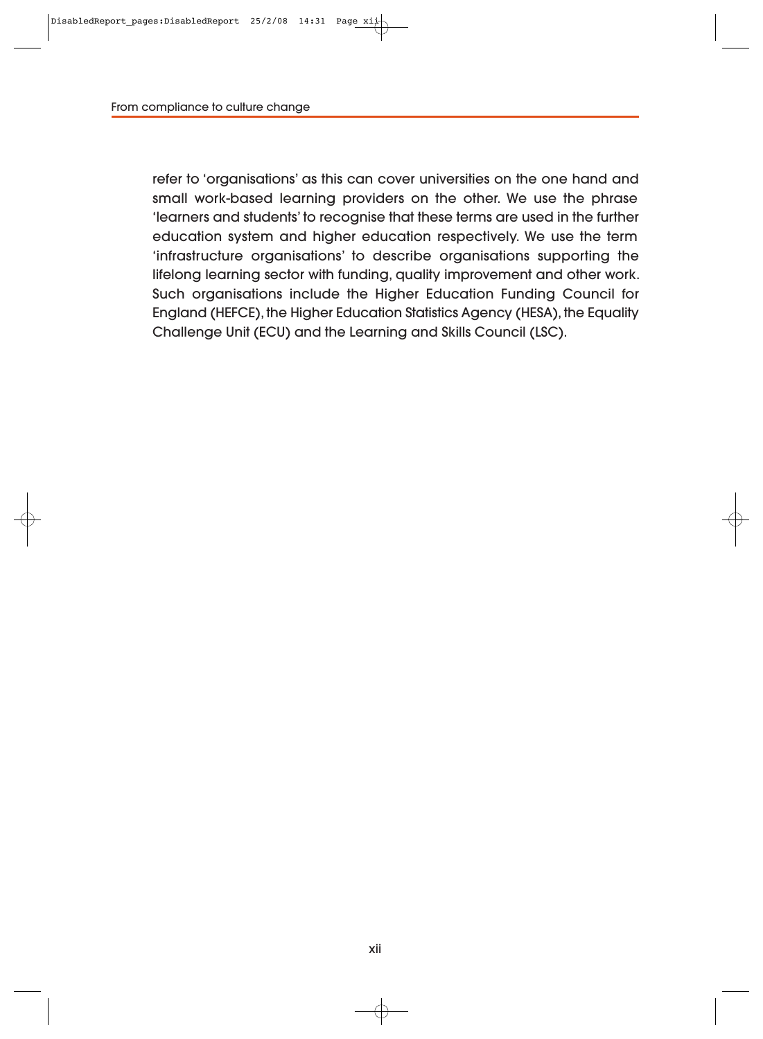refer to 'organisations' as this can cover universities on the one hand and small work-based learning providers on the other. We use the phrase 'learners and students' to recognise that these terms are used in the further education system and higher education respectively. We use the term 'infrastructure organisations' to describe organisations supporting the lifelong learning sector with funding, quality improvement and other work. Such organisations include the Higher Education Funding Council for England (HEFCE), the Higher Education Statistics Agency (HESA), the Equality Challenge Unit (ECU) and the Learning and Skills Council (LSC).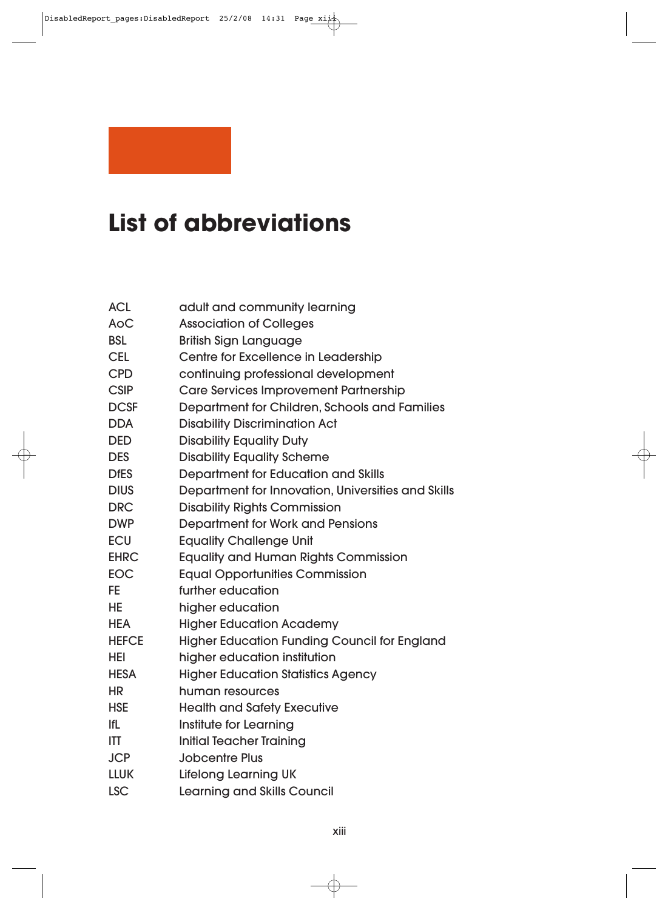# List of abbreviations

| | |
|---|---|
| ACL | adult and community learning |
| AoC | Association of Colleges |
| BSL | British Sign Language |
| CEL | Centre for Excellence in Leadership |
| CPD | continuing professional development |
| CSIP | Care Services Improvement Partnership |
| DCSF | Department for Children, Schools and Families |
| DDA | Disability Discrimination Act |
| DED | Disability Equality Duty |
| DES | Disability Equality Scheme |
| DfES | Department for Education and Skills |
| DIUS | Department for Innovation, Universities and Skills |
| DRC | Disability Rights Commission |
| DWP | Department for Work and Pensions |
| ECU | Equality Challenge Unit |
| EHRC | Equality and Human Rights Commission |
| EOC | Equal Opportunities Commission |
| FE | further education |
| HE | higher education |
| HEA | Higher Education Academy |
| HEFCE | Higher Education Funding Council for England |
| HEI | higher education institution |
| HESA | Higher Education Statistics Agency |
| HR | human resources |
| HSE | Health and Safety Executive |
| IfL | Institute for Learning |
| ITT | Initial Teacher Training |
| JCP | Jobcentre Plus |
| LLUK | Lifelong Learning UK |
| LSC | Learning and Skills Council |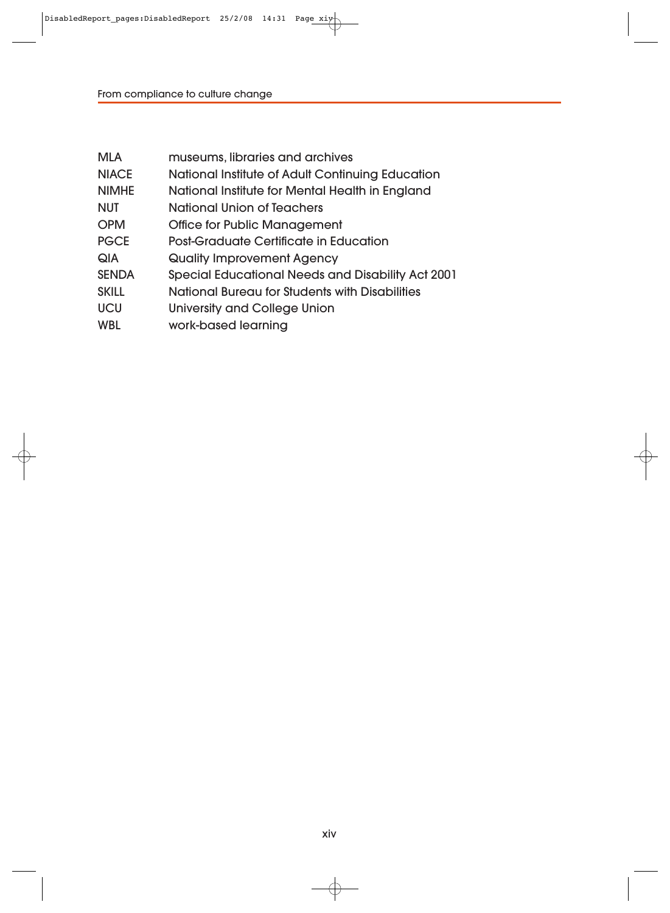| | |
|---|---|
| MLA | museums, libraries and archives |
| NIACE | National Institute of Adult Continuing Education |
| NIMHE | National Institute for Mental Health in England |
| NUT | National Union of Teachers |
| OPM | Office for Public Management |
| PGCE | Post-Graduate Certificate in Education |
| QIA | Quality Improvement Agency |
| SENDA | Special Educational Needs and Disability Act 2001 |
| SKILL | National Bureau for Students with Disabilities |
| UCU | University and College Union |
| WBL | work-based learning |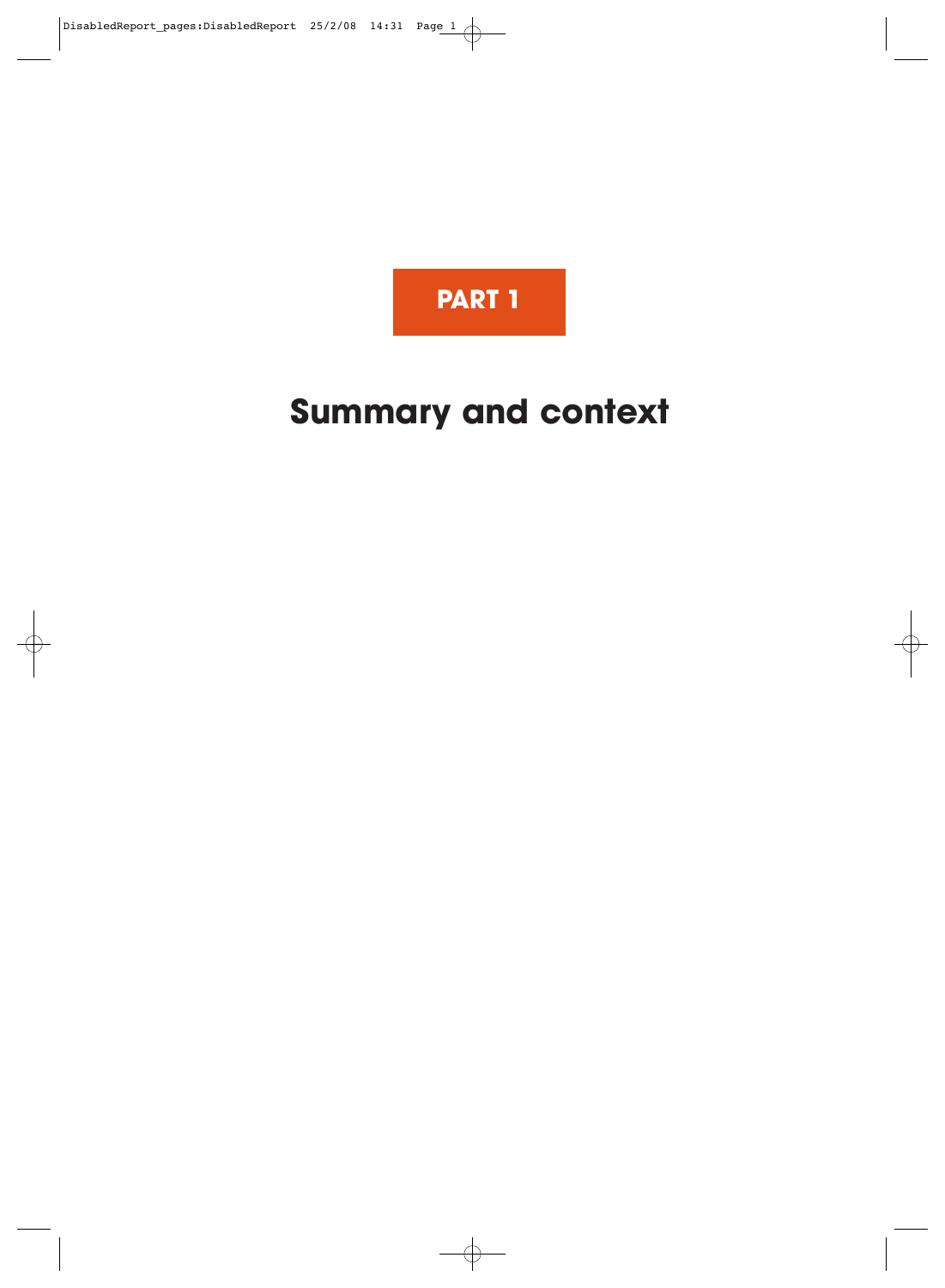# PART 1

# Summary and context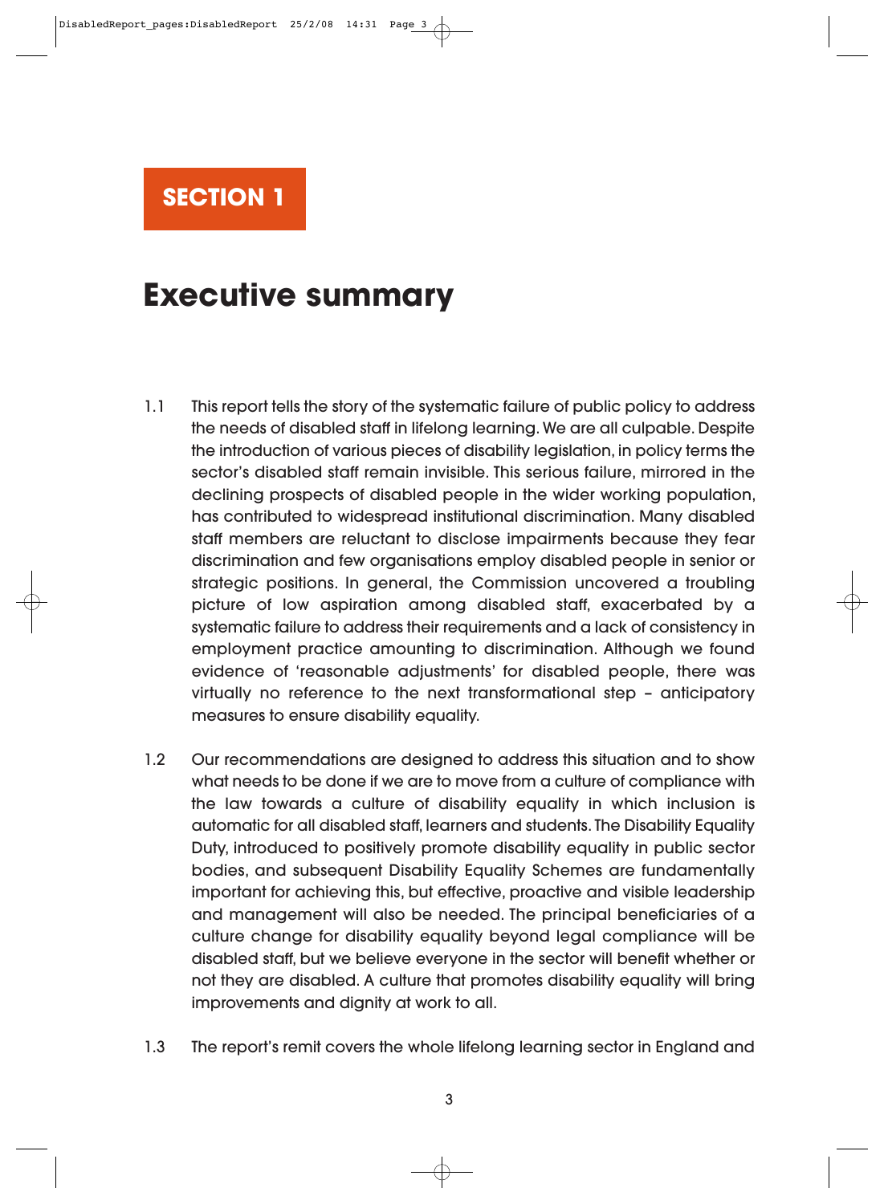# SECTION 1

## Executive summary

1.1 This report tells the story of the systematic failure of public policy to address the needs of disabled staff in lifelong learning. We are all culpable. Despite the introduction of various pieces of disability legislation, in policy terms the sector's disabled staff remain invisible. This serious failure, mirrored in the declining prospects of disabled people in the wider working population, has contributed to widespread institutional discrimination. Many disabled staff members are reluctant to disclose impairments because they fear discrimination and few organisations employ disabled people in senior or strategic positions. In general, the Commission uncovered a troubling picture of low aspiration among disabled staff, exacerbated by a systematic failure to address their requirements and a lack of consistency in employment practice amounting to discrimination. Although we found evidence of 'reasonable adjustments' for disabled people, there was virtually no reference to the next transformational step – anticipatory measures to ensure disability equality.

1.2 Our recommendations are designed to address this situation and to show what needs to be done if we are to move from a culture of compliance with the law towards a culture of disability equality in which inclusion is automatic for all disabled staff, learners and students. The Disability Equality Duty, introduced to positively promote disability equality in public sector bodies, and subsequent Disability Equality Schemes are fundamentally important for achieving this, but effective, proactive and visible leadership and management will also be needed. The principal beneficiaries of a culture change for disability equality beyond legal compliance will be disabled staff, but we believe everyone in the sector will benefit whether or not they are disabled. A culture that promotes disability equality will bring improvements and dignity at work to all.

1.3 The report's remit covers the whole lifelong learning sector in England and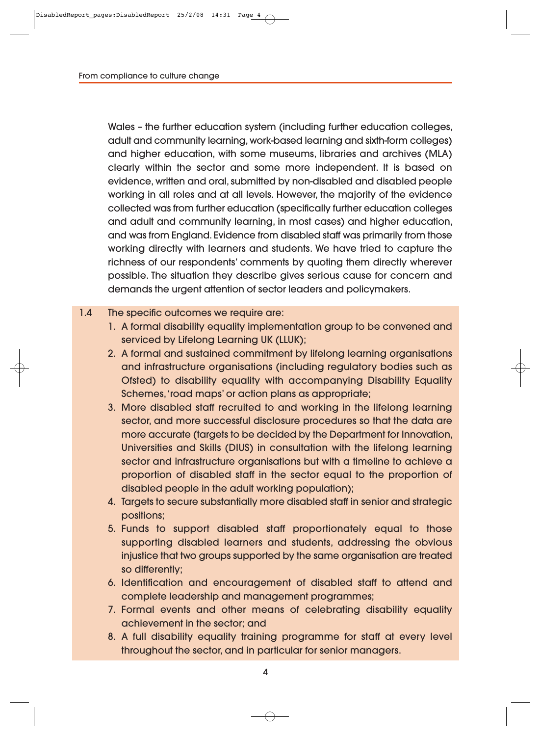Wales – the further education system (including further education colleges, adult and community learning, work-based learning and sixth-form colleges) and higher education, with some museums, libraries and archives (MLA) clearly within the sector and some more independent. It is based on evidence, written and oral, submitted by non-disabled and disabled people working in all roles and at all levels. However, the majority of the evidence collected was from further education (specifically further education colleges and adult and community learning, in most cases) and higher education, and was from England. Evidence from disabled staff was primarily from those working directly with learners and students. We have tried to capture the richness of our respondents' comments by quoting them directly wherever possible. The situation they describe gives serious cause for concern and demands the urgent attention of sector leaders and policymakers.

1.4 The specific outcomes we require are:

1. A formal disability equality implementation group to be convened and serviced by Lifelong Learning UK (LLUK);
2. A formal and sustained commitment by lifelong learning organisations and infrastructure organisations (including regulatory bodies such as Ofsted) to disability equality with accompanying Disability Equality Schemes, 'road maps' or action plans as appropriate;
3. More disabled staff recruited to and working in the lifelong learning sector, and more successful disclosure procedures so that the data are more accurate (targets to be decided by the Department for Innovation, Universities and Skills (DIUS) in consultation with the lifelong learning sector and infrastructure organisations but with a timeline to achieve a proportion of disabled staff in the sector equal to the proportion of disabled people in the adult working population);
4. Targets to secure substantially more disabled staff in senior and strategic positions;
5. Funds to support disabled staff proportionately equal to those supporting disabled learners and students, addressing the obvious injustice that two groups supported by the same organisation are treated so differently;
6. Identification and encouragement of disabled staff to attend and complete leadership and management programmes;
7. Formal events and other means of celebrating disability equality achievement in the sector; and
8. A full disability equality training programme for staff at every level throughout the sector, and in particular for senior managers.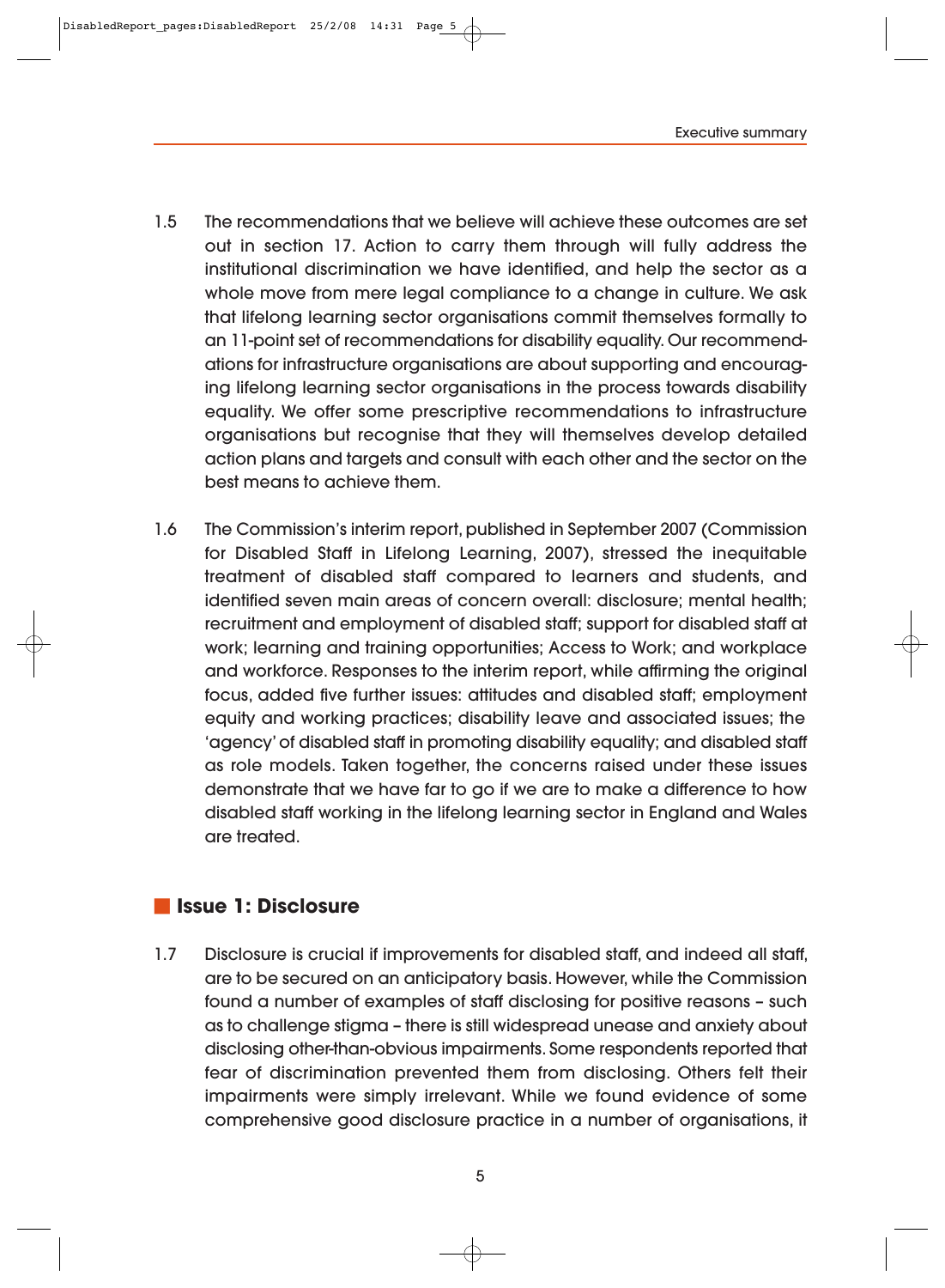1.5 The recommendations that we believe will achieve these outcomes are set out in section 17. Action to carry them through will fully address the institutional discrimination we have identified, and help the sector as a whole move from mere legal compliance to a change in culture. We ask that lifelong learning sector organisations commit themselves formally to an 11-point set of recommendations for disability equality. Our recommendations for infrastructure organisations are about supporting and encouraging lifelong learning sector organisations in the process towards disability equality. We offer some prescriptive recommendations to infrastructure organisations but recognise that they will themselves develop detailed action plans and targets and consult with each other and the sector on the best means to achieve them.

1.6 The Commission's interim report, published in September 2007 (Commission for Disabled Staff in Lifelong Learning, 2007), stressed the inequitable treatment of disabled staff compared to learners and students, and identified seven main areas of concern overall: disclosure; mental health; recruitment and employment of disabled staff; support for disabled staff at work; learning and training opportunities; Access to Work; and workplace and workforce. Responses to the interim report, while affirming the original focus, added five further issues: attitudes and disabled staff; employment equity and working practices; disability leave and associated issues; the 'agency' of disabled staff in promoting disability equality; and disabled staff as role models. Taken together, the concerns raised under these issues demonstrate that we have far to go if we are to make a difference to how disabled staff working in the lifelong learning sector in England and Wales are treated.

## Issue 1: Disclosure

1.7 Disclosure is crucial if improvements for disabled staff, and indeed all staff, are to be secured on an anticipatory basis. However, while the Commission found a number of examples of staff disclosing for positive reasons – such as to challenge stigma – there is still widespread unease and anxiety about disclosing other-than-obvious impairments. Some respondents reported that fear of discrimination prevented them from disclosing. Others felt their impairments were simply irrelevant. While we found evidence of some comprehensive good disclosure practice in a number of organisations, it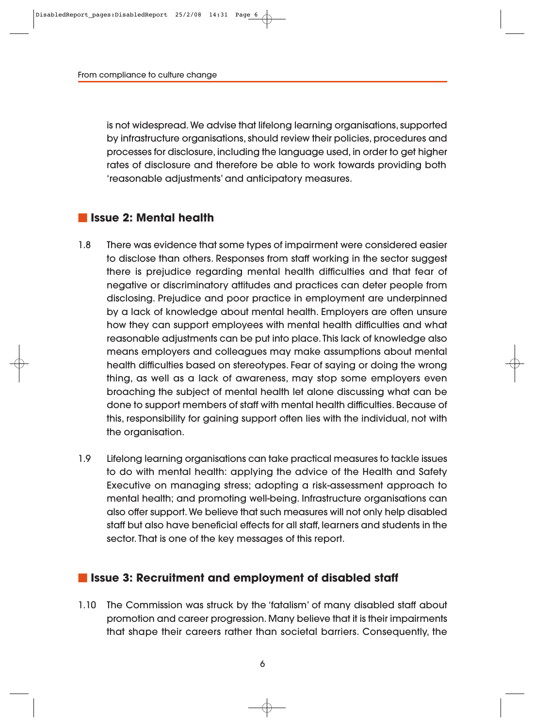is not widespread. We advise that lifelong learning organisations, supported by infrastructure organisations, should review their policies, procedures and processes for disclosure, including the language used, in order to get higher rates of disclosure and therefore be able to work towards providing both 'reasonable adjustments' and anticipatory measures.

## Issue 2: Mental health

1.8 There was evidence that some types of impairment were considered easier to disclose than others. Responses from staff working in the sector suggest there is prejudice regarding mental health difficulties and that fear of negative or discriminatory attitudes and practices can deter people from disclosing. Prejudice and poor practice in employment are underpinned by a lack of knowledge about mental health. Employers are often unsure how they can support employees with mental health difficulties and what reasonable adjustments can be put into place. This lack of knowledge also means employers and colleagues may make assumptions about mental health difficulties based on stereotypes. Fear of saying or doing the wrong thing, as well as a lack of awareness, may stop some employers even broaching the subject of mental health let alone discussing what can be done to support members of staff with mental health difficulties. Because of this, responsibility for gaining support often lies with the individual, not with the organisation.

1.9 Lifelong learning organisations can take practical measures to tackle issues to do with mental health: applying the advice of the Health and Safety Executive on managing stress; adopting a risk-assessment approach to mental health; and promoting well-being. Infrastructure organisations can also offer support. We believe that such measures will not only help disabled staff but also have beneficial effects for all staff, learners and students in the sector. That is one of the key messages of this report.

## Issue 3: Recruitment and employment of disabled staff

1.10 The Commission was struck by the 'fatalism' of many disabled staff about promotion and career progression. Many believe that it is their impairments that shape their careers rather than societal barriers. Consequently, the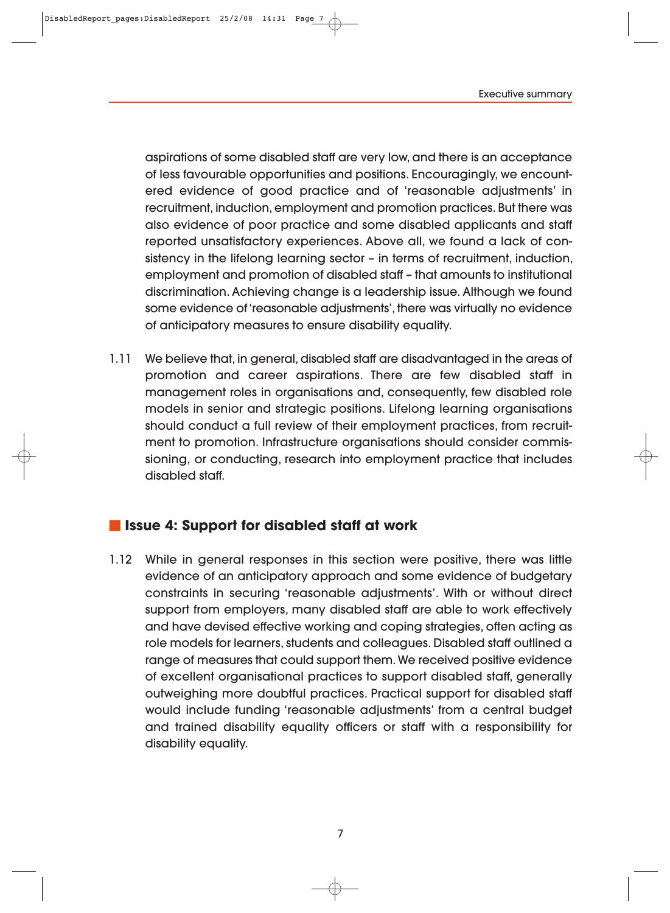aspirations of some disabled staff are very low, and there is an acceptance of less favourable opportunities and positions. Encouragingly, we encountered evidence of good practice and of 'reasonable adjustments' in recruitment, induction, employment and promotion practices. But there was also evidence of poor practice and some disabled applicants and staff reported unsatisfactory experiences. Above all, we found a lack of consistency in the lifelong learning sector – in terms of recruitment, induction, employment and promotion of disabled staff – that amounts to institutional discrimination. Achieving change is a leadership issue. Although we found some evidence of 'reasonable adjustments', there was virtually no evidence of anticipatory measures to ensure disability equality.

1.11 We believe that, in general, disabled staff are disadvantaged in the areas of promotion and career aspirations. There are few disabled staff in management roles in organisations and, consequently, few disabled role models in senior and strategic positions. Lifelong learning organisations should conduct a full review of their employment practices, from recruitment to promotion. Infrastructure organisations should consider commissioning, or conducting, research into employment practice that includes disabled staff.

## Issue 4: Support for disabled staff at work

1.12 While in general responses in this section were positive, there was little evidence of an anticipatory approach and some evidence of budgetary constraints in securing 'reasonable adjustments'. With or without direct support from employers, many disabled staff are able to work effectively and have devised effective working and coping strategies, often acting as role models for learners, students and colleagues. Disabled staff outlined a range of measures that could support them. We received positive evidence of excellent organisational practices to support disabled staff, generally outweighing more doubtful practices. Practical support for disabled staff would include funding 'reasonable adjustments' from a central budget and trained disability equality officers or staff with a responsibility for disability equality.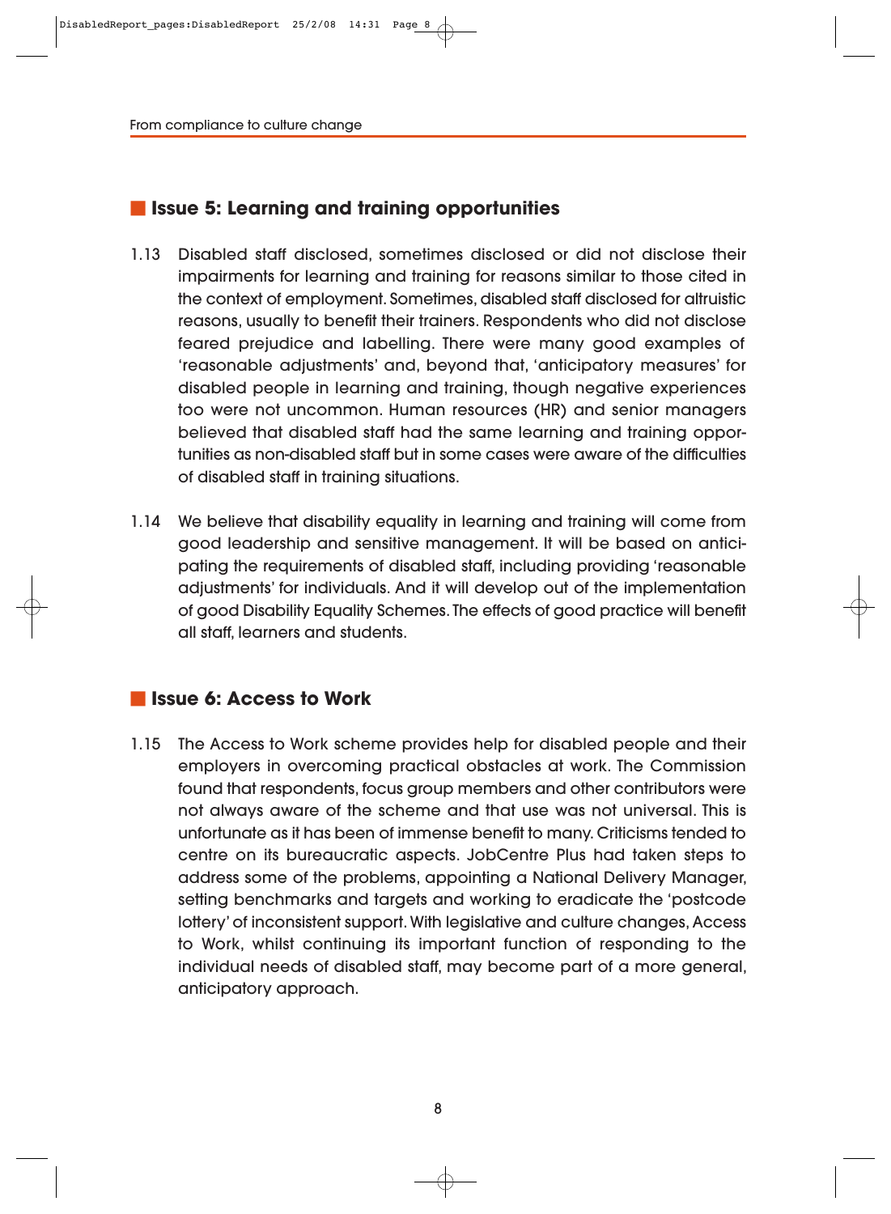## Issue 5: Learning and training opportunities

1.13 Disabled staff disclosed, sometimes disclosed or did not disclose their impairments for learning and training for reasons similar to those cited in the context of employment. Sometimes, disabled staff disclosed for altruistic reasons, usually to benefit their trainers. Respondents who did not disclose feared prejudice and labelling. There were many good examples of 'reasonable adjustments' and, beyond that, 'anticipatory measures' for disabled people in learning and training, though negative experiences too were not uncommon. Human resources (HR) and senior managers believed that disabled staff had the same learning and training opportunities as non-disabled staff but in some cases were aware of the difficulties of disabled staff in training situations.

1.14 We believe that disability equality in learning and training will come from good leadership and sensitive management. It will be based on anticipating the requirements of disabled staff, including providing 'reasonable adjustments' for individuals. And it will develop out of the implementation of good Disability Equality Schemes. The effects of good practice will benefit all staff, learners and students.

## Issue 6: Access to Work

1.15 The Access to Work scheme provides help for disabled people and their employers in overcoming practical obstacles at work. The Commission found that respondents, focus group members and other contributors were not always aware of the scheme and that use was not universal. This is unfortunate as it has been of immense benefit to many. Criticisms tended to centre on its bureaucratic aspects. JobCentre Plus had taken steps to address some of the problems, appointing a National Delivery Manager, setting benchmarks and targets and working to eradicate the 'postcode lottery' of inconsistent support. With legislative and culture changes, Access to Work, whilst continuing its important function of responding to the individual needs of disabled staff, may become part of a more general, anticipatory approach.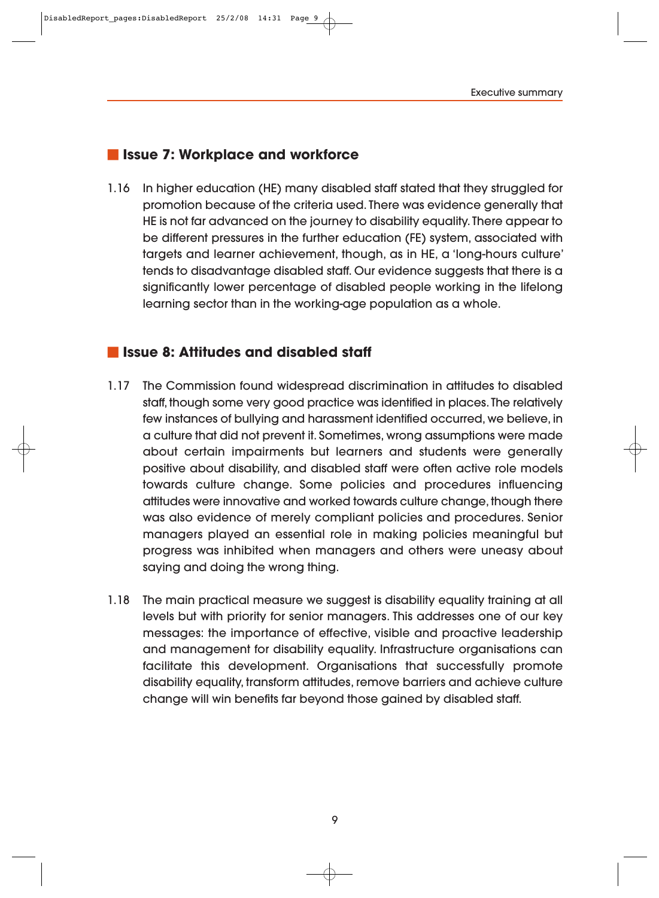## Issue 7: Workplace and workforce

1.16 In higher education (HE) many disabled staff stated that they struggled for promotion because of the criteria used. There was evidence generally that HE is not far advanced on the journey to disability equality. There appear to be different pressures in the further education (FE) system, associated with targets and learner achievement, though, as in HE, a 'long-hours culture' tends to disadvantage disabled staff. Our evidence suggests that there is a significantly lower percentage of disabled people working in the lifelong learning sector than in the working-age population as a whole.

## Issue 8: Attitudes and disabled staff

1.17 The Commission found widespread discrimination in attitudes to disabled staff, though some very good practice was identified in places. The relatively few instances of bullying and harassment identified occurred, we believe, in a culture that did not prevent it. Sometimes, wrong assumptions were made about certain impairments but learners and students were generally positive about disability, and disabled staff were often active role models towards culture change. Some policies and procedures influencing attitudes were innovative and worked towards culture change, though there was also evidence of merely compliant policies and procedures. Senior managers played an essential role in making policies meaningful but progress was inhibited when managers and others were uneasy about saying and doing the wrong thing.

1.18 The main practical measure we suggest is disability equality training at all levels but with priority for senior managers. This addresses one of our key messages: the importance of effective, visible and proactive leadership and management for disability equality. Infrastructure organisations can facilitate this development. Organisations that successfully promote disability equality, transform attitudes, remove barriers and achieve culture change will win benefits far beyond those gained by disabled staff.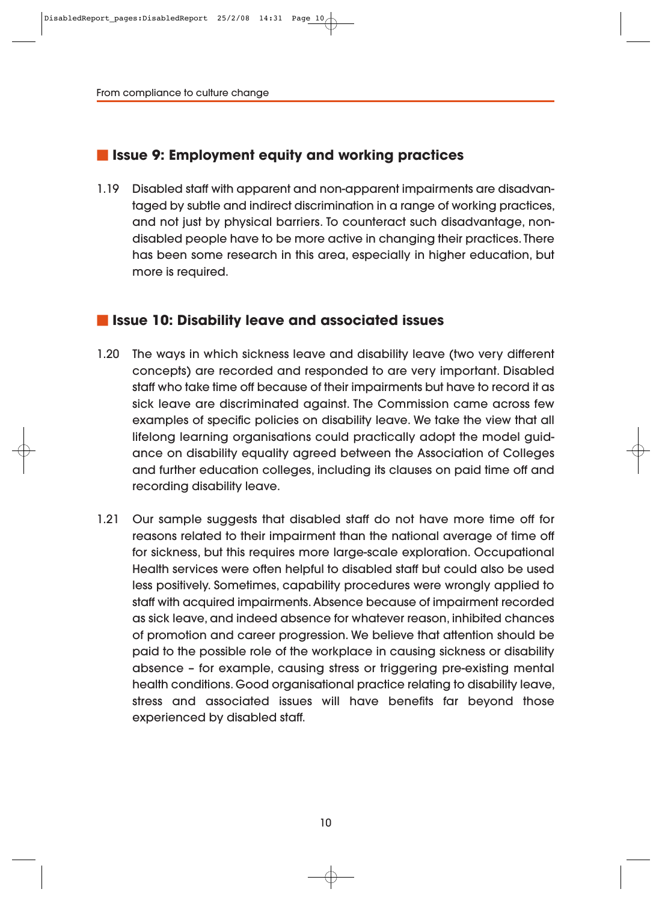## Issue 9: Employment equity and working practices

1.19 Disabled staff with apparent and non-apparent impairments are disadvantaged by subtle and indirect discrimination in a range of working practices, and not just by physical barriers. To counteract such disadvantage, non-disabled people have to be more active in changing their practices. There has been some research in this area, especially in higher education, but more is required.

## Issue 10: Disability leave and associated issues

1.20 The ways in which sickness leave and disability leave (two very different concepts) are recorded and responded to are very important. Disabled staff who take time off because of their impairments but have to record it as sick leave are discriminated against. The Commission came across few examples of specific policies on disability leave. We take the view that all lifelong learning organisations could practically adopt the model guidance on disability equality agreed between the Association of Colleges and further education colleges, including its clauses on paid time off and recording disability leave.

1.21 Our sample suggests that disabled staff do not have more time off for reasons related to their impairment than the national average of time off for sickness, but this requires more large-scale exploration. Occupational Health services were often helpful to disabled staff but could also be used less positively. Sometimes, capability procedures were wrongly applied to staff with acquired impairments. Absence because of impairment recorded as sick leave, and indeed absence for whatever reason, inhibited chances of promotion and career progression. We believe that attention should be paid to the possible role of the workplace in causing sickness or disability absence – for example, causing stress or triggering pre-existing mental health conditions. Good organisational practice relating to disability leave, stress and associated issues will have benefits far beyond those experienced by disabled staff.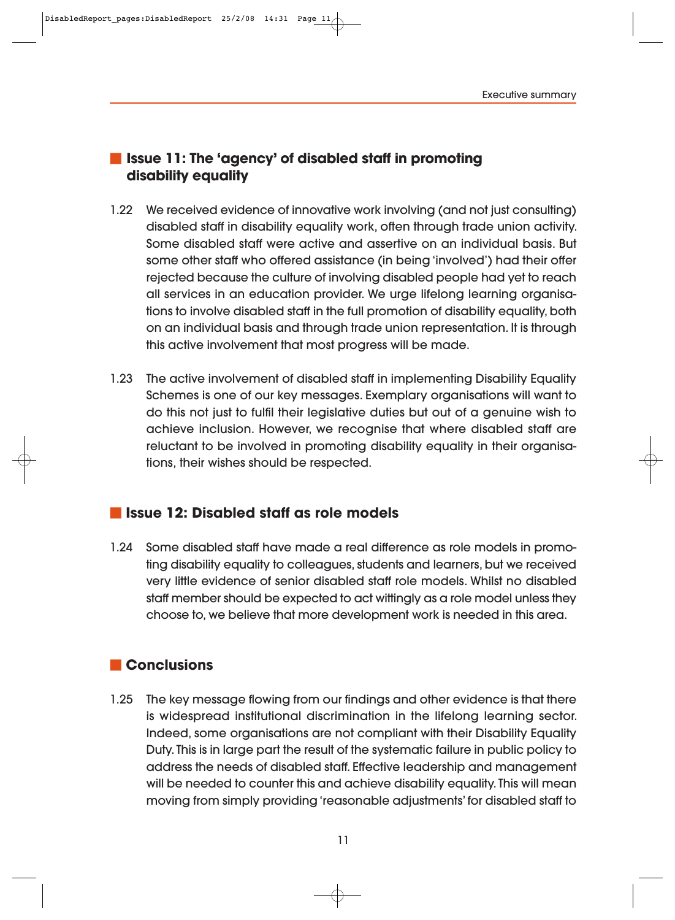## Issue 11: The 'agency' of disabled staff in promoting disability equality

1.22 We received evidence of innovative work involving (and not just consulting) disabled staff in disability equality work, often through trade union activity. Some disabled staff were active and assertive on an individual basis. But some other staff who offered assistance (in being 'involved') had their offer rejected because the culture of involving disabled people had yet to reach all services in an education provider. We urge lifelong learning organisations to involve disabled staff in the full promotion of disability equality, both on an individual basis and through trade union representation. It is through this active involvement that most progress will be made.

1.23 The active involvement of disabled staff in implementing Disability Equality Schemes is one of our key messages. Exemplary organisations will want to do this not just to fulfil their legislative duties but out of a genuine wish to achieve inclusion. However, we recognise that where disabled staff are reluctant to be involved in promoting disability equality in their organisations, their wishes should be respected.

## Issue 12: Disabled staff as role models

1.24 Some disabled staff have made a real difference as role models in promoting disability equality to colleagues, students and learners, but we received very little evidence of senior disabled staff role models. Whilst no disabled staff member should be expected to act wittingly as a role model unless they choose to, we believe that more development work is needed in this area.

## Conclusions

1.25 The key message flowing from our findings and other evidence is that there is widespread institutional discrimination in the lifelong learning sector. Indeed, some organisations are not compliant with their Disability Equality Duty. This is in large part the result of the systematic failure in public policy to address the needs of disabled staff. Effective leadership and management will be needed to counter this and achieve disability equality. This will mean moving from simply providing 'reasonable adjustments' for disabled staff to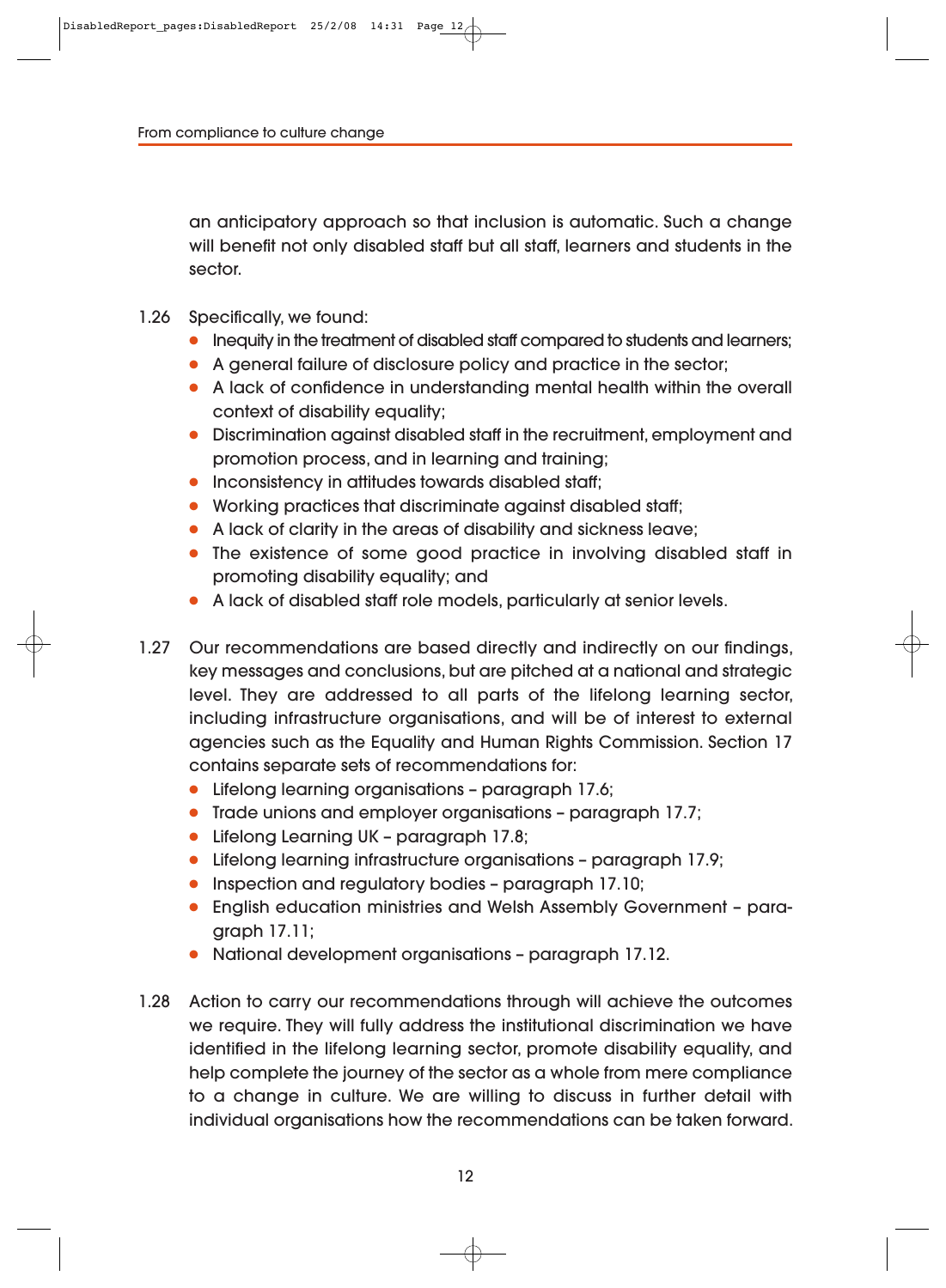an anticipatory approach so that inclusion is automatic. Such a change will benefit not only disabled staff but all staff, learners and students in the sector.

1.26 Specifically, we found:

- Inequity in the treatment of disabled staff compared to students and learners;
- A general failure of disclosure policy and practice in the sector;
- A lack of confidence in understanding mental health within the overall context of disability equality;
- Discrimination against disabled staff in the recruitment, employment and promotion process, and in learning and training;
- Inconsistency in attitudes towards disabled staff;
- Working practices that discriminate against disabled staff;
- A lack of clarity in the areas of disability and sickness leave;
- The existence of some good practice in involving disabled staff in promoting disability equality; and
- A lack of disabled staff role models, particularly at senior levels.

1.27 Our recommendations are based directly and indirectly on our findings, key messages and conclusions, but are pitched at a national and strategic level. They are addressed to all parts of the lifelong learning sector, including infrastructure organisations, and will be of interest to external agencies such as the Equality and Human Rights Commission. Section 17 contains separate sets of recommendations for:

- Lifelong learning organisations – paragraph 17.6;
- Trade unions and employer organisations – paragraph 17.7;
- Lifelong Learning UK – paragraph 17.8;
- Lifelong learning infrastructure organisations – paragraph 17.9;
- Inspection and regulatory bodies – paragraph 17.10;
- English education ministries and Welsh Assembly Government – paragraph 17.11;
- National development organisations – paragraph 17.12.

1.28 Action to carry our recommendations through will achieve the outcomes we require. They will fully address the institutional discrimination we have identified in the lifelong learning sector, promote disability equality, and help complete the journey of the sector as a whole from mere compliance to a change in culture. We are willing to discuss in further detail with individual organisations how the recommendations can be taken forward.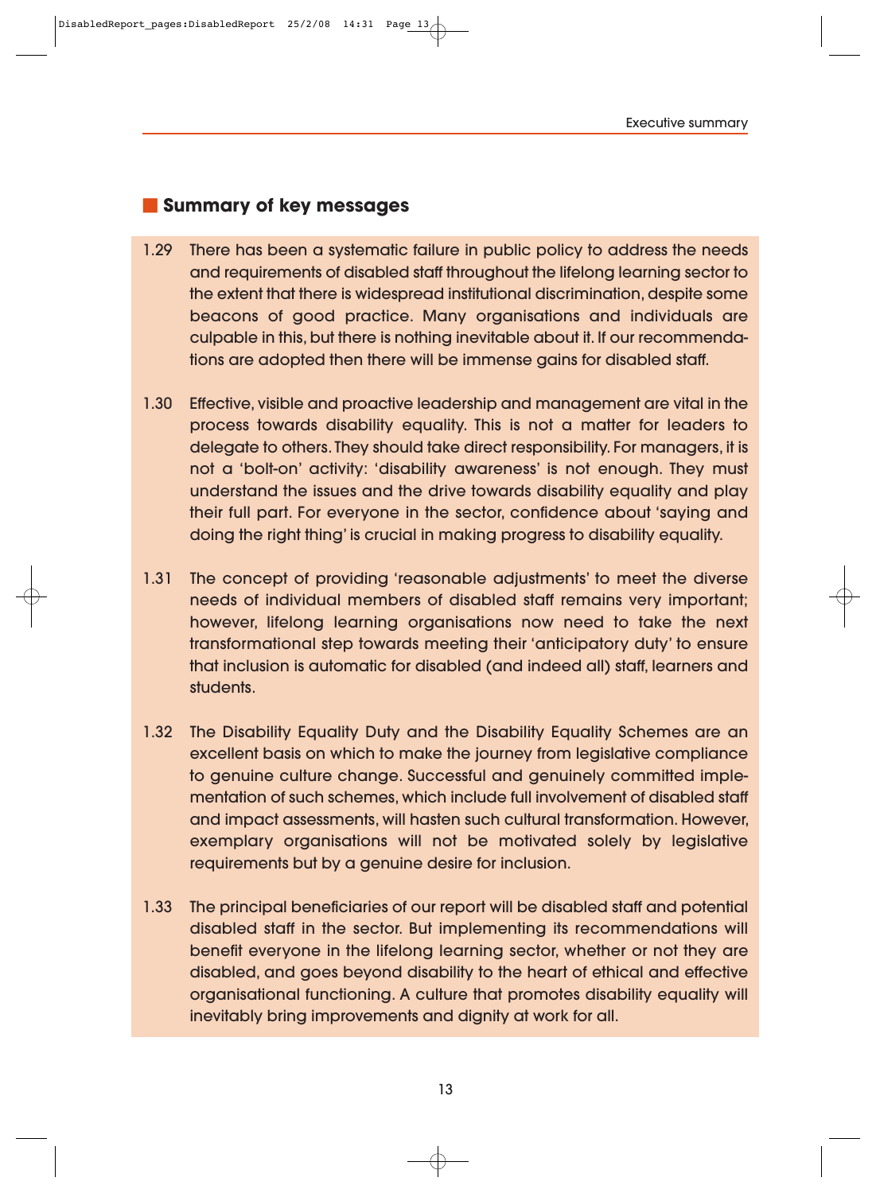## Summary of key messages

1.29 There has been a systematic failure in public policy to address the needs and requirements of disabled staff throughout the lifelong learning sector to the extent that there is widespread institutional discrimination, despite some beacons of good practice. Many organisations and individuals are culpable in this, but there is nothing inevitable about it. If our recommendations are adopted then there will be immense gains for disabled staff.

1.30 Effective, visible and proactive leadership and management are vital in the process towards disability equality. This is not a matter for leaders to delegate to others. They should take direct responsibility. For managers, it is not a 'bolt-on' activity: 'disability awareness' is not enough. They must understand the issues and the drive towards disability equality and play their full part. For everyone in the sector, confidence about 'saying and doing the right thing' is crucial in making progress to disability equality.

1.31 The concept of providing 'reasonable adjustments' to meet the diverse needs of individual members of disabled staff remains very important; however, lifelong learning organisations now need to take the next transformational step towards meeting their 'anticipatory duty' to ensure that inclusion is automatic for disabled (and indeed all) staff, learners and students.

1.32 The Disability Equality Duty and the Disability Equality Schemes are an excellent basis on which to make the journey from legislative compliance to genuine culture change. Successful and genuinely committed implementation of such schemes, which include full involvement of disabled staff and impact assessments, will hasten such cultural transformation. However, exemplary organisations will not be motivated solely by legislative requirements but by a genuine desire for inclusion.

1.33 The principal beneficiaries of our report will be disabled staff and potential disabled staff in the sector. But implementing its recommendations will benefit everyone in the lifelong learning sector, whether or not they are disabled, and goes beyond disability to the heart of ethical and effective organisational functioning. A culture that promotes disability equality will inevitably bring improvements and dignity at work for all.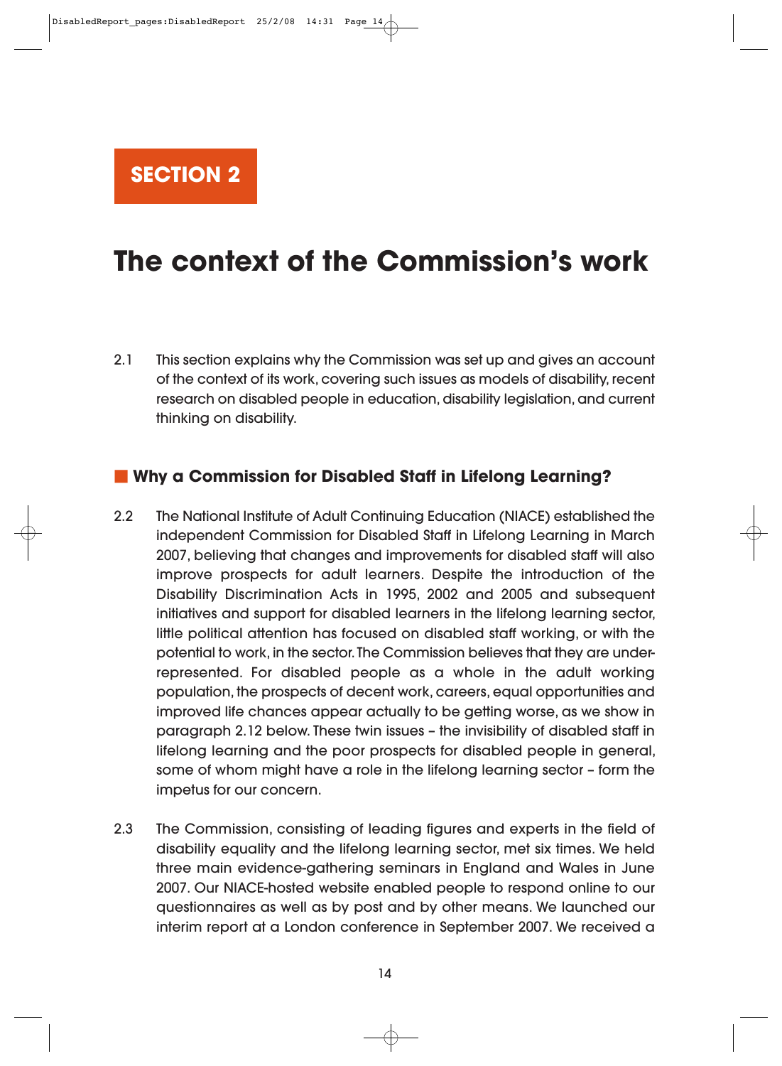# SECTION 2

# The context of the Commission's work

2.1 This section explains why the Commission was set up and gives an account of the context of its work, covering such issues as models of disability, recent research on disabled people in education, disability legislation, and current thinking on disability.

## Why a Commission for Disabled Staff in Lifelong Learning?

2.2 The National Institute of Adult Continuing Education (NIACE) established the independent Commission for Disabled Staff in Lifelong Learning in March 2007, believing that changes and improvements for disabled staff will also improve prospects for adult learners. Despite the introduction of the Disability Discrimination Acts in 1995, 2002 and 2005 and subsequent initiatives and support for disabled learners in the lifelong learning sector, little political attention has focused on disabled staff working, or with the potential to work, in the sector. The Commission believes that they are under-represented. For disabled people as a whole in the adult working population, the prospects of decent work, careers, equal opportunities and improved life chances appear actually to be getting worse, as we show in paragraph 2.12 below. These twin issues – the invisibility of disabled staff in lifelong learning and the poor prospects for disabled people in general, some of whom might have a role in the lifelong learning sector – form the impetus for our concern.

2.3 The Commission, consisting of leading figures and experts in the field of disability equality and the lifelong learning sector, met six times. We held three main evidence-gathering seminars in England and Wales in June 2007. Our NIACE-hosted website enabled people to respond online to our questionnaires as well as by post and by other means. We launched our interim report at a London conference in September 2007. We received a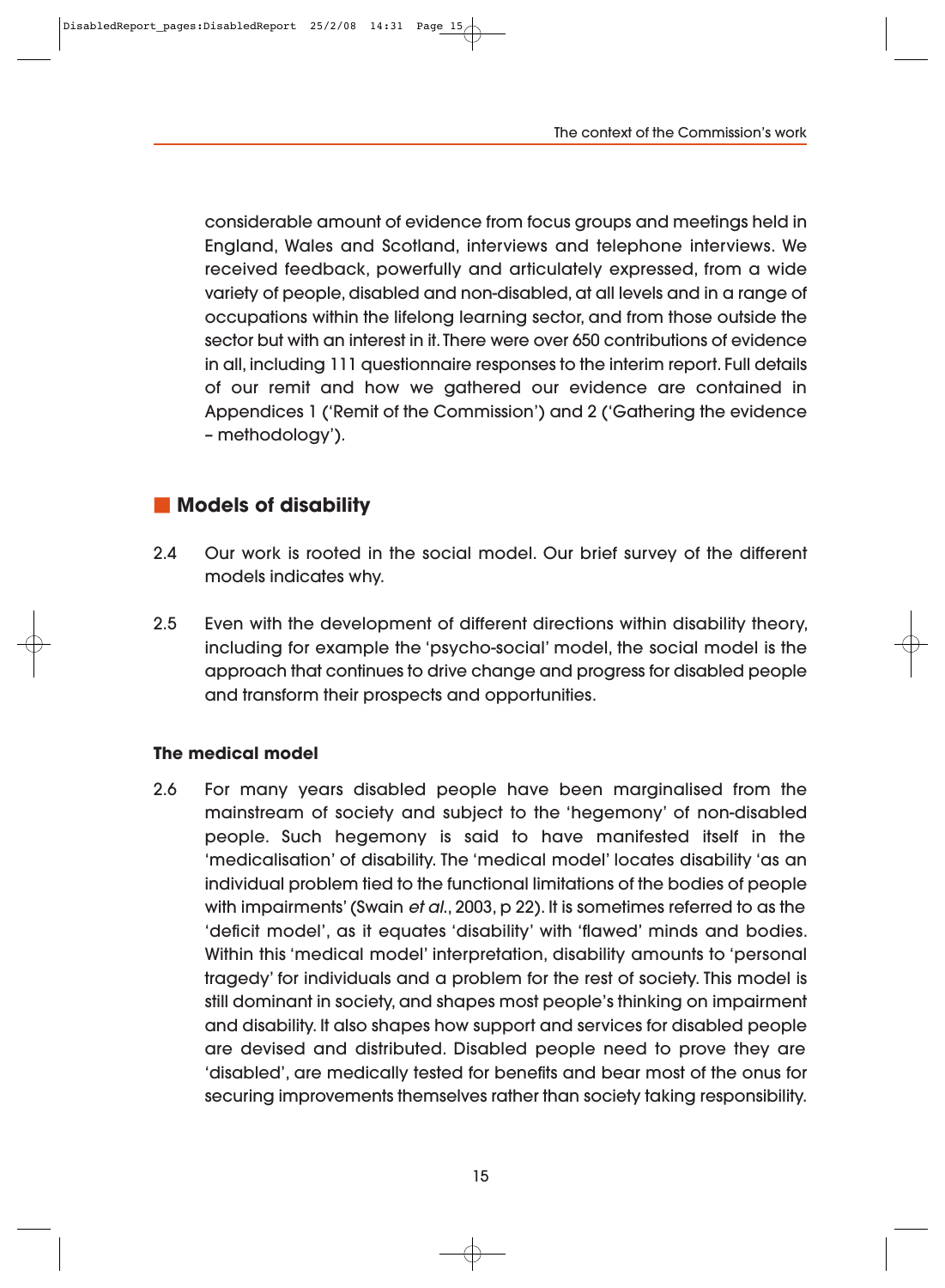considerable amount of evidence from focus groups and meetings held in England, Wales and Scotland, interviews and telephone interviews. We received feedback, powerfully and articulately expressed, from a wide variety of people, disabled and non-disabled, at all levels and in a range of occupations within the lifelong learning sector, and from those outside the sector but with an interest in it. There were over 650 contributions of evidence in all, including 111 questionnaire responses to the interim report. Full details of our remit and how we gathered our evidence are contained in Appendices 1 ('Remit of the Commission') and 2 ('Gathering the evidence – methodology').

## Models of disability

2.4 Our work is rooted in the social model. Our brief survey of the different models indicates why.

2.5 Even with the development of different directions within disability theory, including for example the 'psycho-social' model, the social model is the approach that continues to drive change and progress for disabled people and transform their prospects and opportunities.

### The medical model

2.6 For many years disabled people have been marginalised from the mainstream of society and subject to the 'hegemony' of non-disabled people. Such hegemony is said to have manifested itself in the 'medicalisation' of disability. The 'medical model' locates disability 'as an individual problem tied to the functional limitations of the bodies of people with impairments' (Swain *et al.*, 2003, p 22). It is sometimes referred to as the 'deficit model', as it equates 'disability' with 'flawed' minds and bodies. Within this 'medical model' interpretation, disability amounts to 'personal tragedy' for individuals and a problem for the rest of society. This model is still dominant in society, and shapes most people's thinking on impairment and disability. It also shapes how support and services for disabled people are devised and distributed. Disabled people need to prove they are 'disabled', are medically tested for benefits and bear most of the onus for securing improvements themselves rather than society taking responsibility.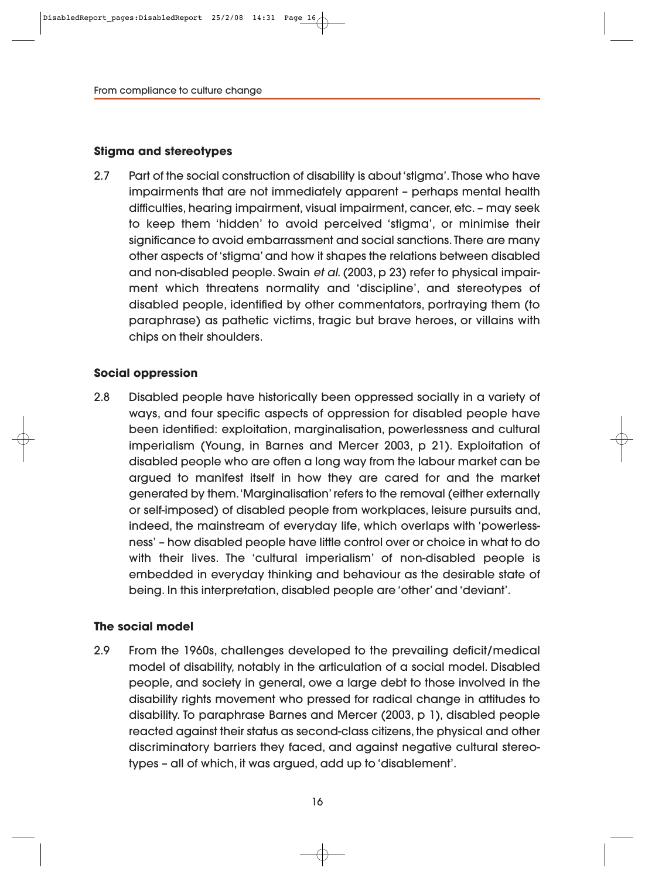### Stigma and stereotypes

2.7 Part of the social construction of disability is about 'stigma'. Those who have impairments that are not immediately apparent – perhaps mental health difficulties, hearing impairment, visual impairment, cancer, etc. – may seek to keep them 'hidden' to avoid perceived 'stigma', or minimise their significance to avoid embarrassment and social sanctions. There are many other aspects of 'stigma' and how it shapes the relations between disabled and non-disabled people. Swain *et al.* (2003, p 23) refer to physical impairment which threatens normality and 'discipline', and stereotypes of disabled people, identified by other commentators, portraying them (to paraphrase) as pathetic victims, tragic but brave heroes, or villains with chips on their shoulders.

### Social oppression

2.8 Disabled people have historically been oppressed socially in a variety of ways, and four specific aspects of oppression for disabled people have been identified: exploitation, marginalisation, powerlessness and cultural imperialism (Young, in Barnes and Mercer 2003, p 21). Exploitation of disabled people who are often a long way from the labour market can be argued to manifest itself in how they are cared for and the market generated by them. 'Marginalisation' refers to the removal (either externally or self-imposed) of disabled people from workplaces, leisure pursuits and, indeed, the mainstream of everyday life, which overlaps with 'powerlessness' – how disabled people have little control over or choice in what to do with their lives. The 'cultural imperialism' of non-disabled people is embedded in everyday thinking and behaviour as the desirable state of being. In this interpretation, disabled people are 'other' and 'deviant'.

### The social model

2.9 From the 1960s, challenges developed to the prevailing deficit/medical model of disability, notably in the articulation of a social model. Disabled people, and society in general, owe a large debt to those involved in the disability rights movement who pressed for radical change in attitudes to disability. To paraphrase Barnes and Mercer (2003, p 1), disabled people reacted against their status as second-class citizens, the physical and other discriminatory barriers they faced, and against negative cultural stereotypes – all of which, it was argued, add up to 'disablement'.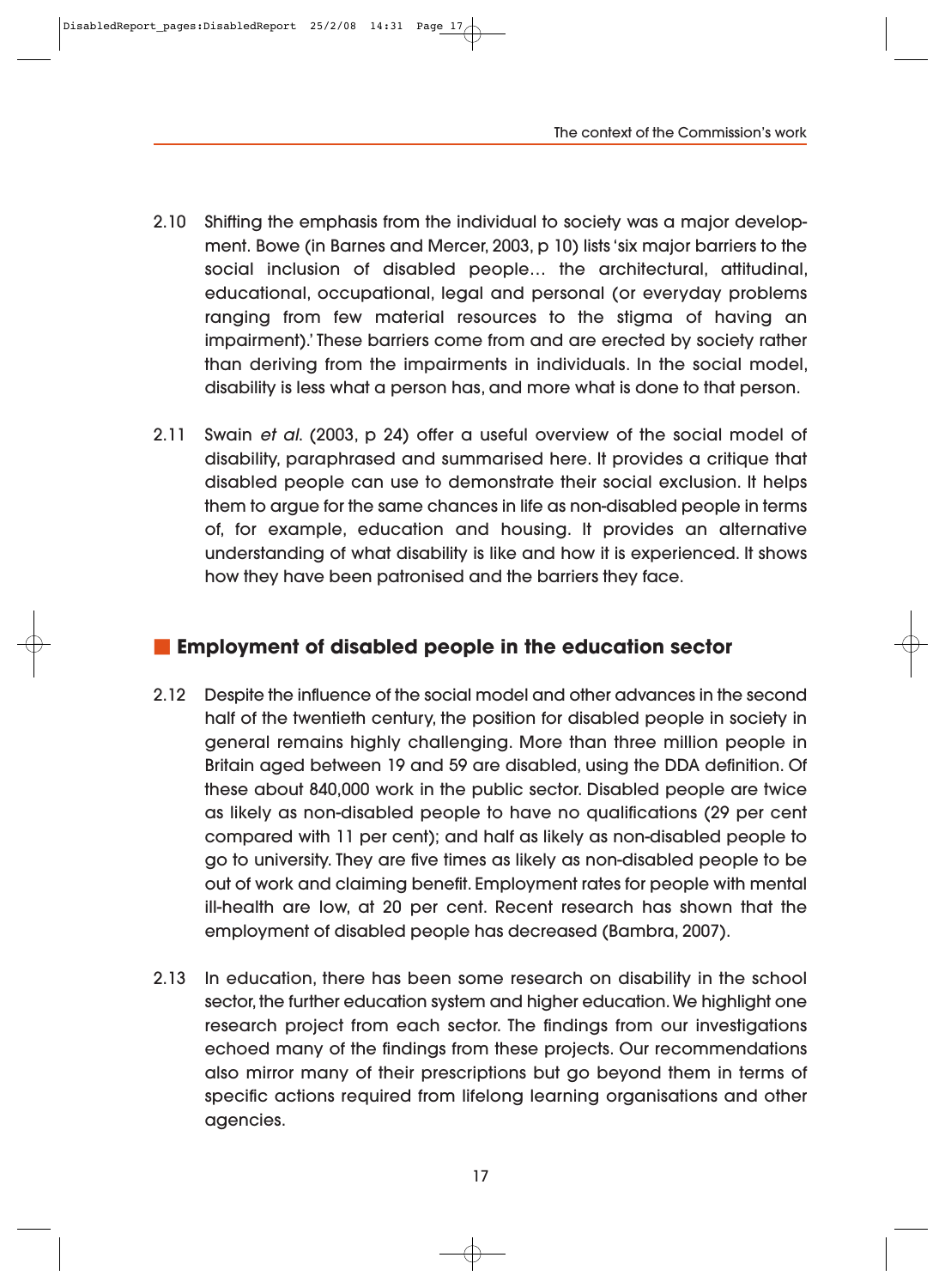2.10 Shifting the emphasis from the individual to society was a major development. Bowe (in Barnes and Mercer, 2003, p 10) lists 'six major barriers to the social inclusion of disabled people… the architectural, attitudinal, educational, occupational, legal and personal (or everyday problems ranging from few material resources to the stigma of having an impairment).' These barriers come from and are erected by society rather than deriving from the impairments in individuals. In the social model, disability is less what a person has, and more what is done to that person.

2.11 Swain *et al.* (2003, p 24) offer a useful overview of the social model of disability, paraphrased and summarised here. It provides a critique that disabled people can use to demonstrate their social exclusion. It helps them to argue for the same chances in life as non-disabled people in terms of, for example, education and housing. It provides an alternative understanding of what disability is like and how it is experienced. It shows how they have been patronised and the barriers they face.

## Employment of disabled people in the education sector

2.12 Despite the influence of the social model and other advances in the second half of the twentieth century, the position for disabled people in society in general remains highly challenging. More than three million people in Britain aged between 19 and 59 are disabled, using the DDA definition. Of these about 840,000 work in the public sector. Disabled people are twice as likely as non-disabled people to have no qualifications (29 per cent compared with 11 per cent); and half as likely as non-disabled people to go to university. They are five times as likely as non-disabled people to be out of work and claiming benefit. Employment rates for people with mental ill-health are low, at 20 per cent. Recent research has shown that the employment of disabled people has decreased (Bambra, 2007).

2.13 In education, there has been some research on disability in the school sector, the further education system and higher education. We highlight one research project from each sector. The findings from our investigations echoed many of the findings from these projects. Our recommendations also mirror many of their prescriptions but go beyond them in terms of specific actions required from lifelong learning organisations and other agencies.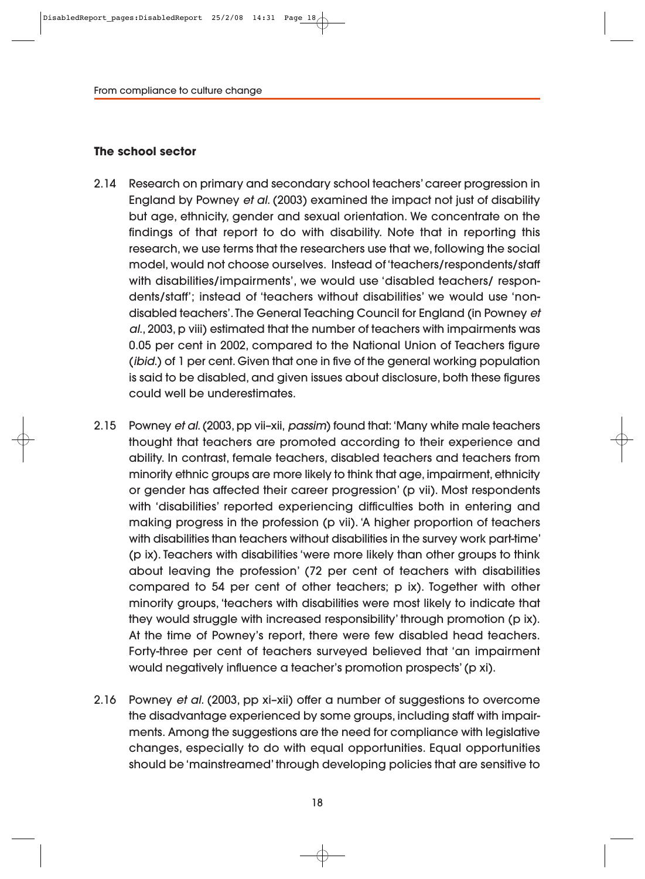### The school sector

2.14 Research on primary and secondary school teachers' career progression in England by Powney *et al.* (2003) examined the impact not just of disability but age, ethnicity, gender and sexual orientation. We concentrate on the findings of that report to do with disability. Note that in reporting this research, we use terms that the researchers use that we, following the social model, would not choose ourselves. Instead of 'teachers/respondents/staff with disabilities/impairments', we would use 'disabled teachers/ respondents/staff'; instead of 'teachers without disabilities' we would use 'non-disabled teachers'. The General Teaching Council for England (in Powney *et al.*, 2003, p viii) estimated that the number of teachers with impairments was 0.05 per cent in 2002, compared to the National Union of Teachers figure (*ibid.*) of 1 per cent. Given that one in five of the general working population is said to be disabled, and given issues about disclosure, both these figures could well be underestimates.

2.15 Powney *et al.* (2003, pp vii–xii, *passim*) found that: 'Many white male teachers thought that teachers are promoted according to their experience and ability. In contrast, female teachers, disabled teachers and teachers from minority ethnic groups are more likely to think that age, impairment, ethnicity or gender has affected their career progression' (p vii). Most respondents with 'disabilities' reported experiencing difficulties both in entering and making progress in the profession (p vii). 'A higher proportion of teachers with disabilities than teachers without disabilities in the survey work part-time' (p ix). Teachers with disabilities 'were more likely than other groups to think about leaving the profession' (72 per cent of teachers with disabilities compared to 54 per cent of other teachers; p ix). Together with other minority groups, 'teachers with disabilities were most likely to indicate that they would struggle with increased responsibility' through promotion (p ix). At the time of Powney's report, there were few disabled head teachers. Forty-three per cent of teachers surveyed believed that 'an impairment would negatively influence a teacher's promotion prospects' (p xi).

2.16 Powney *et al.* (2003, pp xi–xii) offer a number of suggestions to overcome the disadvantage experienced by some groups, including staff with impairments. Among the suggestions are the need for compliance with legislative changes, especially to do with equal opportunities. Equal opportunities should be 'mainstreamed' through developing policies that are sensitive to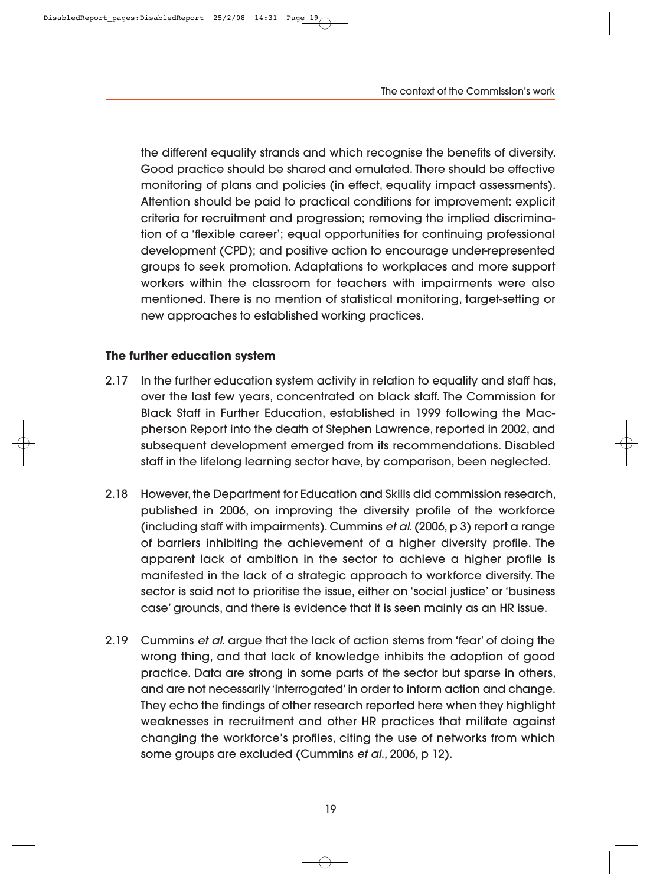the different equality strands and which recognise the benefits of diversity. Good practice should be shared and emulated. There should be effective monitoring of plans and policies (in effect, equality impact assessments). Attention should be paid to practical conditions for improvement: explicit criteria for recruitment and progression; removing the implied discrimination of a 'flexible career'; equal opportunities for continuing professional development (CPD); and positive action to encourage under-represented groups to seek promotion. Adaptations to workplaces and more support workers within the classroom for teachers with impairments were also mentioned. There is no mention of statistical monitoring, target-setting or new approaches to established working practices.

### The further education system

2.17 In the further education system activity in relation to equality and staff has, over the last few years, concentrated on black staff. The Commission for Black Staff in Further Education, established in 1999 following the Macpherson Report into the death of Stephen Lawrence, reported in 2002, and subsequent development emerged from its recommendations. Disabled staff in the lifelong learning sector have, by comparison, been neglected.

2.18 However, the Department for Education and Skills did commission research, published in 2006, on improving the diversity profile of the workforce (including staff with impairments). Cummins *et al.* (2006, p 3) report a range of barriers inhibiting the achievement of a higher diversity profile. The apparent lack of ambition in the sector to achieve a higher profile is manifested in the lack of a strategic approach to workforce diversity. The sector is said not to prioritise the issue, either on 'social justice' or 'business case' grounds, and there is evidence that it is seen mainly as an HR issue.

2.19 Cummins *et al.* argue that the lack of action stems from 'fear' of doing the wrong thing, and that lack of knowledge inhibits the adoption of good practice. Data are strong in some parts of the sector but sparse in others, and are not necessarily 'interrogated' in order to inform action and change. They echo the findings of other research reported here when they highlight weaknesses in recruitment and other HR practices that militate against changing the workforce's profiles, citing the use of networks from which some groups are excluded (Cummins *et al.*, 2006, p 12).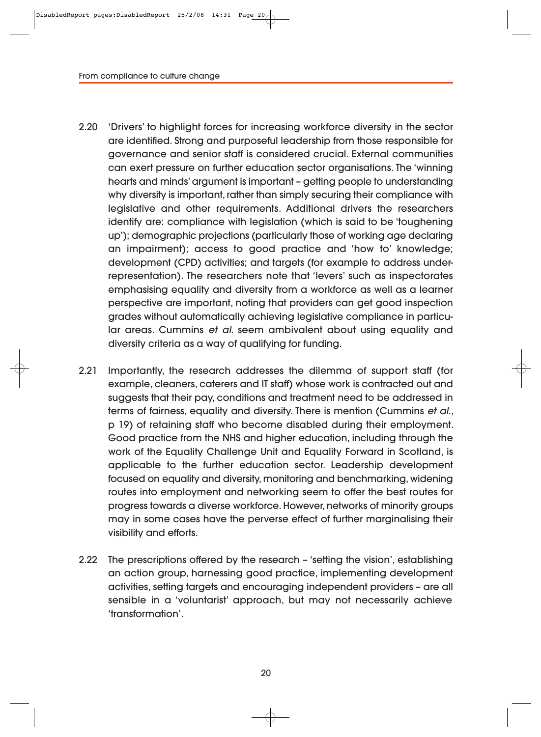2.20 'Drivers' to highlight forces for increasing workforce diversity in the sector are identified. Strong and purposeful leadership from those responsible for governance and senior staff is considered crucial. External communities can exert pressure on further education sector organisations. The 'winning hearts and minds' argument is important – getting people to understanding why diversity is important, rather than simply securing their compliance with legislative and other requirements. Additional drivers the researchers identify are: compliance with legislation (which is said to be 'toughening up'); demographic projections (particularly those of working age declaring an impairment); access to good practice and 'how to' knowledge; development (CPD) activities; and targets (for example to address under-representation). The researchers note that 'levers' such as inspectorates emphasising equality and diversity from a workforce as well as a learner perspective are important, noting that providers can get good inspection grades without automatically achieving legislative compliance in particular areas. Cummins *et al.* seem ambivalent about using equality and diversity criteria as a way of qualifying for funding.

2.21 Importantly, the research addresses the dilemma of support staff (for example, cleaners, caterers and IT staff) whose work is contracted out and suggests that their pay, conditions and treatment need to be addressed in terms of fairness, equality and diversity. There is mention (Cummins *et al.*, p 19) of retaining staff who become disabled during their employment. Good practice from the NHS and higher education, including through the work of the Equality Challenge Unit and Equality Forward in Scotland, is applicable to the further education sector. Leadership development focused on equality and diversity, monitoring and benchmarking, widening routes into employment and networking seem to offer the best routes for progress towards a diverse workforce. However, networks of minority groups may in some cases have the perverse effect of further marginalising their visibility and efforts.

2.22 The prescriptions offered by the research – 'setting the vision', establishing an action group, harnessing good practice, implementing development activities, setting targets and encouraging independent providers – are all sensible in a 'voluntarist' approach, but may not necessarily achieve 'transformation'.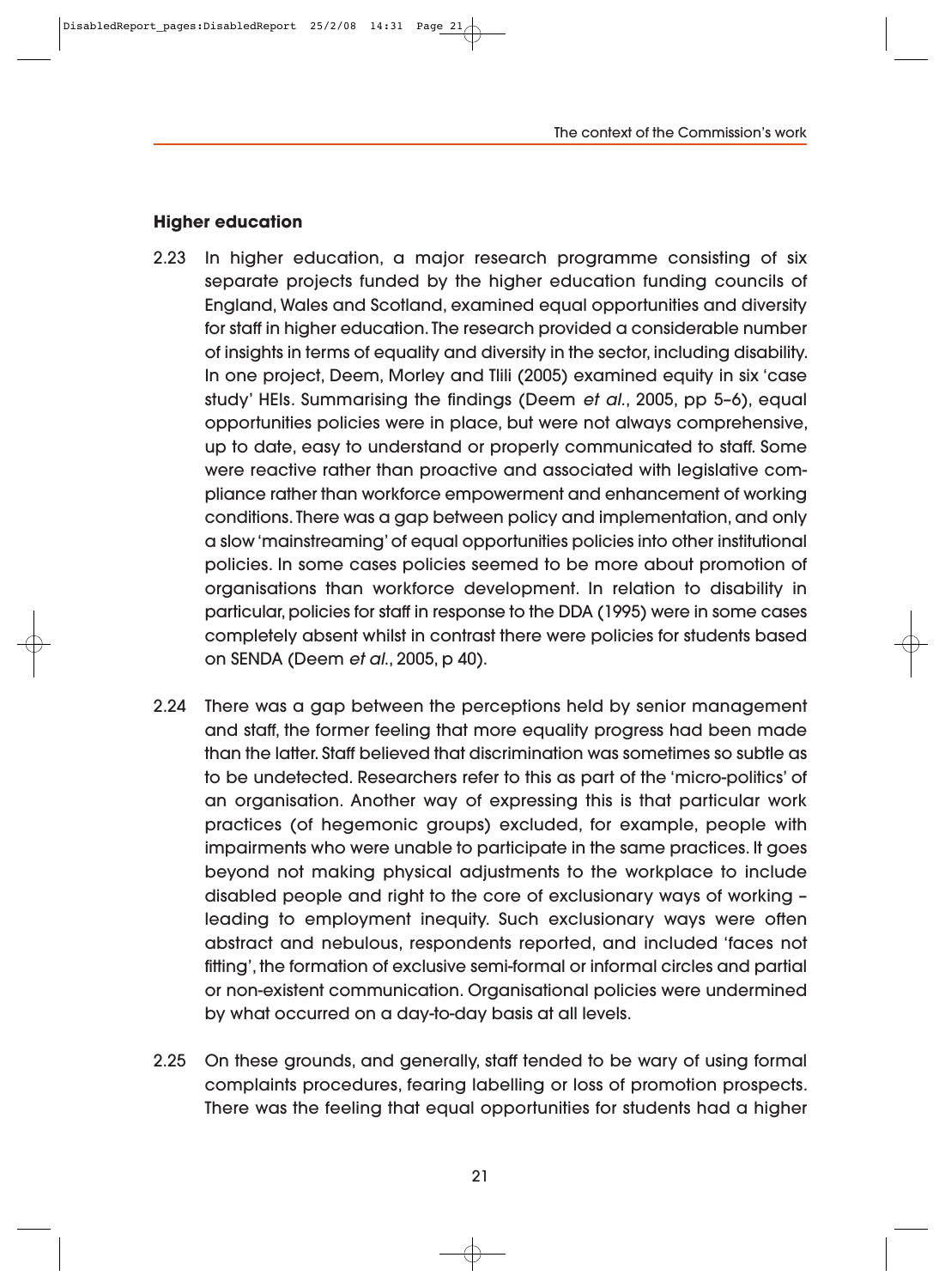## Higher education

2.23 In higher education, a major research programme consisting of six separate projects funded by the higher education funding councils of England, Wales and Scotland, examined equal opportunities and diversity for staff in higher education. The research provided a considerable number of insights in terms of equality and diversity in the sector, including disability. In one project, Deem, Morley and Tlili (2005) examined equity in six 'case study' HEIs. Summarising the findings (Deem *et al.*, 2005, pp 5–6), equal opportunities policies were in place, but were not always comprehensive, up to date, easy to understand or properly communicated to staff. Some were reactive rather than proactive and associated with legislative compliance rather than workforce empowerment and enhancement of working conditions. There was a gap between policy and implementation, and only a slow 'mainstreaming' of equal opportunities policies into other institutional policies. In some cases policies seemed to be more about promotion of organisations than workforce development. In relation to disability in particular, policies for staff in response to the DDA (1995) were in some cases completely absent whilst in contrast there were policies for students based on SENDA (Deem *et al.*, 2005, p 40).

2.24 There was a gap between the perceptions held by senior management and staff, the former feeling that more equality progress had been made than the latter. Staff believed that discrimination was sometimes so subtle as to be undetected. Researchers refer to this as part of the 'micro-politics' of an organisation. Another way of expressing this is that particular work practices (of hegemonic groups) excluded, for example, people with impairments who were unable to participate in the same practices. It goes beyond not making physical adjustments to the workplace to include disabled people and right to the core of exclusionary ways of working – leading to employment inequity. Such exclusionary ways were often abstract and nebulous, respondents reported, and included 'faces not fitting', the formation of exclusive semi-formal or informal circles and partial or non-existent communication. Organisational policies were undermined by what occurred on a day-to-day basis at all levels.

2.25 On these grounds, and generally, staff tended to be wary of using formal complaints procedures, fearing labelling or loss of promotion prospects. There was the feeling that equal opportunities for students had a higher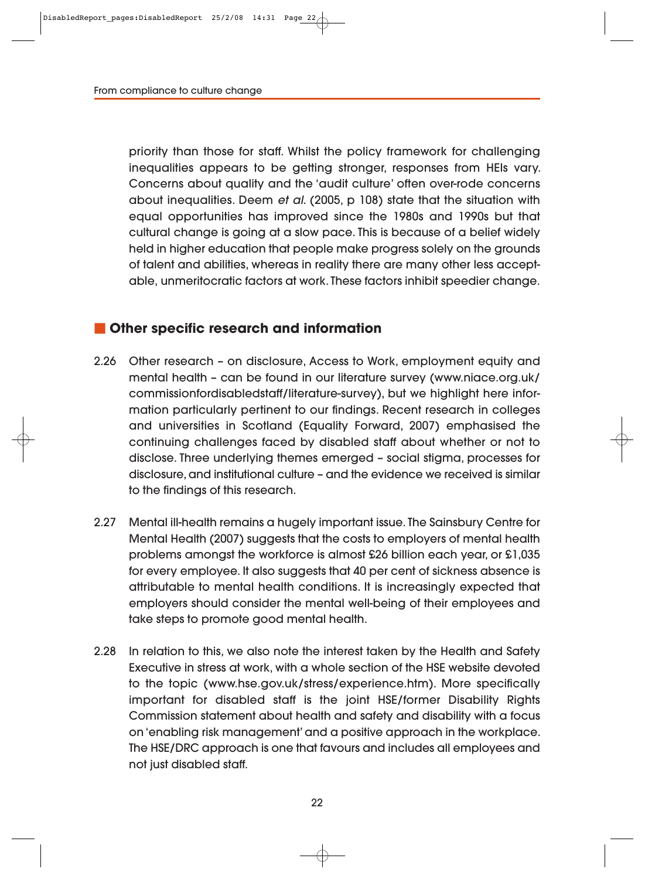priority than those for staff. Whilst the policy framework for challenging inequalities appears to be getting stronger, responses from HEIs vary. Concerns about quality and the 'audit culture' often over-rode concerns about inequalities. Deem *et al.* (2005, p 108) state that the situation with equal opportunities has improved since the 1980s and 1990s but that cultural change is going at a slow pace. This is because of a belief widely held in higher education that people make progress solely on the grounds of talent and abilities, whereas in reality there are many other less acceptable, unmeritocratic factors at work. These factors inhibit speedier change.

## Other specific research and information

2.26 Other research – on disclosure, Access to Work, employment equity and mental health – can be found in our literature survey (www.niace.org.uk/commissionfordisabledstaff/literature-survey), but we highlight here information particularly pertinent to our findings. Recent research in colleges and universities in Scotland (Equality Forward, 2007) emphasised the continuing challenges faced by disabled staff about whether or not to disclose. Three underlying themes emerged – social stigma, processes for disclosure, and institutional culture – and the evidence we received is similar to the findings of this research.

2.27 Mental ill-health remains a hugely important issue. The Sainsbury Centre for Mental Health (2007) suggests that the costs to employers of mental health problems amongst the workforce is almost £26 billion each year, or £1,035 for every employee. It also suggests that 40 per cent of sickness absence is attributable to mental health conditions. It is increasingly expected that employers should consider the mental well-being of their employees and take steps to promote good mental health.

2.28 In relation to this, we also note the interest taken by the Health and Safety Executive in stress at work, with a whole section of the HSE website devoted to the topic (www.hse.gov.uk/stress/experience.htm). More specifically important for disabled staff is the joint HSE/former Disability Rights Commission statement about health and safety and disability with a focus on 'enabling risk management' and a positive approach in the workplace. The HSE/DRC approach is one that favours and includes all employees and not just disabled staff.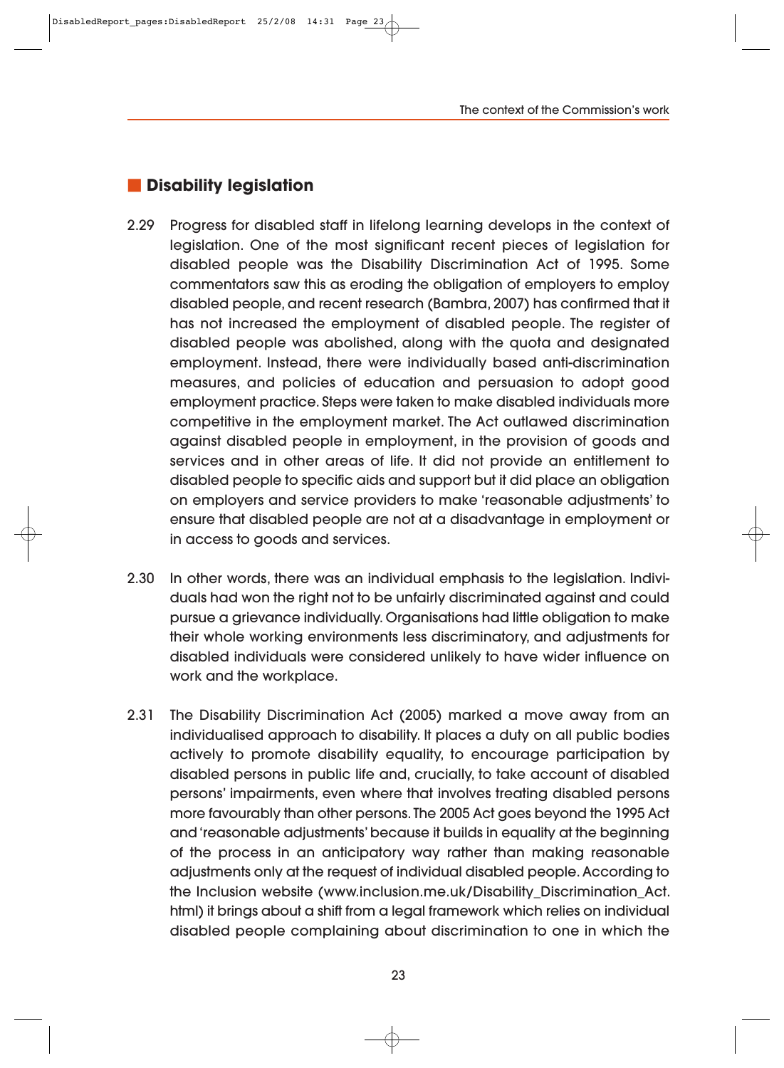## Disability legislation

2.29 Progress for disabled staff in lifelong learning develops in the context of legislation. One of the most significant recent pieces of legislation for disabled people was the Disability Discrimination Act of 1995. Some commentators saw this as eroding the obligation of employers to employ disabled people, and recent research (Bambra, 2007) has confirmed that it has not increased the employment of disabled people. The register of disabled people was abolished, along with the quota and designated employment. Instead, there were individually based anti-discrimination measures, and policies of education and persuasion to adopt good employment practice. Steps were taken to make disabled individuals more competitive in the employment market. The Act outlawed discrimination against disabled people in employment, in the provision of goods and services and in other areas of life. It did not provide an entitlement to disabled people to specific aids and support but it did place an obligation on employers and service providers to make 'reasonable adjustments' to ensure that disabled people are not at a disadvantage in employment or in access to goods and services.

2.30 In other words, there was an individual emphasis to the legislation. Individuals had won the right not to be unfairly discriminated against and could pursue a grievance individually. Organisations had little obligation to make their whole working environments less discriminatory, and adjustments for disabled individuals were considered unlikely to have wider influence on work and the workplace.

2.31 The Disability Discrimination Act (2005) marked a move away from an individualised approach to disability. It places a duty on all public bodies actively to promote disability equality, to encourage participation by disabled persons in public life and, crucially, to take account of disabled persons' impairments, even where that involves treating disabled persons more favourably than other persons. The 2005 Act goes beyond the 1995 Act and 'reasonable adjustments' because it builds in equality at the beginning of the process in an anticipatory way rather than making reasonable adjustments only at the request of individual disabled people. According to the Inclusion website (www.inclusion.me.uk/Disability_Discrimination_Act.html) it brings about a shift from a legal framework which relies on individual disabled people complaining about discrimination to one in which the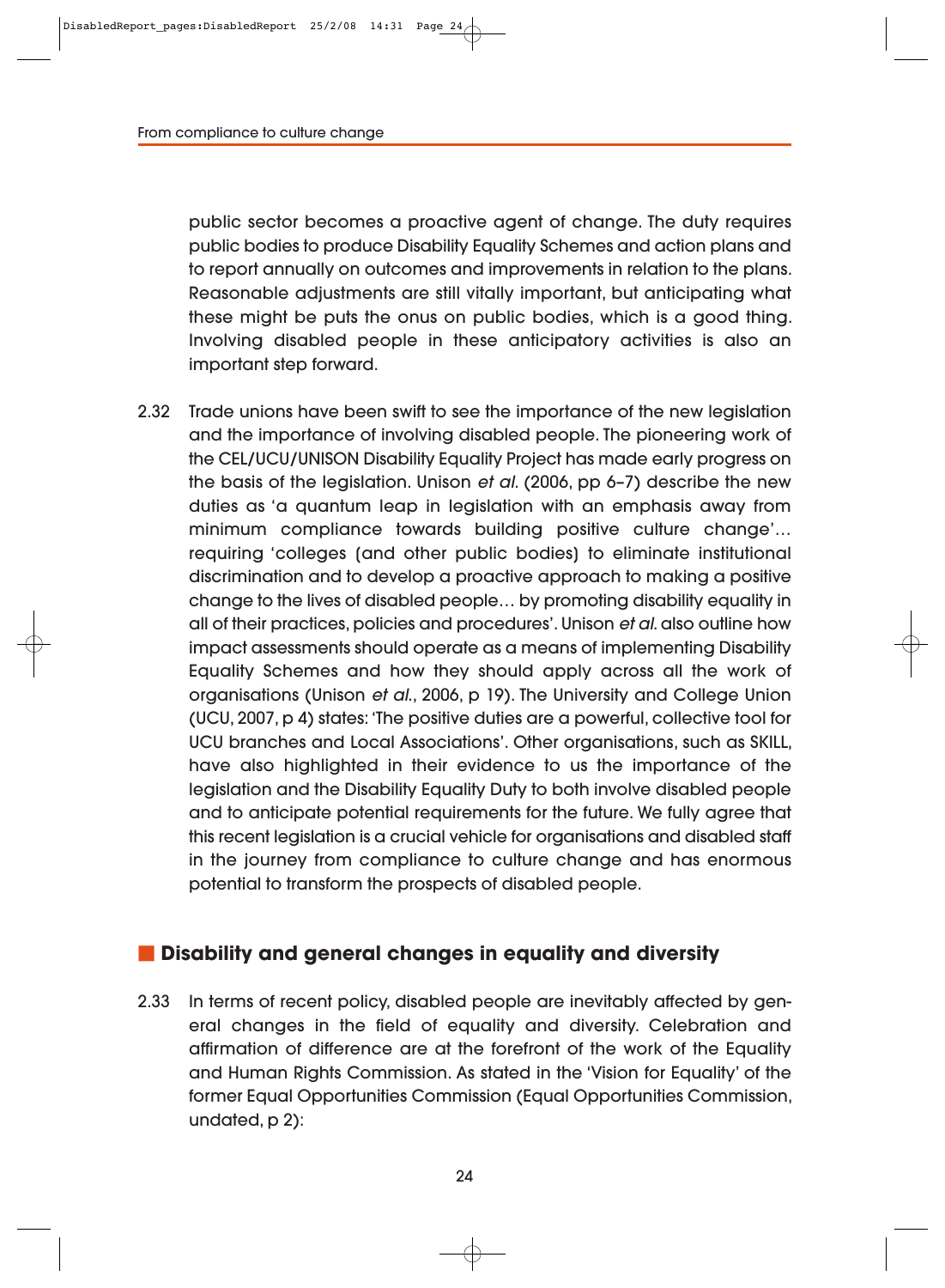public sector becomes a proactive agent of change. The duty requires public bodies to produce Disability Equality Schemes and action plans and to report annually on outcomes and improvements in relation to the plans. Reasonable adjustments are still vitally important, but anticipating what these might be puts the onus on public bodies, which is a good thing. Involving disabled people in these anticipatory activities is also an important step forward.

2.32 Trade unions have been swift to see the importance of the new legislation and the importance of involving disabled people. The pioneering work of the CEL/UCU/UNISON Disability Equality Project has made early progress on the basis of the legislation. Unison *et al.* (2006, pp 6–7) describe the new duties as 'a quantum leap in legislation with an emphasis away from minimum compliance towards building positive culture change'… requiring 'colleges (and other public bodies) to eliminate institutional discrimination and to develop a proactive approach to making a positive change to the lives of disabled people… by promoting disability equality in all of their practices, policies and procedures'. Unison *et al.* also outline how impact assessments should operate as a means of implementing Disability Equality Schemes and how they should apply across all the work of organisations (Unison *et al.*, 2006, p 19). The University and College Union (UCU, 2007, p 4) states: 'The positive duties are a powerful, collective tool for UCU branches and Local Associations'. Other organisations, such as SKILL, have also highlighted in their evidence to us the importance of the legislation and the Disability Equality Duty to both involve disabled people and to anticipate potential requirements for the future. We fully agree that this recent legislation is a crucial vehicle for organisations and disabled staff in the journey from compliance to culture change and has enormous potential to transform the prospects of disabled people.

## Disability and general changes in equality and diversity

2.33 In terms of recent policy, disabled people are inevitably affected by general changes in the field of equality and diversity. Celebration and affirmation of difference are at the forefront of the work of the Equality and Human Rights Commission. As stated in the 'Vision for Equality' of the former Equal Opportunities Commission (Equal Opportunities Commission, undated, p 2):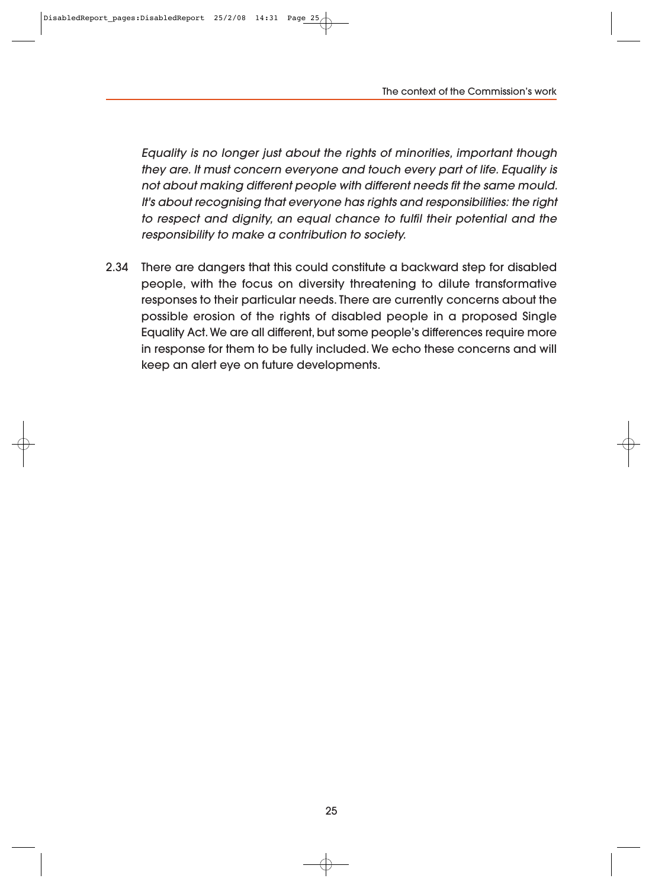*Equality is no longer just about the rights of minorities, important though they are. It must concern everyone and touch every part of life. Equality is not about making different people with different needs fit the same mould. It's about recognising that everyone has rights and responsibilities: the right to respect and dignity, an equal chance to fulfil their potential and the responsibility to make a contribution to society.*

2.34 There are dangers that this could constitute a backward step for disabled people, with the focus on diversity threatening to dilute transformative responses to their particular needs. There are currently concerns about the possible erosion of the rights of disabled people in a proposed Single Equality Act. We are all different, but some people's differences require more in response for them to be fully included. We echo these concerns and will keep an alert eye on future developments.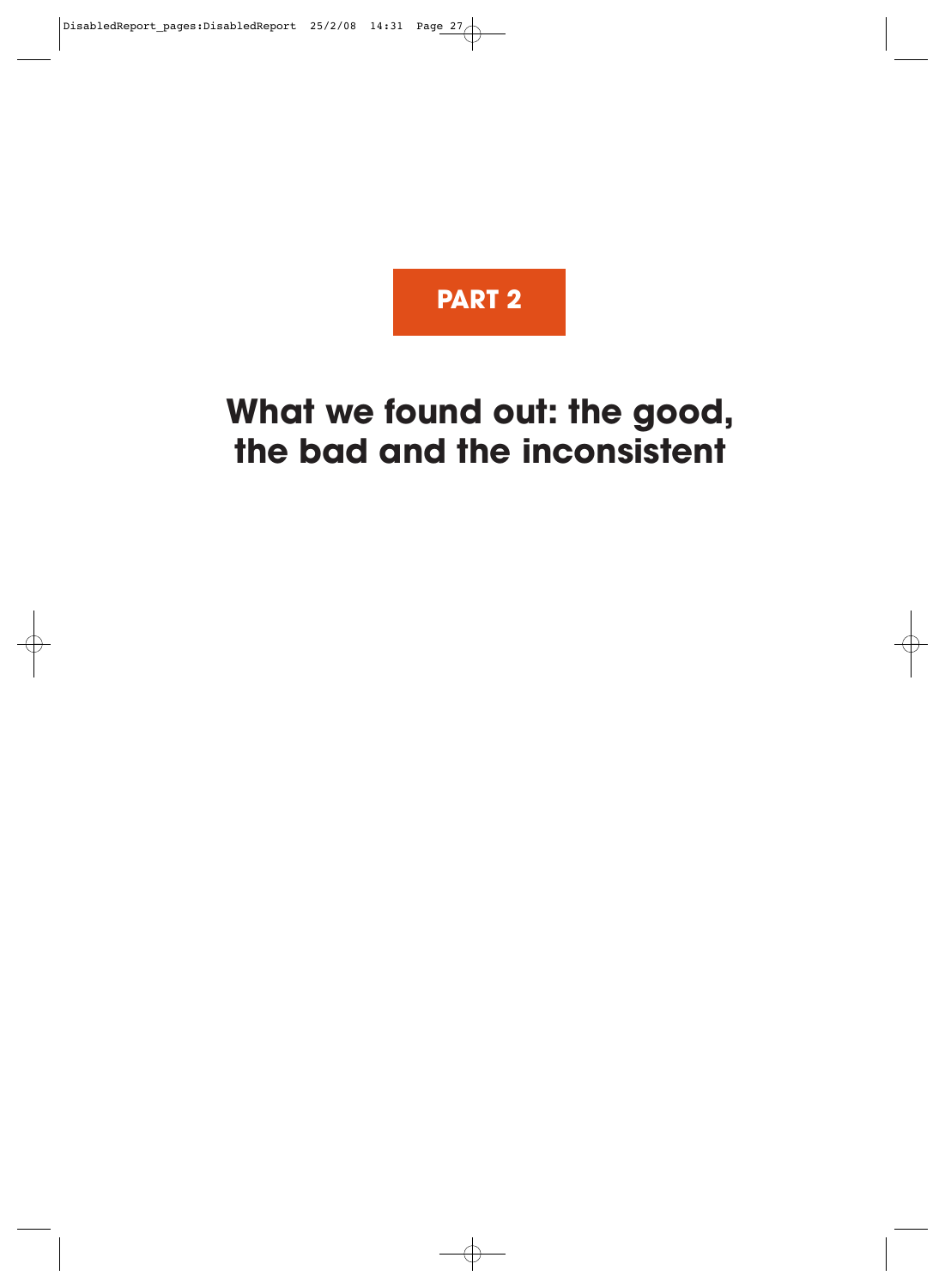# PART 2

# What we found out: the good, the bad and the inconsistent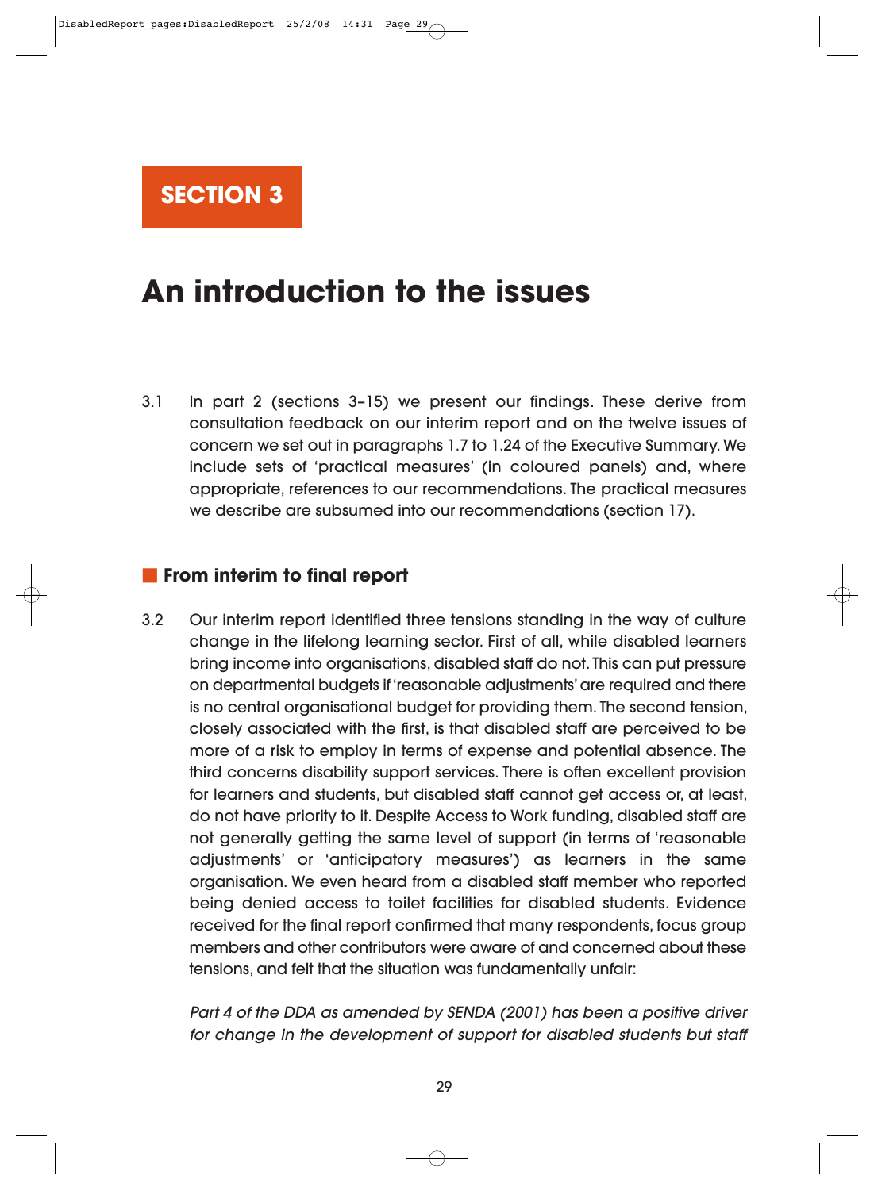# SECTION 3

# An introduction to the issues

3.1 In part 2 (sections 3–15) we present our findings. These derive from consultation feedback on our interim report and on the twelve issues of concern we set out in paragraphs 1.7 to 1.24 of the Executive Summary. We include sets of 'practical measures' (in coloured panels) and, where appropriate, references to our recommendations. The practical measures we describe are subsumed into our recommendations (section 17).

## From interim to final report

3.2 Our interim report identified three tensions standing in the way of culture change in the lifelong learning sector. First of all, while disabled learners bring income into organisations, disabled staff do not. This can put pressure on departmental budgets if 'reasonable adjustments' are required and there is no central organisational budget for providing them. The second tension, closely associated with the first, is that disabled staff are perceived to be more of a risk to employ in terms of expense and potential absence. The third concerns disability support services. There is often excellent provision for learners and students, but disabled staff cannot get access or, at least, do not have priority to it. Despite Access to Work funding, disabled staff are not generally getting the same level of support (in terms of 'reasonable adjustments' or 'anticipatory measures') as learners in the same organisation. We even heard from a disabled staff member who reported being denied access to toilet facilities for disabled students. Evidence received for the final report confirmed that many respondents, focus group members and other contributors were aware of and concerned about these tensions, and felt that the situation was fundamentally unfair:

*Part 4 of the DDA as amended by SENDA (2001) has been a positive driver for change in the development of support for disabled students but staff*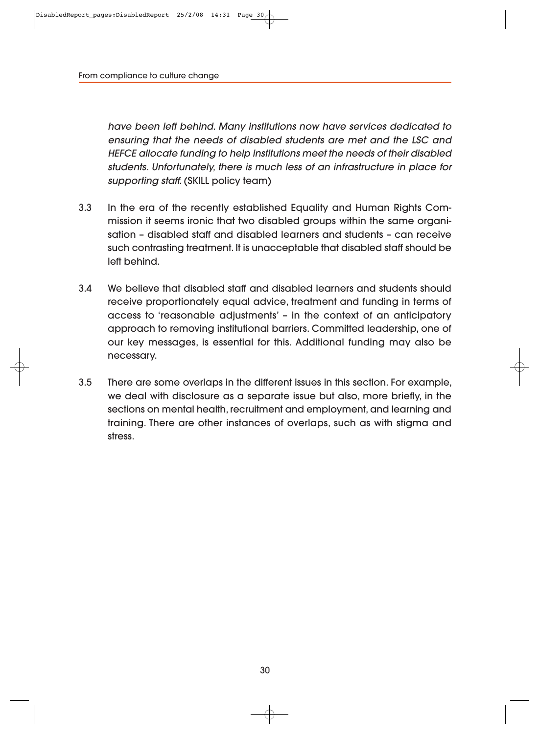*have been left behind. Many institutions now have services dedicated to ensuring that the needs of disabled students are met and the LSC and HEFCE allocate funding to help institutions meet the needs of their disabled students. Unfortunately, there is much less of an infrastructure in place for supporting staff.* (SKILL policy team)

3.3 In the era of the recently established Equality and Human Rights Commission it seems ironic that two disabled groups within the same organisation – disabled staff and disabled learners and students – can receive such contrasting treatment. It is unacceptable that disabled staff should be left behind.

3.4 We believe that disabled staff and disabled learners and students should receive proportionately equal advice, treatment and funding in terms of access to 'reasonable adjustments' – in the context of an anticipatory approach to removing institutional barriers. Committed leadership, one of our key messages, is essential for this. Additional funding may also be necessary.

3.5 There are some overlaps in the different issues in this section. For example, we deal with disclosure as a separate issue but also, more briefly, in the sections on mental health, recruitment and employment, and learning and training. There are other instances of overlaps, such as with stigma and stress.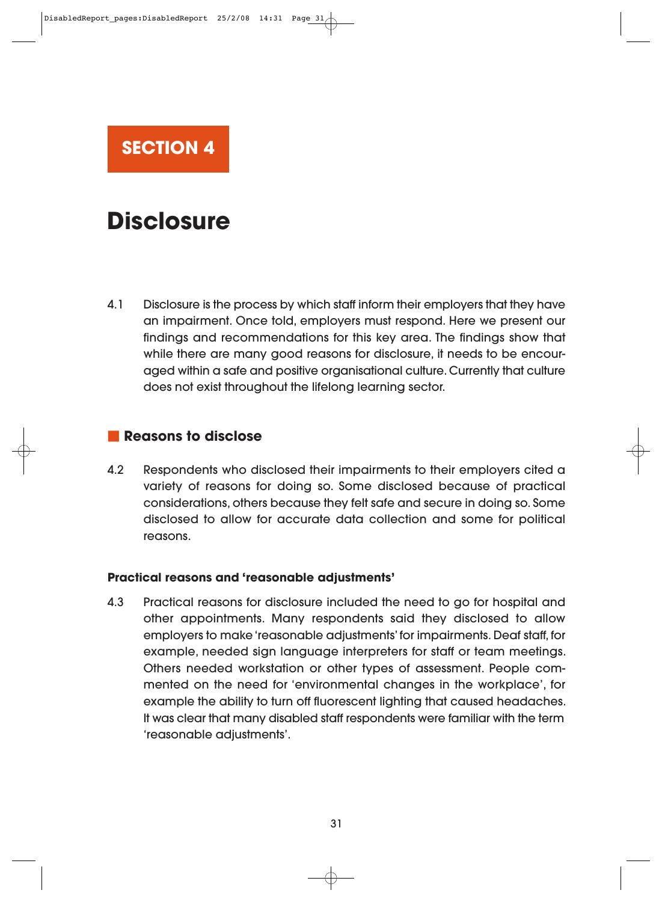# SECTION 4

# Disclosure

4.1 Disclosure is the process by which staff inform their employers that they have an impairment. Once told, employers must respond. Here we present our findings and recommendations for this key area. The findings show that while there are many good reasons for disclosure, it needs to be encouraged within a safe and positive organisational culture. Currently that culture does not exist throughout the lifelong learning sector.

## Reasons to disclose

4.2 Respondents who disclosed their impairments to their employers cited a variety of reasons for doing so. Some disclosed because of practical considerations, others because they felt safe and secure in doing so. Some disclosed to allow for accurate data collection and some for political reasons.

### Practical reasons and 'reasonable adjustments'

4.3 Practical reasons for disclosure included the need to go for hospital and other appointments. Many respondents said they disclosed to allow employers to make 'reasonable adjustments' for impairments. Deaf staff, for example, needed sign language interpreters for staff or team meetings. Others needed workstation or other types of assessment. People commented on the need for 'environmental changes in the workplace', for example the ability to turn off fluorescent lighting that caused headaches. It was clear that many disabled staff respondents were familiar with the term 'reasonable adjustments'.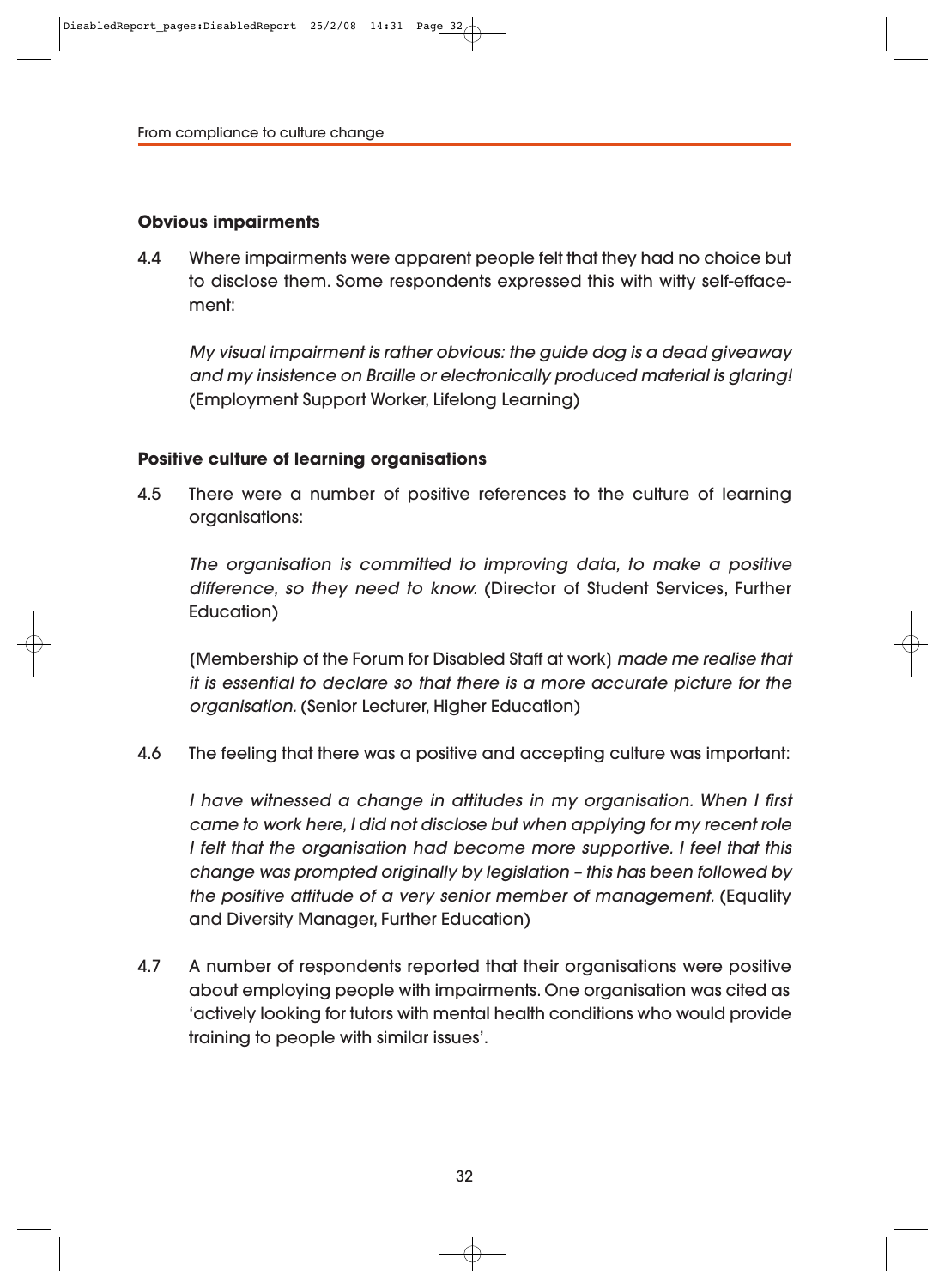### Obvious impairments

4.4 Where impairments were apparent people felt that they had no choice but to disclose them. Some respondents expressed this with witty self-effacement:

*My visual impairment is rather obvious: the guide dog is a dead giveaway and my insistence on Braille or electronically produced material is glaring!* (Employment Support Worker, Lifelong Learning)

### Positive culture of learning organisations

4.5 There were a number of positive references to the culture of learning organisations:

*The organisation is committed to improving data, to make a positive difference, so they need to know.* (Director of Student Services, Further Education)

(Membership of the Forum for Disabled Staff at work) *made me realise that it is essential to declare so that there is a more accurate picture for the organisation.* (Senior Lecturer, Higher Education)

4.6 The feeling that there was a positive and accepting culture was important:

*I have witnessed a change in attitudes in my organisation. When I first came to work here, I did not disclose but when applying for my recent role I felt that the organisation had become more supportive. I feel that this change was prompted originally by legislation – this has been followed by the positive attitude of a very senior member of management.* (Equality and Diversity Manager, Further Education)

4.7 A number of respondents reported that their organisations were positive about employing people with impairments. One organisation was cited as 'actively looking for tutors with mental health conditions who would provide training to people with similar issues'.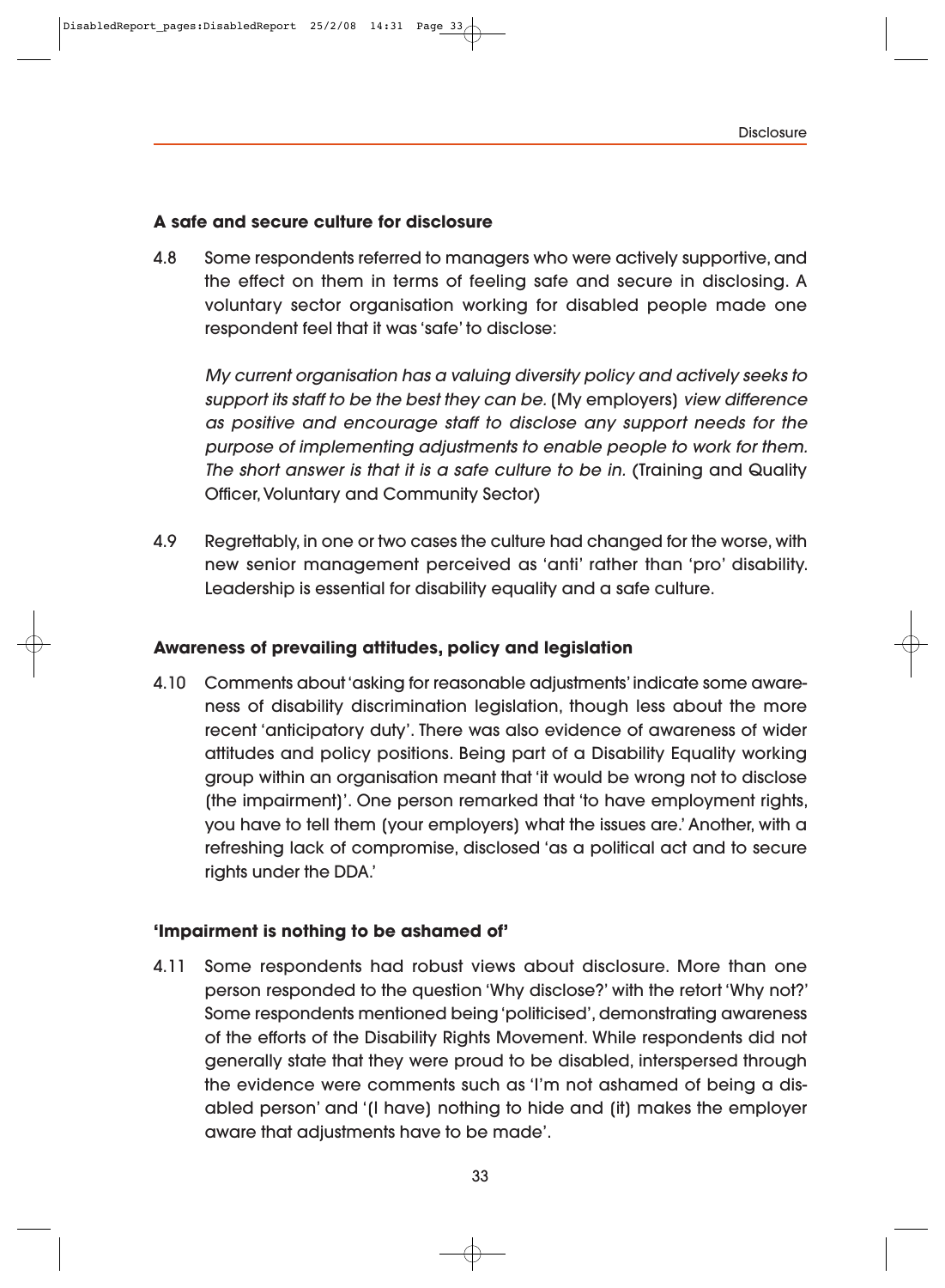### A safe and secure culture for disclosure

4.8 Some respondents referred to managers who were actively supportive, and the effect on them in terms of feeling safe and secure in disclosing. A voluntary sector organisation working for disabled people made one respondent feel that it was 'safe' to disclose:

> *My current organisation has a valuing diversity policy and actively seeks to support its staff to be the best they can be.* (My employers) *view difference as positive and encourage staff to disclose any support needs for the purpose of implementing adjustments to enable people to work for them. The short answer is that it is a safe culture to be in.* (Training and Quality Officer, Voluntary and Community Sector)

4.9 Regrettably, in one or two cases the culture had changed for the worse, with new senior management perceived as 'anti' rather than 'pro' disability. Leadership is essential for disability equality and a safe culture.

### Awareness of prevailing attitudes, policy and legislation

4.10 Comments about 'asking for reasonable adjustments' indicate some awareness of disability discrimination legislation, though less about the more recent 'anticipatory duty'. There was also evidence of awareness of wider attitudes and policy positions. Being part of a Disability Equality working group within an organisation meant that 'it would be wrong not to disclose (the impairment)'. One person remarked that 'to have employment rights, you have to tell them (your employers) what the issues are.' Another, with a refreshing lack of compromise, disclosed 'as a political act and to secure rights under the DDA.'

### 'Impairment is nothing to be ashamed of'

4.11 Some respondents had robust views about disclosure. More than one person responded to the question 'Why disclose?' with the retort 'Why not?' Some respondents mentioned being 'politicised', demonstrating awareness of the efforts of the Disability Rights Movement. While respondents did not generally state that they were proud to be disabled, interspersed through the evidence were comments such as 'I'm not ashamed of being a disabled person' and '(I have) nothing to hide and (it) makes the employer aware that adjustments have to be made'.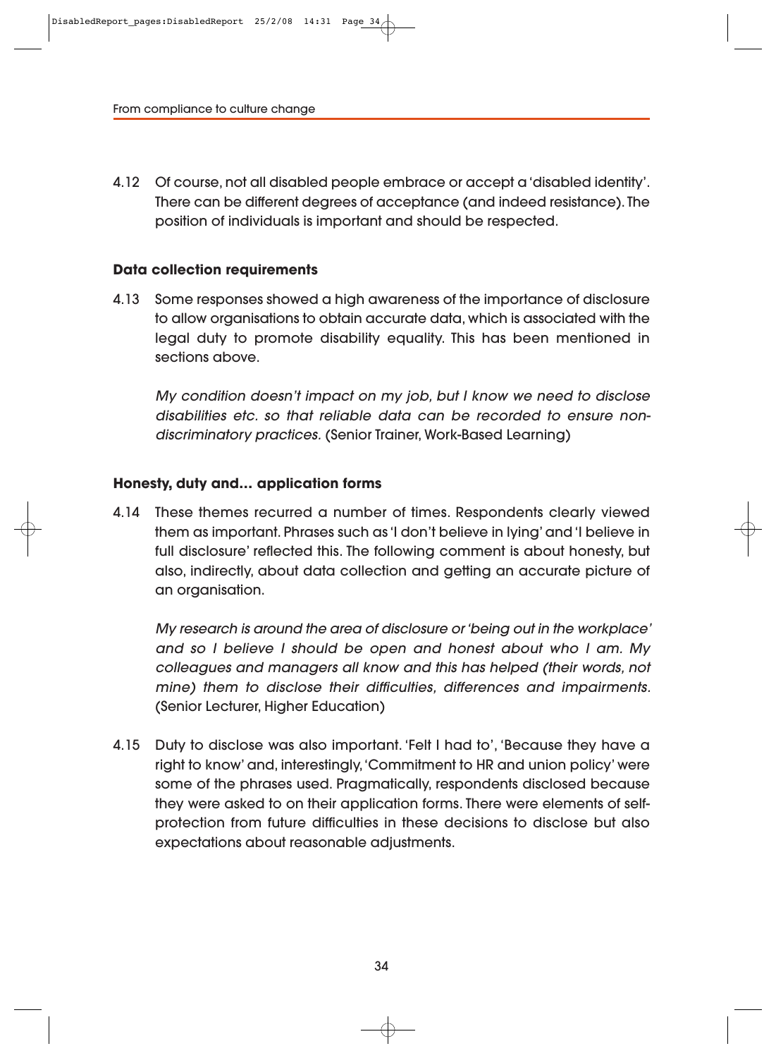4.12 Of course, not all disabled people embrace or accept a 'disabled identity'. There can be different degrees of acceptance (and indeed resistance). The position of individuals is important and should be respected.

### Data collection requirements

4.13 Some responses showed a high awareness of the importance of disclosure to allow organisations to obtain accurate data, which is associated with the legal duty to promote disability equality. This has been mentioned in sections above.

*My condition doesn't impact on my job, but I know we need to disclose disabilities etc. so that reliable data can be recorded to ensure non-discriminatory practices.* (Senior Trainer, Work-Based Learning)

### Honesty, duty and… application forms

4.14 These themes recurred a number of times. Respondents clearly viewed them as important. Phrases such as 'I don't believe in lying' and 'I believe in full disclosure' reflected this. The following comment is about honesty, but also, indirectly, about data collection and getting an accurate picture of an organisation.

*My research is around the area of disclosure or 'being out in the workplace' and so I believe I should be open and honest about who I am. My colleagues and managers all know and this has helped (their words, not mine) them to disclose their difficulties, differences and impairments.* (Senior Lecturer, Higher Education)

4.15 Duty to disclose was also important. 'Felt I had to', 'Because they have a right to know' and, interestingly, 'Commitment to HR and union policy' were some of the phrases used. Pragmatically, respondents disclosed because they were asked to on their application forms. There were elements of self-protection from future difficulties in these decisions to disclose but also expectations about reasonable adjustments.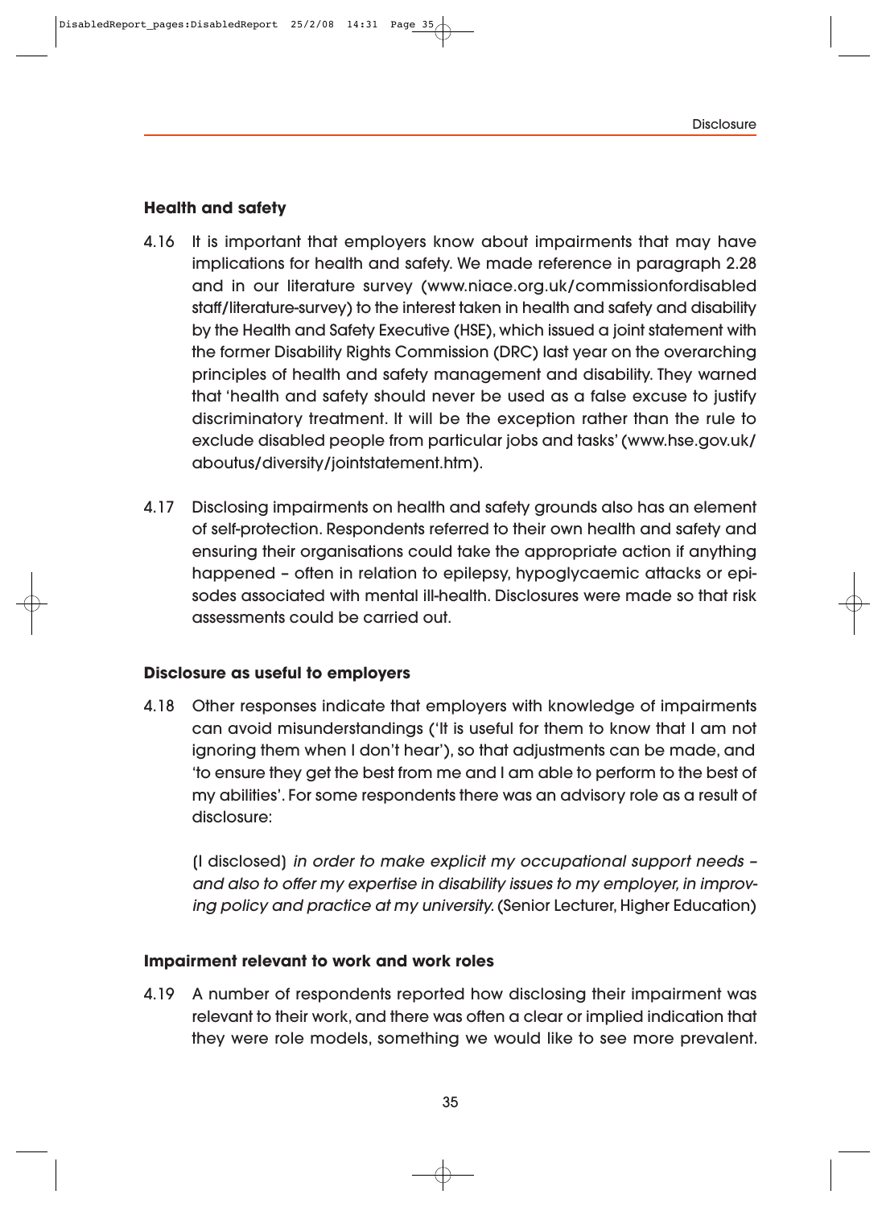### Health and safety

4.16 It is important that employers know about impairments that may have implications for health and safety. We made reference in paragraph 2.28 and in our literature survey (www.niace.org.uk/commissionfordisabledstaff/literature-survey) to the interest taken in health and safety and disability by the Health and Safety Executive (HSE), which issued a joint statement with the former Disability Rights Commission (DRC) last year on the overarching principles of health and safety management and disability. They warned that 'health and safety should never be used as a false excuse to justify discriminatory treatment. It will be the exception rather than the rule to exclude disabled people from particular jobs and tasks' (www.hse.gov.uk/aboutus/diversity/jointstatement.htm).

4.17 Disclosing impairments on health and safety grounds also has an element of self-protection. Respondents referred to their own health and safety and ensuring their organisations could take the appropriate action if anything happened – often in relation to epilepsy, hypoglycaemic attacks or episodes associated with mental ill-health. Disclosures were made so that risk assessments could be carried out.

### Disclosure as useful to employers

4.18 Other responses indicate that employers with knowledge of impairments can avoid misunderstandings ('It is useful for them to know that I am not ignoring them when I don't hear'), so that adjustments can be made, and 'to ensure they get the best from me and I am able to perform to the best of my abilities'. For some respondents there was an advisory role as a result of disclosure:

> (I disclosed) *in order to make explicit my occupational support needs – and also to offer my expertise in disability issues to my employer, in improving policy and practice at my university.* (Senior Lecturer, Higher Education)

### Impairment relevant to work and work roles

4.19 A number of respondents reported how disclosing their impairment was relevant to their work, and there was often a clear or implied indication that they were role models, something we would like to see more prevalent.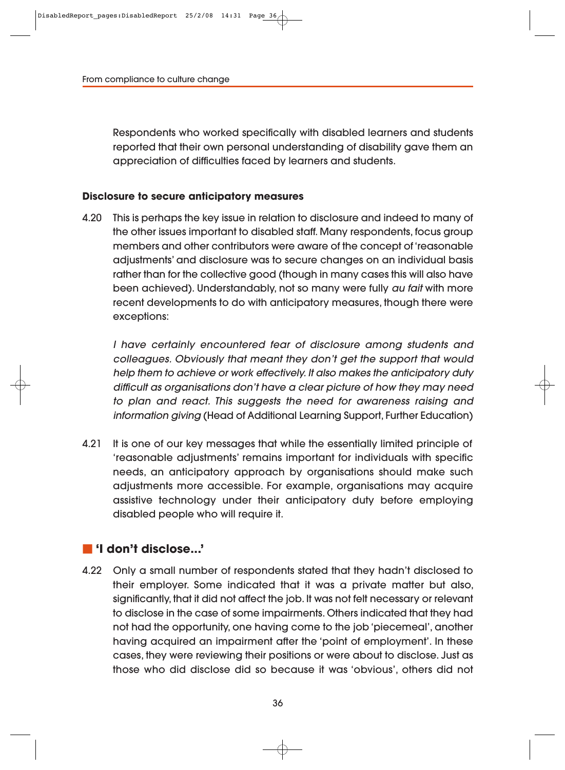Respondents who worked specifically with disabled learners and students reported that their own personal understanding of disability gave them an appreciation of difficulties faced by learners and students.

**Disclosure to secure anticipatory measures**

4.20 This is perhaps the key issue in relation to disclosure and indeed to many of the other issues important to disabled staff. Many respondents, focus group members and other contributors were aware of the concept of 'reasonable adjustments' and disclosure was to secure changes on an individual basis rather than for the collective good (though in many cases this will also have been achieved). Understandably, not so many were fully *au fait* with more recent developments to do with anticipatory measures, though there were exceptions:

*I have certainly encountered fear of disclosure among students and colleagues. Obviously that meant they don't get the support that would help them to achieve or work effectively. It also makes the anticipatory duty difficult as organisations don't have a clear picture of how they may need to plan and react. This suggests the need for awareness raising and information giving* (Head of Additional Learning Support, Further Education)

4.21 It is one of our key messages that while the essentially limited principle of 'reasonable adjustments' remains important for individuals with specific needs, an anticipatory approach by organisations should make such adjustments more accessible. For example, organisations may acquire assistive technology under their anticipatory duty before employing disabled people who will require it.

## 'I don't disclose...'

4.22 Only a small number of respondents stated that they hadn't disclosed to their employer. Some indicated that it was a private matter but also, significantly, that it did not affect the job. It was not felt necessary or relevant to disclose in the case of some impairments. Others indicated that they had not had the opportunity, one having come to the job 'piecemeal', another having acquired an impairment after the 'point of employment'. In these cases, they were reviewing their positions or were about to disclose. Just as those who did disclose did so because it was 'obvious', others did not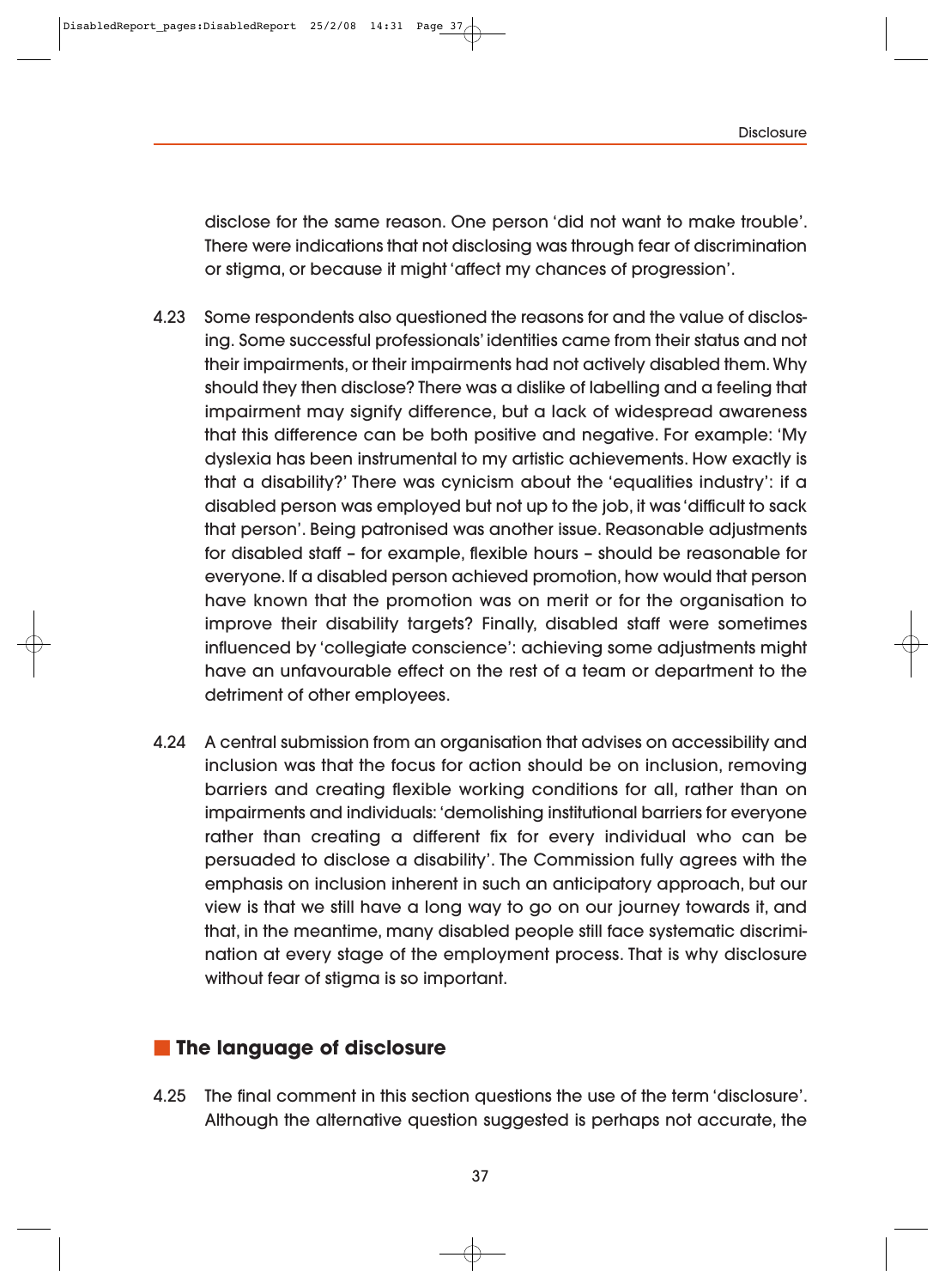disclose for the same reason. One person 'did not want to make trouble'. There were indications that not disclosing was through fear of discrimination or stigma, or because it might 'affect my chances of progression'.

4.23 Some respondents also questioned the reasons for and the value of disclosing. Some successful professionals' identities came from their status and not their impairments, or their impairments had not actively disabled them. Why should they then disclose? There was a dislike of labelling and a feeling that impairment may signify difference, but a lack of widespread awareness that this difference can be both positive and negative. For example: 'My dyslexia has been instrumental to my artistic achievements. How exactly is that a disability?' There was cynicism about the 'equalities industry': if a disabled person was employed but not up to the job, it was 'difficult to sack that person'. Being patronised was another issue. Reasonable adjustments for disabled staff – for example, flexible hours – should be reasonable for everyone. If a disabled person achieved promotion, how would that person have known that the promotion was on merit or for the organisation to improve their disability targets? Finally, disabled staff were sometimes influenced by 'collegiate conscience': achieving some adjustments might have an unfavourable effect on the rest of a team or department to the detriment of other employees.

4.24 A central submission from an organisation that advises on accessibility and inclusion was that the focus for action should be on inclusion, removing barriers and creating flexible working conditions for all, rather than on impairments and individuals: 'demolishing institutional barriers for everyone rather than creating a different fix for every individual who can be persuaded to disclose a disability'. The Commission fully agrees with the emphasis on inclusion inherent in such an anticipatory approach, but our view is that we still have a long way to go on our journey towards it, and that, in the meantime, many disabled people still face systematic discrimination at every stage of the employment process. That is why disclosure without fear of stigma is so important.

## The language of disclosure

4.25 The final comment in this section questions the use of the term 'disclosure'. Although the alternative question suggested is perhaps not accurate, the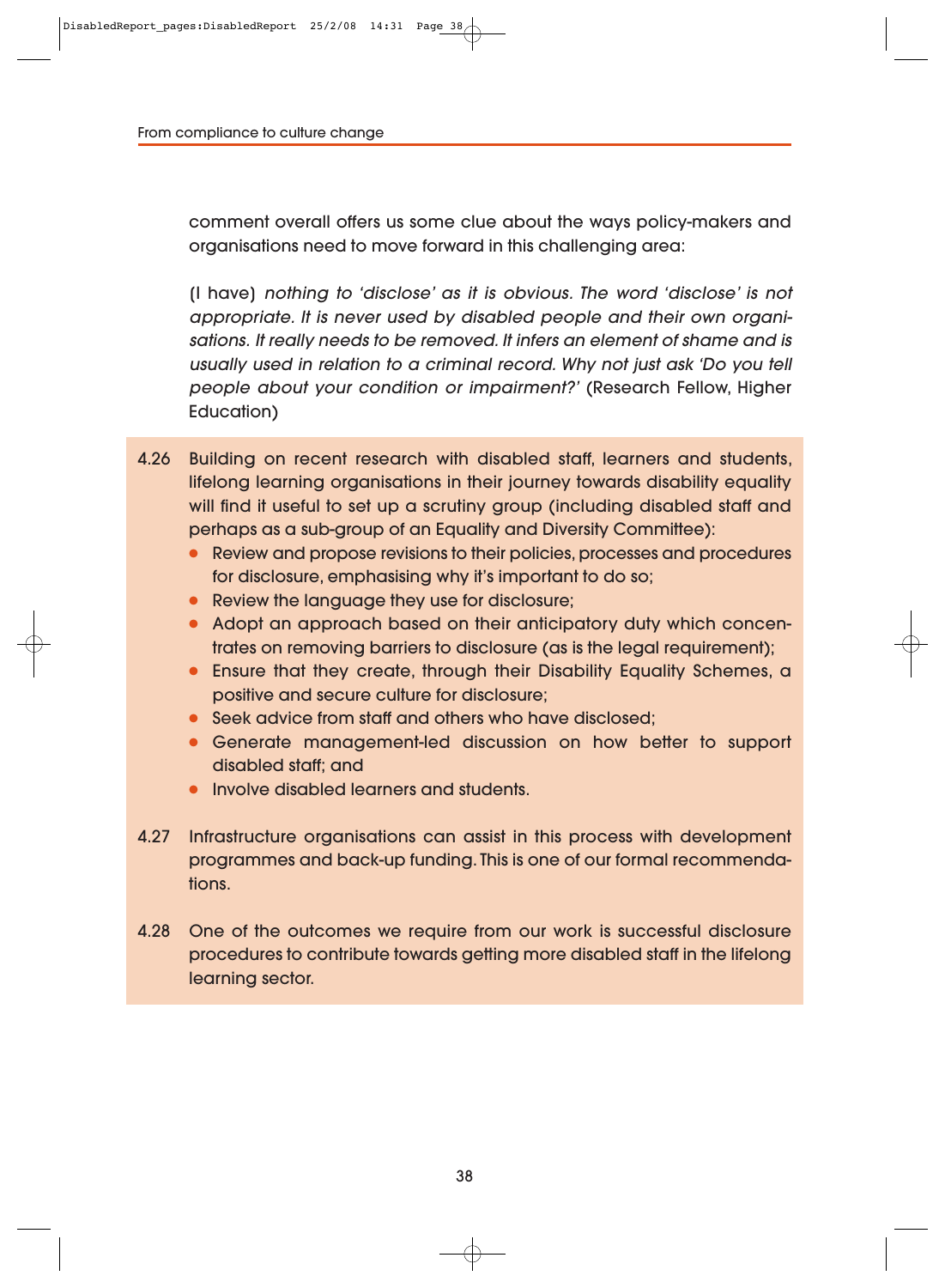comment overall offers us some clue about the ways policy-makers and organisations need to move forward in this challenging area:

(I have) *nothing to 'disclose' as it is obvious. The word 'disclose' is not appropriate. It is never used by disabled people and their own organisations. It really needs to be removed. It infers an element of shame and is usually used in relation to a criminal record. Why not just ask 'Do you tell people about your condition or impairment?'* (Research Fellow, Higher Education)

4.26 Building on recent research with disabled staff, learners and students, lifelong learning organisations in their journey towards disability equality will find it useful to set up a scrutiny group (including disabled staff and perhaps as a sub-group of an Equality and Diversity Committee):

- Review and propose revisions to their policies, processes and procedures for disclosure, emphasising why it's important to do so;
- Review the language they use for disclosure;
- Adopt an approach based on their anticipatory duty which concentrates on removing barriers to disclosure (as is the legal requirement);
- Ensure that they create, through their Disability Equality Schemes, a positive and secure culture for disclosure;
- Seek advice from staff and others who have disclosed;
- Generate management-led discussion on how better to support disabled staff; and
- Involve disabled learners and students.

4.27 Infrastructure organisations can assist in this process with development programmes and back-up funding. This is one of our formal recommendations.

4.28 One of the outcomes we require from our work is successful disclosure procedures to contribute towards getting more disabled staff in the lifelong learning sector.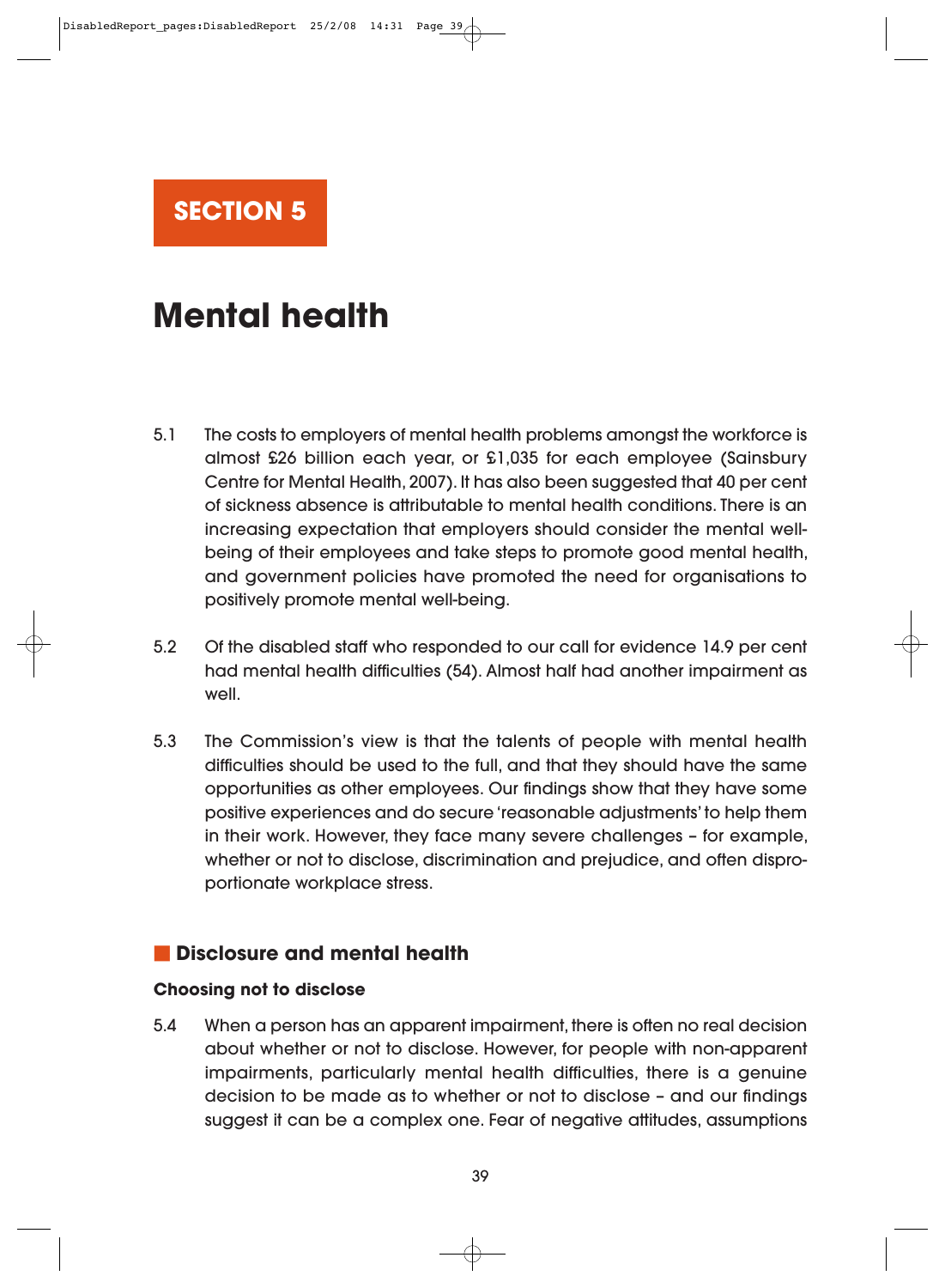# SECTION 5

# Mental health

5.1 The costs to employers of mental health problems amongst the workforce is almost £26 billion each year, or £1,035 for each employee (Sainsbury Centre for Mental Health, 2007). It has also been suggested that 40 per cent of sickness absence is attributable to mental health conditions. There is an increasing expectation that employers should consider the mental well-being of their employees and take steps to promote good mental health, and government policies have promoted the need for organisations to positively promote mental well-being.

5.2 Of the disabled staff who responded to our call for evidence 14.9 per cent had mental health difficulties (54). Almost half had another impairment as well.

5.3 The Commission's view is that the talents of people with mental health difficulties should be used to the full, and that they should have the same opportunities as other employees. Our findings show that they have some positive experiences and do secure 'reasonable adjustments' to help them in their work. However, they face many severe challenges – for example, whether or not to disclose, discrimination and prejudice, and often disproportionate workplace stress.

## Disclosure and mental health

### Choosing not to disclose

5.4 When a person has an apparent impairment, there is often no real decision about whether or not to disclose. However, for people with non-apparent impairments, particularly mental health difficulties, there is a genuine decision to be made as to whether or not to disclose – and our findings suggest it can be a complex one. Fear of negative attitudes, assumptions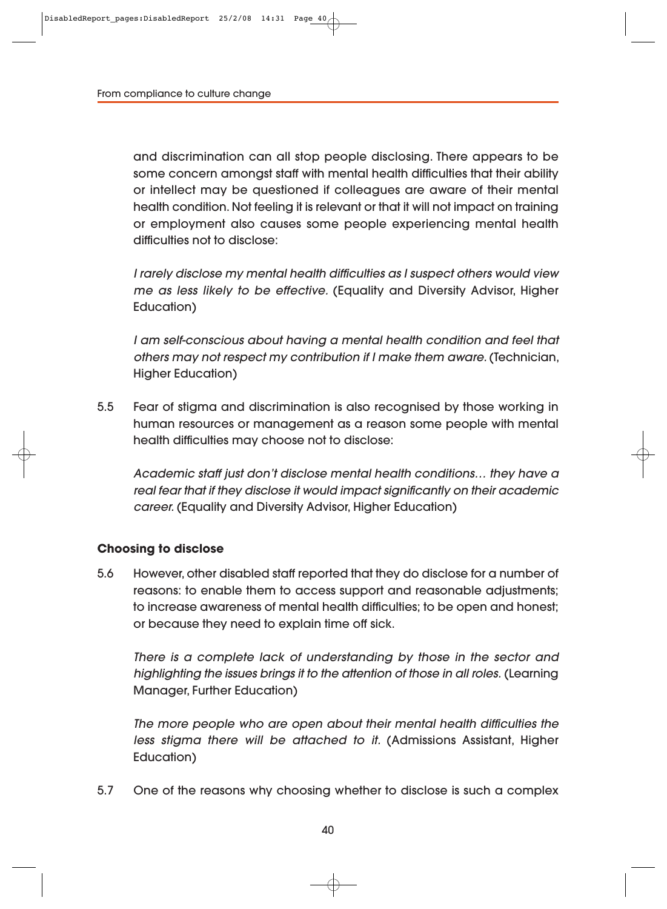and discrimination can all stop people disclosing. There appears to be some concern amongst staff with mental health difficulties that their ability or intellect may be questioned if colleagues are aware of their mental health condition. Not feeling it is relevant or that it will not impact on training or employment also causes some people experiencing mental health difficulties not to disclose:

*I rarely disclose my mental health difficulties as I suspect others would view me as less likely to be effective.* (Equality and Diversity Advisor, Higher Education)

*I am self-conscious about having a mental health condition and feel that others may not respect my contribution if I make them aware.* (Technician, Higher Education)

5.5 Fear of stigma and discrimination is also recognised by those working in human resources or management as a reason some people with mental health difficulties may choose not to disclose:

*Academic staff just don't disclose mental health conditions… they have a real fear that if they disclose it would impact significantly on their academic career.* (Equality and Diversity Advisor, Higher Education)

**Choosing to disclose**

5.6 However, other disabled staff reported that they do disclose for a number of reasons: to enable them to access support and reasonable adjustments; to increase awareness of mental health difficulties; to be open and honest; or because they need to explain time off sick.

*There is a complete lack of understanding by those in the sector and highlighting the issues brings it to the attention of those in all roles.* (Learning Manager, Further Education)

*The more people who are open about their mental health difficulties the less stigma there will be attached to it.* (Admissions Assistant, Higher Education)

5.7 One of the reasons why choosing whether to disclose is such a complex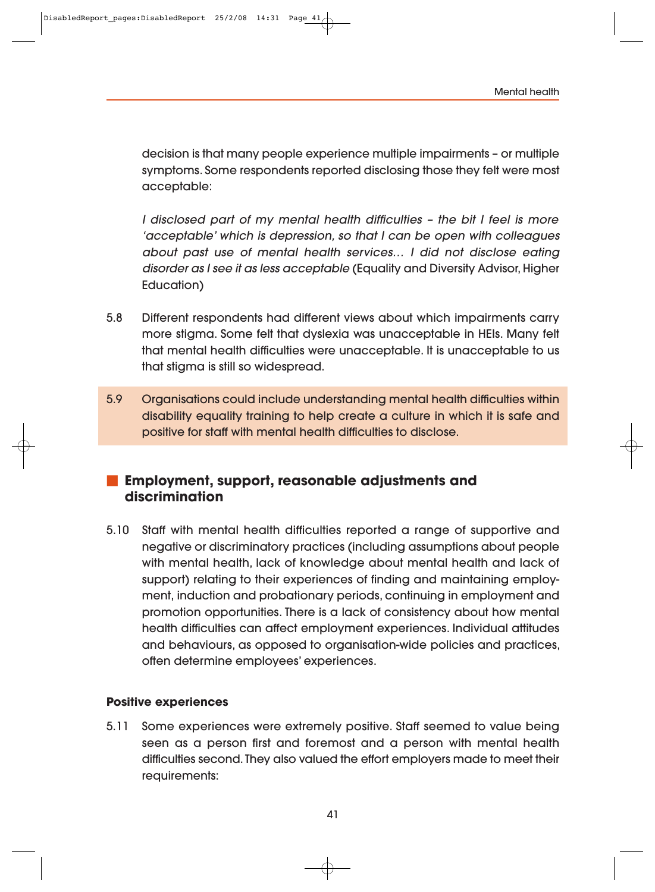decision is that many people experience multiple impairments – or multiple symptoms. Some respondents reported disclosing those they felt were most acceptable:

*I disclosed part of my mental health difficulties – the bit I feel is more 'acceptable' which is depression, so that I can be open with colleagues about past use of mental health services... I did not disclose eating disorder as I see it as less acceptable* (Equality and Diversity Advisor, Higher Education)

5.8 Different respondents had different views about which impairments carry more stigma. Some felt that dyslexia was unacceptable in HEIs. Many felt that mental health difficulties were unacceptable. It is unacceptable to us that stigma is still so widespread.

5.9 Organisations could include understanding mental health difficulties within disability equality training to help create a culture in which it is safe and positive for staff with mental health difficulties to disclose.

## Employment, support, reasonable adjustments and discrimination

5.10 Staff with mental health difficulties reported a range of supportive and negative or discriminatory practices (including assumptions about people with mental health, lack of knowledge about mental health and lack of support) relating to their experiences of finding and maintaining employment, induction and probationary periods, continuing in employment and promotion opportunities. There is a lack of consistency about how mental health difficulties can affect employment experiences. Individual attitudes and behaviours, as opposed to organisation-wide policies and practices, often determine employees' experiences.

### Positive experiences

5.11 Some experiences were extremely positive. Staff seemed to value being seen as a person first and foremost and a person with mental health difficulties second. They also valued the effort employers made to meet their requirements: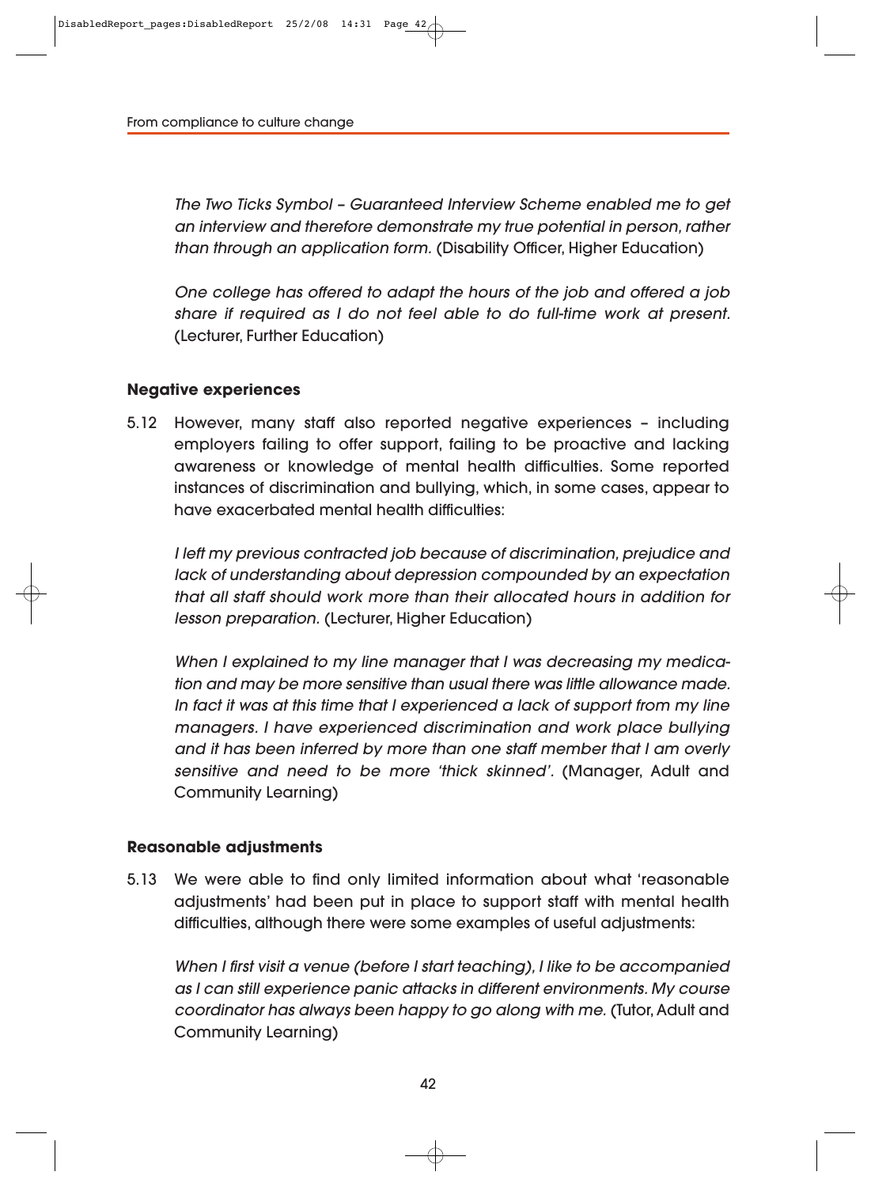*The Two Ticks Symbol – Guaranteed Interview Scheme enabled me to get an interview and therefore demonstrate my true potential in person, rather than through an application form.* (Disability Officer, Higher Education)

*One college has offered to adapt the hours of the job and offered a job share if required as I do not feel able to do full-time work at present.* (Lecturer, Further Education)

### Negative experiences

5.12 However, many staff also reported negative experiences – including employers failing to offer support, failing to be proactive and lacking awareness or knowledge of mental health difficulties. Some reported instances of discrimination and bullying, which, in some cases, appear to have exacerbated mental health difficulties:

*I left my previous contracted job because of discrimination, prejudice and lack of understanding about depression compounded by an expectation that all staff should work more than their allocated hours in addition for lesson preparation.* (Lecturer, Higher Education)

*When I explained to my line manager that I was decreasing my medication and may be more sensitive than usual there was little allowance made. In fact it was at this time that I experienced a lack of support from my line managers. I have experienced discrimination and work place bullying and it has been inferred by more than one staff member that I am overly sensitive and need to be more 'thick skinned'.* (Manager, Adult and Community Learning)

### Reasonable adjustments

5.13 We were able to find only limited information about what 'reasonable adjustments' had been put in place to support staff with mental health difficulties, although there were some examples of useful adjustments:

*When I first visit a venue (before I start teaching), I like to be accompanied as I can still experience panic attacks in different environments. My course coordinator has always been happy to go along with me.* (Tutor, Adult and Community Learning)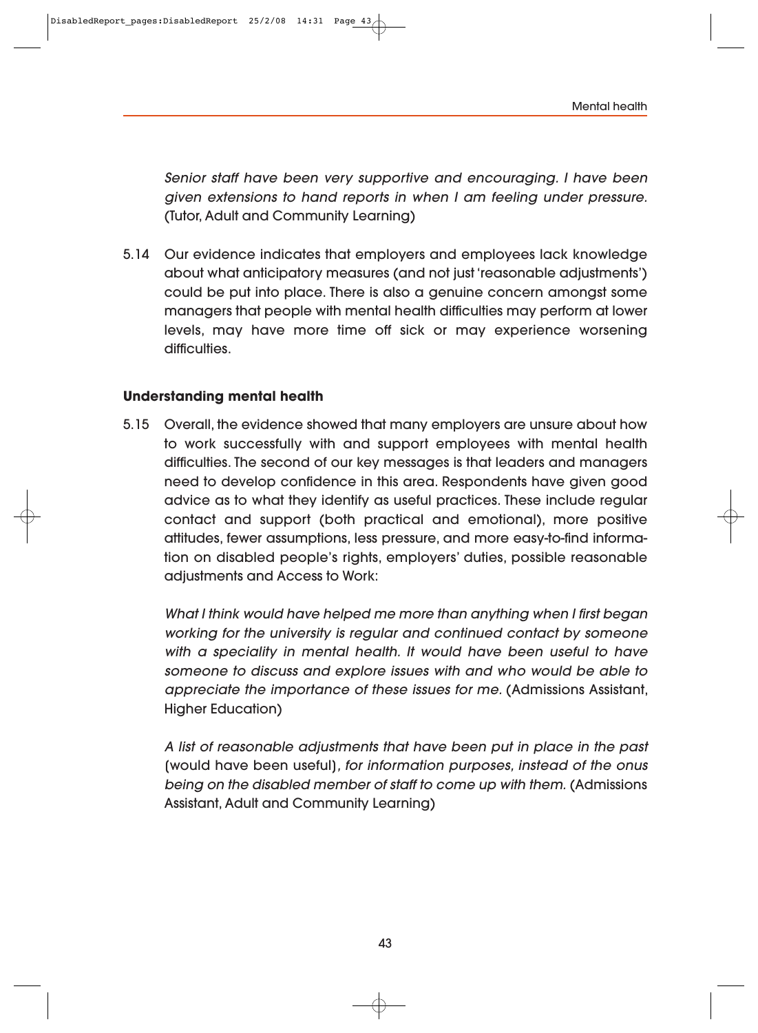*Senior staff have been very supportive and encouraging. I have been given extensions to hand reports in when I am feeling under pressure.* (Tutor, Adult and Community Learning)

5.14 Our evidence indicates that employers and employees lack knowledge about what anticipatory measures (and not just 'reasonable adjustments') could be put into place. There is also a genuine concern amongst some managers that people with mental health difficulties may perform at lower levels, may have more time off sick or may experience worsening difficulties.

### Understanding mental health

5.15 Overall, the evidence showed that many employers are unsure about how to work successfully with and support employees with mental health difficulties. The second of our key messages is that leaders and managers need to develop confidence in this area. Respondents have given good advice as to what they identify as useful practices. These include regular contact and support (both practical and emotional), more positive attitudes, fewer assumptions, less pressure, and more easy-to-find information on disabled people's rights, employers' duties, possible reasonable adjustments and Access to Work:

*What I think would have helped me more than anything when I first began working for the university is regular and continued contact by someone with a speciality in mental health. It would have been useful to have someone to discuss and explore issues with and who would be able to appreciate the importance of these issues for me.* (Admissions Assistant, Higher Education)

*A list of reasonable adjustments that have been put in place in the past* (would have been useful)*, for information purposes, instead of the onus being on the disabled member of staff to come up with them.* (Admissions Assistant, Adult and Community Learning)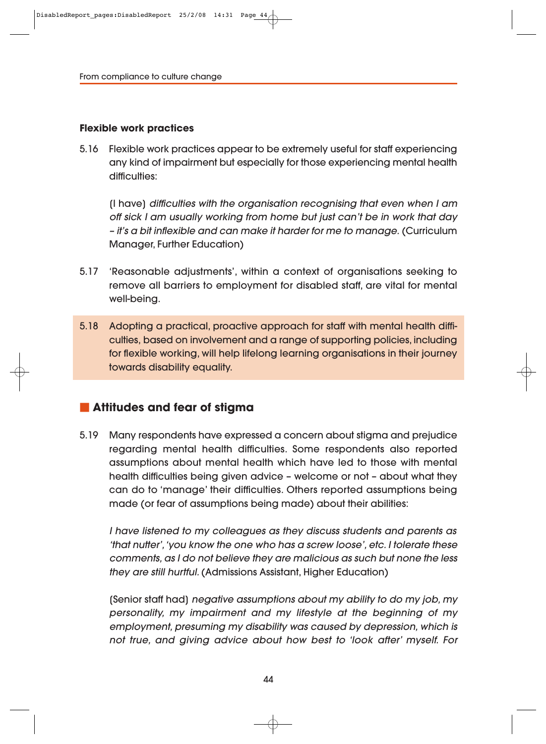**Flexible work practices**

5.16 Flexible work practices appear to be extremely useful for staff experiencing any kind of impairment but especially for those experiencing mental health difficulties:

(I have) *difficulties with the organisation recognising that even when I am off sick I am usually working from home but just can't be in work that day – it's a bit inflexible and can make it harder for me to manage.* (Curriculum Manager, Further Education)

5.17 'Reasonable adjustments', within a context of organisations seeking to remove all barriers to employment for disabled staff, are vital for mental well-being.

5.18 Adopting a practical, proactive approach for staff with mental health difficulties, based on involvement and a range of supporting policies, including for flexible working, will help lifelong learning organisations in their journey towards disability equality.

## Attitudes and fear of stigma

5.19 Many respondents have expressed a concern about stigma and prejudice regarding mental health difficulties. Some respondents also reported assumptions about mental health which have led to those with mental health difficulties being given advice – welcome or not – about what they can do to 'manage' their difficulties. Others reported assumptions being made (or fear of assumptions being made) about their abilities:

*I have listened to my colleagues as they discuss students and parents as 'that nutter', 'you know the one who has a screw loose', etc. I tolerate these comments, as I do not believe they are malicious as such but none the less they are still hurtful.* (Admissions Assistant, Higher Education)

(Senior staff had) *negative assumptions about my ability to do my job, my personality, my impairment and my lifestyle at the beginning of my employment, presuming my disability was caused by depression, which is not true, and giving advice about how best to 'look after' myself. For*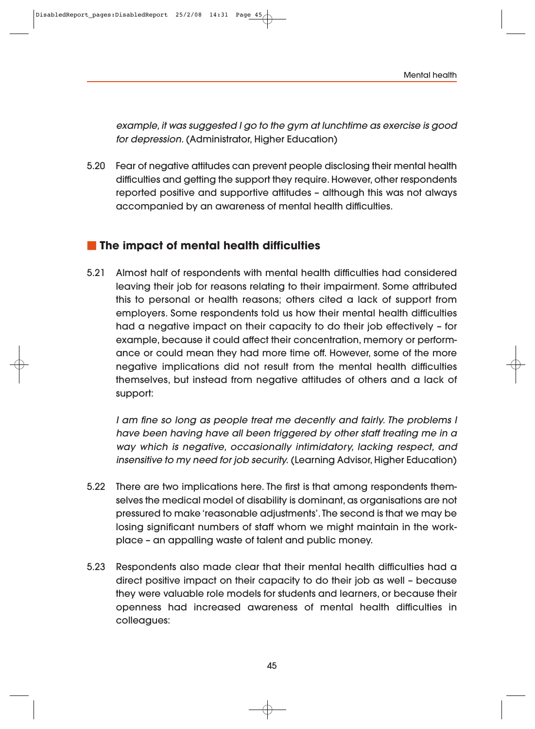*example, it was suggested I go to the gym at lunchtime as exercise is good for depression.* (Administrator, Higher Education)

5.20 Fear of negative attitudes can prevent people disclosing their mental health difficulties and getting the support they require. However, other respondents reported positive and supportive attitudes – although this was not always accompanied by an awareness of mental health difficulties.

## The impact of mental health difficulties

5.21 Almost half of respondents with mental health difficulties had considered leaving their job for reasons relating to their impairment. Some attributed this to personal or health reasons; others cited a lack of support from employers. Some respondents told us how their mental health difficulties had a negative impact on their capacity to do their job effectively – for example, because it could affect their concentration, memory or performance or could mean they had more time off. However, some of the more negative implications did not result from the mental health difficulties themselves, but instead from negative attitudes of others and a lack of support:

*I am fine so long as people treat me decently and fairly. The problems I have been having have all been triggered by other staff treating me in a way which is negative, occasionally intimidatory, lacking respect, and insensitive to my need for job security.* (Learning Advisor, Higher Education)

5.22 There are two implications here. The first is that among respondents themselves the medical model of disability is dominant, as organisations are not pressured to make 'reasonable adjustments'. The second is that we may be losing significant numbers of staff whom we might maintain in the workplace – an appalling waste of talent and public money.

5.23 Respondents also made clear that their mental health difficulties had a direct positive impact on their capacity to do their job as well – because they were valuable role models for students and learners, or because their openness had increased awareness of mental health difficulties in colleagues: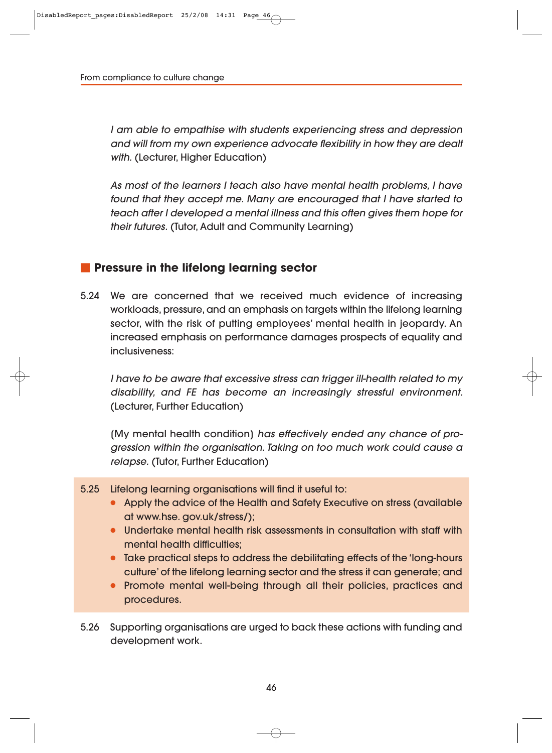*I am able to empathise with students experiencing stress and depression and will from my own experience advocate flexibility in how they are dealt with.* (Lecturer, Higher Education)

*As most of the learners I teach also have mental health problems, I have found that they accept me. Many are encouraged that I have started to teach after I developed a mental illness and this often gives them hope for their futures.* (Tutor, Adult and Community Learning)

## Pressure in the lifelong learning sector

5.24 We are concerned that we received much evidence of increasing workloads, pressure, and an emphasis on targets within the lifelong learning sector, with the risk of putting employees' mental health in jeopardy. An increased emphasis on performance damages prospects of equality and inclusiveness:

*I have to be aware that excessive stress can trigger ill-health related to my disability, and FE has become an increasingly stressful environment.* (Lecturer, Further Education)

(My mental health condition) *has effectively ended any chance of progression within the organisation. Taking on too much work could cause a relapse.* (Tutor, Further Education)

5.25 Lifelong learning organisations will find it useful to:

- Apply the advice of the Health and Safety Executive on stress (available at www.hse. gov.uk/stress/);
- Undertake mental health risk assessments in consultation with staff with mental health difficulties;
- Take practical steps to address the debilitating effects of the 'long-hours culture' of the lifelong learning sector and the stress it can generate; and
- Promote mental well-being through all their policies, practices and procedures.

5.26 Supporting organisations are urged to back these actions with funding and development work.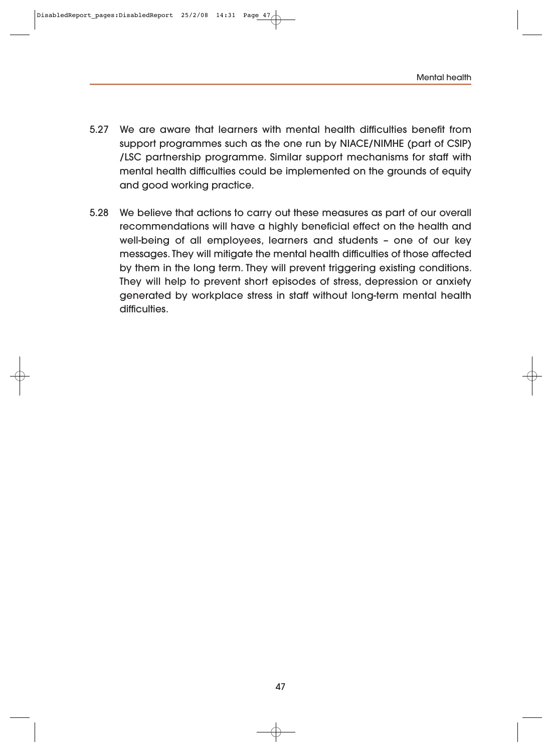5.27 We are aware that learners with mental health difficulties benefit from support programmes such as the one run by NIACE/NIMHE (part of CSIP) /LSC partnership programme. Similar support mechanisms for staff with mental health difficulties could be implemented on the grounds of equity and good working practice.

5.28 We believe that actions to carry out these measures as part of our overall recommendations will have a highly beneficial effect on the health and well-being of all employees, learners and students – one of our key messages. They will mitigate the mental health difficulties of those affected by them in the long term. They will prevent triggering existing conditions. They will help to prevent short episodes of stress, depression or anxiety generated by workplace stress in staff without long-term mental health difficulties.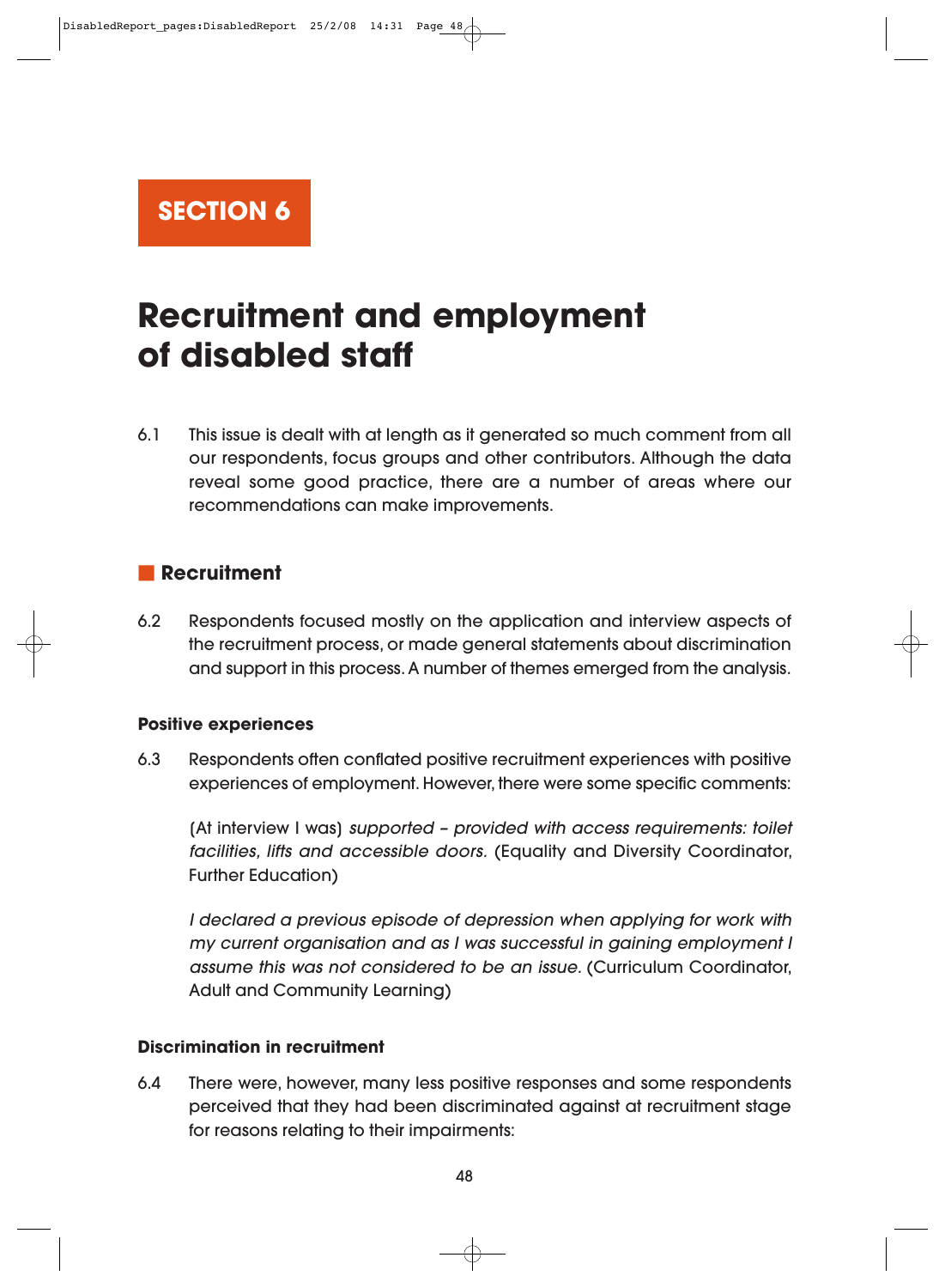## SECTION 6

# Recruitment and employment of disabled staff

6.1 This issue is dealt with at length as it generated so much comment from all our respondents, focus groups and other contributors. Although the data reveal some good practice, there are a number of areas where our recommendations can make improvements.

## Recruitment

6.2 Respondents focused mostly on the application and interview aspects of the recruitment process, or made general statements about discrimination and support in this process. A number of themes emerged from the analysis.

### Positive experiences

6.3 Respondents often conflated positive recruitment experiences with positive experiences of employment. However, there were some specific comments:

> (At interview I was) *supported – provided with access requirements: toilet facilities, lifts and accessible doors.* (Equality and Diversity Coordinator, Further Education)

> *I declared a previous episode of depression when applying for work with my current organisation and as I was successful in gaining employment I assume this was not considered to be an issue.* (Curriculum Coordinator, Adult and Community Learning)

### Discrimination in recruitment

6.4 There were, however, many less positive responses and some respondents perceived that they had been discriminated against at recruitment stage for reasons relating to their impairments: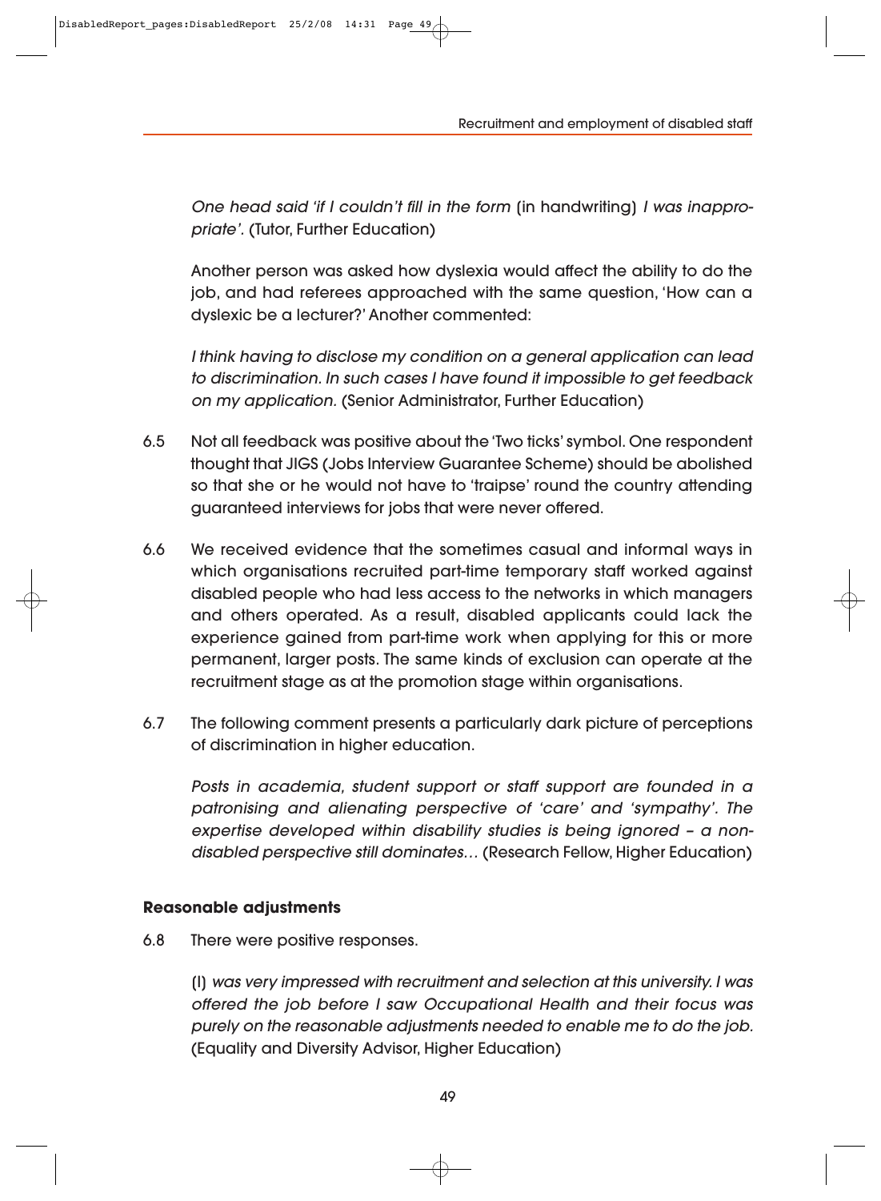*One head said 'if I couldn't fill in the form* (in handwriting) *I was inappropriate'.* (Tutor, Further Education)

Another person was asked how dyslexia would affect the ability to do the job, and had referees approached with the same question, 'How can a dyslexic be a lecturer?' Another commented:

*I think having to disclose my condition on a general application can lead to discrimination. In such cases I have found it impossible to get feedback on my application.* (Senior Administrator, Further Education)

6.5 Not all feedback was positive about the 'Two ticks' symbol. One respondent thought that JIGS (Jobs Interview Guarantee Scheme) should be abolished so that she or he would not have to 'traipse' round the country attending guaranteed interviews for jobs that were never offered.

6.6 We received evidence that the sometimes casual and informal ways in which organisations recruited part-time temporary staff worked against disabled people who had less access to the networks in which managers and others operated. As a result, disabled applicants could lack the experience gained from part-time work when applying for this or more permanent, larger posts. The same kinds of exclusion can operate at the recruitment stage as at the promotion stage within organisations.

6.7 The following comment presents a particularly dark picture of perceptions of discrimination in higher education.

*Posts in academia, student support or staff support are founded in a patronising and alienating perspective of 'care' and 'sympathy'. The expertise developed within disability studies is being ignored – a non-disabled perspective still dominates…* (Research Fellow, Higher Education)

**Reasonable adjustments**

6.8 There were positive responses.

(I) *was very impressed with recruitment and selection at this university. I was offered the job before I saw Occupational Health and their focus was purely on the reasonable adjustments needed to enable me to do the job.* (Equality and Diversity Advisor, Higher Education)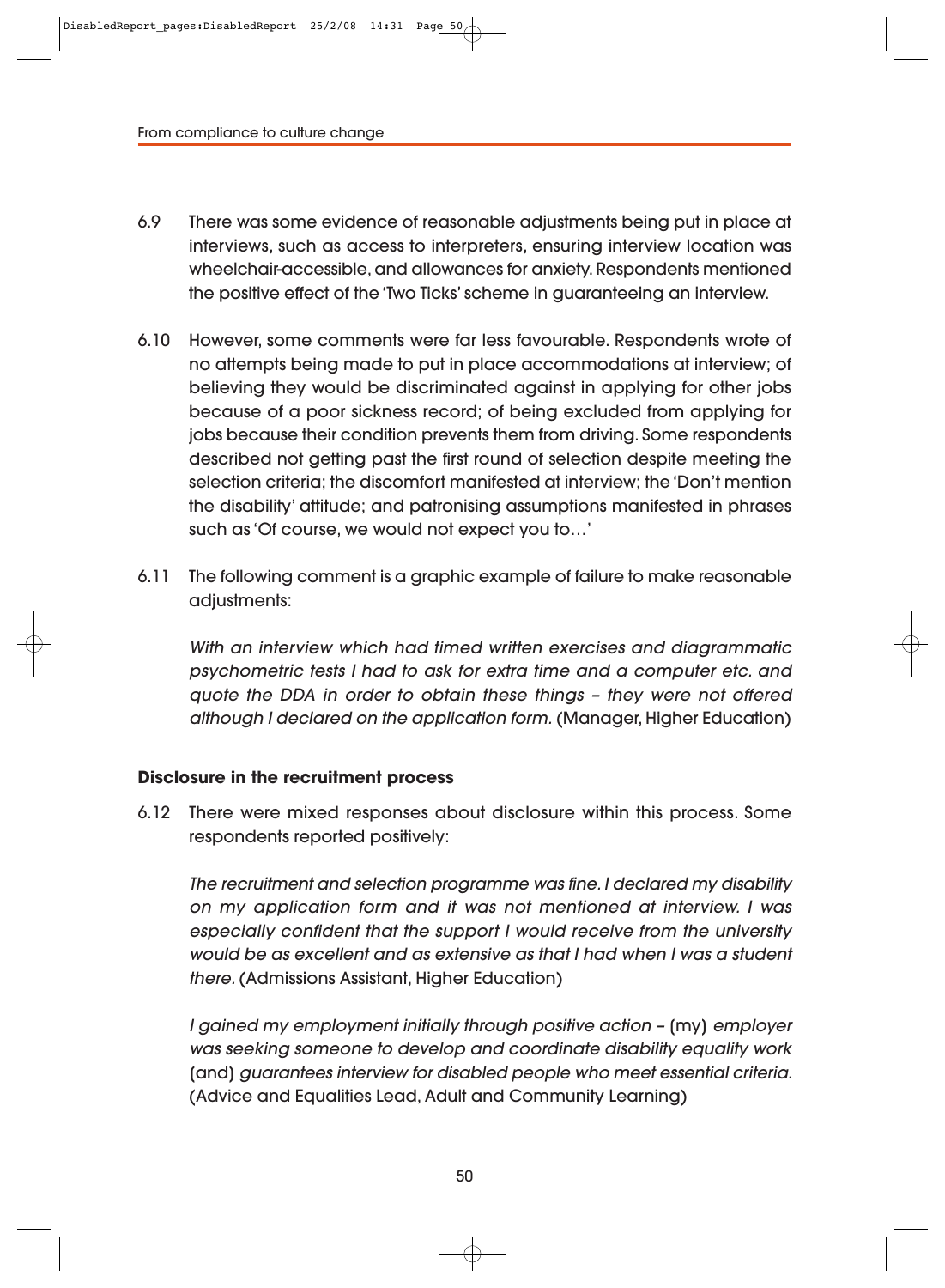6.9 There was some evidence of reasonable adjustments being put in place at interviews, such as access to interpreters, ensuring interview location was wheelchair-accessible, and allowances for anxiety. Respondents mentioned the positive effect of the 'Two Ticks' scheme in guaranteeing an interview.

6.10 However, some comments were far less favourable. Respondents wrote of no attempts being made to put in place accommodations at interview; of believing they would be discriminated against in applying for other jobs because of a poor sickness record; of being excluded from applying for jobs because their condition prevents them from driving. Some respondents described not getting past the first round of selection despite meeting the selection criteria; the discomfort manifested at interview; the 'Don't mention the disability' attitude; and patronising assumptions manifested in phrases such as 'Of course, we would not expect you to…'

6.11 The following comment is a graphic example of failure to make reasonable adjustments:

*With an interview which had timed written exercises and diagrammatic psychometric tests I had to ask for extra time and a computer etc. and quote the DDA in order to obtain these things – they were not offered although I declared on the application form.* (Manager, Higher Education)

**Disclosure in the recruitment process**

6.12 There were mixed responses about disclosure within this process. Some respondents reported positively:

*The recruitment and selection programme was fine. I declared my disability on my application form and it was not mentioned at interview. I was especially confident that the support I would receive from the university would be as excellent and as extensive as that I had when I was a student there.* (Admissions Assistant, Higher Education)

*I gained my employment initially through positive action –* (my) *employer was seeking someone to develop and coordinate disability equality work* (and) *guarantees interview for disabled people who meet essential criteria.* (Advice and Equalities Lead, Adult and Community Learning)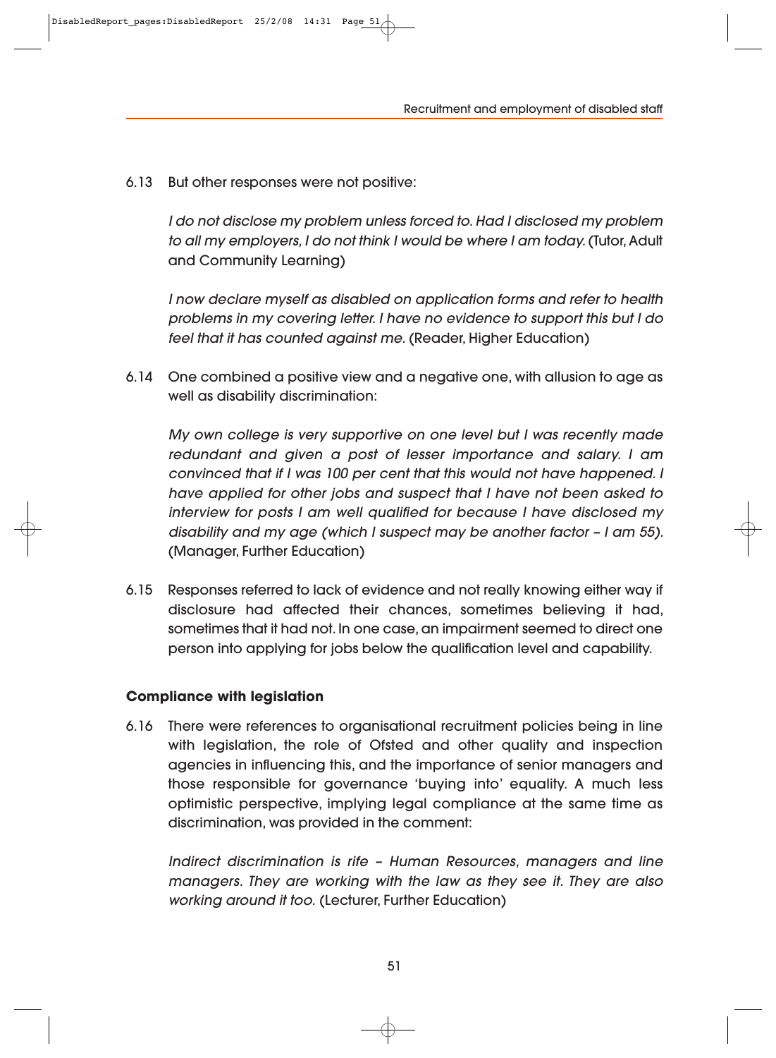6.13 But other responses were not positive:

*I do not disclose my problem unless forced to. Had I disclosed my problem to all my employers, I do not think I would be where I am today.* (Tutor, Adult and Community Learning)

*I now declare myself as disabled on application forms and refer to health problems in my covering letter. I have no evidence to support this but I do feel that it has counted against me.* (Reader, Higher Education)

6.14 One combined a positive view and a negative one, with allusion to age as well as disability discrimination:

*My own college is very supportive on one level but I was recently made redundant and given a post of lesser importance and salary. I am convinced that if I was 100 per cent that this would not have happened. I have applied for other jobs and suspect that I have not been asked to interview for posts I am well qualified for because I have disclosed my disability and my age (which I suspect may be another factor – I am 55).* (Manager, Further Education)

6.15 Responses referred to lack of evidence and not really knowing either way if disclosure had affected their chances, sometimes believing it had, sometimes that it had not. In one case, an impairment seemed to direct one person into applying for jobs below the qualification level and capability.

### Compliance with legislation

6.16 There were references to organisational recruitment policies being in line with legislation, the role of Ofsted and other quality and inspection agencies in influencing this, and the importance of senior managers and those responsible for governance 'buying into' equality. A much less optimistic perspective, implying legal compliance at the same time as discrimination, was provided in the comment:

*Indirect discrimination is rife – Human Resources, managers and line managers. They are working with the law as they see it. They are also working around it too.* (Lecturer, Further Education)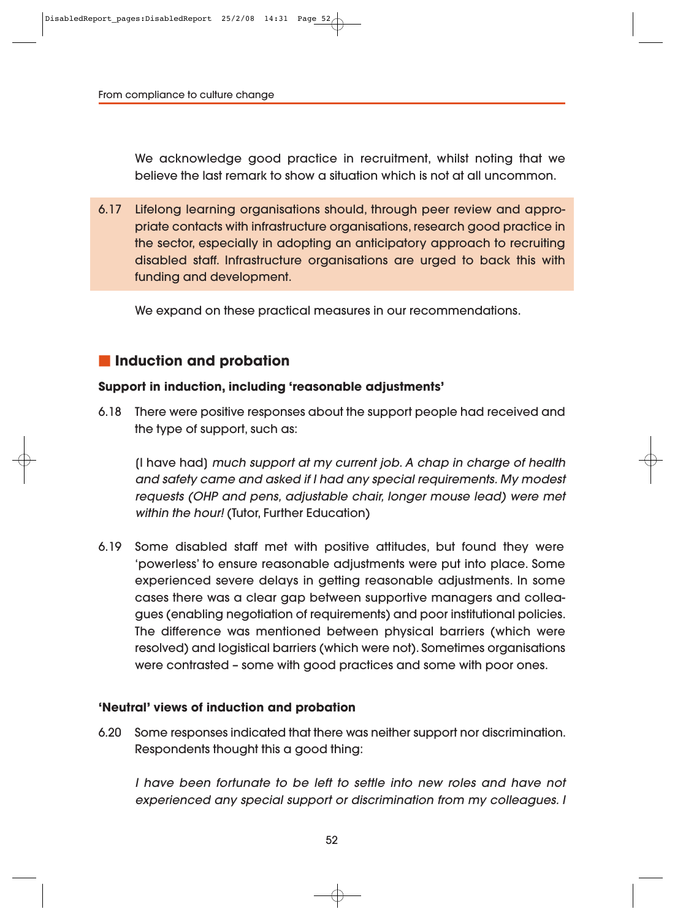We acknowledge good practice in recruitment, whilst noting that we believe the last remark to show a situation which is not at all uncommon.

6.17 Lifelong learning organisations should, through peer review and appropriate contacts with infrastructure organisations, research good practice in the sector, especially in adopting an anticipatory approach to recruiting disabled staff. Infrastructure organisations are urged to back this with funding and development.

We expand on these practical measures in our recommendations.

## Induction and probation

### Support in induction, including 'reasonable adjustments'

6.18 There were positive responses about the support people had received and the type of support, such as:

(I have had) *much support at my current job. A chap in charge of health and safety came and asked if I had any special requirements. My modest requests (OHP and pens, adjustable chair, longer mouse lead) were met within the hour!* (Tutor, Further Education)

6.19 Some disabled staff met with positive attitudes, but found they were 'powerless' to ensure reasonable adjustments were put into place. Some experienced severe delays in getting reasonable adjustments. In some cases there was a clear gap between supportive managers and colleagues (enabling negotiation of requirements) and poor institutional policies. The difference was mentioned between physical barriers (which were resolved) and logistical barriers (which were not). Sometimes organisations were contrasted – some with good practices and some with poor ones.

### 'Neutral' views of induction and probation

6.20 Some responses indicated that there was neither support nor discrimination. Respondents thought this a good thing:

*I have been fortunate to be left to settle into new roles and have not experienced any special support or discrimination from my colleagues. I*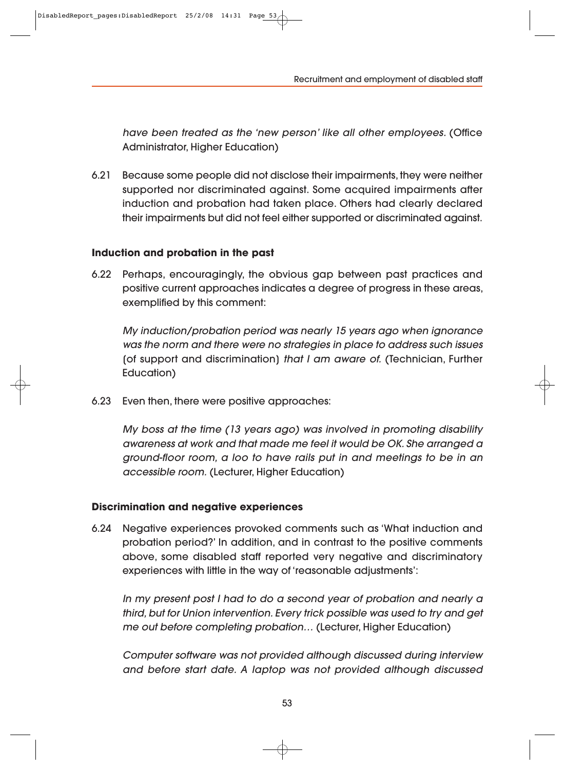*have been treated as the 'new person' like all other employees.* (Office Administrator, Higher Education)

6.21 Because some people did not disclose their impairments, they were neither supported nor discriminated against. Some acquired impairments after induction and probation had taken place. Others had clearly declared their impairments but did not feel either supported or discriminated against.

### Induction and probation in the past

6.22 Perhaps, encouragingly, the obvious gap between past practices and positive current approaches indicates a degree of progress in these areas, exemplified by this comment:

*My induction/probation period was nearly 15 years ago when ignorance was the norm and there were no strategies in place to address such issues* (of support and discrimination) *that I am aware of.* (Technician, Further Education)

6.23 Even then, there were positive approaches:

*My boss at the time (13 years ago) was involved in promoting disability awareness at work and that made me feel it would be OK. She arranged a ground-floor room, a loo to have rails put in and meetings to be in an accessible room.* (Lecturer, Higher Education)

### Discrimination and negative experiences

6.24 Negative experiences provoked comments such as 'What induction and probation period?' In addition, and in contrast to the positive comments above, some disabled staff reported very negative and discriminatory experiences with little in the way of 'reasonable adjustments':

*In my present post I had to do a second year of probation and nearly a third, but for Union intervention. Every trick possible was used to try and get me out before completing probation…* (Lecturer, Higher Education)

*Computer software was not provided although discussed during interview and before start date. A laptop was not provided although discussed*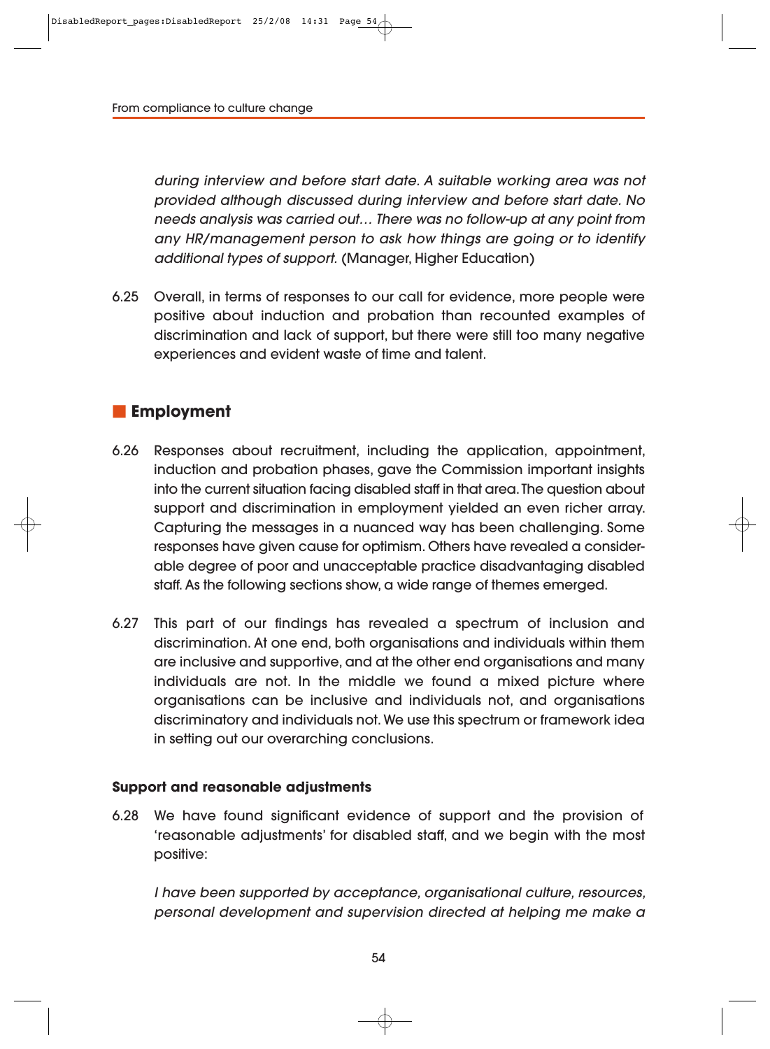*during interview and before start date. A suitable working area was not provided although discussed during interview and before start date. No needs analysis was carried out… There was no follow-up at any point from any HR/management person to ask how things are going or to identify additional types of support.* (Manager, Higher Education)

6.25 Overall, in terms of responses to our call for evidence, more people were positive about induction and probation than recounted examples of discrimination and lack of support, but there were still too many negative experiences and evident waste of time and talent.

## Employment

6.26 Responses about recruitment, including the application, appointment, induction and probation phases, gave the Commission important insights into the current situation facing disabled staff in that area. The question about support and discrimination in employment yielded an even richer array. Capturing the messages in a nuanced way has been challenging. Some responses have given cause for optimism. Others have revealed a considerable degree of poor and unacceptable practice disadvantaging disabled staff. As the following sections show, a wide range of themes emerged.

6.27 This part of our findings has revealed a spectrum of inclusion and discrimination. At one end, both organisations and individuals within them are inclusive and supportive, and at the other end organisations and many individuals are not. In the middle we found a mixed picture where organisations can be inclusive and individuals not, and organisations discriminatory and individuals not. We use this spectrum or framework idea in setting out our overarching conclusions.

### Support and reasonable adjustments

6.28 We have found significant evidence of support and the provision of 'reasonable adjustments' for disabled staff, and we begin with the most positive:

*I have been supported by acceptance, organisational culture, resources, personal development and supervision directed at helping me make a*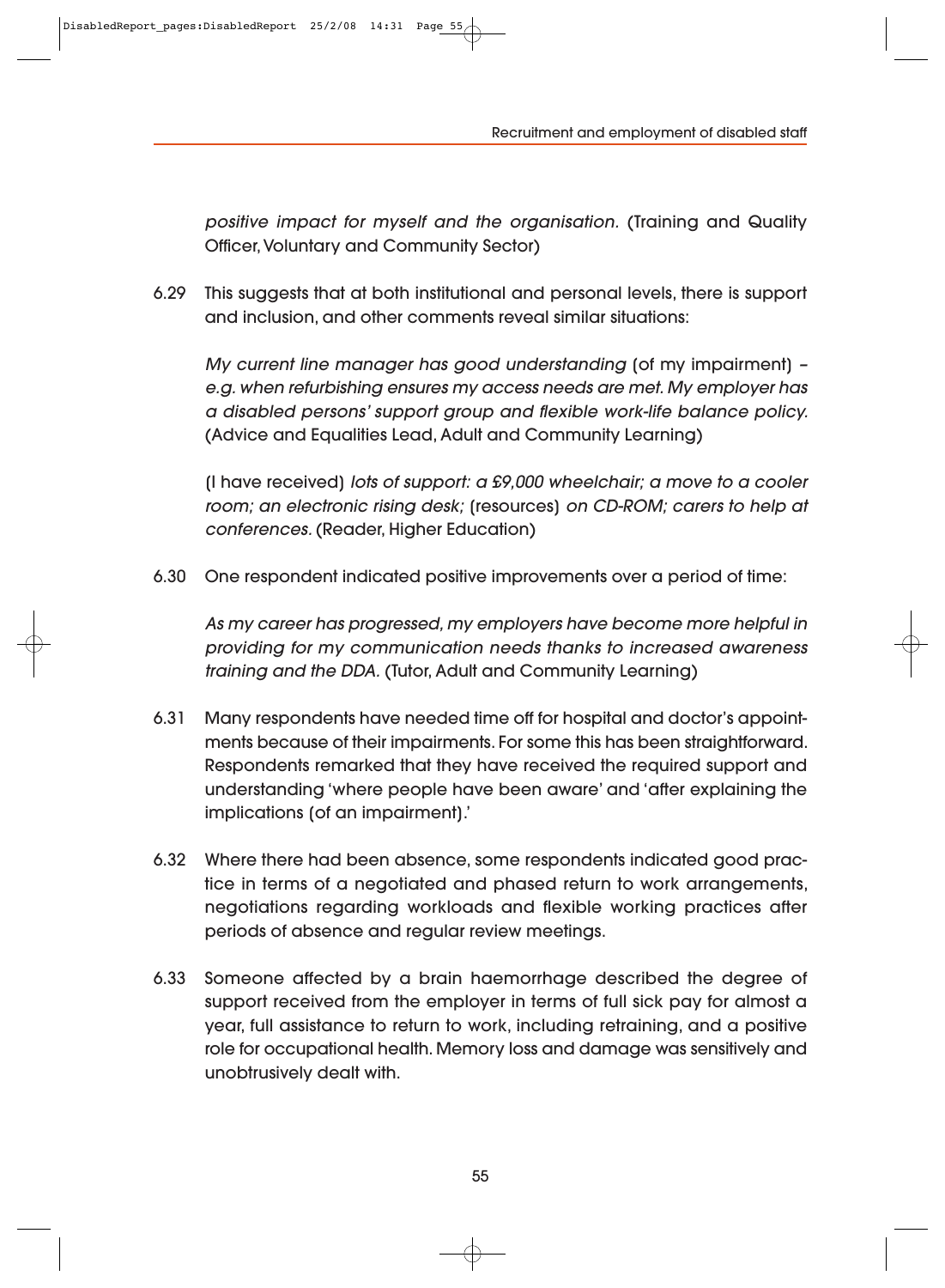*positive impact for myself and the organisation.* (Training and Quality Officer, Voluntary and Community Sector)

6.29 This suggests that at both institutional and personal levels, there is support and inclusion, and other comments reveal similar situations:

> *My current line manager has good understanding* (of my impairment) – *e.g. when refurbishing ensures my access needs are met. My employer has a disabled persons' support group and flexible work-life balance policy.* (Advice and Equalities Lead, Adult and Community Learning)

> (I have received) *lots of support: a £9,000 wheelchair; a move to a cooler room; an electronic rising desk;* (resources) *on CD-ROM; carers to help at conferences.* (Reader, Higher Education)

6.30 One respondent indicated positive improvements over a period of time:

> *As my career has progressed, my employers have become more helpful in providing for my communication needs thanks to increased awareness training and the DDA.* (Tutor, Adult and Community Learning)

6.31 Many respondents have needed time off for hospital and doctor's appointments because of their impairments. For some this has been straightforward. Respondents remarked that they have received the required support and understanding 'where people have been aware' and 'after explaining the implications (of an impairment).'

6.32 Where there had been absence, some respondents indicated good practice in terms of a negotiated and phased return to work arrangements, negotiations regarding workloads and flexible working practices after periods of absence and regular review meetings.

6.33 Someone affected by a brain haemorrhage described the degree of support received from the employer in terms of full sick pay for almost a year, full assistance to return to work, including retraining, and a positive role for occupational health. Memory loss and damage was sensitively and unobtrusively dealt with.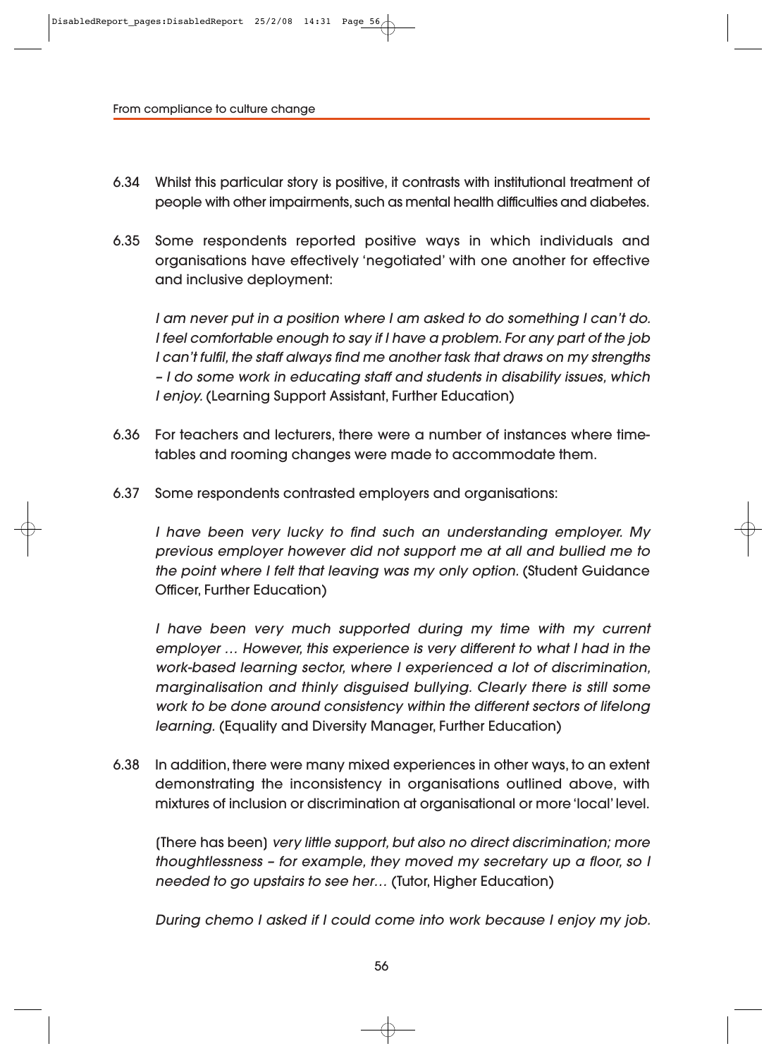6.34 Whilst this particular story is positive, it contrasts with institutional treatment of people with other impairments, such as mental health difficulties and diabetes.

6.35 Some respondents reported positive ways in which individuals and organisations have effectively 'negotiated' with one another for effective and inclusive deployment:

> *I am never put in a position where I am asked to do something I can't do. I feel comfortable enough to say if I have a problem. For any part of the job I can't fulfil, the staff always find me another task that draws on my strengths – I do some work in educating staff and students in disability issues, which I enjoy.* (Learning Support Assistant, Further Education)

6.36 For teachers and lecturers, there were a number of instances where time-tables and rooming changes were made to accommodate them.

6.37 Some respondents contrasted employers and organisations:

> *I have been very lucky to find such an understanding employer. My previous employer however did not support me at all and bullied me to the point where I felt that leaving was my only option.* (Student Guidance Officer, Further Education)

> *I have been very much supported during my time with my current employer … However, this experience is very different to what I had in the work-based learning sector, where I experienced a lot of discrimination, marginalisation and thinly disguised bullying. Clearly there is still some work to be done around consistency within the different sectors of lifelong learning.* (Equality and Diversity Manager, Further Education)

6.38 In addition, there were many mixed experiences in other ways, to an extent demonstrating the inconsistency in organisations outlined above, with mixtures of inclusion or discrimination at organisational or more 'local' level.

> (There has been) *very little support, but also no direct discrimination; more thoughtlessness – for example, they moved my secretary up a floor, so I needed to go upstairs to see her…* (Tutor, Higher Education)

> *During chemo I asked if I could come into work because I enjoy my job.*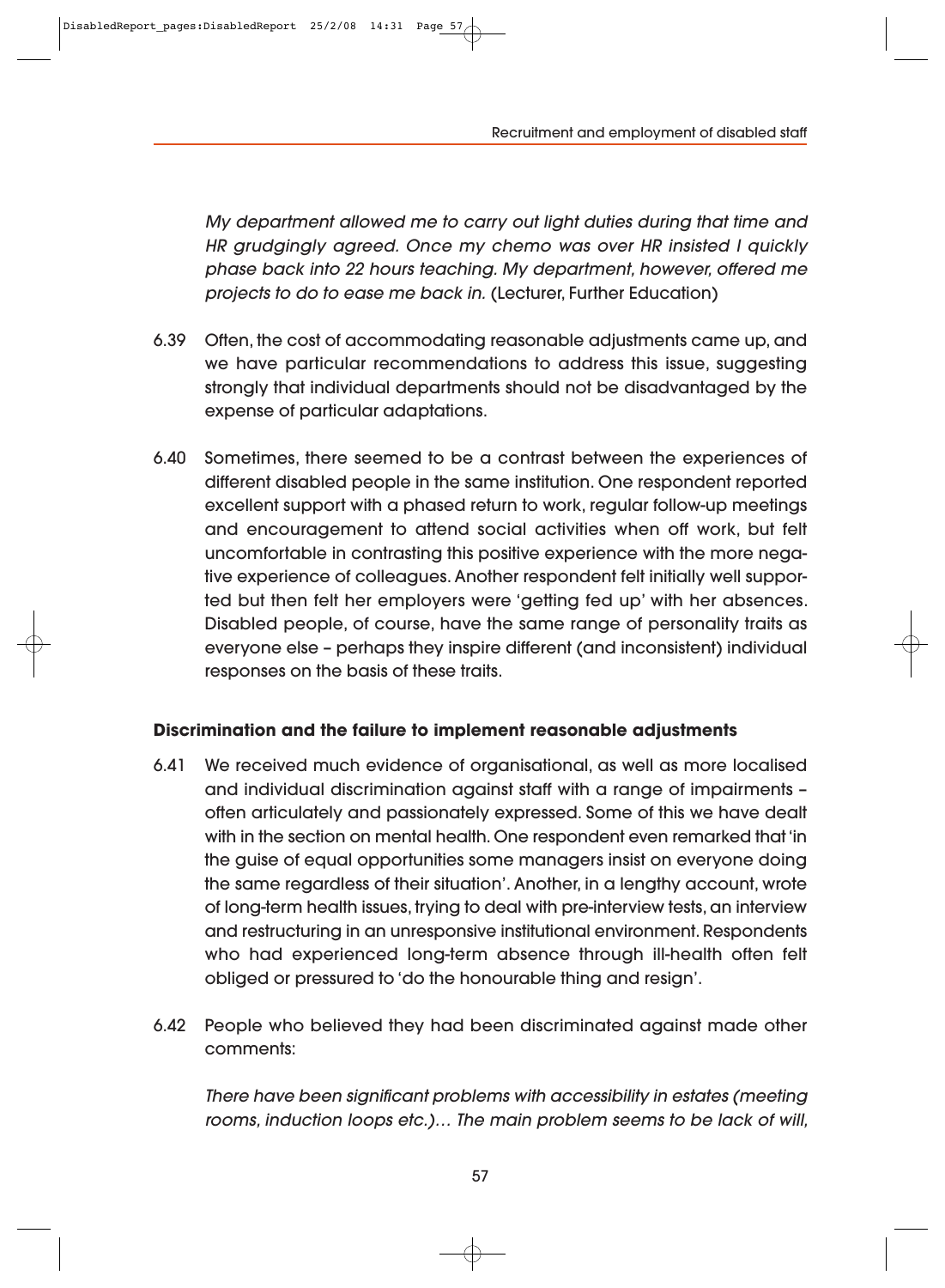*My department allowed me to carry out light duties during that time and HR grudgingly agreed. Once my chemo was over HR insisted I quickly phase back into 22 hours teaching. My department, however, offered me projects to do to ease me back in.* (Lecturer, Further Education)

6.39 Often, the cost of accommodating reasonable adjustments came up, and we have particular recommendations to address this issue, suggesting strongly that individual departments should not be disadvantaged by the expense of particular adaptations.

6.40 Sometimes, there seemed to be a contrast between the experiences of different disabled people in the same institution. One respondent reported excellent support with a phased return to work, regular follow-up meetings and encouragement to attend social activities when off work, but felt uncomfortable in contrasting this positive experience with the more negative experience of colleagues. Another respondent felt initially well supported but then felt her employers were 'getting fed up' with her absences. Disabled people, of course, have the same range of personality traits as everyone else – perhaps they inspire different (and inconsistent) individual responses on the basis of these traits.

**Discrimination and the failure to implement reasonable adjustments**

6.41 We received much evidence of organisational, as well as more localised and individual discrimination against staff with a range of impairments – often articulately and passionately expressed. Some of this we have dealt with in the section on mental health. One respondent even remarked that 'in the guise of equal opportunities some managers insist on everyone doing the same regardless of their situation'. Another, in a lengthy account, wrote of long-term health issues, trying to deal with pre-interview tests, an interview and restructuring in an unresponsive institutional environment. Respondents who had experienced long-term absence through ill-health often felt obliged or pressured to 'do the honourable thing and resign'.

6.42 People who believed they had been discriminated against made other comments:

*There have been significant problems with accessibility in estates (meeting rooms, induction loops etc.)… The main problem seems to be lack of will,*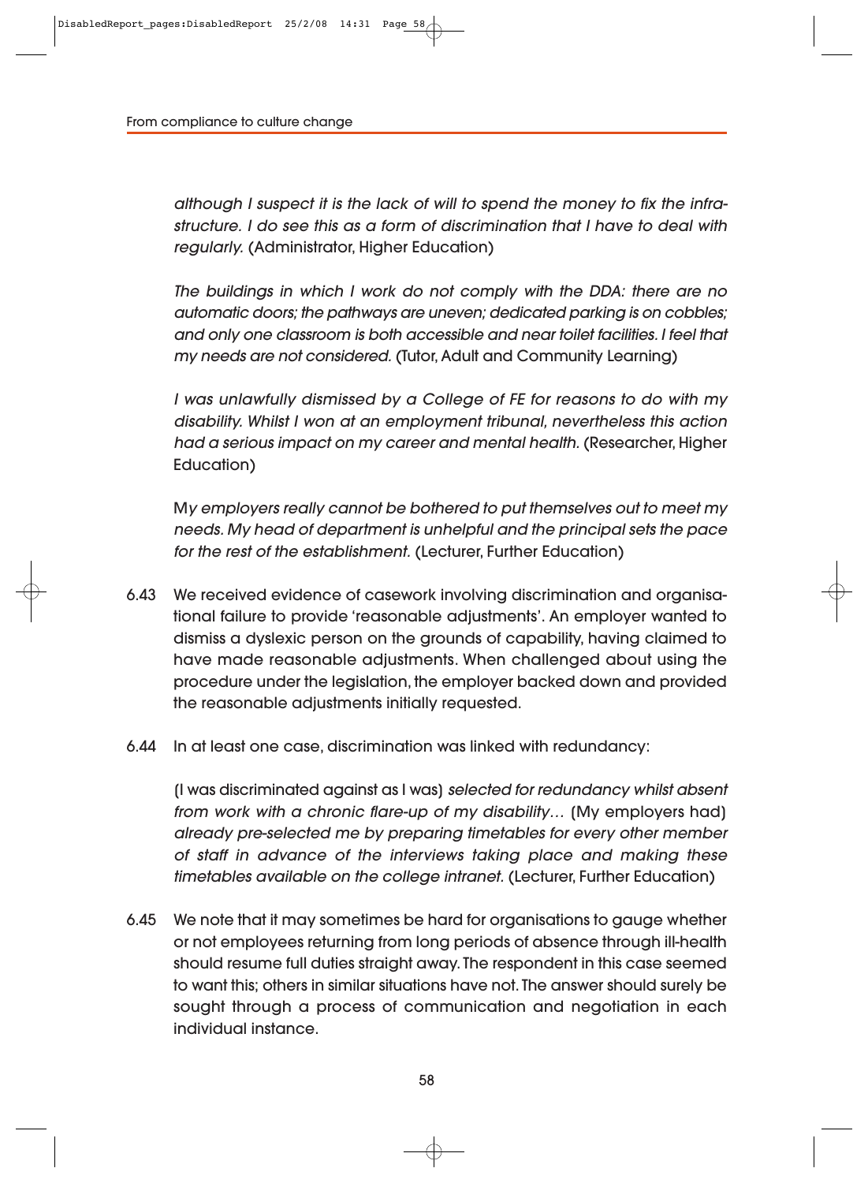*although I suspect it is the lack of will to spend the money to fix the infrastructure. I do see this as a form of discrimination that I have to deal with regularly.* (Administrator, Higher Education)

*The buildings in which I work do not comply with the DDA: there are no automatic doors; the pathways are uneven; dedicated parking is on cobbles; and only one classroom is both accessible and near toilet facilities. I feel that my needs are not considered.* (Tutor, Adult and Community Learning)

*I was unlawfully dismissed by a College of FE for reasons to do with my disability. Whilst I won at an employment tribunal, nevertheless this action had a serious impact on my career and mental health.* (Researcher, Higher Education)

M*y employers really cannot be bothered to put themselves out to meet my needs. My head of department is unhelpful and the principal sets the pace for the rest of the establishment.* (Lecturer, Further Education)

6.43 We received evidence of casework involving discrimination and organisational failure to provide 'reasonable adjustments'. An employer wanted to dismiss a dyslexic person on the grounds of capability, having claimed to have made reasonable adjustments. When challenged about using the procedure under the legislation, the employer backed down and provided the reasonable adjustments initially requested.

6.44 In at least one case, discrimination was linked with redundancy:

(I was discriminated against as I was) *selected for redundancy whilst absent from work with a chronic flare-up of my disability…* (My employers had) *already pre-selected me by preparing timetables for every other member of staff in advance of the interviews taking place and making these timetables available on the college intranet.* (Lecturer, Further Education)

6.45 We note that it may sometimes be hard for organisations to gauge whether or not employees returning from long periods of absence through ill-health should resume full duties straight away. The respondent in this case seemed to want this; others in similar situations have not. The answer should surely be sought through a process of communication and negotiation in each individual instance.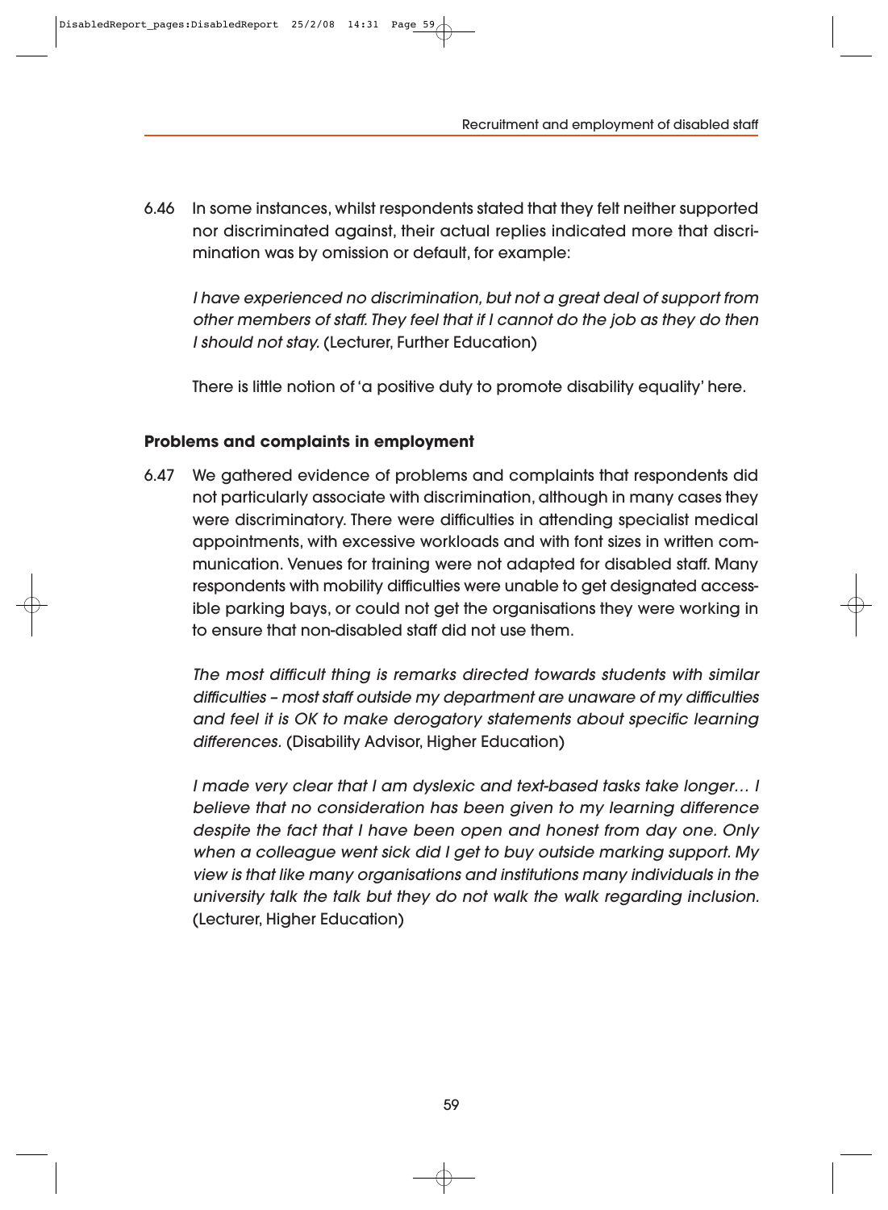6.46 In some instances, whilst respondents stated that they felt neither supported nor discriminated against, their actual replies indicated more that discrimination was by omission or default, for example:

> *I have experienced no discrimination, but not a great deal of support from other members of staff. They feel that if I cannot do the job as they do then I should not stay.* (Lecturer, Further Education)

There is little notion of 'a positive duty to promote disability equality' here.

### Problems and complaints in employment

6.47 We gathered evidence of problems and complaints that respondents did not particularly associate with discrimination, although in many cases they were discriminatory. There were difficulties in attending specialist medical appointments, with excessive workloads and with font sizes in written communication. Venues for training were not adapted for disabled staff. Many respondents with mobility difficulties were unable to get designated accessible parking bays, or could not get the organisations they were working in to ensure that non-disabled staff did not use them.

> *The most difficult thing is remarks directed towards students with similar difficulties – most staff outside my department are unaware of my difficulties and feel it is OK to make derogatory statements about specific learning differences.* (Disability Advisor, Higher Education)

> *I made very clear that I am dyslexic and text-based tasks take longer… I believe that no consideration has been given to my learning difference despite the fact that I have been open and honest from day one. Only when a colleague went sick did I get to buy outside marking support. My view is that like many organisations and institutions many individuals in the university talk the talk but they do not walk the walk regarding inclusion.* (Lecturer, Higher Education)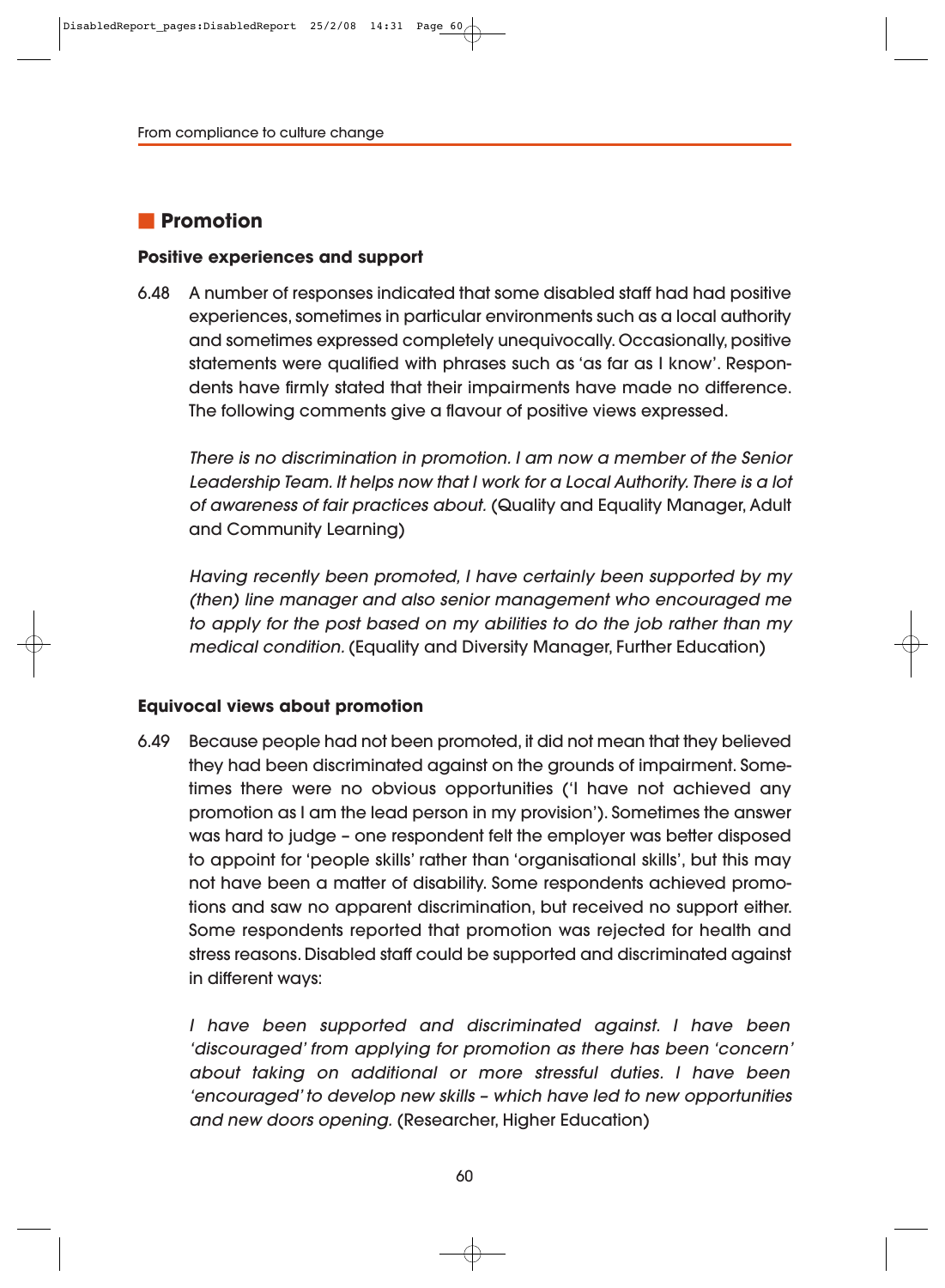## Promotion

### Positive experiences and support

6.48 A number of responses indicated that some disabled staff had had positive experiences, sometimes in particular environments such as a local authority and sometimes expressed completely unequivocally. Occasionally, positive statements were qualified with phrases such as 'as far as I know'. Respondents have firmly stated that their impairments have made no difference. The following comments give a flavour of positive views expressed.

*There is no discrimination in promotion. I am now a member of the Senior Leadership Team. It helps now that I work for a Local Authority. There is a lot of awareness of fair practices about.* (Quality and Equality Manager, Adult and Community Learning)

*Having recently been promoted, I have certainly been supported by my (then) line manager and also senior management who encouraged me to apply for the post based on my abilities to do the job rather than my medical condition.* (Equality and Diversity Manager, Further Education)

### Equivocal views about promotion

6.49 Because people had not been promoted, it did not mean that they believed they had been discriminated against on the grounds of impairment. Sometimes there were no obvious opportunities ('I have not achieved any promotion as I am the lead person in my provision'). Sometimes the answer was hard to judge – one respondent felt the employer was better disposed to appoint for 'people skills' rather than 'organisational skills', but this may not have been a matter of disability. Some respondents achieved promotions and saw no apparent discrimination, but received no support either. Some respondents reported that promotion was rejected for health and stress reasons. Disabled staff could be supported and discriminated against in different ways:

*I have been supported and discriminated against. I have been 'discouraged' from applying for promotion as there has been 'concern' about taking on additional or more stressful duties. I have been 'encouraged' to develop new skills – which have led to new opportunities and new doors opening.* (Researcher, Higher Education)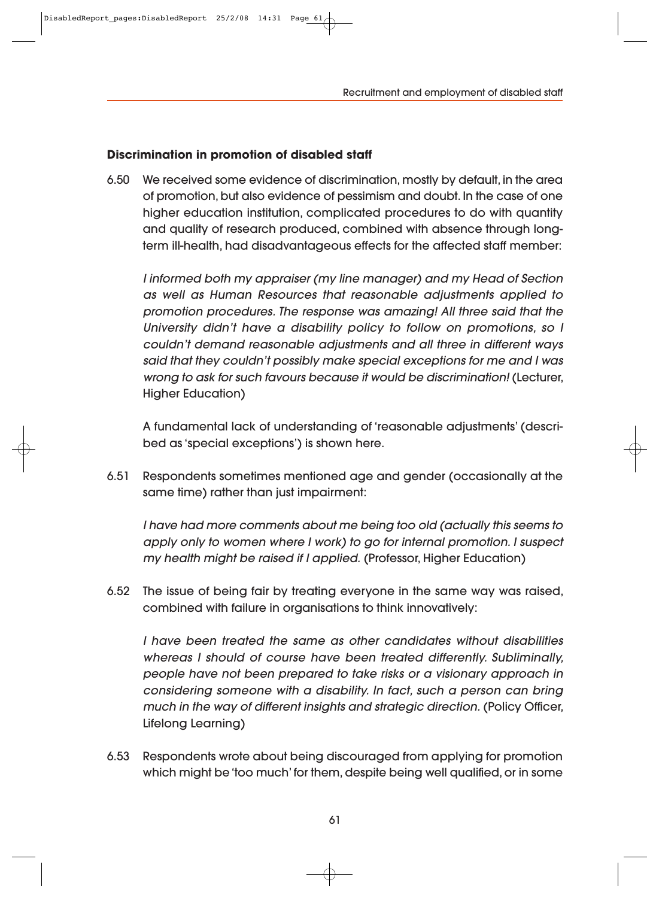### Discrimination in promotion of disabled staff

6.50 We received some evidence of discrimination, mostly by default, in the area of promotion, but also evidence of pessimism and doubt. In the case of one higher education institution, complicated procedures to do with quantity and quality of research produced, combined with absence through long-term ill-health, had disadvantageous effects for the affected staff member:

*I informed both my appraiser (my line manager) and my Head of Section as well as Human Resources that reasonable adjustments applied to promotion procedures. The response was amazing! All three said that the University didn't have a disability policy to follow on promotions, so I couldn't demand reasonable adjustments and all three in different ways said that they couldn't possibly make special exceptions for me and I was wrong to ask for such favours because it would be discrimination!* (Lecturer, Higher Education)

A fundamental lack of understanding of 'reasonable adjustments' (described as 'special exceptions') is shown here.

6.51 Respondents sometimes mentioned age and gender (occasionally at the same time) rather than just impairment:

*I have had more comments about me being too old (actually this seems to apply only to women where I work) to go for internal promotion. I suspect my health might be raised if I applied.* (Professor, Higher Education)

6.52 The issue of being fair by treating everyone in the same way was raised, combined with failure in organisations to think innovatively:

*I have been treated the same as other candidates without disabilities whereas I should of course have been treated differently. Subliminally, people have not been prepared to take risks or a visionary approach in considering someone with a disability. In fact, such a person can bring much in the way of different insights and strategic direction.* (Policy Officer, Lifelong Learning)

6.53 Respondents wrote about being discouraged from applying for promotion which might be 'too much' for them, despite being well qualified, or in some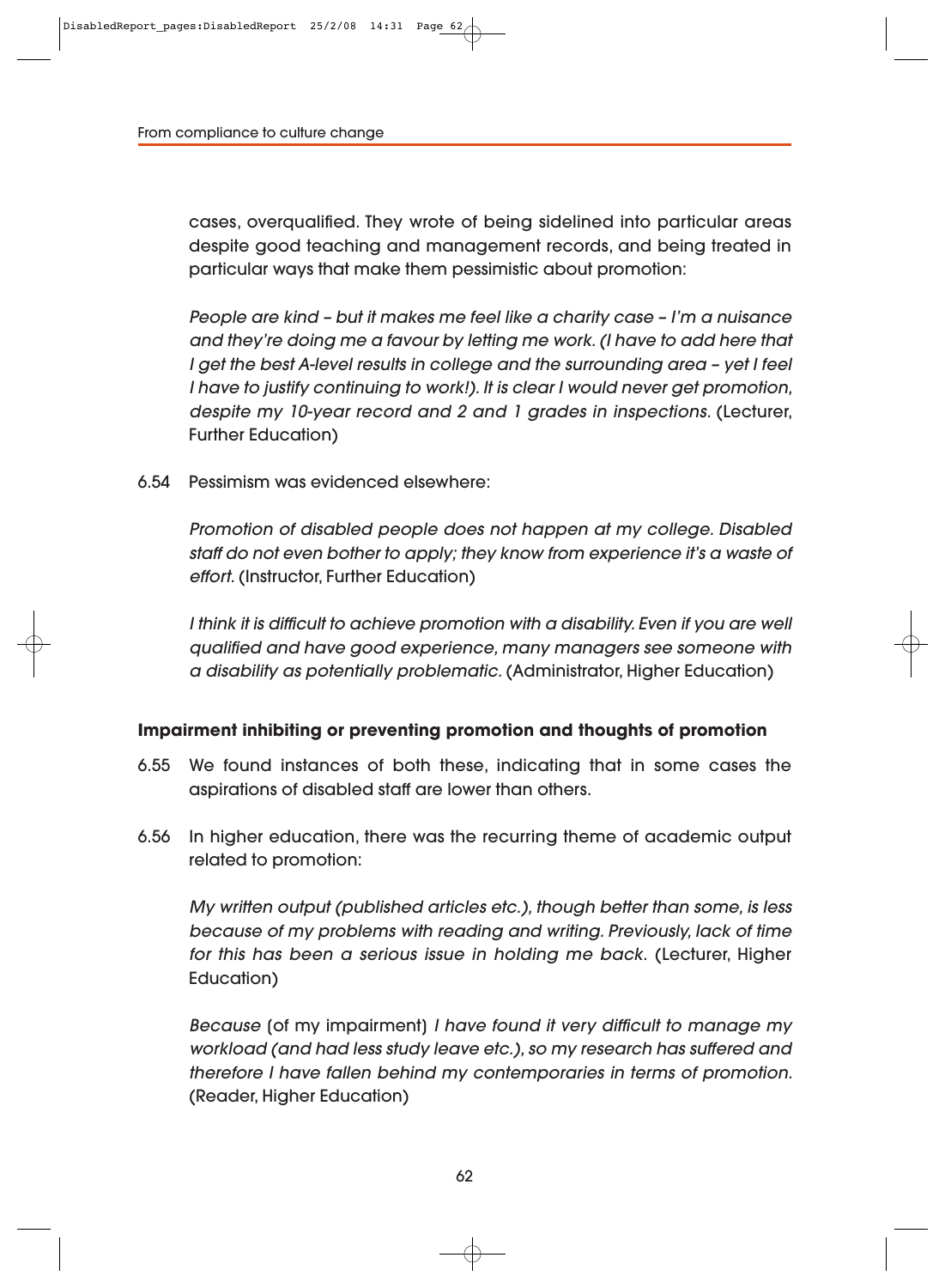cases, overqualified. They wrote of being sidelined into particular areas despite good teaching and management records, and being treated in particular ways that make them pessimistic about promotion:

> *People are kind – but it makes me feel like a charity case – I'm a nuisance and they're doing me a favour by letting me work. (I have to add here that I get the best A-level results in college and the surrounding area – yet I feel I have to justify continuing to work!). It is clear I would never get promotion, despite my 10-year record and 2 and 1 grades in inspections.* (Lecturer, Further Education)

6.54 Pessimism was evidenced elsewhere:

> *Promotion of disabled people does not happen at my college. Disabled staff do not even bother to apply; they know from experience it's a waste of effort.* (Instructor, Further Education)

> *I think it is difficult to achieve promotion with a disability. Even if you are well qualified and have good experience, many managers see someone with a disability as potentially problematic.* (Administrator, Higher Education)

**Impairment inhibiting or preventing promotion and thoughts of promotion**

6.55 We found instances of both these, indicating that in some cases the aspirations of disabled staff are lower than others.

6.56 In higher education, there was the recurring theme of academic output related to promotion:

> *My written output (published articles etc.), though better than some, is less because of my problems with reading and writing. Previously, lack of time for this has been a serious issue in holding me back.* (Lecturer, Higher Education)

> *Because* (of my impairment) *I have found it very difficult to manage my workload (and had less study leave etc.), so my research has suffered and therefore I have fallen behind my contemporaries in terms of promotion.* (Reader, Higher Education)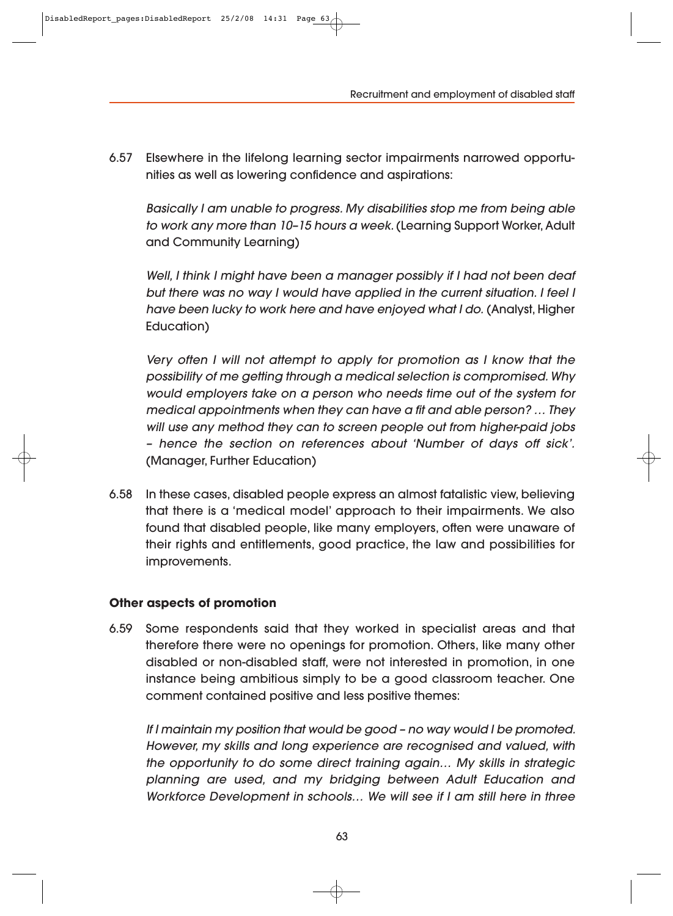6.57 Elsewhere in the lifelong learning sector impairments narrowed opportunities as well as lowering confidence and aspirations:

> *Basically I am unable to progress. My disabilities stop me from being able to work any more than 10–15 hours a week.* (Learning Support Worker, Adult and Community Learning)

> *Well, I think I might have been a manager possibly if I had not been deaf but there was no way I would have applied in the current situation. I feel I have been lucky to work here and have enjoyed what I do.* (Analyst, Higher Education)

> *Very often I will not attempt to apply for promotion as I know that the possibility of me getting through a medical selection is compromised. Why would employers take on a person who needs time out of the system for medical appointments when they can have a fit and able person? … They will use any method they can to screen people out from higher-paid jobs – hence the section on references about 'Number of days off sick'.* (Manager, Further Education)

6.58 In these cases, disabled people express an almost fatalistic view, believing that there is a 'medical model' approach to their impairments. We also found that disabled people, like many employers, often were unaware of their rights and entitlements, good practice, the law and possibilities for improvements.

**Other aspects of promotion**

6.59 Some respondents said that they worked in specialist areas and that therefore there were no openings for promotion. Others, like many other disabled or non-disabled staff, were not interested in promotion, in one instance being ambitious simply to be a good classroom teacher. One comment contained positive and less positive themes:

> *If I maintain my position that would be good – no way would I be promoted. However, my skills and long experience are recognised and valued, with the opportunity to do some direct training again… My skills in strategic planning are used, and my bridging between Adult Education and Workforce Development in schools… We will see if I am still here in three*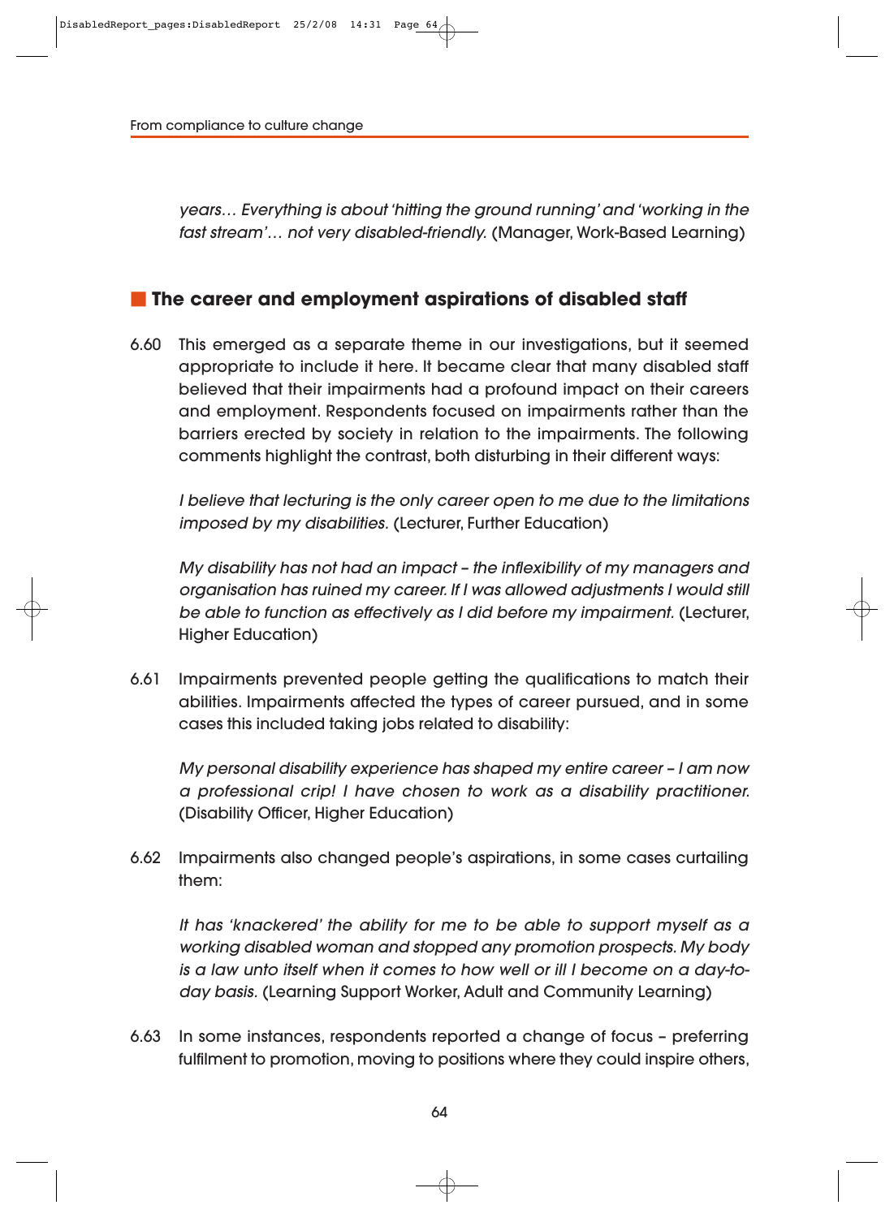*years… Everything is about 'hitting the ground running' and 'working in the fast stream'… not very disabled-friendly.* (Manager, Work-Based Learning)

## The career and employment aspirations of disabled staff

6.60 This emerged as a separate theme in our investigations, but it seemed appropriate to include it here. It became clear that many disabled staff believed that their impairments had a profound impact on their careers and employment. Respondents focused on impairments rather than the barriers erected by society in relation to the impairments. The following comments highlight the contrast, both disturbing in their different ways:

*I believe that lecturing is the only career open to me due to the limitations imposed by my disabilities.* (Lecturer, Further Education)

*My disability has not had an impact – the inflexibility of my managers and organisation has ruined my career. If I was allowed adjustments I would still be able to function as effectively as I did before my impairment.* (Lecturer, Higher Education)

6.61 Impairments prevented people getting the qualifications to match their abilities. Impairments affected the types of career pursued, and in some cases this included taking jobs related to disability:

*My personal disability experience has shaped my entire career – I am now a professional crip! I have chosen to work as a disability practitioner.* (Disability Officer, Higher Education)

6.62 Impairments also changed people's aspirations, in some cases curtailing them:

*It has 'knackered' the ability for me to be able to support myself as a working disabled woman and stopped any promotion prospects. My body is a law unto itself when it comes to how well or ill I become on a day-to-day basis.* (Learning Support Worker, Adult and Community Learning)

6.63 In some instances, respondents reported a change of focus – preferring fulfilment to promotion, moving to positions where they could inspire others,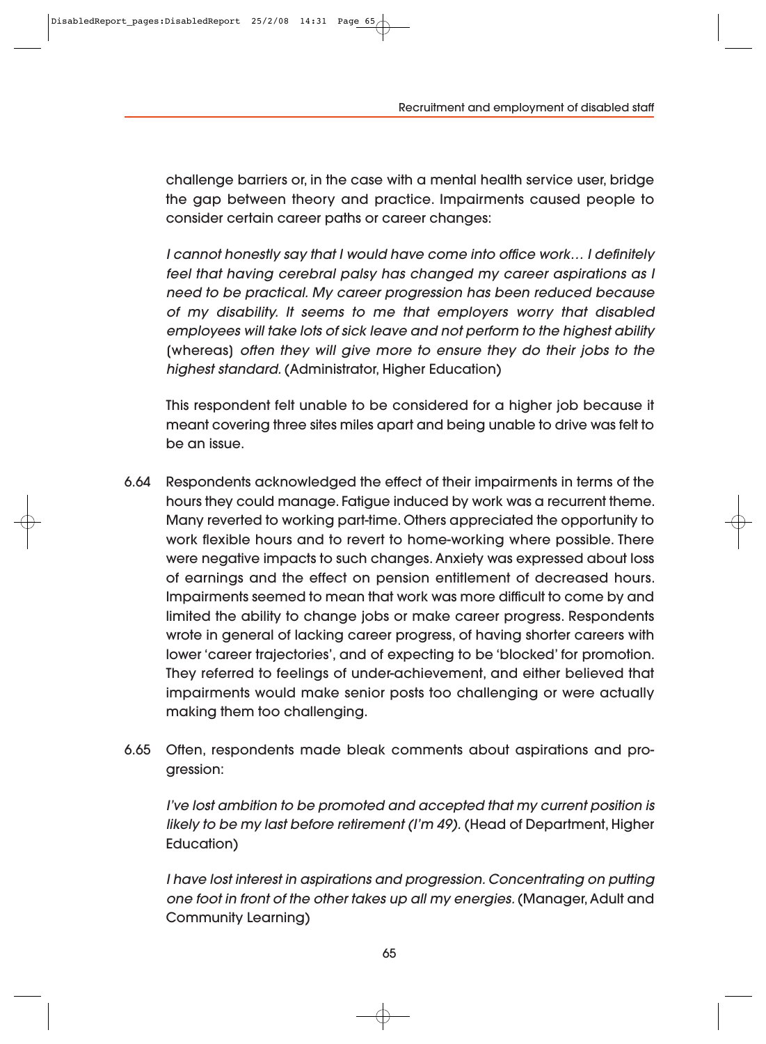challenge barriers or, in the case with a mental health service user, bridge the gap between theory and practice. Impairments caused people to consider certain career paths or career changes:

> *I cannot honestly say that I would have come into office work… I definitely feel that having cerebral palsy has changed my career aspirations as I need to be practical. My career progression has been reduced because of my disability. It seems to me that employers worry that disabled employees will take lots of sick leave and not perform to the highest ability* (whereas) *often they will give more to ensure they do their jobs to the highest standard.* (Administrator, Higher Education)

This respondent felt unable to be considered for a higher job because it meant covering three sites miles apart and being unable to drive was felt to be an issue.

6.64 Respondents acknowledged the effect of their impairments in terms of the hours they could manage. Fatigue induced by work was a recurrent theme. Many reverted to working part-time. Others appreciated the opportunity to work flexible hours and to revert to home-working where possible. There were negative impacts to such changes. Anxiety was expressed about loss of earnings and the effect on pension entitlement of decreased hours. Impairments seemed to mean that work was more difficult to come by and limited the ability to change jobs or make career progress. Respondents wrote in general of lacking career progress, of having shorter careers with lower 'career trajectories', and of expecting to be 'blocked' for promotion. They referred to feelings of under-achievement, and either believed that impairments would make senior posts too challenging or were actually making them too challenging.

6.65 Often, respondents made bleak comments about aspirations and progression:

> *I've lost ambition to be promoted and accepted that my current position is likely to be my last before retirement (I'm 49).* (Head of Department, Higher Education)

> *I have lost interest in aspirations and progression. Concentrating on putting one foot in front of the other takes up all my energies.* (Manager, Adult and Community Learning)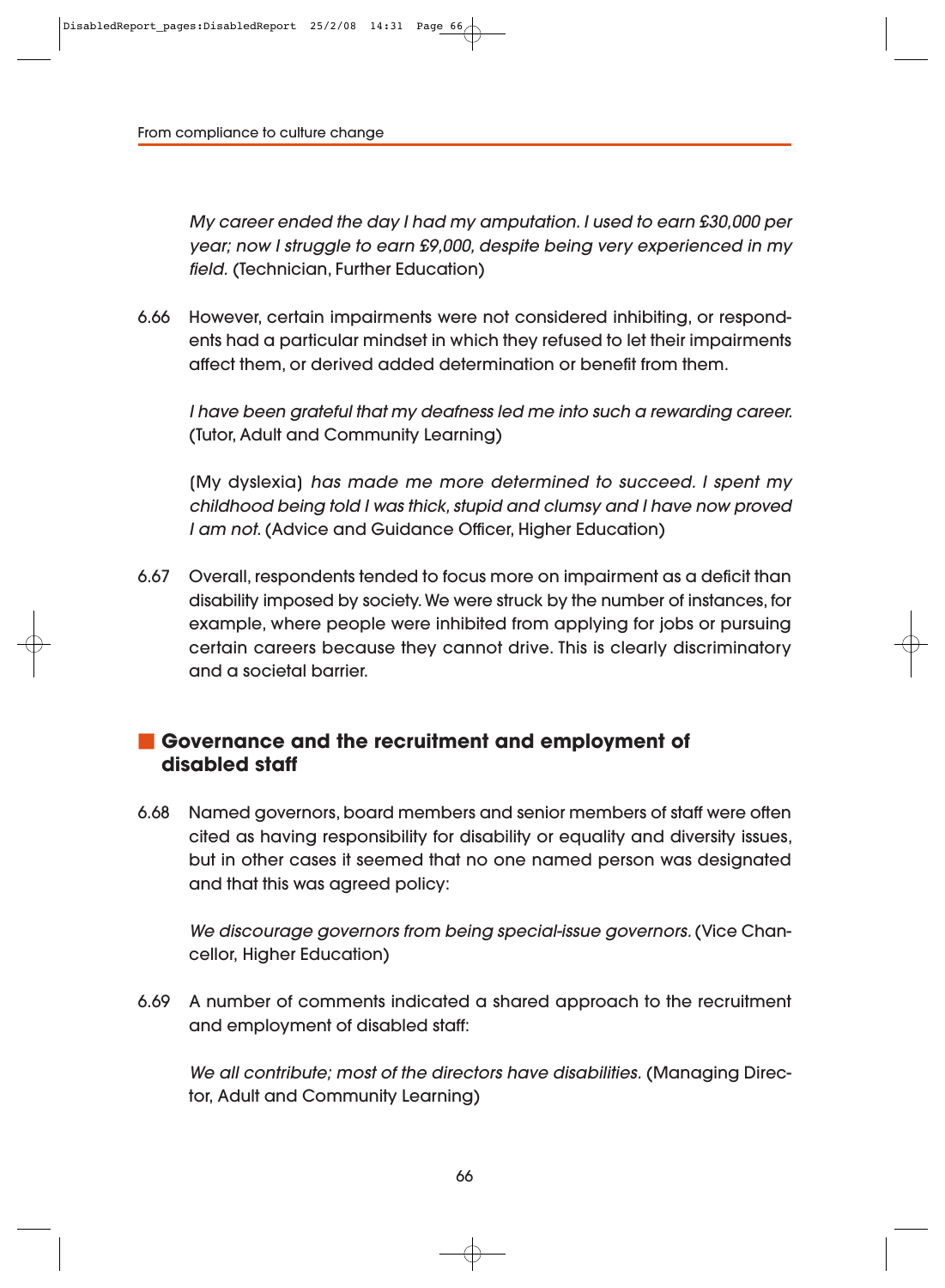*My career ended the day I had my amputation. I used to earn £30,000 per year; now I struggle to earn £9,000, despite being very experienced in my field.* (Technician, Further Education)

6.66 However, certain impairments were not considered inhibiting, or respondents had a particular mindset in which they refused to let their impairments affect them, or derived added determination or benefit from them.

*I have been grateful that my deafness led me into such a rewarding career.* (Tutor, Adult and Community Learning)

(My dyslexia) *has made me more determined to succeed. I spent my childhood being told I was thick, stupid and clumsy and I have now proved I am not.* (Advice and Guidance Officer, Higher Education)

6.67 Overall, respondents tended to focus more on impairment as a deficit than disability imposed by society. We were struck by the number of instances, for example, where people were inhibited from applying for jobs or pursuing certain careers because they cannot drive. This is clearly discriminatory and a societal barrier.

## Governance and the recruitment and employment of disabled staff

6.68 Named governors, board members and senior members of staff were often cited as having responsibility for disability or equality and diversity issues, but in other cases it seemed that no one named person was designated and that this was agreed policy:

*We discourage governors from being special-issue governors.* (Vice Chancellor, Higher Education)

6.69 A number of comments indicated a shared approach to the recruitment and employment of disabled staff:

*We all contribute; most of the directors have disabilities.* (Managing Director, Adult and Community Learning)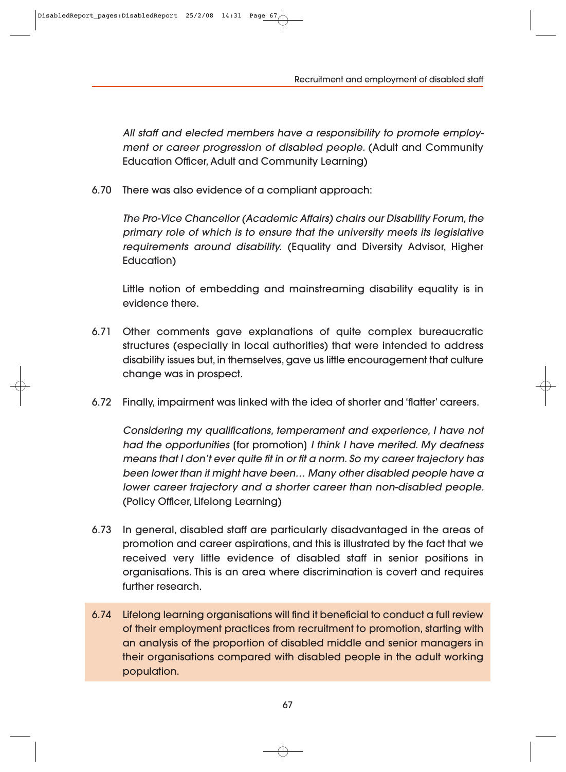*All staff and elected members have a responsibility to promote employment or career progression of disabled people.* (Adult and Community Education Officer, Adult and Community Learning)

6.70 There was also evidence of a compliant approach:

*The Pro-Vice Chancellor (Academic Affairs) chairs our Disability Forum, the primary role of which is to ensure that the university meets its legislative requirements around disability.* (Equality and Diversity Advisor, Higher Education)

Little notion of embedding and mainstreaming disability equality is in evidence there.

6.71 Other comments gave explanations of quite complex bureaucratic structures (especially in local authorities) that were intended to address disability issues but, in themselves, gave us little encouragement that culture change was in prospect.

6.72 Finally, impairment was linked with the idea of shorter and 'flatter' careers.

*Considering my qualifications, temperament and experience, I have not had the opportunities* (for promotion) *I think I have merited. My deafness means that I don't ever quite fit in or fit a norm. So my career trajectory has been lower than it might have been… Many other disabled people have a lower career trajectory and a shorter career than non-disabled people.* (Policy Officer, Lifelong Learning)

6.73 In general, disabled staff are particularly disadvantaged in the areas of promotion and career aspirations, and this is illustrated by the fact that we received very little evidence of disabled staff in senior positions in organisations. This is an area where discrimination is covert and requires further research.

6.74 Lifelong learning organisations will find it beneficial to conduct a full review of their employment practices from recruitment to promotion, starting with an analysis of the proportion of disabled middle and senior managers in their organisations compared with disabled people in the adult working population.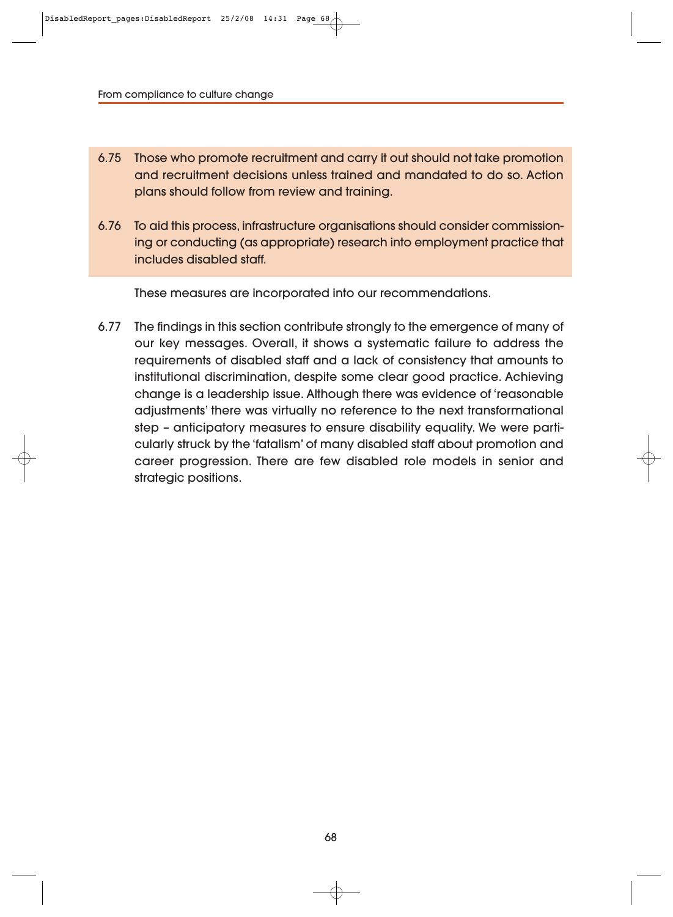6.75 Those who promote recruitment and carry it out should not take promotion and recruitment decisions unless trained and mandated to do so. Action plans should follow from review and training.

6.76 To aid this process, infrastructure organisations should consider commissioning or conducting (as appropriate) research into employment practice that includes disabled staff.

These measures are incorporated into our recommendations.

6.77 The findings in this section contribute strongly to the emergence of many of our key messages. Overall, it shows a systematic failure to address the requirements of disabled staff and a lack of consistency that amounts to institutional discrimination, despite some clear good practice. Achieving change is a leadership issue. Although there was evidence of 'reasonable adjustments' there was virtually no reference to the next transformational step – anticipatory measures to ensure disability equality. We were particularly struck by the 'fatalism' of many disabled staff about promotion and career progression. There are few disabled role models in senior and strategic positions.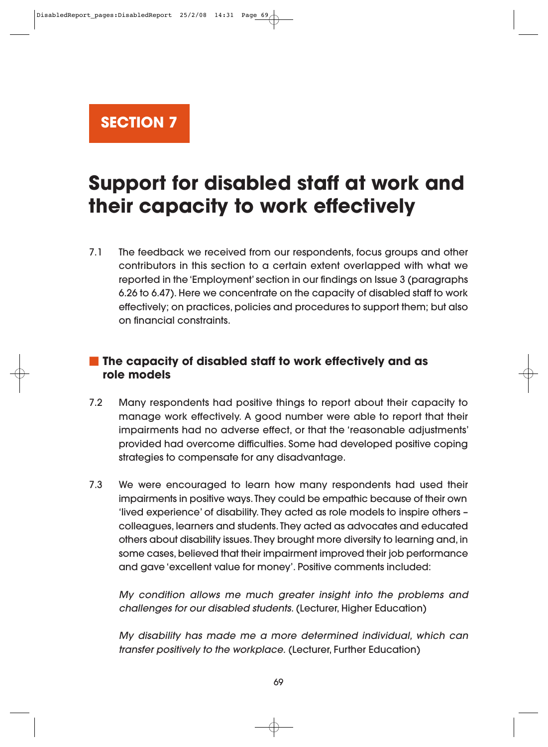# SECTION 7

# Support for disabled staff at work and their capacity to work effectively

7.1 The feedback we received from our respondents, focus groups and other contributors in this section to a certain extent overlapped with what we reported in the 'Employment' section in our findings on Issue 3 (paragraphs 6.26 to 6.47). Here we concentrate on the capacity of disabled staff to work effectively; on practices, policies and procedures to support them; but also on financial constraints.

## The capacity of disabled staff to work effectively and as role models

7.2 Many respondents had positive things to report about their capacity to manage work effectively. A good number were able to report that their impairments had no adverse effect, or that the 'reasonable adjustments' provided had overcome difficulties. Some had developed positive coping strategies to compensate for any disadvantage.

7.3 We were encouraged to learn how many respondents had used their impairments in positive ways. They could be empathic because of their own 'lived experience' of disability. They acted as role models to inspire others – colleagues, learners and students. They acted as advocates and educated others about disability issues. They brought more diversity to learning and, in some cases, believed that their impairment improved their job performance and gave 'excellent value for money'. Positive comments included:

*My condition allows me much greater insight into the problems and challenges for our disabled students.* (Lecturer, Higher Education)

*My disability has made me a more determined individual, which can transfer positively to the workplace.* (Lecturer, Further Education)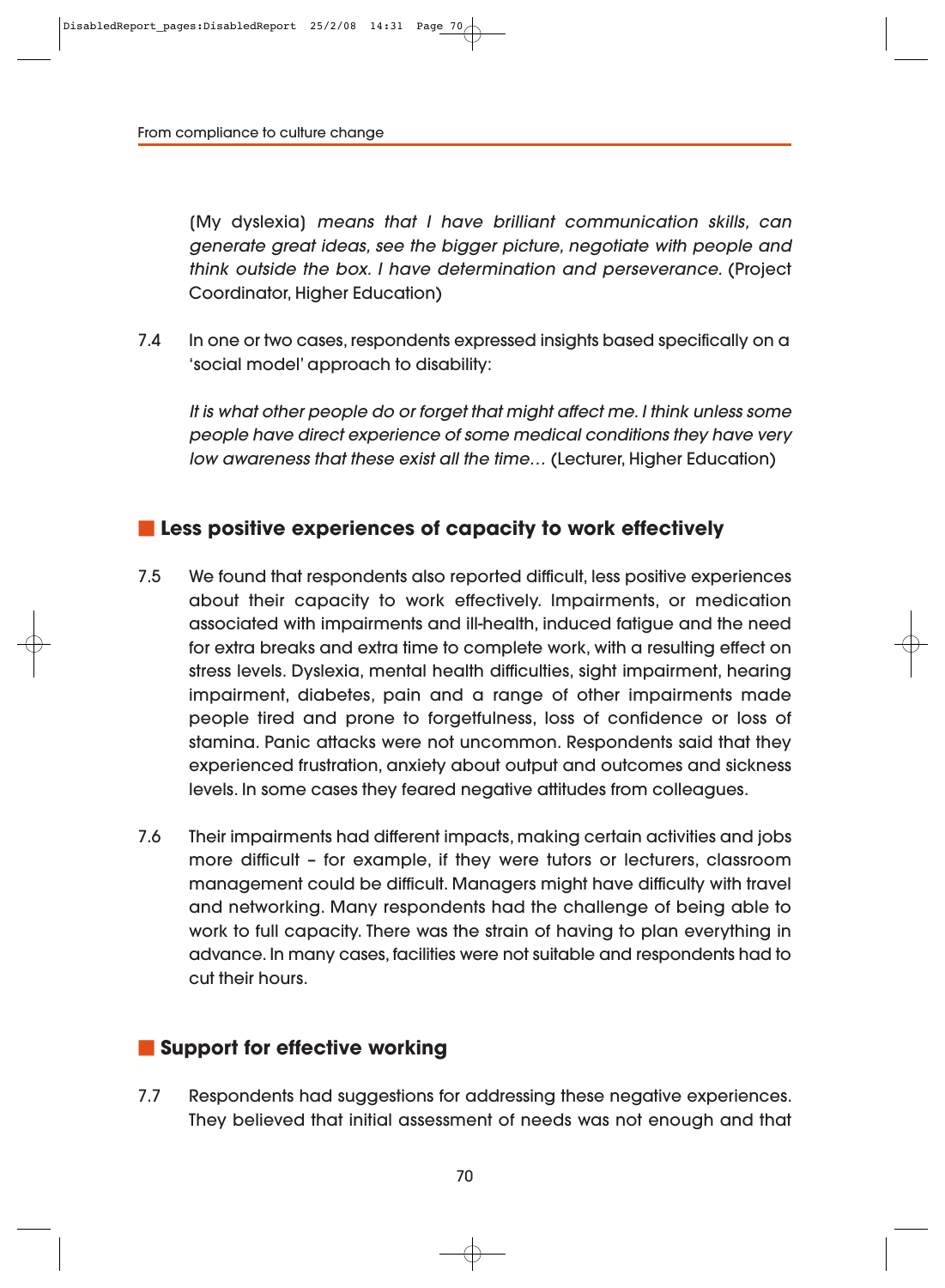(My dyslexia) *means that I have brilliant communication skills, can generate great ideas, see the bigger picture, negotiate with people and think outside the box. I have determination and perseverance.* (Project Coordinator, Higher Education)

7.4 In one or two cases, respondents expressed insights based specifically on a 'social model' approach to disability:

*It is what other people do or forget that might affect me. I think unless some people have direct experience of some medical conditions they have very low awareness that these exist all the time…* (Lecturer, Higher Education)

## Less positive experiences of capacity to work effectively

7.5 We found that respondents also reported difficult, less positive experiences about their capacity to work effectively. Impairments, or medication associated with impairments and ill-health, induced fatigue and the need for extra breaks and extra time to complete work, with a resulting effect on stress levels. Dyslexia, mental health difficulties, sight impairment, hearing impairment, diabetes, pain and a range of other impairments made people tired and prone to forgetfulness, loss of confidence or loss of stamina. Panic attacks were not uncommon. Respondents said that they experienced frustration, anxiety about output and outcomes and sickness levels. In some cases they feared negative attitudes from colleagues.

7.6 Their impairments had different impacts, making certain activities and jobs more difficult – for example, if they were tutors or lecturers, classroom management could be difficult. Managers might have difficulty with travel and networking. Many respondents had the challenge of being able to work to full capacity. There was the strain of having to plan everything in advance. In many cases, facilities were not suitable and respondents had to cut their hours.

## Support for effective working

7.7 Respondents had suggestions for addressing these negative experiences. They believed that initial assessment of needs was not enough and that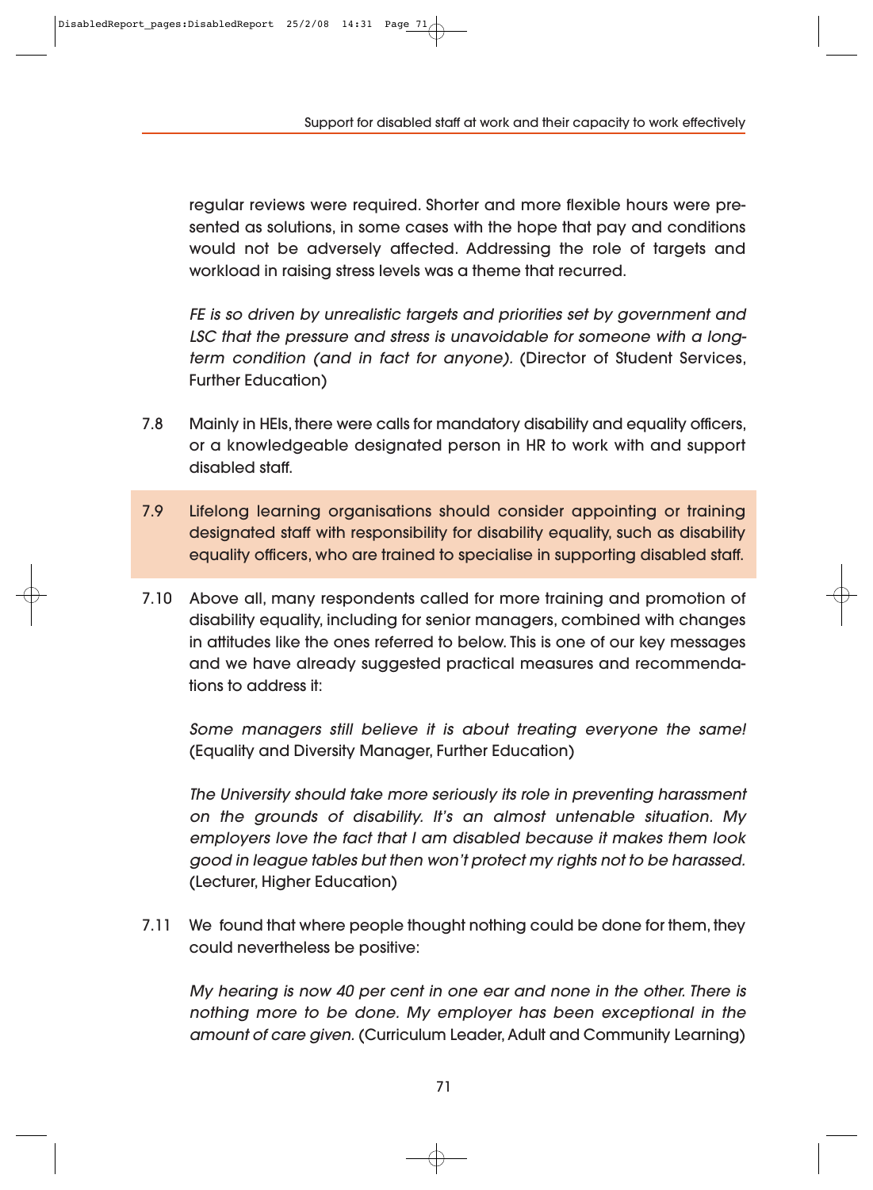regular reviews were required. Shorter and more flexible hours were presented as solutions, in some cases with the hope that pay and conditions would not be adversely affected. Addressing the role of targets and workload in raising stress levels was a theme that recurred.

*FE is so driven by unrealistic targets and priorities set by government and LSC that the pressure and stress is unavoidable for someone with a long-term condition (and in fact for anyone).* (Director of Student Services, Further Education)

7.8 Mainly in HEIs, there were calls for mandatory disability and equality officers, or a knowledgeable designated person in HR to work with and support disabled staff.

7.9 Lifelong learning organisations should consider appointing or training designated staff with responsibility for disability equality, such as disability equality officers, who are trained to specialise in supporting disabled staff.

7.10 Above all, many respondents called for more training and promotion of disability equality, including for senior managers, combined with changes in attitudes like the ones referred to below. This is one of our key messages and we have already suggested practical measures and recommendations to address it:

*Some managers still believe it is about treating everyone the same!* (Equality and Diversity Manager, Further Education)

*The University should take more seriously its role in preventing harassment on the grounds of disability. It's an almost untenable situation. My employers love the fact that I am disabled because it makes them look good in league tables but then won't protect my rights not to be harassed.* (Lecturer, Higher Education)

7.11 We found that where people thought nothing could be done for them, they could nevertheless be positive:

*My hearing is now 40 per cent in one ear and none in the other. There is nothing more to be done. My employer has been exceptional in the amount of care given.* (Curriculum Leader, Adult and Community Learning)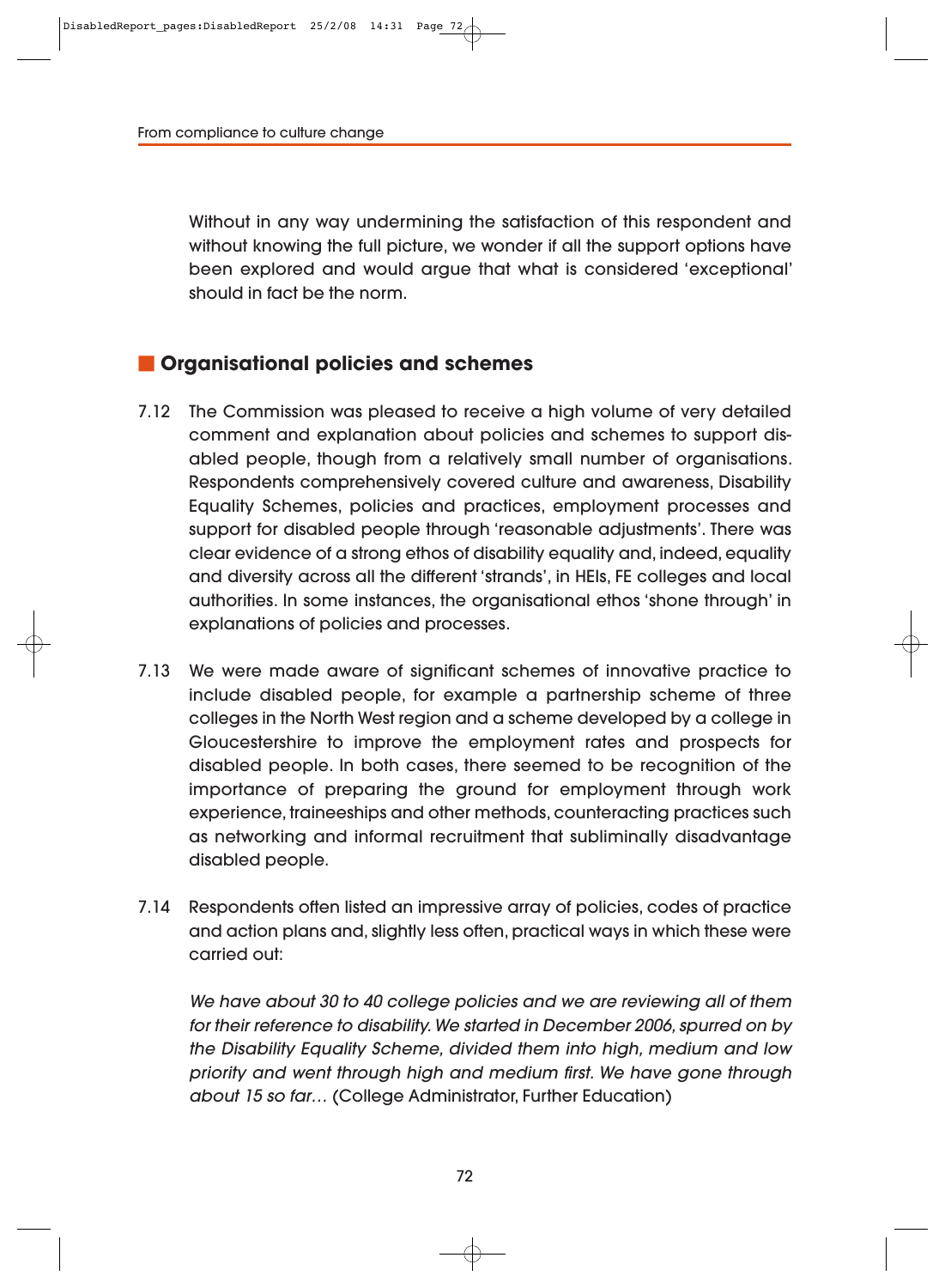Without in any way undermining the satisfaction of this respondent and without knowing the full picture, we wonder if all the support options have been explored and would argue that what is considered 'exceptional' should in fact be the norm.

## Organisational policies and schemes

7.12 The Commission was pleased to receive a high volume of very detailed comment and explanation about policies and schemes to support disabled people, though from a relatively small number of organisations. Respondents comprehensively covered culture and awareness, Disability Equality Schemes, policies and practices, employment processes and support for disabled people through 'reasonable adjustments'. There was clear evidence of a strong ethos of disability equality and, indeed, equality and diversity across all the different 'strands', in HEIs, FE colleges and local authorities. In some instances, the organisational ethos 'shone through' in explanations of policies and processes.

7.13 We were made aware of significant schemes of innovative practice to include disabled people, for example a partnership scheme of three colleges in the North West region and a scheme developed by a college in Gloucestershire to improve the employment rates and prospects for disabled people. In both cases, there seemed to be recognition of the importance of preparing the ground for employment through work experience, traineeships and other methods, counteracting practices such as networking and informal recruitment that subliminally disadvantage disabled people.

7.14 Respondents often listed an impressive array of policies, codes of practice and action plans and, slightly less often, practical ways in which these were carried out:

*We have about 30 to 40 college policies and we are reviewing all of them for their reference to disability. We started in December 2006, spurred on by the Disability Equality Scheme, divided them into high, medium and low priority and went through high and medium first. We have gone through about 15 so far…* (College Administrator, Further Education)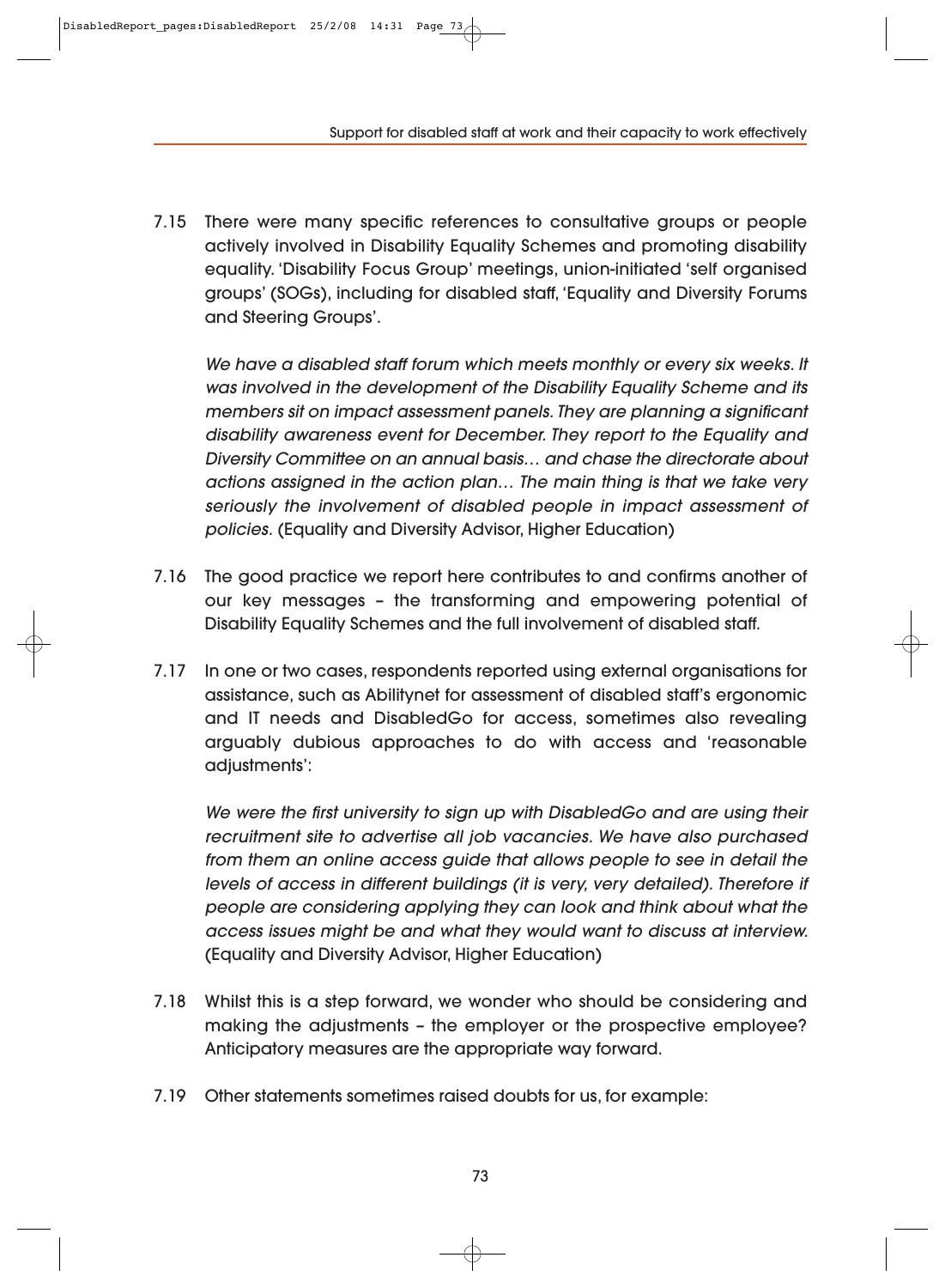7.15 There were many specific references to consultative groups or people actively involved in Disability Equality Schemes and promoting disability equality. 'Disability Focus Group' meetings, union-initiated 'self organised groups' (SOGs), including for disabled staff, 'Equality and Diversity Forums and Steering Groups'.

> *We have a disabled staff forum which meets monthly or every six weeks. It was involved in the development of the Disability Equality Scheme and its members sit on impact assessment panels. They are planning a significant disability awareness event for December. They report to the Equality and Diversity Committee on an annual basis… and chase the directorate about actions assigned in the action plan… The main thing is that we take very seriously the involvement of disabled people in impact assessment of policies.* (Equality and Diversity Advisor, Higher Education)

7.16 The good practice we report here contributes to and confirms another of our key messages – the transforming and empowering potential of Disability Equality Schemes and the full involvement of disabled staff.

7.17 In one or two cases, respondents reported using external organisations for assistance, such as Abilitynet for assessment of disabled staff's ergonomic and IT needs and DisabledGo for access, sometimes also revealing arguably dubious approaches to do with access and 'reasonable adjustments':

> *We were the first university to sign up with DisabledGo and are using their recruitment site to advertise all job vacancies. We have also purchased from them an online access guide that allows people to see in detail the levels of access in different buildings (it is very, very detailed). Therefore if people are considering applying they can look and think about what the access issues might be and what they would want to discuss at interview.* (Equality and Diversity Advisor, Higher Education)

7.18 Whilst this is a step forward, we wonder who should be considering and making the adjustments – the employer or the prospective employee? Anticipatory measures are the appropriate way forward.

7.19 Other statements sometimes raised doubts for us, for example: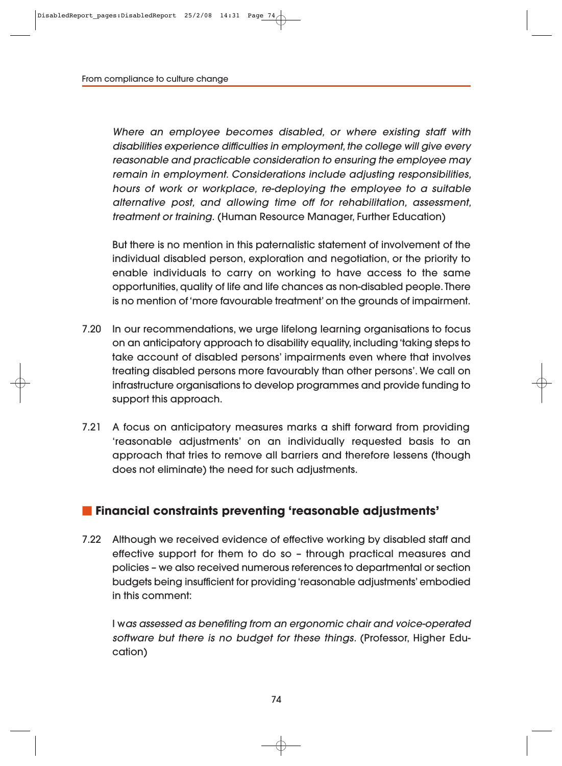*Where an employee becomes disabled, or where existing staff with disabilities experience difficulties in employment, the college will give every reasonable and practicable consideration to ensuring the employee may remain in employment. Considerations include adjusting responsibilities, hours of work or workplace, re-deploying the employee to a suitable alternative post, and allowing time off for rehabilitation, assessment, treatment or training.* (Human Resource Manager, Further Education)

But there is no mention in this paternalistic statement of involvement of the individual disabled person, exploration and negotiation, or the priority to enable individuals to carry on working to have access to the same opportunities, quality of life and life chances as non-disabled people. There is no mention of 'more favourable treatment' on the grounds of impairment.

7.20 In our recommendations, we urge lifelong learning organisations to focus on an anticipatory approach to disability equality, including 'taking steps to take account of disabled persons' impairments even where that involves treating disabled persons more favourably than other persons'. We call on infrastructure organisations to develop programmes and provide funding to support this approach.

7.21 A focus on anticipatory measures marks a shift forward from providing 'reasonable adjustments' on an individually requested basis to an approach that tries to remove all barriers and therefore lessens (though does not eliminate) the need for such adjustments.

## Financial constraints preventing 'reasonable adjustments'

7.22 Although we received evidence of effective working by disabled staff and effective support for them to do so – through practical measures and policies – we also received numerous references to departmental or section budgets being insufficient for providing 'reasonable adjustments' embodied in this comment:

I w*as assessed as benefiting from an ergonomic chair and voice-operated software but there is no budget for these things.* (Professor, Higher Education)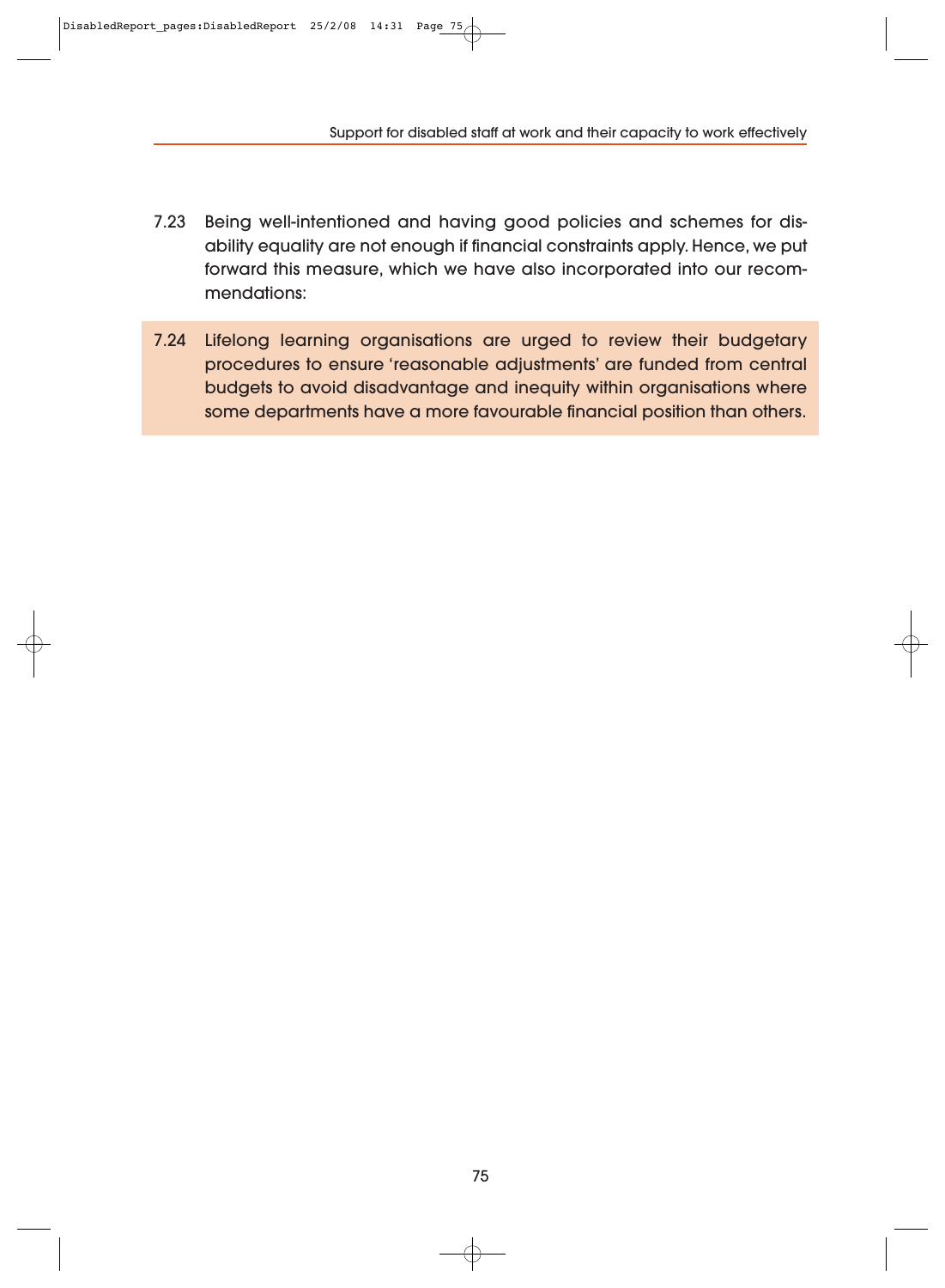7.23 Being well-intentioned and having good policies and schemes for disability equality are not enough if financial constraints apply. Hence, we put forward this measure, which we have also incorporated into our recommendations:

> 7.24 Lifelong learning organisations are urged to review their budgetary procedures to ensure 'reasonable adjustments' are funded from central budgets to avoid disadvantage and inequity within organisations where some departments have a more favourable financial position than others.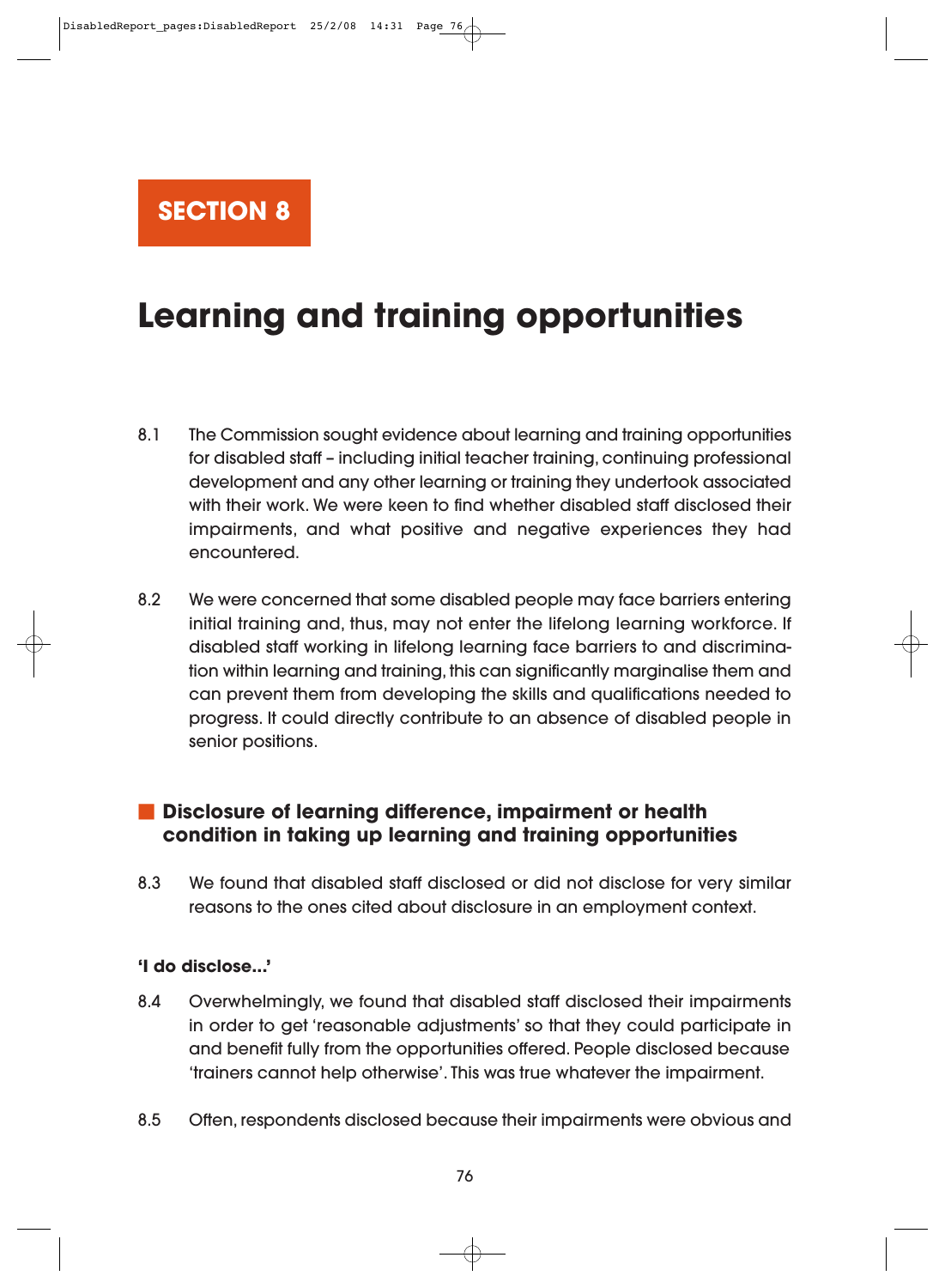# SECTION 8

# Learning and training opportunities

8.1 The Commission sought evidence about learning and training opportunities for disabled staff – including initial teacher training, continuing professional development and any other learning or training they undertook associated with their work. We were keen to find whether disabled staff disclosed their impairments, and what positive and negative experiences they had encountered.

8.2 We were concerned that some disabled people may face barriers entering initial training and, thus, may not enter the lifelong learning workforce. If disabled staff working in lifelong learning face barriers to and discrimination within learning and training, this can significantly marginalise them and can prevent them from developing the skills and qualifications needed to progress. It could directly contribute to an absence of disabled people in senior positions.

## Disclosure of learning difference, impairment or health condition in taking up learning and training opportunities

8.3 We found that disabled staff disclosed or did not disclose for very similar reasons to the ones cited about disclosure in an employment context.

### 'I do disclose...'

8.4 Overwhelmingly, we found that disabled staff disclosed their impairments in order to get 'reasonable adjustments' so that they could participate in and benefit fully from the opportunities offered. People disclosed because 'trainers cannot help otherwise'. This was true whatever the impairment.

8.5 Often, respondents disclosed because their impairments were obvious and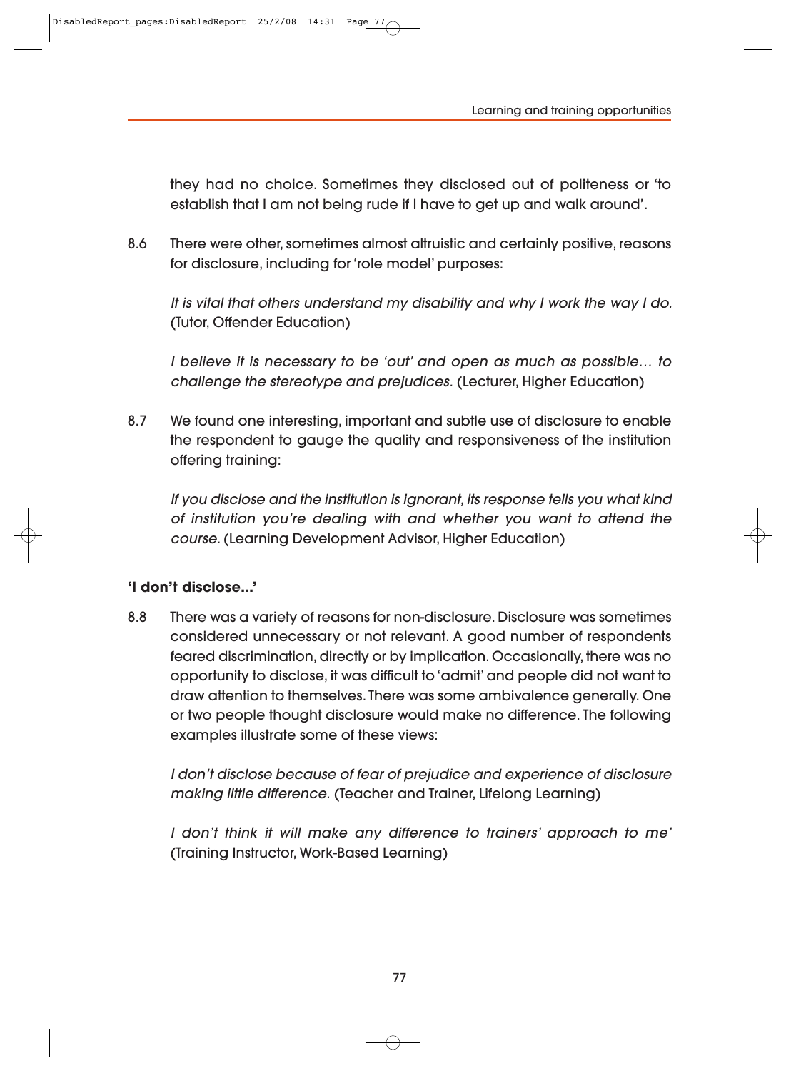they had no choice. Sometimes they disclosed out of politeness or 'to establish that I am not being rude if I have to get up and walk around'.

8.6 There were other, sometimes almost altruistic and certainly positive, reasons for disclosure, including for 'role model' purposes:

*It is vital that others understand my disability and why I work the way I do.* (Tutor, Offender Education)

*I believe it is necessary to be 'out' and open as much as possible… to challenge the stereotype and prejudices.* (Lecturer, Higher Education)

8.7 We found one interesting, important and subtle use of disclosure to enable the respondent to gauge the quality and responsiveness of the institution offering training:

*If you disclose and the institution is ignorant, its response tells you what kind of institution you're dealing with and whether you want to attend the course.* (Learning Development Advisor, Higher Education)

### 'I don't disclose...'

8.8 There was a variety of reasons for non-disclosure. Disclosure was sometimes considered unnecessary or not relevant. A good number of respondents feared discrimination, directly or by implication. Occasionally, there was no opportunity to disclose, it was difficult to 'admit' and people did not want to draw attention to themselves. There was some ambivalence generally. One or two people thought disclosure would make no difference. The following examples illustrate some of these views:

*I don't disclose because of fear of prejudice and experience of disclosure making little difference.* (Teacher and Trainer, Lifelong Learning)

*I don't think it will make any difference to trainers' approach to me'* (Training Instructor, Work-Based Learning)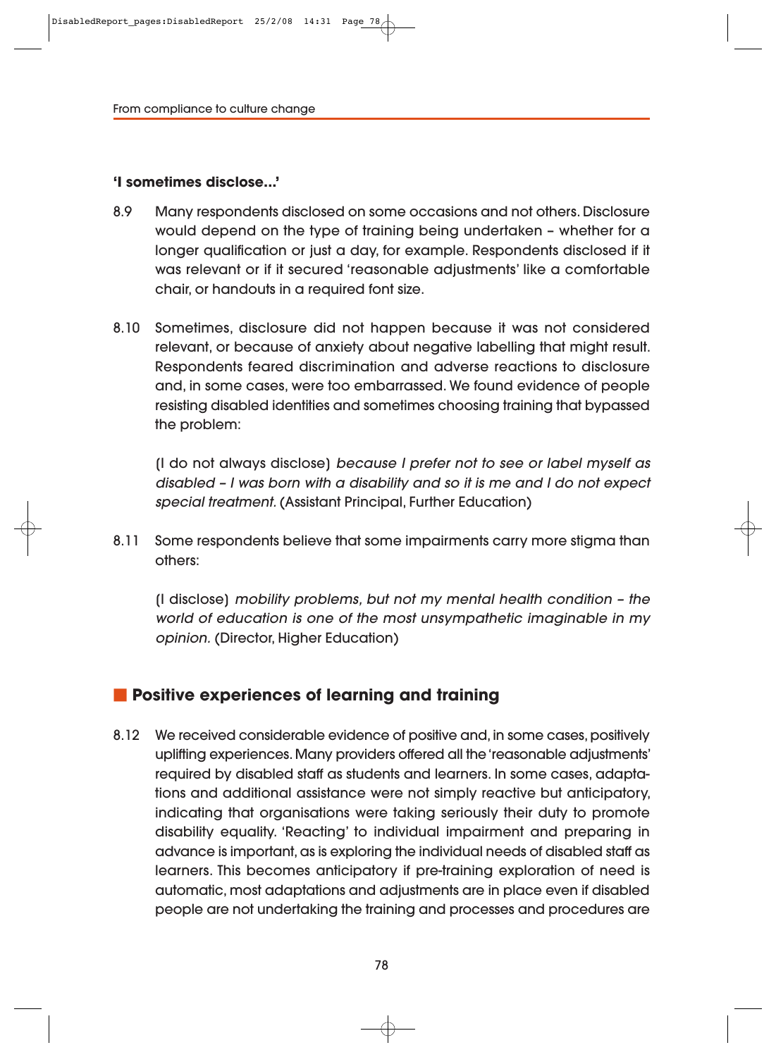**'I sometimes disclose...'**

8.9 Many respondents disclosed on some occasions and not others. Disclosure would depend on the type of training being undertaken – whether for a longer qualification or just a day, for example. Respondents disclosed if it was relevant or if it secured 'reasonable adjustments' like a comfortable chair, or handouts in a required font size.

8.10 Sometimes, disclosure did not happen because it was not considered relevant, or because of anxiety about negative labelling that might result. Respondents feared discrimination and adverse reactions to disclosure and, in some cases, were too embarrassed. We found evidence of people resisting disabled identities and sometimes choosing training that bypassed the problem:

> (I do not always disclose) *because I prefer not to see or label myself as disabled – I was born with a disability and so it is me and I do not expect special treatment.* (Assistant Principal, Further Education)

8.11 Some respondents believe that some impairments carry more stigma than others:

> (I disclose) *mobility problems, but not my mental health condition – the world of education is one of the most unsympathetic imaginable in my opinion.* (Director, Higher Education)

## Positive experiences of learning and training

8.12 We received considerable evidence of positive and, in some cases, positively uplifting experiences. Many providers offered all the 'reasonable adjustments' required by disabled staff as students and learners. In some cases, adaptations and additional assistance were not simply reactive but anticipatory, indicating that organisations were taking seriously their duty to promote disability equality. 'Reacting' to individual impairment and preparing in advance is important, as is exploring the individual needs of disabled staff as learners. This becomes anticipatory if pre-training exploration of need is automatic, most adaptations and adjustments are in place even if disabled people are not undertaking the training and processes and procedures are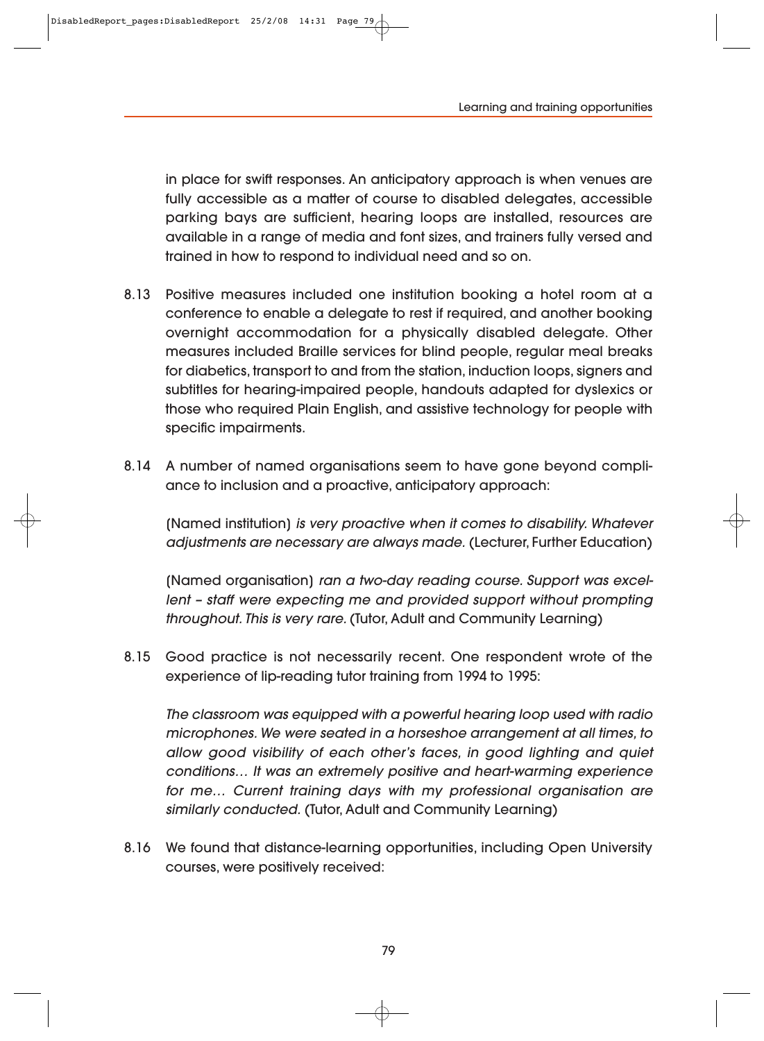in place for swift responses. An anticipatory approach is when venues are fully accessible as a matter of course to disabled delegates, accessible parking bays are sufficient, hearing loops are installed, resources are available in a range of media and font sizes, and trainers fully versed and trained in how to respond to individual need and so on.

8.13 Positive measures included one institution booking a hotel room at a conference to enable a delegate to rest if required, and another booking overnight accommodation for a physically disabled delegate. Other measures included Braille services for blind people, regular meal breaks for diabetics, transport to and from the station, induction loops, signers and subtitles for hearing-impaired people, handouts adapted for dyslexics or those who required Plain English, and assistive technology for people with specific impairments.

8.14 A number of named organisations seem to have gone beyond compliance to inclusion and a proactive, anticipatory approach:

> (Named institution) *is very proactive when it comes to disability. Whatever adjustments are necessary are always made.* (Lecturer, Further Education)

> (Named organisation) *ran a two-day reading course. Support was excellent – staff were expecting me and provided support without prompting throughout. This is very rare.* (Tutor, Adult and Community Learning)

8.15 Good practice is not necessarily recent. One respondent wrote of the experience of lip-reading tutor training from 1994 to 1995:

> *The classroom was equipped with a powerful hearing loop used with radio microphones. We were seated in a horseshoe arrangement at all times, to allow good visibility of each other's faces, in good lighting and quiet conditions… It was an extremely positive and heart-warming experience for me… Current training days with my professional organisation are similarly conducted.* (Tutor, Adult and Community Learning)

8.16 We found that distance-learning opportunities, including Open University courses, were positively received: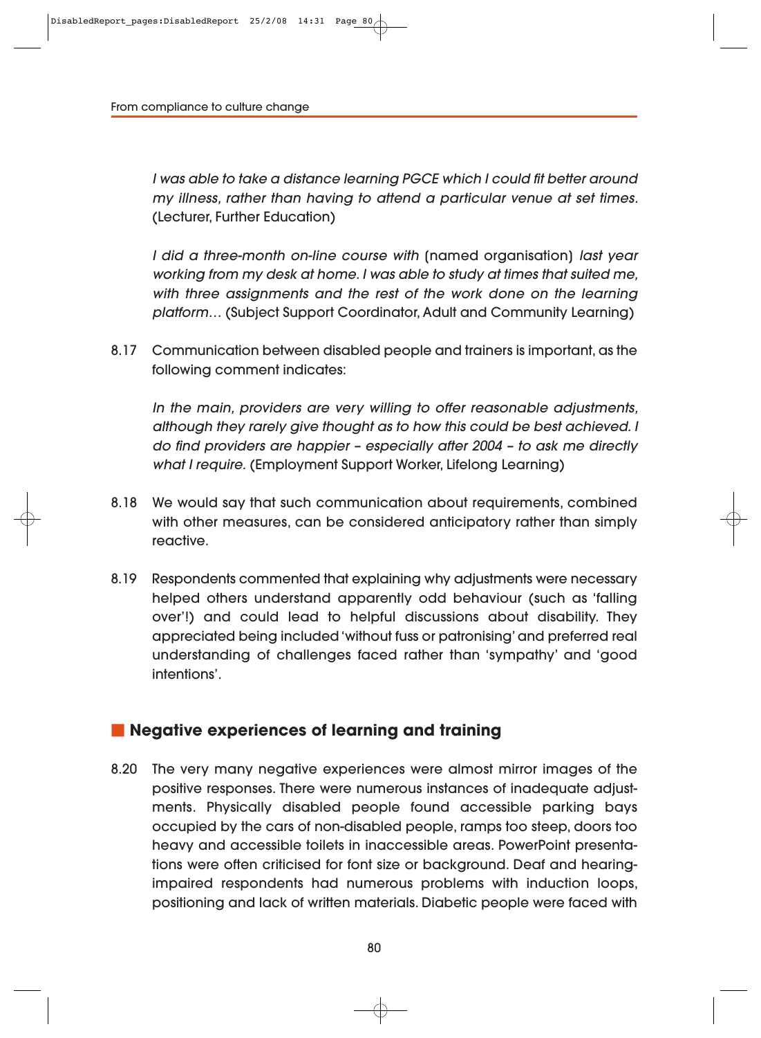*I was able to take a distance learning PGCE which I could fit better around my illness, rather than having to attend a particular venue at set times.* (Lecturer, Further Education)

*I did a three-month on-line course with* (named organisation) *last year working from my desk at home. I was able to study at times that suited me, with three assignments and the rest of the work done on the learning platform…* (Subject Support Coordinator, Adult and Community Learning)

8.17 Communication between disabled people and trainers is important, as the following comment indicates:

*In the main, providers are very willing to offer reasonable adjustments, although they rarely give thought as to how this could be best achieved. I do find providers are happier – especially after 2004 – to ask me directly what I require.* (Employment Support Worker, Lifelong Learning)

8.18 We would say that such communication about requirements, combined with other measures, can be considered anticipatory rather than simply reactive.

8.19 Respondents commented that explaining why adjustments were necessary helped others understand apparently odd behaviour (such as 'falling over'!) and could lead to helpful discussions about disability. They appreciated being included 'without fuss or patronising' and preferred real understanding of challenges faced rather than 'sympathy' and 'good intentions'.

## Negative experiences of learning and training

8.20 The very many negative experiences were almost mirror images of the positive responses. There were numerous instances of inadequate adjustments. Physically disabled people found accessible parking bays occupied by the cars of non-disabled people, ramps too steep, doors too heavy and accessible toilets in inaccessible areas. PowerPoint presentations were often criticised for font size or background. Deaf and hearing-impaired respondents had numerous problems with induction loops, positioning and lack of written materials. Diabetic people were faced with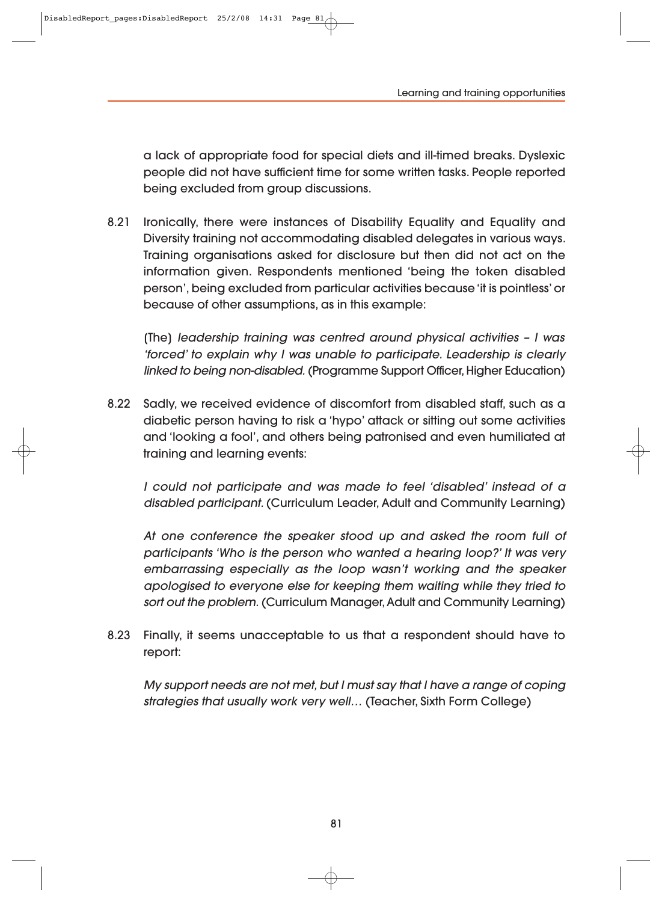a lack of appropriate food for special diets and ill-timed breaks. Dyslexic people did not have sufficient time for some written tasks. People reported being excluded from group discussions.

8.21 Ironically, there were instances of Disability Equality and Equality and Diversity training not accommodating disabled delegates in various ways. Training organisations asked for disclosure but then did not act on the information given. Respondents mentioned 'being the token disabled person', being excluded from particular activities because 'it is pointless' or because of other assumptions, as in this example:

> (The) *leadership training was centred around physical activities – I was 'forced' to explain why I was unable to participate. Leadership is clearly linked to being non-disabled.* (Programme Support Officer, Higher Education)

8.22 Sadly, we received evidence of discomfort from disabled staff, such as a diabetic person having to risk a 'hypo' attack or sitting out some activities and 'looking a fool', and others being patronised and even humiliated at training and learning events:

> *I could not participate and was made to feel 'disabled' instead of a disabled participant.* (Curriculum Leader, Adult and Community Learning)

> *At one conference the speaker stood up and asked the room full of participants 'Who is the person who wanted a hearing loop?' It was very embarrassing especially as the loop wasn't working and the speaker apologised to everyone else for keeping them waiting while they tried to sort out the problem.* (Curriculum Manager, Adult and Community Learning)

8.23 Finally, it seems unacceptable to us that a respondent should have to report:

> *My support needs are not met, but I must say that I have a range of coping strategies that usually work very well…* (Teacher, Sixth Form College)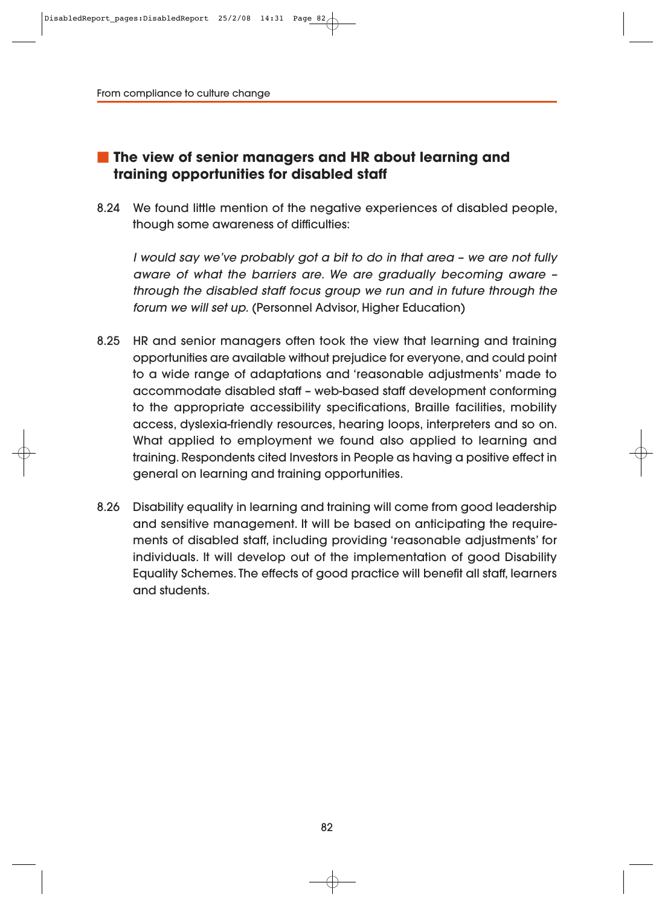## The view of senior managers and HR about learning and training opportunities for disabled staff

8.24 We found little mention of the negative experiences of disabled people, though some awareness of difficulties:

*I would say we've probably got a bit to do in that area – we are not fully aware of what the barriers are. We are gradually becoming aware – through the disabled staff focus group we run and in future through the forum we will set up.* (Personnel Advisor, Higher Education)

8.25 HR and senior managers often took the view that learning and training opportunities are available without prejudice for everyone, and could point to a wide range of adaptations and 'reasonable adjustments' made to accommodate disabled staff – web-based staff development conforming to the appropriate accessibility specifications, Braille facilities, mobility access, dyslexia-friendly resources, hearing loops, interpreters and so on. What applied to employment we found also applied to learning and training. Respondents cited Investors in People as having a positive effect in general on learning and training opportunities.

8.26 Disability equality in learning and training will come from good leadership and sensitive management. It will be based on anticipating the requirements of disabled staff, including providing 'reasonable adjustments' for individuals. It will develop out of the implementation of good Disability Equality Schemes. The effects of good practice will benefit all staff, learners and students.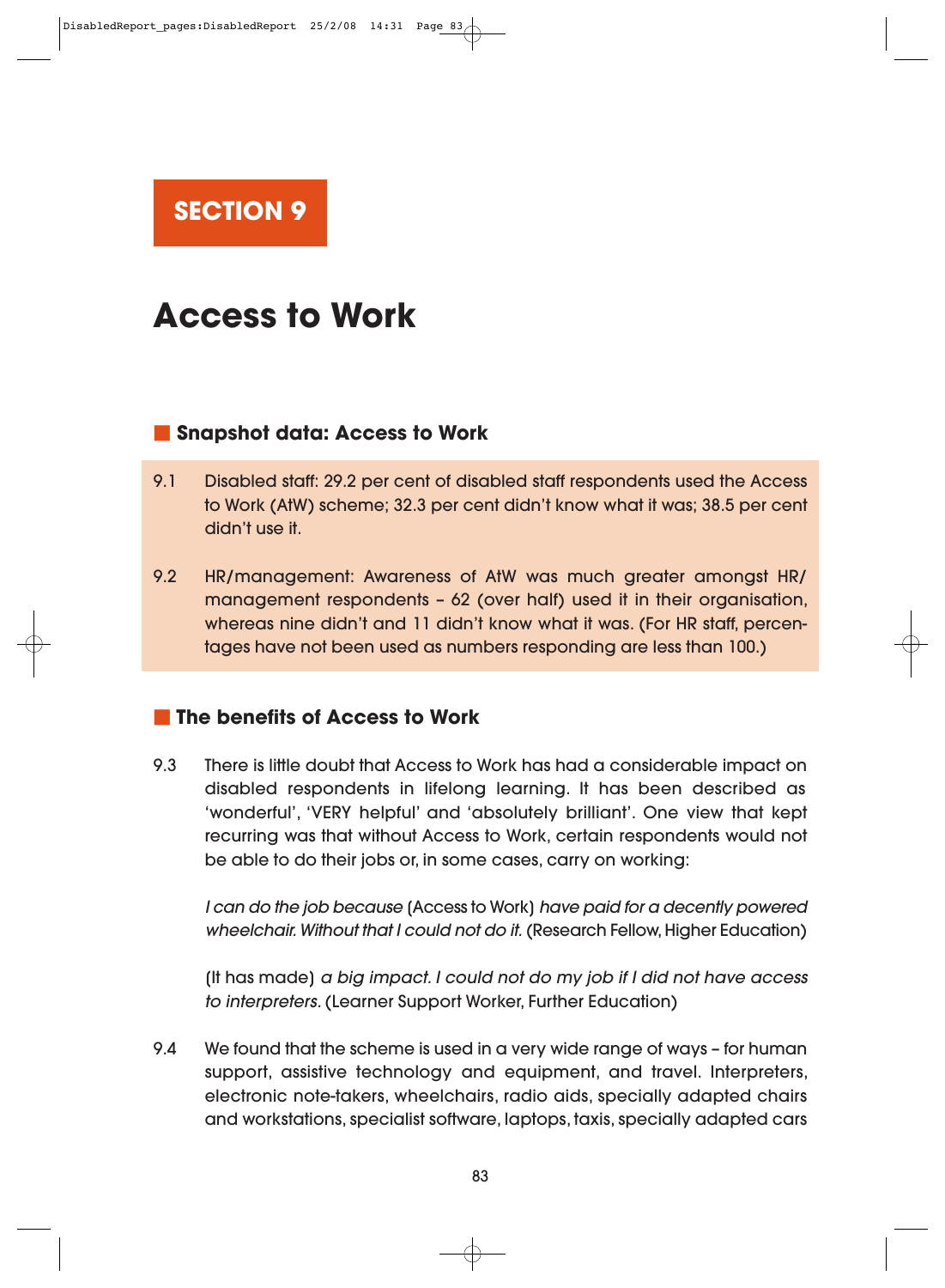# SECTION 9

# Access to Work

## Snapshot data: Access to Work

9.1 Disabled staff: 29.2 per cent of disabled staff respondents used the Access to Work (AtW) scheme; 32.3 per cent didn't know what it was; 38.5 per cent didn't use it.

9.2 HR/management: Awareness of AtW was much greater amongst HR/management respondents – 62 (over half) used it in their organisation, whereas nine didn't and 11 didn't know what it was. (For HR staff, percentages have not been used as numbers responding are less than 100.)

## The benefits of Access to Work

9.3 There is little doubt that Access to Work has had a considerable impact on disabled respondents in lifelong learning. It has been described as 'wonderful', 'VERY helpful' and 'absolutely brilliant'. One view that kept recurring was that without Access to Work, certain respondents would not be able to do their jobs or, in some cases, carry on working:

*I can do the job because* (Access to Work) *have paid for a decently powered wheelchair. Without that I could not do it.* (Research Fellow, Higher Education)

(It has made) *a big impact. I could not do my job if I did not have access to interpreters.* (Learner Support Worker, Further Education)

9.4 We found that the scheme is used in a very wide range of ways – for human support, assistive technology and equipment, and travel. Interpreters, electronic note-takers, wheelchairs, radio aids, specially adapted chairs and workstations, specialist software, laptops, taxis, specially adapted cars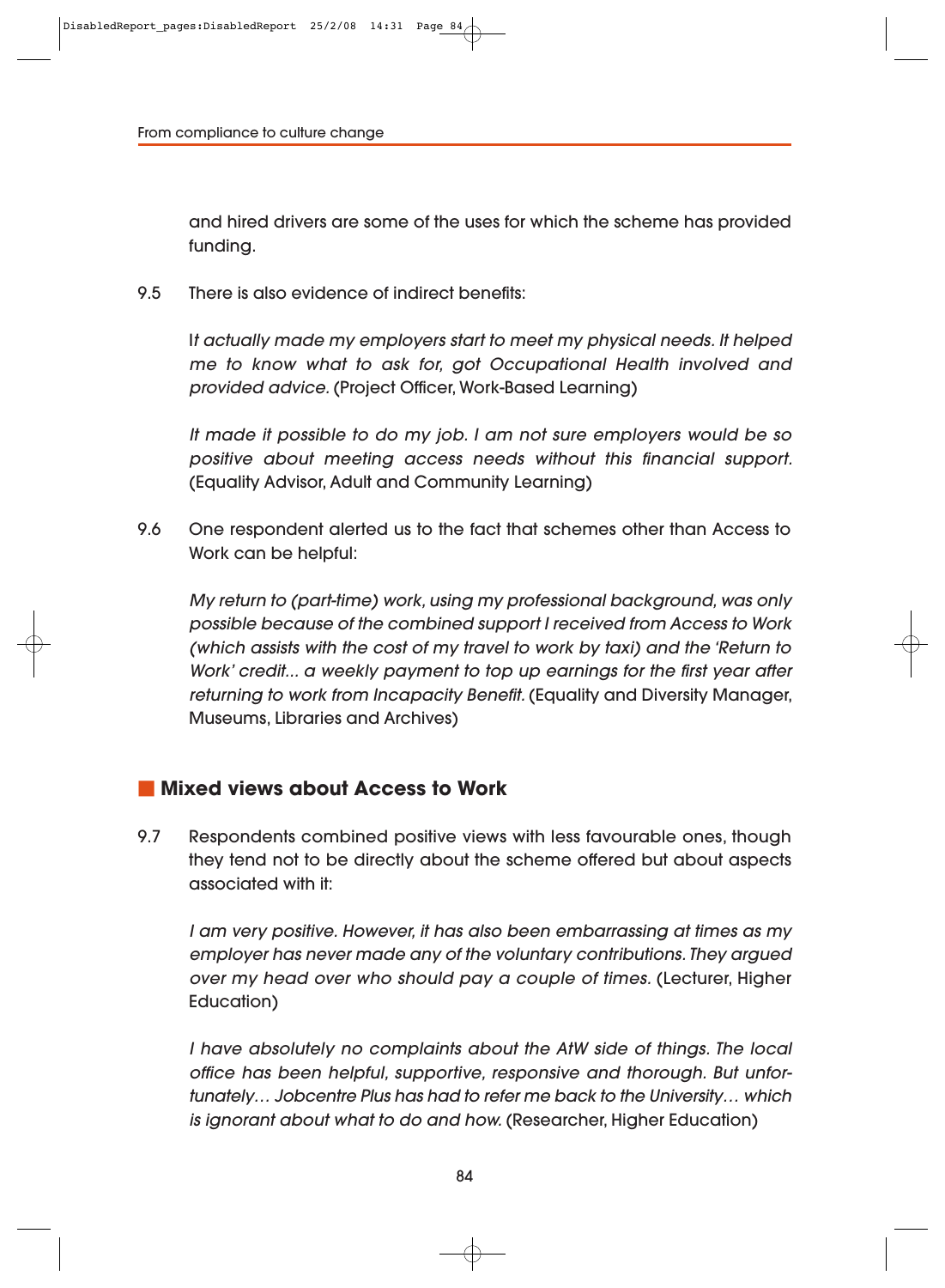and hired drivers are some of the uses for which the scheme has provided funding.

9.5 There is also evidence of indirect benefits:

> I*t actually made my employers start to meet my physical needs. It helped me to know what to ask for, got Occupational Health involved and provided advice.* (Project Officer, Work-Based Learning)

> *It made it possible to do my job. I am not sure employers would be so positive about meeting access needs without this financial support.* (Equality Advisor, Adult and Community Learning)

9.6 One respondent alerted us to the fact that schemes other than Access to Work can be helpful:

> *My return to (part-time) work, using my professional background, was only possible because of the combined support I received from Access to Work (which assists with the cost of my travel to work by taxi) and the 'Return to Work' credit... a weekly payment to top up earnings for the first year after returning to work from Incapacity Benefit.* (Equality and Diversity Manager, Museums, Libraries and Archives)

## Mixed views about Access to Work

9.7 Respondents combined positive views with less favourable ones, though they tend not to be directly about the scheme offered but about aspects associated with it:

> *I am very positive. However, it has also been embarrassing at times as my employer has never made any of the voluntary contributions. They argued over my head over who should pay a couple of times.* (Lecturer, Higher Education)

> *I have absolutely no complaints about the AtW side of things. The local office has been helpful, supportive, responsive and thorough. But unfortunately… Jobcentre Plus has had to refer me back to the University… which is ignorant about what to do and how.* (Researcher, Higher Education)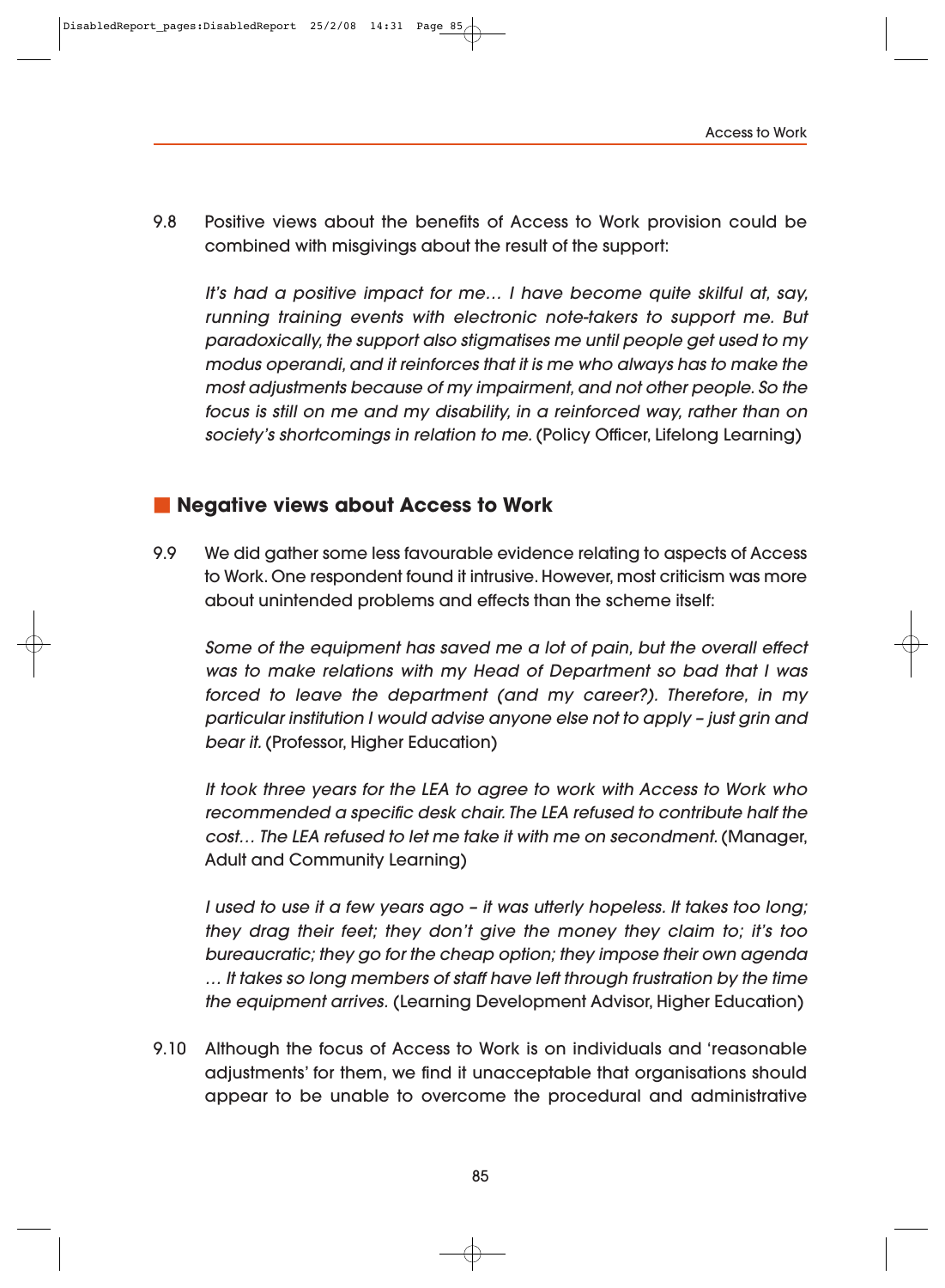9.8 Positive views about the benefits of Access to Work provision could be combined with misgivings about the result of the support:

> *It's had a positive impact for me… I have become quite skilful at, say, running training events with electronic note-takers to support me. But paradoxically, the support also stigmatises me until people get used to my modus operandi, and it reinforces that it is me who always has to make the most adjustments because of my impairment, and not other people. So the focus is still on me and my disability, in a reinforced way, rather than on society's shortcomings in relation to me.* (Policy Officer, Lifelong Learning)

## Negative views about Access to Work

9.9 We did gather some less favourable evidence relating to aspects of Access to Work. One respondent found it intrusive. However, most criticism was more about unintended problems and effects than the scheme itself:

> *Some of the equipment has saved me a lot of pain, but the overall effect was to make relations with my Head of Department so bad that I was forced to leave the department (and my career?). Therefore, in my particular institution I would advise anyone else not to apply – just grin and bear it.* (Professor, Higher Education)

> *It took three years for the LEA to agree to work with Access to Work who recommended a specific desk chair. The LEA refused to contribute half the cost… The LEA refused to let me take it with me on secondment.* (Manager, Adult and Community Learning)

> *I used to use it a few years ago – it was utterly hopeless. It takes too long; they drag their feet; they don't give the money they claim to; it's too bureaucratic; they go for the cheap option; they impose their own agenda … It takes so long members of staff have left through frustration by the time the equipment arrives.* (Learning Development Advisor, Higher Education)

9.10 Although the focus of Access to Work is on individuals and 'reasonable adjustments' for them, we find it unacceptable that organisations should appear to be unable to overcome the procedural and administrative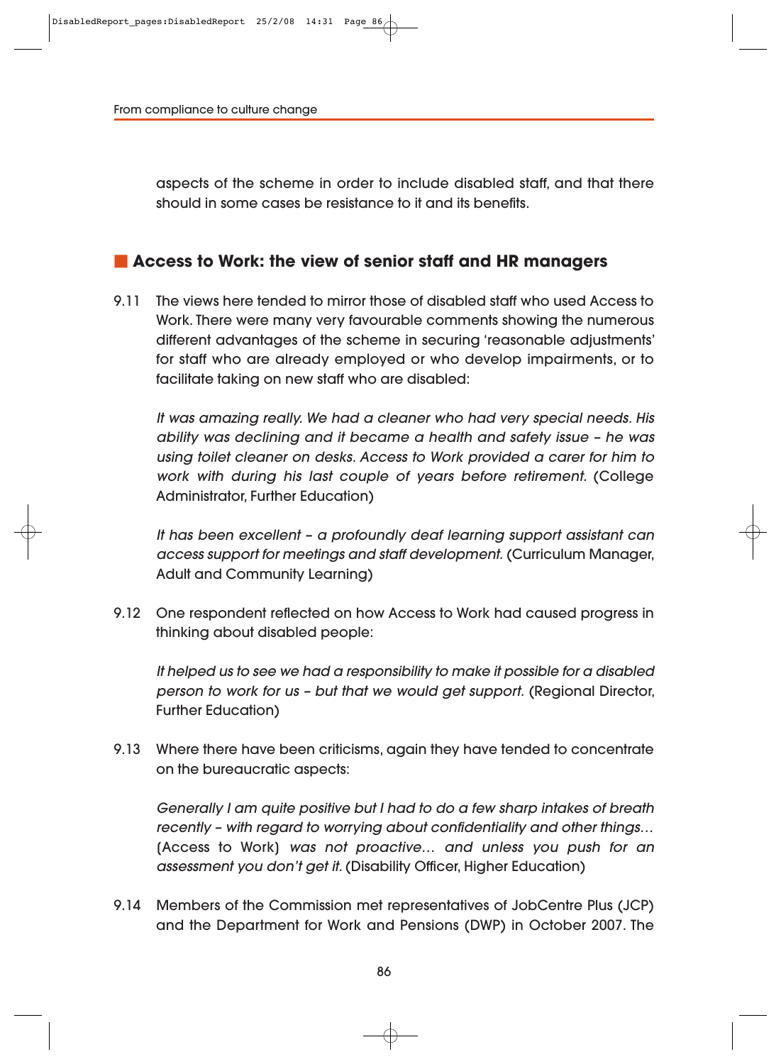aspects of the scheme in order to include disabled staff, and that there should in some cases be resistance to it and its benefits.

## Access to Work: the view of senior staff and HR managers

9.11 The views here tended to mirror those of disabled staff who used Access to Work. There were many very favourable comments showing the numerous different advantages of the scheme in securing 'reasonable adjustments' for staff who are already employed or who develop impairments, or to facilitate taking on new staff who are disabled:

*It was amazing really. We had a cleaner who had very special needs. His ability was declining and it became a health and safety issue – he was using toilet cleaner on desks. Access to Work provided a carer for him to work with during his last couple of years before retirement.* (College Administrator, Further Education)

*It has been excellent – a profoundly deaf learning support assistant can access support for meetings and staff development.* (Curriculum Manager, Adult and Community Learning)

9.12 One respondent reflected on how Access to Work had caused progress in thinking about disabled people:

*It helped us to see we had a responsibility to make it possible for a disabled person to work for us – but that we would get support.* (Regional Director, Further Education)

9.13 Where there have been criticisms, again they have tended to concentrate on the bureaucratic aspects:

*Generally I am quite positive but I had to do a few sharp intakes of breath recently – with regard to worrying about confidentiality and other things…* (Access to Work) *was not proactive… and unless you push for an assessment you don't get it.* (Disability Officer, Higher Education)

9.14 Members of the Commission met representatives of JobCentre Plus (JCP) and the Department for Work and Pensions (DWP) in October 2007. The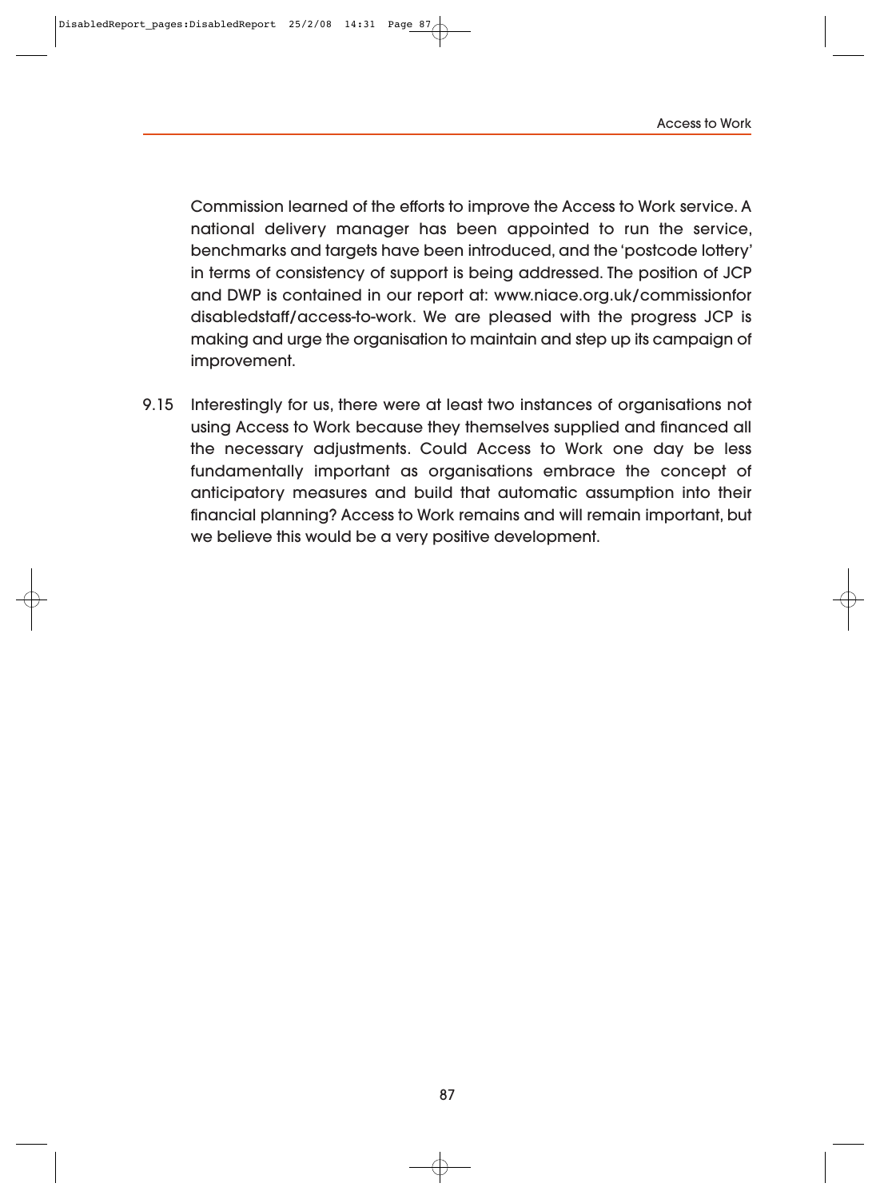Commission learned of the efforts to improve the Access to Work service. A national delivery manager has been appointed to run the service, benchmarks and targets have been introduced, and the 'postcode lottery' in terms of consistency of support is being addressed. The position of JCP and DWP is contained in our report at: www.niace.org.uk/commissionfor disabledstaff/access-to-work. We are pleased with the progress JCP is making and urge the organisation to maintain and step up its campaign of improvement.

9.15 Interestingly for us, there were at least two instances of organisations not using Access to Work because they themselves supplied and financed all the necessary adjustments. Could Access to Work one day be less fundamentally important as organisations embrace the concept of anticipatory measures and build that automatic assumption into their financial planning? Access to Work remains and will remain important, but we believe this would be a very positive development.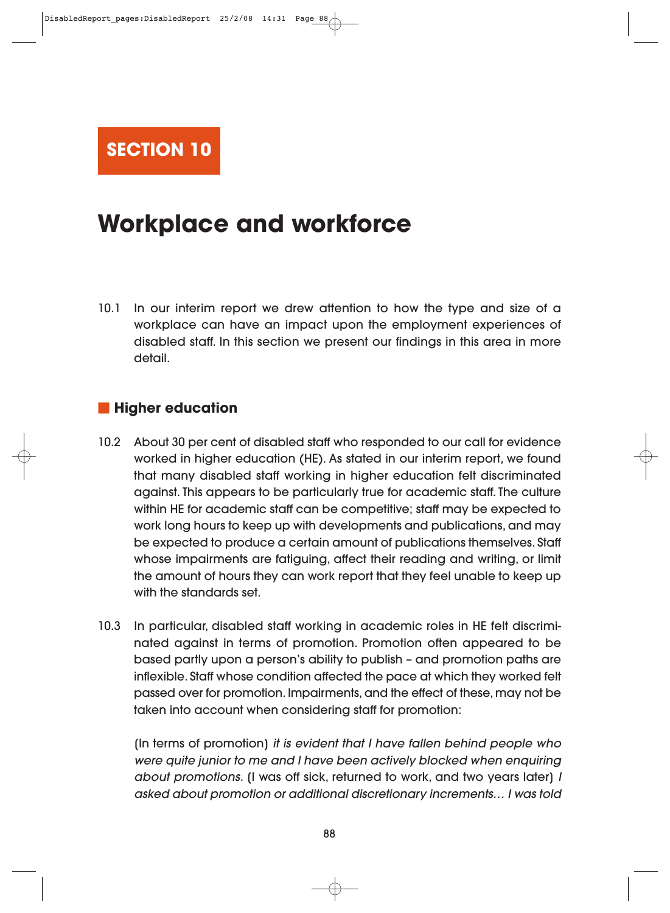# SECTION 10

# Workplace and workforce

10.1 In our interim report we drew attention to how the type and size of a workplace can have an impact upon the employment experiences of disabled staff. In this section we present our findings in this area in more detail.

## Higher education

10.2 About 30 per cent of disabled staff who responded to our call for evidence worked in higher education (HE). As stated in our interim report, we found that many disabled staff working in higher education felt discriminated against. This appears to be particularly true for academic staff. The culture within HE for academic staff can be competitive; staff may be expected to work long hours to keep up with developments and publications, and may be expected to produce a certain amount of publications themselves. Staff whose impairments are fatiguing, affect their reading and writing, or limit the amount of hours they can work report that they feel unable to keep up with the standards set.

10.3 In particular, disabled staff working in academic roles in HE felt discriminated against in terms of promotion. Promotion often appeared to be based partly upon a person's ability to publish – and promotion paths are inflexible. Staff whose condition affected the pace at which they worked felt passed over for promotion. Impairments, and the effect of these, may not be taken into account when considering staff for promotion:

(In terms of promotion) *it is evident that I have fallen behind people who were quite junior to me and I have been actively blocked when enquiring about promotions.* (I was off sick, returned to work, and two years later) *I asked about promotion or additional discretionary increments… I was told*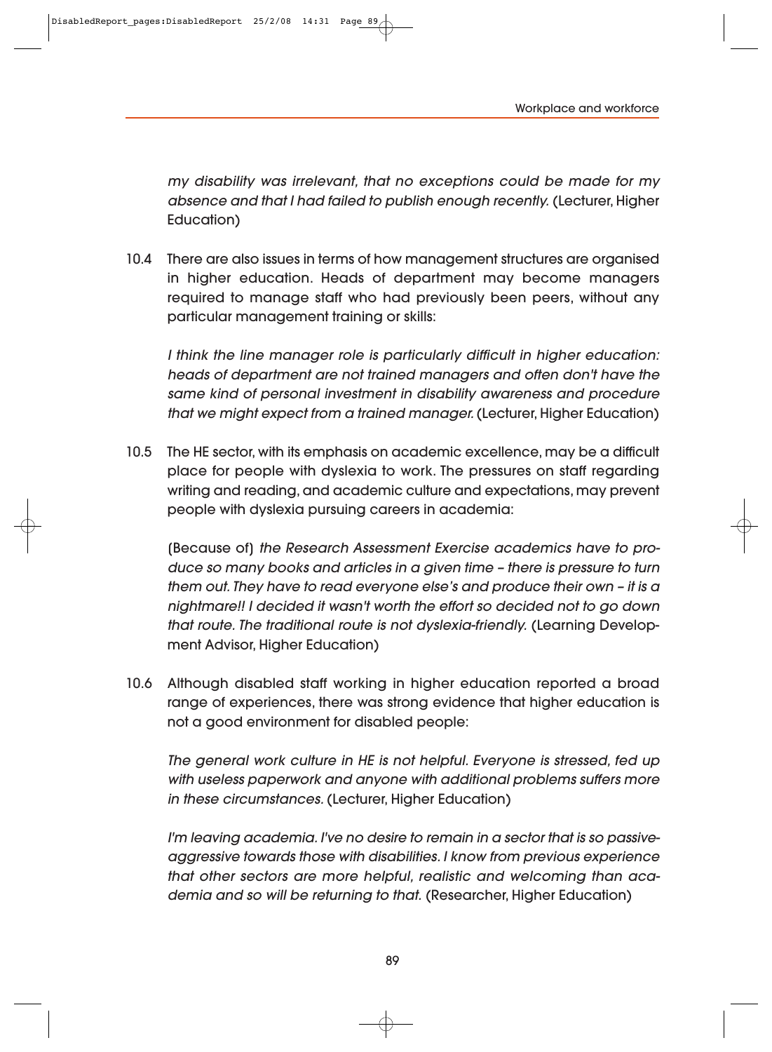*my disability was irrelevant, that no exceptions could be made for my absence and that I had failed to publish enough recently.* (Lecturer, Higher Education)

10.4 There are also issues in terms of how management structures are organised in higher education. Heads of department may become managers required to manage staff who had previously been peers, without any particular management training or skills:

*I think the line manager role is particularly difficult in higher education: heads of department are not trained managers and often don't have the same kind of personal investment in disability awareness and procedure that we might expect from a trained manager.* (Lecturer, Higher Education)

10.5 The HE sector, with its emphasis on academic excellence, may be a difficult place for people with dyslexia to work. The pressures on staff regarding writing and reading, and academic culture and expectations, may prevent people with dyslexia pursuing careers in academia:

(Because of) *the Research Assessment Exercise academics have to produce so many books and articles in a given time – there is pressure to turn them out. They have to read everyone else's and produce their own – it is a nightmare!! I decided it wasn't worth the effort so decided not to go down that route. The traditional route is not dyslexia-friendly.* (Learning Development Advisor, Higher Education)

10.6 Although disabled staff working in higher education reported a broad range of experiences, there was strong evidence that higher education is not a good environment for disabled people:

*The general work culture in HE is not helpful. Everyone is stressed, fed up with useless paperwork and anyone with additional problems suffers more in these circumstances.* (Lecturer, Higher Education)

*I'm leaving academia. I've no desire to remain in a sector that is so passive-aggressive towards those with disabilities. I know from previous experience that other sectors are more helpful, realistic and welcoming than academia and so will be returning to that.* (Researcher, Higher Education)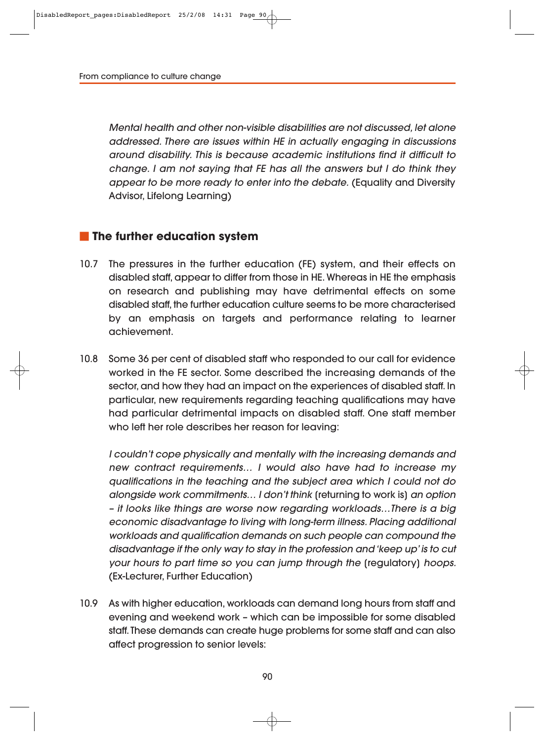*Mental health and other non-visible disabilities are not discussed, let alone addressed. There are issues within HE in actually engaging in discussions around disability. This is because academic institutions find it difficult to change. I am not saying that FE has all the answers but I do think they appear to be more ready to enter into the debate.* (Equality and Diversity Advisor, Lifelong Learning)

## The further education system

10.7 The pressures in the further education (FE) system, and their effects on disabled staff, appear to differ from those in HE. Whereas in HE the emphasis on research and publishing may have detrimental effects on some disabled staff, the further education culture seems to be more characterised by an emphasis on targets and performance relating to learner achievement.

10.8 Some 36 per cent of disabled staff who responded to our call for evidence worked in the FE sector. Some described the increasing demands of the sector, and how they had an impact on the experiences of disabled staff. In particular, new requirements regarding teaching qualifications may have had particular detrimental impacts on disabled staff. One staff member who left her role describes her reason for leaving:

*I couldn't cope physically and mentally with the increasing demands and new contract requirements… I would also have had to increase my qualifications in the teaching and the subject area which I could not do alongside work commitments… I don't think* (returning to work is) *an option – it looks like things are worse now regarding workloads…There is a big economic disadvantage to living with long-term illness. Placing additional workloads and qualification demands on such people can compound the disadvantage if the only way to stay in the profession and 'keep up' is to cut your hours to part time so you can jump through the* (regulatory) *hoops.* (Ex-Lecturer, Further Education)

10.9 As with higher education, workloads can demand long hours from staff and evening and weekend work – which can be impossible for some disabled staff. These demands can create huge problems for some staff and can also affect progression to senior levels: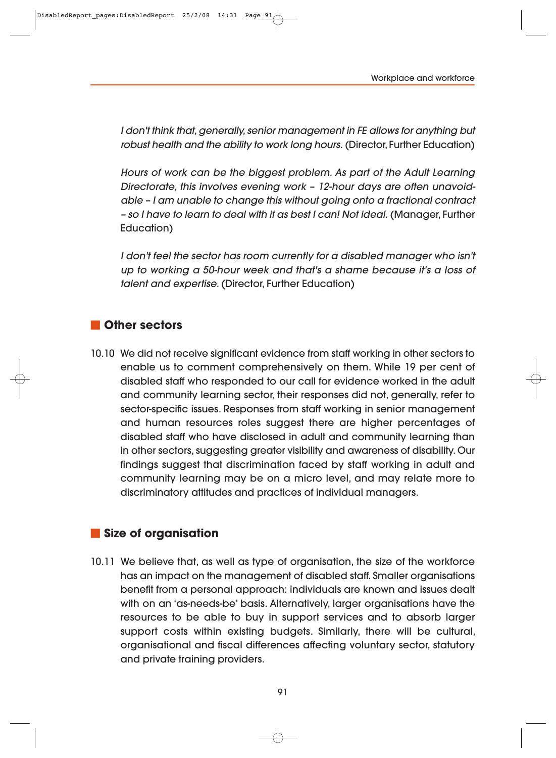*I don't think that, generally, senior management in FE allows for anything but robust health and the ability to work long hours.* (Director, Further Education)

*Hours of work can be the biggest problem. As part of the Adult Learning Directorate, this involves evening work – 12-hour days are often unavoidable – I am unable to change this without going onto a fractional contract – so I have to learn to deal with it as best I can! Not ideal.* (Manager, Further Education)

*I don't feel the sector has room currently for a disabled manager who isn't up to working a 50-hour week and that's a shame because it's a loss of talent and expertise.* (Director, Further Education)

## Other sectors

10.10 We did not receive significant evidence from staff working in other sectors to enable us to comment comprehensively on them. While 19 per cent of disabled staff who responded to our call for evidence worked in the adult and community learning sector, their responses did not, generally, refer to sector-specific issues. Responses from staff working in senior management and human resources roles suggest there are higher percentages of disabled staff who have disclosed in adult and community learning than in other sectors, suggesting greater visibility and awareness of disability. Our findings suggest that discrimination faced by staff working in adult and community learning may be on a micro level, and may relate more to discriminatory attitudes and practices of individual managers.

## Size of organisation

10.11 We believe that, as well as type of organisation, the size of the workforce has an impact on the management of disabled staff. Smaller organisations benefit from a personal approach: individuals are known and issues dealt with on an 'as-needs-be' basis. Alternatively, larger organisations have the resources to be able to buy in support services and to absorb larger support costs within existing budgets. Similarly, there will be cultural, organisational and fiscal differences affecting voluntary sector, statutory and private training providers.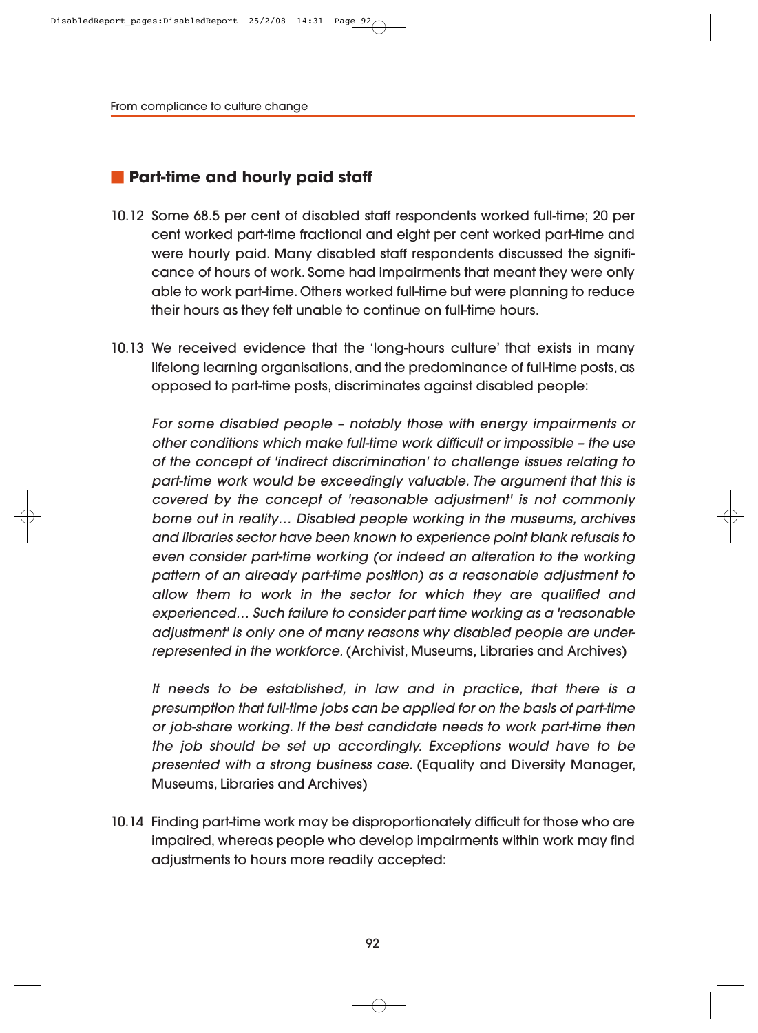## Part-time and hourly paid staff

10.12 Some 68.5 per cent of disabled staff respondents worked full-time; 20 per cent worked part-time fractional and eight per cent worked part-time and were hourly paid. Many disabled staff respondents discussed the significance of hours of work. Some had impairments that meant they were only able to work part-time. Others worked full-time but were planning to reduce their hours as they felt unable to continue on full-time hours.

10.13 We received evidence that the 'long-hours culture' that exists in many lifelong learning organisations, and the predominance of full-time posts, as opposed to part-time posts, discriminates against disabled people:

*For some disabled people – notably those with energy impairments or other conditions which make full-time work difficult or impossible – the use of the concept of 'indirect discrimination' to challenge issues relating to part-time work would be exceedingly valuable. The argument that this is covered by the concept of 'reasonable adjustment' is not commonly borne out in reality… Disabled people working in the museums, archives and libraries sector have been known to experience point blank refusals to even consider part-time working (or indeed an alteration to the working pattern of an already part-time position) as a reasonable adjustment to allow them to work in the sector for which they are qualified and experienced… Such failure to consider part time working as a 'reasonable adjustment' is only one of many reasons why disabled people are under-represented in the workforce.* (Archivist, Museums, Libraries and Archives)

*It needs to be established, in law and in practice, that there is a presumption that full-time jobs can be applied for on the basis of part-time or job-share working. If the best candidate needs to work part-time then the job should be set up accordingly. Exceptions would have to be presented with a strong business case.* (Equality and Diversity Manager, Museums, Libraries and Archives)

10.14 Finding part-time work may be disproportionately difficult for those who are impaired, whereas people who develop impairments within work may find adjustments to hours more readily accepted: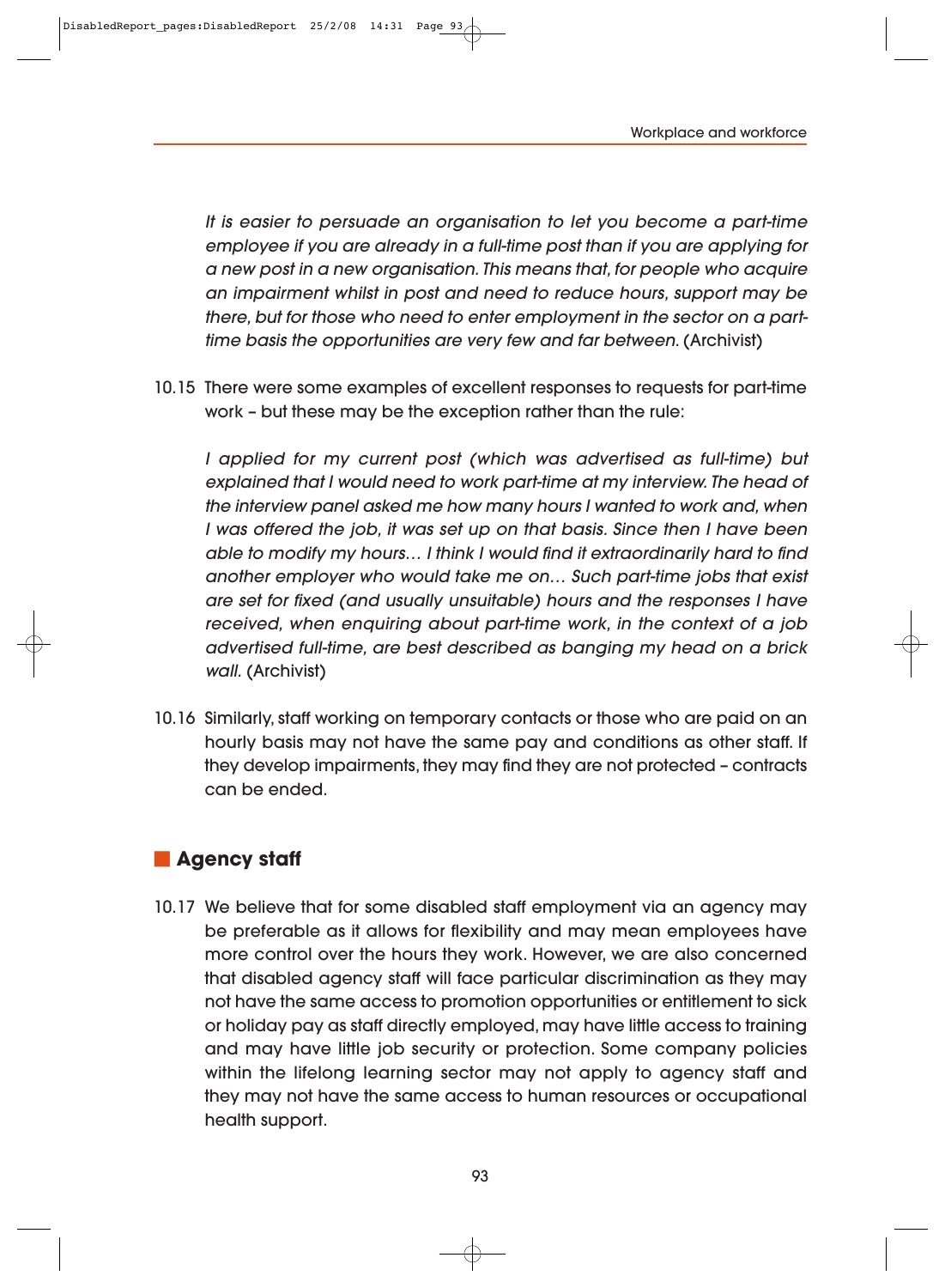*It is easier to persuade an organisation to let you become a part-time employee if you are already in a full-time post than if you are applying for a new post in a new organisation. This means that, for people who acquire an impairment whilst in post and need to reduce hours, support may be there, but for those who need to enter employment in the sector on a part-time basis the opportunities are very few and far between.* (Archivist)

10.15 There were some examples of excellent responses to requests for part-time work – but these may be the exception rather than the rule:

*I applied for my current post (which was advertised as full-time) but explained that I would need to work part-time at my interview. The head of the interview panel asked me how many hours I wanted to work and, when I was offered the job, it was set up on that basis. Since then I have been able to modify my hours… I think I would find it extraordinarily hard to find another employer who would take me on… Such part-time jobs that exist are set for fixed (and usually unsuitable) hours and the responses I have received, when enquiring about part-time work, in the context of a job advertised full-time, are best described as banging my head on a brick wall.* (Archivist)

10.16 Similarly, staff working on temporary contacts or those who are paid on an hourly basis may not have the same pay and conditions as other staff. If they develop impairments, they may find they are not protected – contracts can be ended.

## Agency staff

10.17 We believe that for some disabled staff employment via an agency may be preferable as it allows for flexibility and may mean employees have more control over the hours they work. However, we are also concerned that disabled agency staff will face particular discrimination as they may not have the same access to promotion opportunities or entitlement to sick or holiday pay as staff directly employed, may have little access to training and may have little job security or protection. Some company policies within the lifelong learning sector may not apply to agency staff and they may not have the same access to human resources or occupational health support.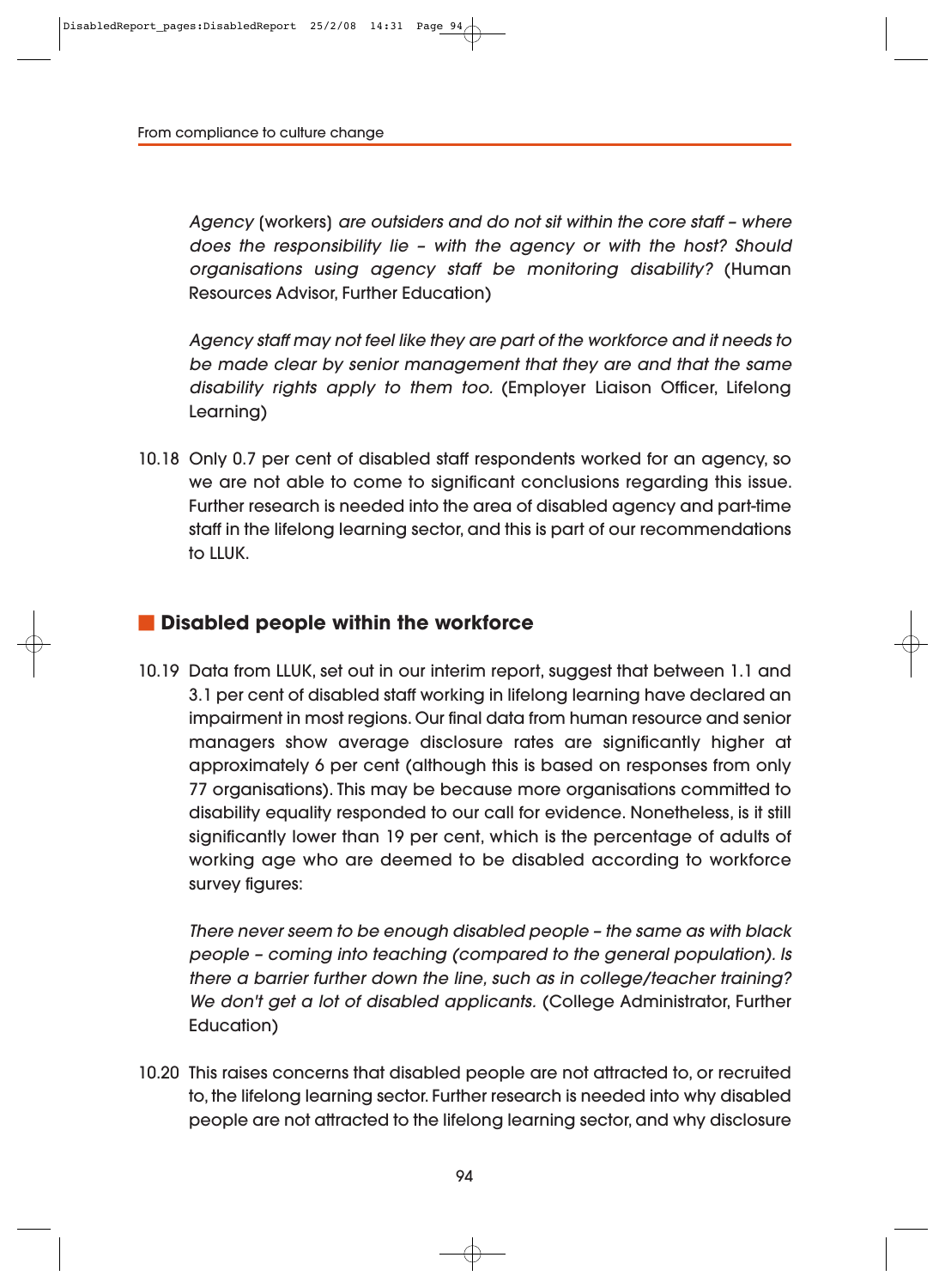*Agency* (workers) *are outsiders and do not sit within the core staff – where does the responsibility lie – with the agency or with the host? Should organisations using agency staff be monitoring disability?* (Human Resources Advisor, Further Education)

*Agency staff may not feel like they are part of the workforce and it needs to be made clear by senior management that they are and that the same disability rights apply to them too.* (Employer Liaison Officer, Lifelong Learning)

10.18 Only 0.7 per cent of disabled staff respondents worked for an agency, so we are not able to come to significant conclusions regarding this issue. Further research is needed into the area of disabled agency and part-time staff in the lifelong learning sector, and this is part of our recommendations to LLUK.

## Disabled people within the workforce

10.19 Data from LLUK, set out in our interim report, suggest that between 1.1 and 3.1 per cent of disabled staff working in lifelong learning have declared an impairment in most regions. Our final data from human resource and senior managers show average disclosure rates are significantly higher at approximately 6 per cent (although this is based on responses from only 77 organisations). This may be because more organisations committed to disability equality responded to our call for evidence. Nonetheless, is it still significantly lower than 19 per cent, which is the percentage of adults of working age who are deemed to be disabled according to workforce survey figures:

*There never seem to be enough disabled people – the same as with black people – coming into teaching (compared to the general population). Is there a barrier further down the line, such as in college/teacher training? We don't get a lot of disabled applicants.* (College Administrator, Further Education)

10.20 This raises concerns that disabled people are not attracted to, or recruited to, the lifelong learning sector. Further research is needed into why disabled people are not attracted to the lifelong learning sector, and why disclosure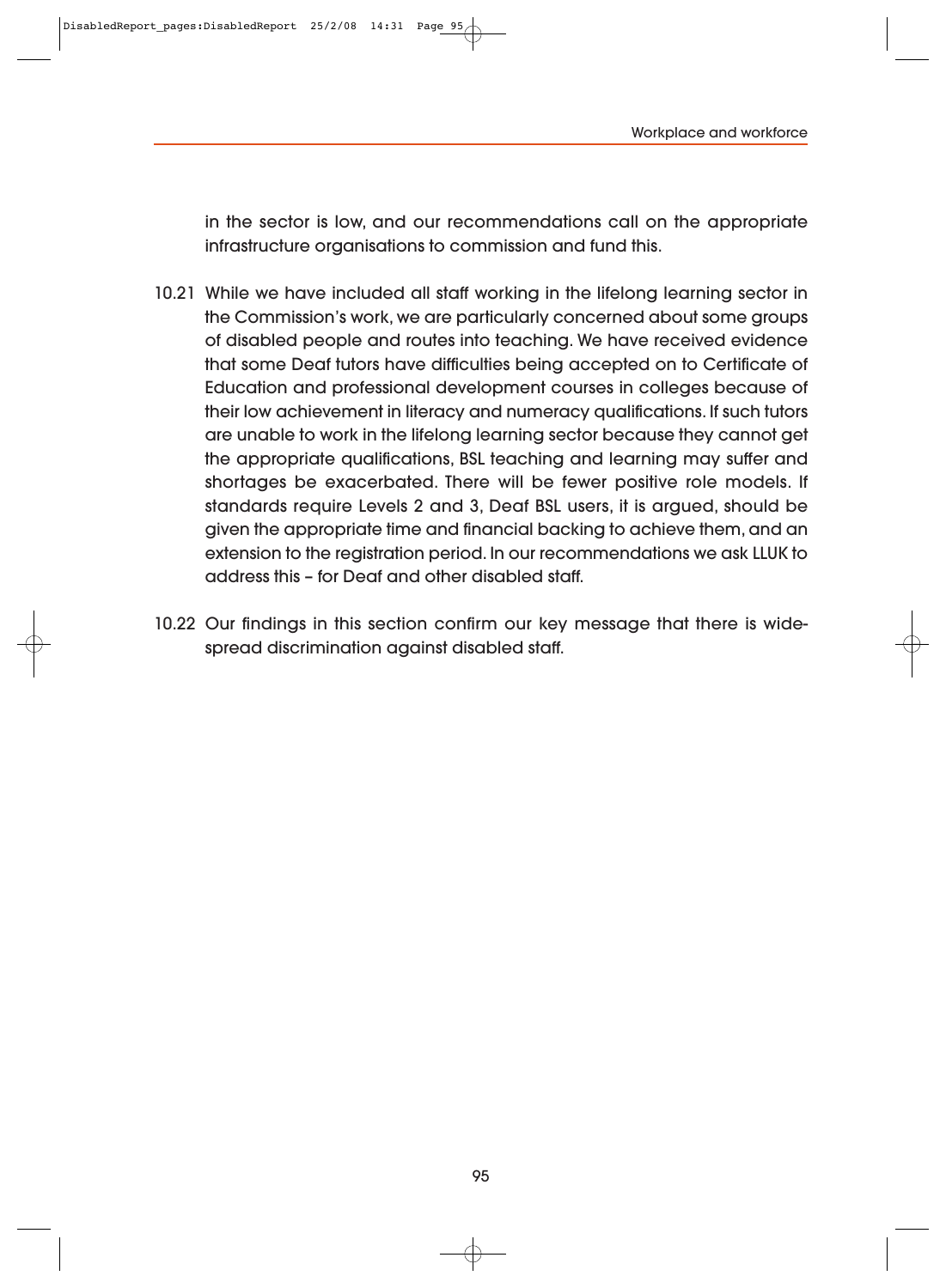in the sector is low, and our recommendations call on the appropriate infrastructure organisations to commission and fund this.

10.21 While we have included all staff working in the lifelong learning sector in the Commission's work, we are particularly concerned about some groups of disabled people and routes into teaching. We have received evidence that some Deaf tutors have difficulties being accepted on to Certificate of Education and professional development courses in colleges because of their low achievement in literacy and numeracy qualifications. If such tutors are unable to work in the lifelong learning sector because they cannot get the appropriate qualifications, BSL teaching and learning may suffer and shortages be exacerbated. There will be fewer positive role models. If standards require Levels 2 and 3, Deaf BSL users, it is argued, should be given the appropriate time and financial backing to achieve them, and an extension to the registration period. In our recommendations we ask LLUK to address this – for Deaf and other disabled staff.

10.22 Our findings in this section confirm our key message that there is widespread discrimination against disabled staff.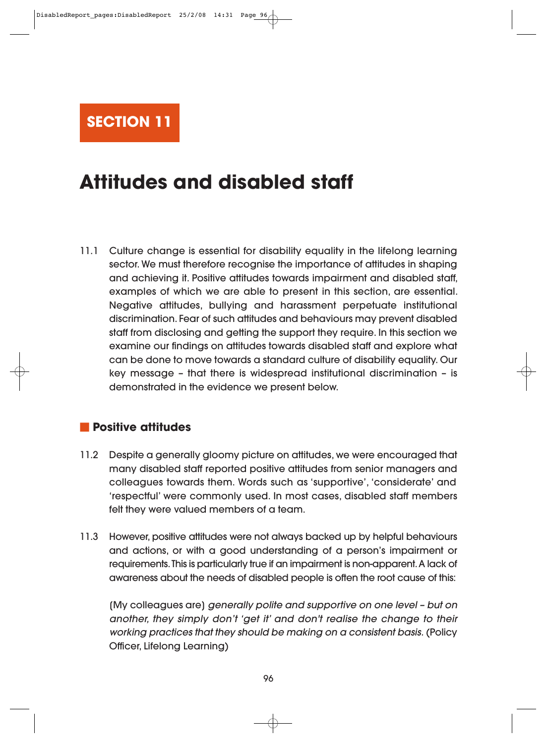# SECTION 11

## Attitudes and disabled staff

11.1 Culture change is essential for disability equality in the lifelong learning sector. We must therefore recognise the importance of attitudes in shaping and achieving it. Positive attitudes towards impairment and disabled staff, examples of which we are able to present in this section, are essential. Negative attitudes, bullying and harassment perpetuate institutional discrimination. Fear of such attitudes and behaviours may prevent disabled staff from disclosing and getting the support they require. In this section we examine our findings on attitudes towards disabled staff and explore what can be done to move towards a standard culture of disability equality. Our key message – that there is widespread institutional discrimination – is demonstrated in the evidence we present below.

### Positive attitudes

11.2 Despite a generally gloomy picture on attitudes, we were encouraged that many disabled staff reported positive attitudes from senior managers and colleagues towards them. Words such as 'supportive', 'considerate' and 'respectful' were commonly used. In most cases, disabled staff members felt they were valued members of a team.

11.3 However, positive attitudes were not always backed up by helpful behaviours and actions, or with a good understanding of a person's impairment or requirements. This is particularly true if an impairment is non-apparent. A lack of awareness about the needs of disabled people is often the root cause of this:

(My colleagues are) *generally polite and supportive on one level – but on another, they simply don't 'get it' and don't realise the change to their working practices that they should be making on a consistent basis.* (Policy Officer, Lifelong Learning)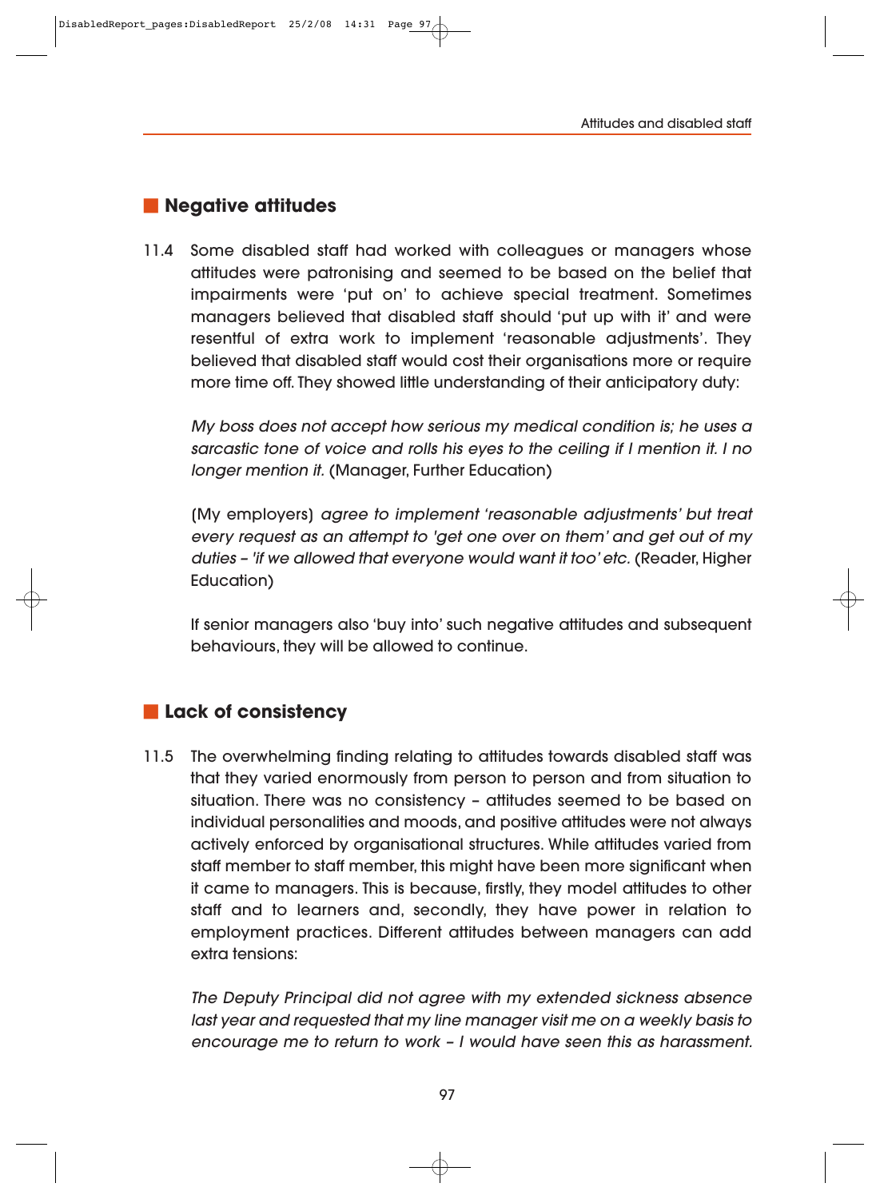## Negative attitudes

11.4 Some disabled staff had worked with colleagues or managers whose attitudes were patronising and seemed to be based on the belief that impairments were 'put on' to achieve special treatment. Sometimes managers believed that disabled staff should 'put up with it' and were resentful of extra work to implement 'reasonable adjustments'. They believed that disabled staff would cost their organisations more or require more time off. They showed little understanding of their anticipatory duty:

*My boss does not accept how serious my medical condition is; he uses a sarcastic tone of voice and rolls his eyes to the ceiling if I mention it. I no longer mention it.* (Manager, Further Education)

(My employers) *agree to implement 'reasonable adjustments' but treat every request as an attempt to 'get one over on them' and get out of my duties – 'if we allowed that everyone would want it too' etc.* (Reader, Higher Education)

If senior managers also 'buy into' such negative attitudes and subsequent behaviours, they will be allowed to continue.

## Lack of consistency

11.5 The overwhelming finding relating to attitudes towards disabled staff was that they varied enormously from person to person and from situation to situation. There was no consistency – attitudes seemed to be based on individual personalities and moods, and positive attitudes were not always actively enforced by organisational structures. While attitudes varied from staff member to staff member, this might have been more significant when it came to managers. This is because, firstly, they model attitudes to other staff and to learners and, secondly, they have power in relation to employment practices. Different attitudes between managers can add extra tensions:

*The Deputy Principal did not agree with my extended sickness absence last year and requested that my line manager visit me on a weekly basis to encourage me to return to work – I would have seen this as harassment.*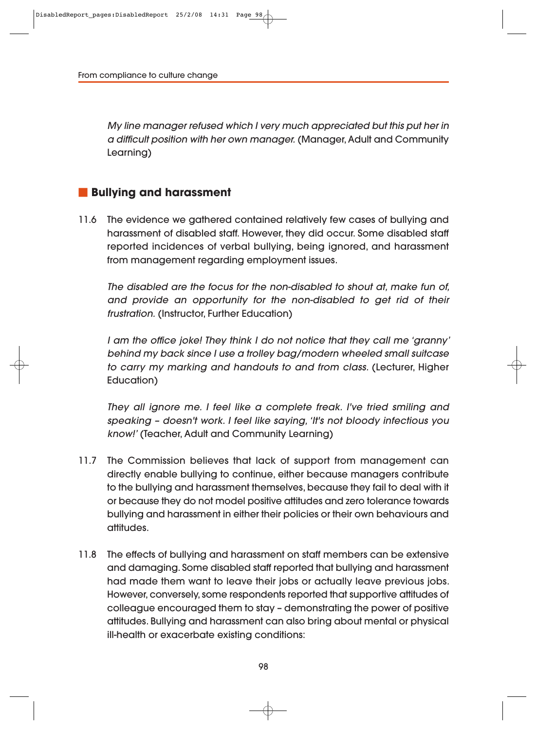*My line manager refused which I very much appreciated but this put her in a difficult position with her own manager.* (Manager, Adult and Community Learning)

## Bullying and harassment

11.6 The evidence we gathered contained relatively few cases of bullying and harassment of disabled staff. However, they did occur. Some disabled staff reported incidences of verbal bullying, being ignored, and harassment from management regarding employment issues.

*The disabled are the focus for the non-disabled to shout at, make fun of, and provide an opportunity for the non-disabled to get rid of their frustration.* (Instructor, Further Education)

*I am the office joke! They think I do not notice that they call me 'granny' behind my back since I use a trolley bag/modern wheeled small suitcase to carry my marking and handouts to and from class.* (Lecturer, Higher Education)

*They all ignore me. I feel like a complete freak. I've tried smiling and speaking – doesn't work. I feel like saying, 'It's not bloody infectious you know!'* (Teacher, Adult and Community Learning)

11.7 The Commission believes that lack of support from management can directly enable bullying to continue, either because managers contribute to the bullying and harassment themselves, because they fail to deal with it or because they do not model positive attitudes and zero tolerance towards bullying and harassment in either their policies or their own behaviours and attitudes.

11.8 The effects of bullying and harassment on staff members can be extensive and damaging. Some disabled staff reported that bullying and harassment had made them want to leave their jobs or actually leave previous jobs. However, conversely, some respondents reported that supportive attitudes of colleague encouraged them to stay – demonstrating the power of positive attitudes. Bullying and harassment can also bring about mental or physical ill-health or exacerbate existing conditions: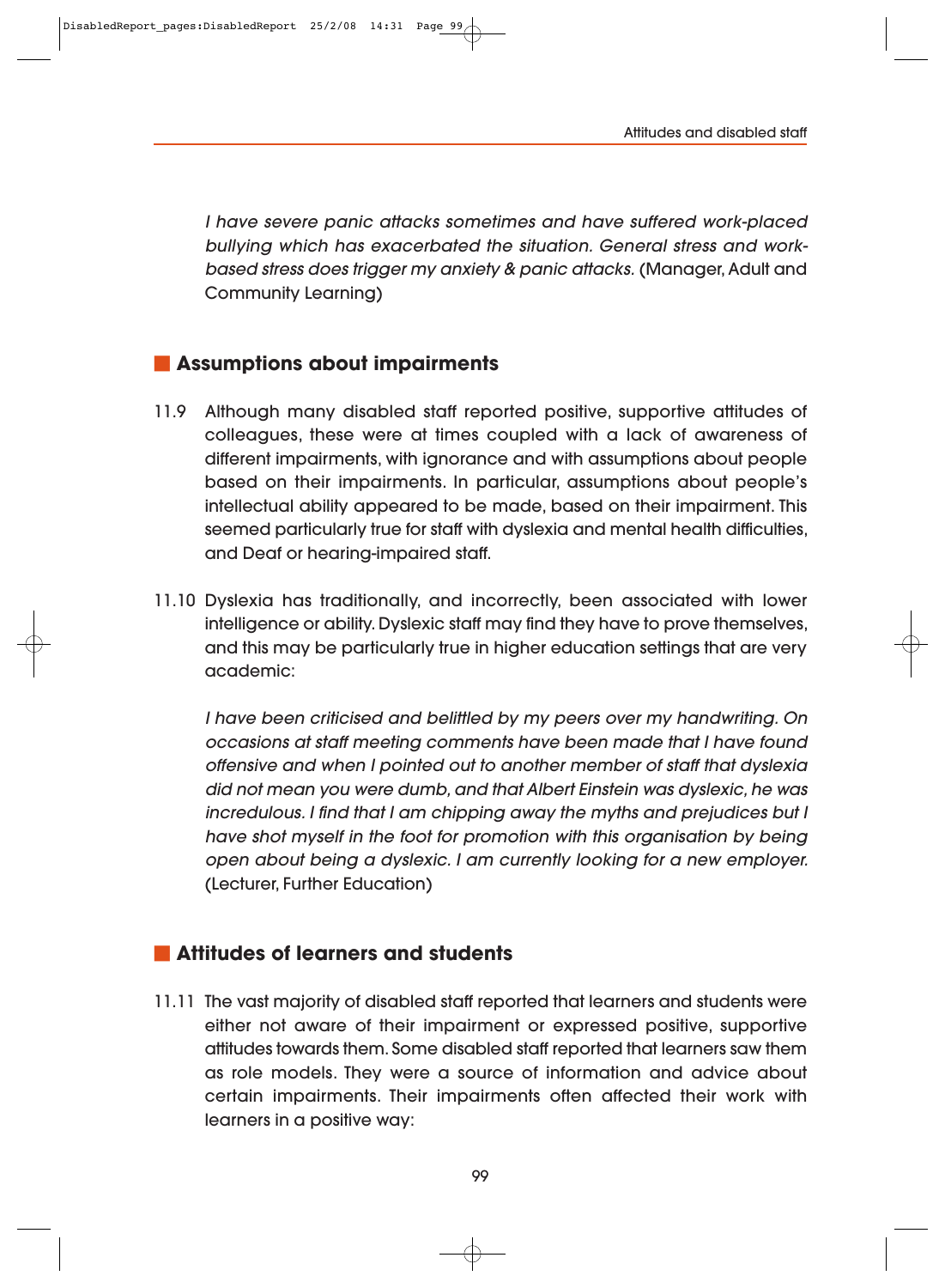*I have severe panic attacks sometimes and have suffered work-placed bullying which has exacerbated the situation. General stress and work-based stress does trigger my anxiety & panic attacks.* (Manager, Adult and Community Learning)

## Assumptions about impairments

11.9 Although many disabled staff reported positive, supportive attitudes of colleagues, these were at times coupled with a lack of awareness of different impairments, with ignorance and with assumptions about people based on their impairments. In particular, assumptions about people's intellectual ability appeared to be made, based on their impairment. This seemed particularly true for staff with dyslexia and mental health difficulties, and Deaf or hearing-impaired staff.

11.10 Dyslexia has traditionally, and incorrectly, been associated with lower intelligence or ability. Dyslexic staff may find they have to prove themselves, and this may be particularly true in higher education settings that are very academic:

*I have been criticised and belittled by my peers over my handwriting. On occasions at staff meeting comments have been made that I have found offensive and when I pointed out to another member of staff that dyslexia did not mean you were dumb, and that Albert Einstein was dyslexic, he was incredulous. I find that I am chipping away the myths and prejudices but I have shot myself in the foot for promotion with this organisation by being open about being a dyslexic. I am currently looking for a new employer.* (Lecturer, Further Education)

## Attitudes of learners and students

11.11 The vast majority of disabled staff reported that learners and students were either not aware of their impairment or expressed positive, supportive attitudes towards them. Some disabled staff reported that learners saw them as role models. They were a source of information and advice about certain impairments. Their impairments often affected their work with learners in a positive way: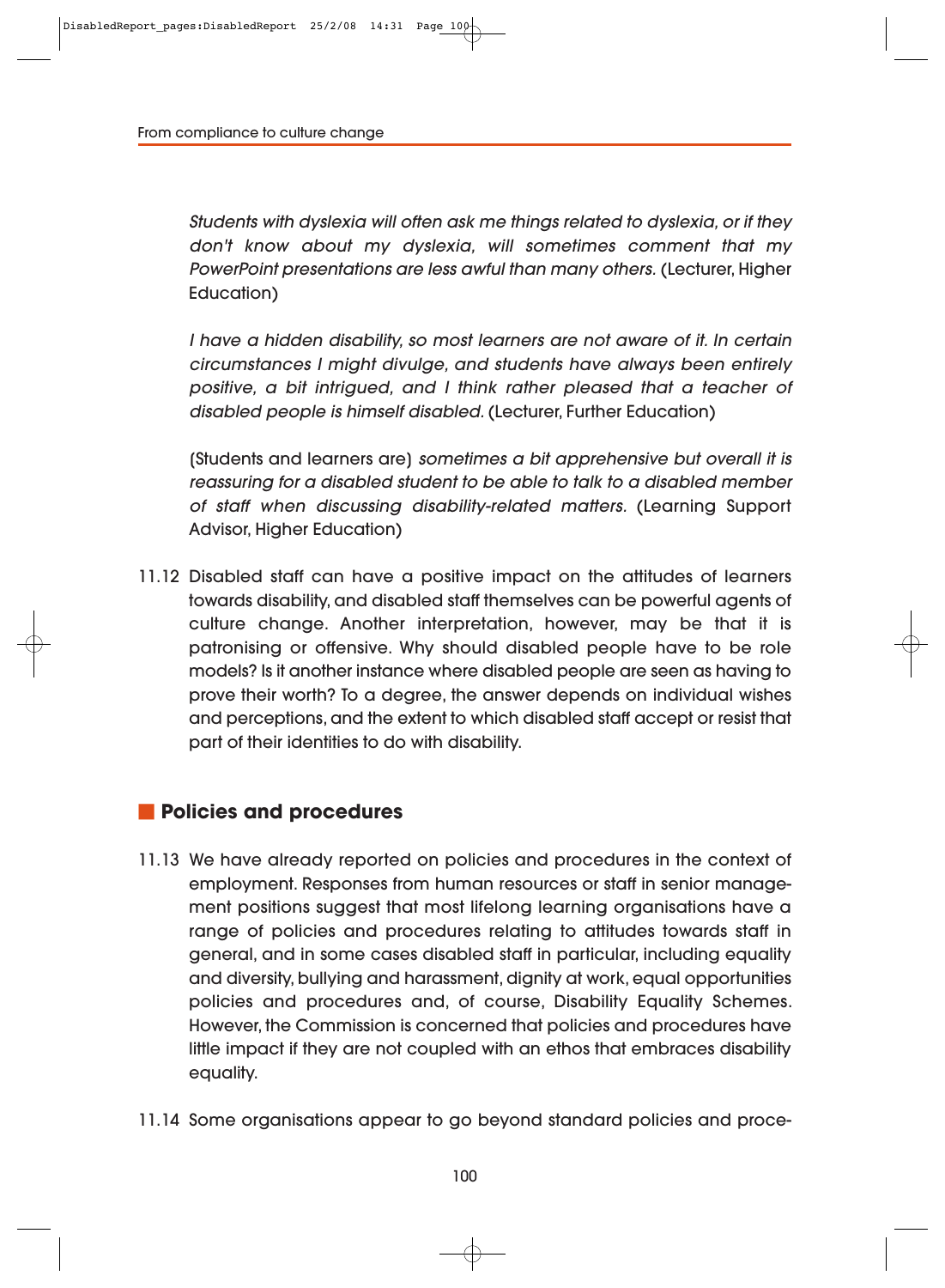*Students with dyslexia will often ask me things related to dyslexia, or if they don't know about my dyslexia, will sometimes comment that my PowerPoint presentations are less awful than many others.* (Lecturer, Higher Education)

*I have a hidden disability, so most learners are not aware of it. In certain circumstances I might divulge, and students have always been entirely positive, a bit intrigued, and I think rather pleased that a teacher of disabled people is himself disabled.* (Lecturer, Further Education)

(Students and learners are) *sometimes a bit apprehensive but overall it is reassuring for a disabled student to be able to talk to a disabled member of staff when discussing disability-related matters.* (Learning Support Advisor, Higher Education)

11.12 Disabled staff can have a positive impact on the attitudes of learners towards disability, and disabled staff themselves can be powerful agents of culture change. Another interpretation, however, may be that it is patronising or offensive. Why should disabled people have to be role models? Is it another instance where disabled people are seen as having to prove their worth? To a degree, the answer depends on individual wishes and perceptions, and the extent to which disabled staff accept or resist that part of their identities to do with disability.

## Policies and procedures

11.13 We have already reported on policies and procedures in the context of employment. Responses from human resources or staff in senior management positions suggest that most lifelong learning organisations have a range of policies and procedures relating to attitudes towards staff in general, and in some cases disabled staff in particular, including equality and diversity, bullying and harassment, dignity at work, equal opportunities policies and procedures and, of course, Disability Equality Schemes. However, the Commission is concerned that policies and procedures have little impact if they are not coupled with an ethos that embraces disability equality.

11.14 Some organisations appear to go beyond standard policies and proce-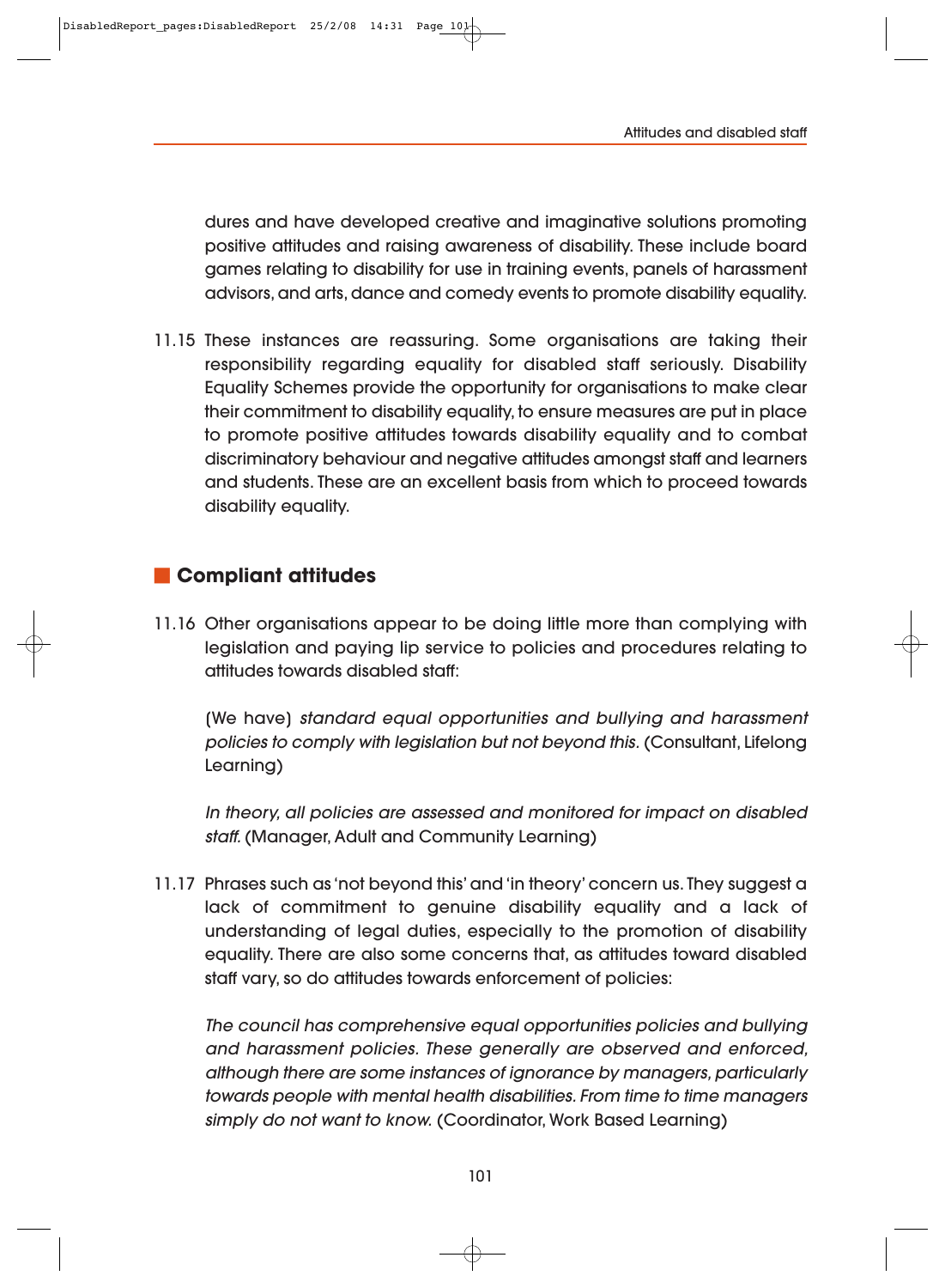dures and have developed creative and imaginative solutions promoting positive attitudes and raising awareness of disability. These include board games relating to disability for use in training events, panels of harassment advisors, and arts, dance and comedy events to promote disability equality.

11.15 These instances are reassuring. Some organisations are taking their responsibility regarding equality for disabled staff seriously. Disability Equality Schemes provide the opportunity for organisations to make clear their commitment to disability equality, to ensure measures are put in place to promote positive attitudes towards disability equality and to combat discriminatory behaviour and negative attitudes amongst staff and learners and students. These are an excellent basis from which to proceed towards disability equality.

## Compliant attitudes

11.16 Other organisations appear to be doing little more than complying with legislation and paying lip service to policies and procedures relating to attitudes towards disabled staff:

> (We have) *standard equal opportunities and bullying and harassment policies to comply with legislation but not beyond this.* (Consultant, Lifelong Learning)

> *In theory, all policies are assessed and monitored for impact on disabled staff.* (Manager, Adult and Community Learning)

11.17 Phrases such as 'not beyond this' and 'in theory' concern us. They suggest a lack of commitment to genuine disability equality and a lack of understanding of legal duties, especially to the promotion of disability equality. There are also some concerns that, as attitudes toward disabled staff vary, so do attitudes towards enforcement of policies:

> *The council has comprehensive equal opportunities policies and bullying and harassment policies. These generally are observed and enforced, although there are some instances of ignorance by managers, particularly towards people with mental health disabilities. From time to time managers simply do not want to know.* (Coordinator, Work Based Learning)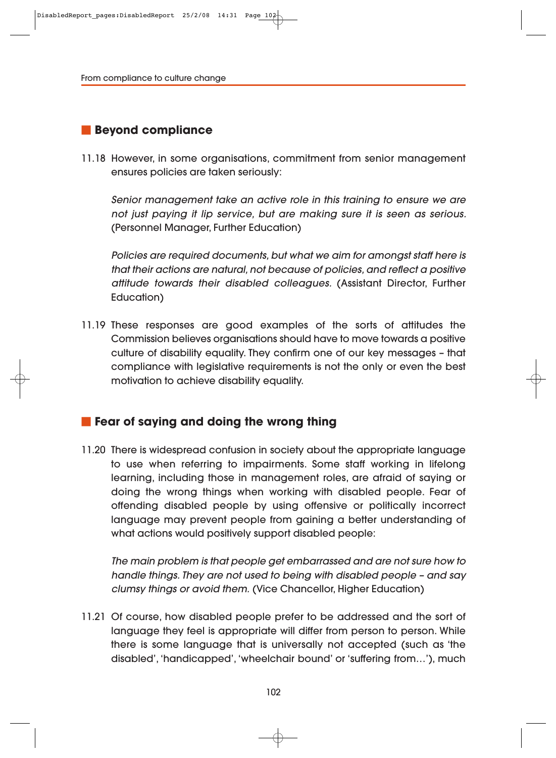## Beyond compliance

11.18 However, in some organisations, commitment from senior management ensures policies are taken seriously:

*Senior management take an active role in this training to ensure we are not just paying it lip service, but are making sure it is seen as serious.* (Personnel Manager, Further Education)

*Policies are required documents, but what we aim for amongst staff here is that their actions are natural, not because of policies, and reflect a positive attitude towards their disabled colleagues.* (Assistant Director, Further Education)

11.19 These responses are good examples of the sorts of attitudes the Commission believes organisations should have to move towards a positive culture of disability equality. They confirm one of our key messages – that compliance with legislative requirements is not the only or even the best motivation to achieve disability equality.

## Fear of saying and doing the wrong thing

11.20 There is widespread confusion in society about the appropriate language to use when referring to impairments. Some staff working in lifelong learning, including those in management roles, are afraid of saying or doing the wrong things when working with disabled people. Fear of offending disabled people by using offensive or politically incorrect language may prevent people from gaining a better understanding of what actions would positively support disabled people:

*The main problem is that people get embarrassed and are not sure how to handle things. They are not used to being with disabled people – and say clumsy things or avoid them.* (Vice Chancellor, Higher Education)

11.21 Of course, how disabled people prefer to be addressed and the sort of language they feel is appropriate will differ from person to person. While there is some language that is universally not accepted (such as 'the disabled', 'handicapped', 'wheelchair bound' or 'suffering from…'), much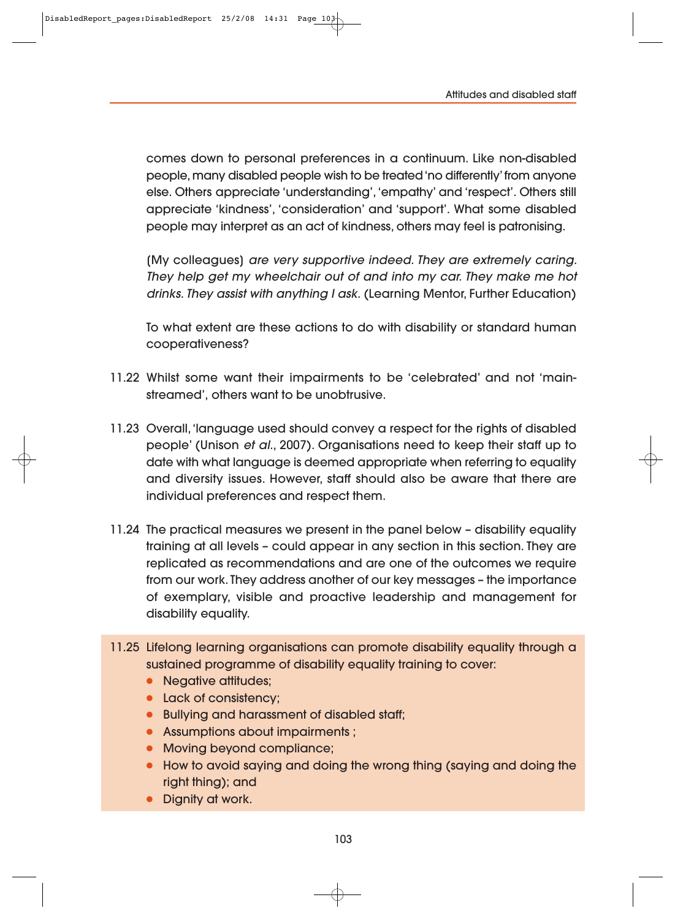comes down to personal preferences in a continuum. Like non-disabled people, many disabled people wish to be treated 'no differently' from anyone else. Others appreciate 'understanding', 'empathy' and 'respect'. Others still appreciate 'kindness', 'consideration' and 'support'. What some disabled people may interpret as an act of kindness, others may feel is patronising.

(My colleagues) *are very supportive indeed. They are extremely caring. They help get my wheelchair out of and into my car. They make me hot drinks. They assist with anything I ask.* (Learning Mentor, Further Education)

To what extent are these actions to do with disability or standard human cooperativeness?

11.22 Whilst some want their impairments to be 'celebrated' and not 'mainstreamed', others want to be unobtrusive.

11.23 Overall, 'language used should convey a respect for the rights of disabled people' (Unison *et al.*, 2007). Organisations need to keep their staff up to date with what language is deemed appropriate when referring to equality and diversity issues. However, staff should also be aware that there are individual preferences and respect them.

11.24 The practical measures we present in the panel below – disability equality training at all levels – could appear in any section in this section. They are replicated as recommendations and are one of the outcomes we require from our work. They address another of our key messages – the importance of exemplary, visible and proactive leadership and management for disability equality.

11.25 Lifelong learning organisations can promote disability equality through a sustained programme of disability equality training to cover:

- Negative attitudes;
- Lack of consistency;
- Bullying and harassment of disabled staff;
- Assumptions about impairments ;
- Moving beyond compliance;
- How to avoid saying and doing the wrong thing (saying and doing the right thing); and
- Dignity at work.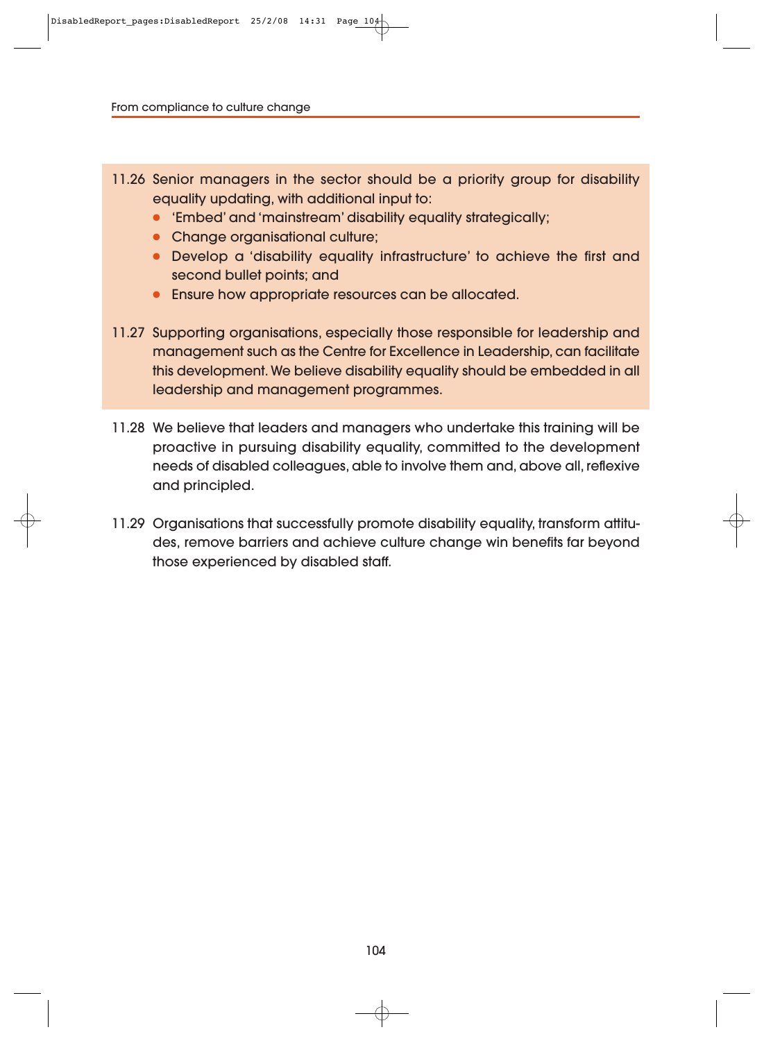11.26 Senior managers in the sector should be a priority group for disability equality updating, with additional input to:

- 'Embed' and 'mainstream' disability equality strategically;
- Change organisational culture;
- Develop a 'disability equality infrastructure' to achieve the first and second bullet points; and
- Ensure how appropriate resources can be allocated.

11.27 Supporting organisations, especially those responsible for leadership and management such as the Centre for Excellence in Leadership, can facilitate this development. We believe disability equality should be embedded in all leadership and management programmes.

11.28 We believe that leaders and managers who undertake this training will be proactive in pursuing disability equality, committed to the development needs of disabled colleagues, able to involve them and, above all, reflexive and principled.

11.29 Organisations that successfully promote disability equality, transform attitudes, remove barriers and achieve culture change win benefits far beyond those experienced by disabled staff.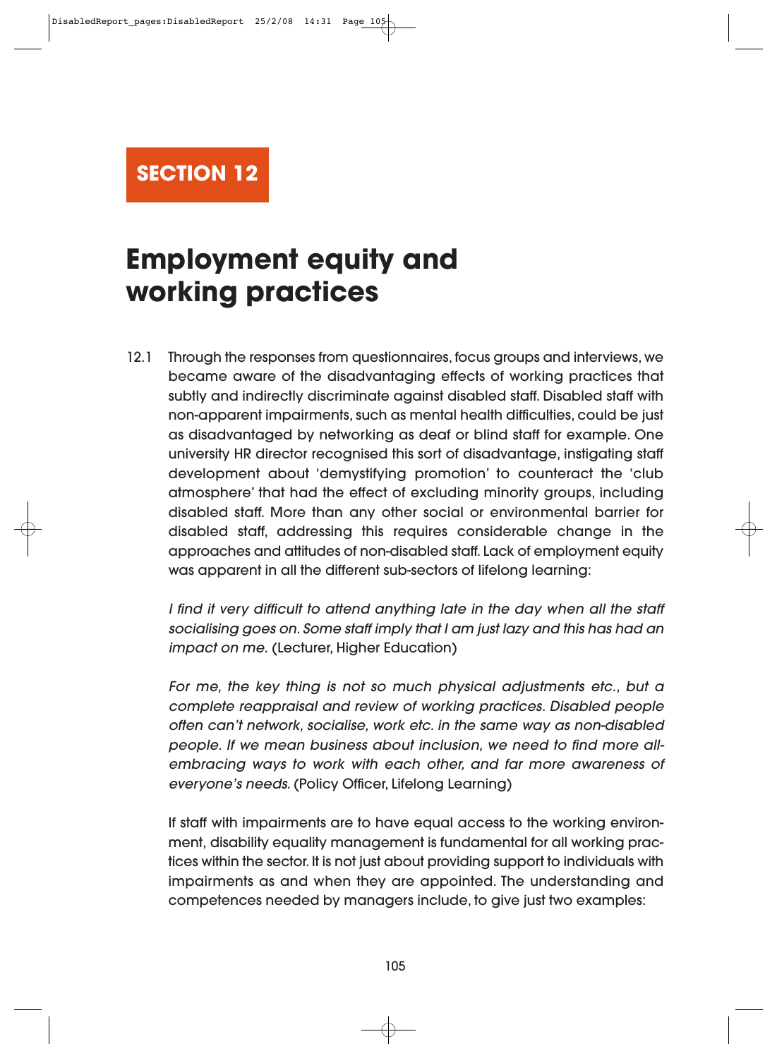# SECTION 12

# Employment equity and working practices

12.1 Through the responses from questionnaires, focus groups and interviews, we became aware of the disadvantaging effects of working practices that subtly and indirectly discriminate against disabled staff. Disabled staff with non-apparent impairments, such as mental health difficulties, could be just as disadvantaged by networking as deaf or blind staff for example. One university HR director recognised this sort of disadvantage, instigating staff development about 'demystifying promotion' to counteract the 'club atmosphere' that had the effect of excluding minority groups, including disabled staff. More than any other social or environmental barrier for disabled staff, addressing this requires considerable change in the approaches and attitudes of non-disabled staff. Lack of employment equity was apparent in all the different sub-sectors of lifelong learning:

*I find it very difficult to attend anything late in the day when all the staff socialising goes on. Some staff imply that I am just lazy and this has had an impact on me.* (Lecturer, Higher Education)

*For me, the key thing is not so much physical adjustments etc., but a complete reappraisal and review of working practices. Disabled people often can't network, socialise, work etc. in the same way as non-disabled people. If we mean business about inclusion, we need to find more all-embracing ways to work with each other, and far more awareness of everyone's needs.* (Policy Officer, Lifelong Learning)

If staff with impairments are to have equal access to the working environment, disability equality management is fundamental for all working practices within the sector. It is not just about providing support to individuals with impairments as and when they are appointed. The understanding and competences needed by managers include, to give just two examples: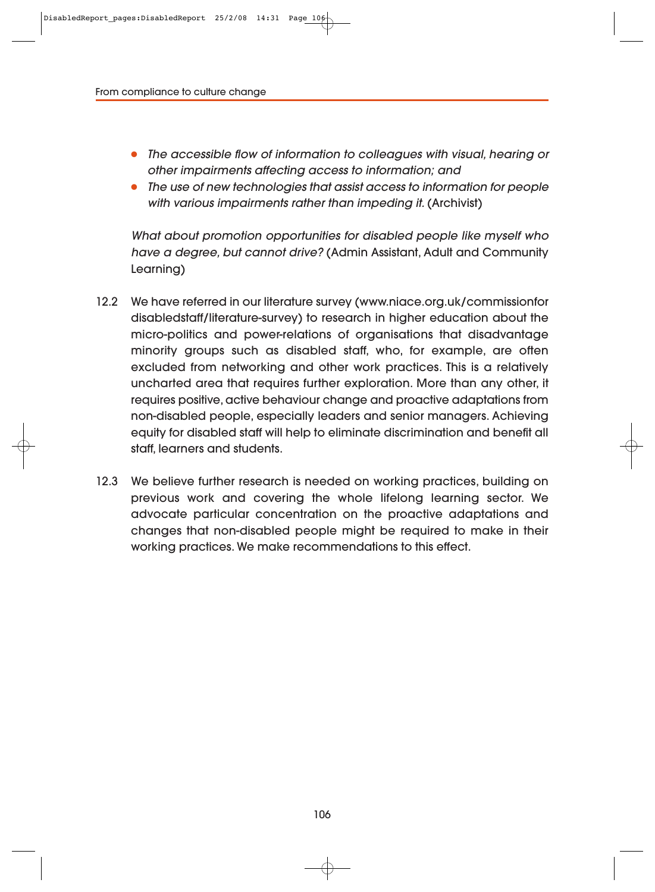- *The accessible flow of information to colleagues with visual, hearing or other impairments affecting access to information; and*
- *The use of new technologies that assist access to information for people with various impairments rather than impeding it.* (Archivist)

*What about promotion opportunities for disabled people like myself who have a degree, but cannot drive?* (Admin Assistant, Adult and Community Learning)

12.2 We have referred in our literature survey (www.niace.org.uk/commissionfordisabledstaff/literature-survey) to research in higher education about the micro-politics and power-relations of organisations that disadvantage minority groups such as disabled staff, who, for example, are often excluded from networking and other work practices. This is a relatively uncharted area that requires further exploration. More than any other, it requires positive, active behaviour change and proactive adaptations from non-disabled people, especially leaders and senior managers. Achieving equity for disabled staff will help to eliminate discrimination and benefit all staff, learners and students.

12.3 We believe further research is needed on working practices, building on previous work and covering the whole lifelong learning sector. We advocate particular concentration on the proactive adaptations and changes that non-disabled people might be required to make in their working practices. We make recommendations to this effect.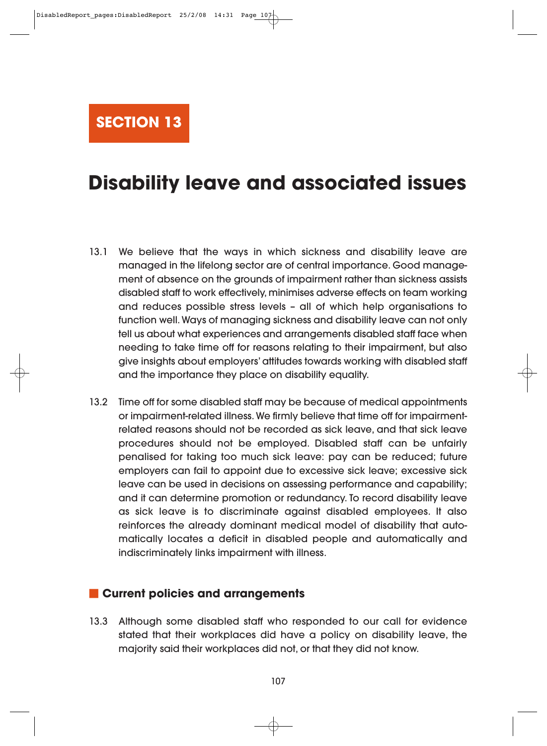# SECTION 13

# Disability leave and associated issues

13.1 We believe that the ways in which sickness and disability leave are managed in the lifelong sector are of central importance. Good management of absence on the grounds of impairment rather than sickness assists disabled staff to work effectively, minimises adverse effects on team working and reduces possible stress levels – all of which help organisations to function well. Ways of managing sickness and disability leave can not only tell us about what experiences and arrangements disabled staff face when needing to take time off for reasons relating to their impairment, but also give insights about employers' attitudes towards working with disabled staff and the importance they place on disability equality.

13.2 Time off for some disabled staff may be because of medical appointments or impairment-related illness. We firmly believe that time off for impairment-related reasons should not be recorded as sick leave, and that sick leave procedures should not be employed. Disabled staff can be unfairly penalised for taking too much sick leave: pay can be reduced; future employers can fail to appoint due to excessive sick leave; excessive sick leave can be used in decisions on assessing performance and capability; and it can determine promotion or redundancy. To record disability leave as sick leave is to discriminate against disabled employees. It also reinforces the already dominant medical model of disability that automatically locates a deficit in disabled people and automatically and indiscriminately links impairment with illness.

## Current policies and arrangements

13.3 Although some disabled staff who responded to our call for evidence stated that their workplaces did have a policy on disability leave, the majority said their workplaces did not, or that they did not know.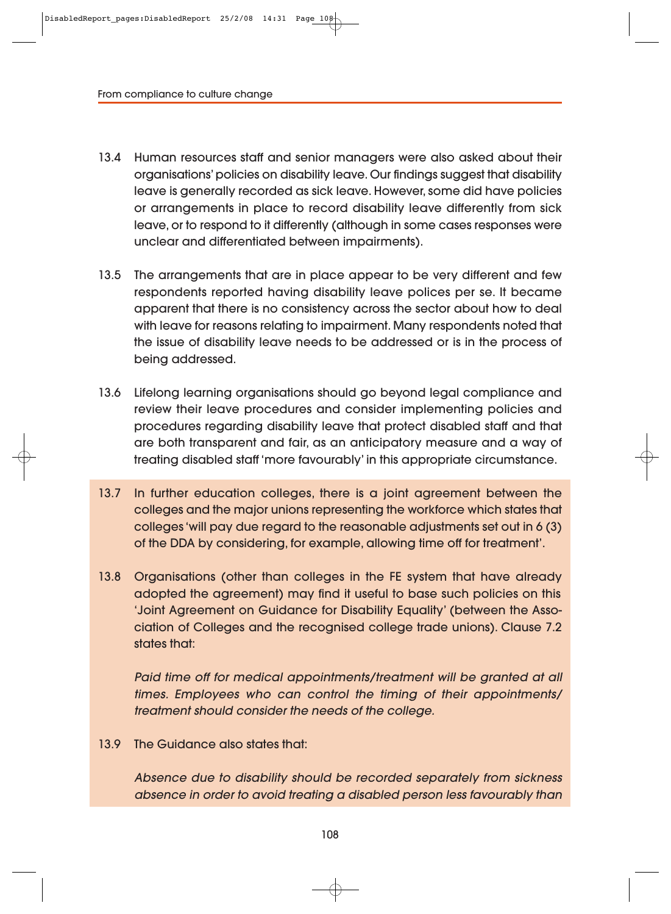13.4 Human resources staff and senior managers were also asked about their organisations' policies on disability leave. Our findings suggest that disability leave is generally recorded as sick leave. However, some did have policies or arrangements in place to record disability leave differently from sick leave, or to respond to it differently (although in some cases responses were unclear and differentiated between impairments).

13.5 The arrangements that are in place appear to be very different and few respondents reported having disability leave polices per se. It became apparent that there is no consistency across the sector about how to deal with leave for reasons relating to impairment. Many respondents noted that the issue of disability leave needs to be addressed or is in the process of being addressed.

13.6 Lifelong learning organisations should go beyond legal compliance and review their leave procedures and consider implementing policies and procedures regarding disability leave that protect disabled staff and that are both transparent and fair, as an anticipatory measure and a way of treating disabled staff 'more favourably' in this appropriate circumstance.

13.7 In further education colleges, there is a joint agreement between the colleges and the major unions representing the workforce which states that colleges 'will pay due regard to the reasonable adjustments set out in 6 (3) of the DDA by considering, for example, allowing time off for treatment'.

13.8 Organisations (other than colleges in the FE system that have already adopted the agreement) may find it useful to base such policies on this 'Joint Agreement on Guidance for Disability Equality' (between the Association of Colleges and the recognised college trade unions). Clause 7.2 states that:

*Paid time off for medical appointments/treatment will be granted at all times. Employees who can control the timing of their appointments/ treatment should consider the needs of the college.*

13.9 The Guidance also states that:

*Absence due to disability should be recorded separately from sickness absence in order to avoid treating a disabled person less favourably than*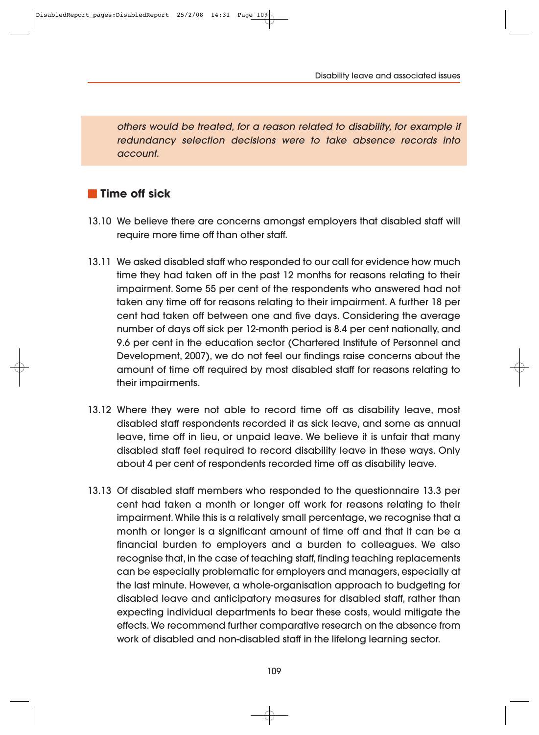*others would be treated, for a reason related to disability, for example if redundancy selection decisions were to take absence records into account.*

## Time off sick

13.10 We believe there are concerns amongst employers that disabled staff will require more time off than other staff.

13.11 We asked disabled staff who responded to our call for evidence how much time they had taken off in the past 12 months for reasons relating to their impairment. Some 55 per cent of the respondents who answered had not taken any time off for reasons relating to their impairment. A further 18 per cent had taken off between one and five days. Considering the average number of days off sick per 12-month period is 8.4 per cent nationally, and 9.6 per cent in the education sector (Chartered Institute of Personnel and Development, 2007), we do not feel our findings raise concerns about the amount of time off required by most disabled staff for reasons relating to their impairments.

13.12 Where they were not able to record time off as disability leave, most disabled staff respondents recorded it as sick leave, and some as annual leave, time off in lieu, or unpaid leave. We believe it is unfair that many disabled staff feel required to record disability leave in these ways. Only about 4 per cent of respondents recorded time off as disability leave.

13.13 Of disabled staff members who responded to the questionnaire 13.3 per cent had taken a month or longer off work for reasons relating to their impairment. While this is a relatively small percentage, we recognise that a month or longer is a significant amount of time off and that it can be a financial burden to employers and a burden to colleagues. We also recognise that, in the case of teaching staff, finding teaching replacements can be especially problematic for employers and managers, especially at the last minute. However, a whole-organisation approach to budgeting for disabled leave and anticipatory measures for disabled staff, rather than expecting individual departments to bear these costs, would mitigate the effects. We recommend further comparative research on the absence from work of disabled and non-disabled staff in the lifelong learning sector.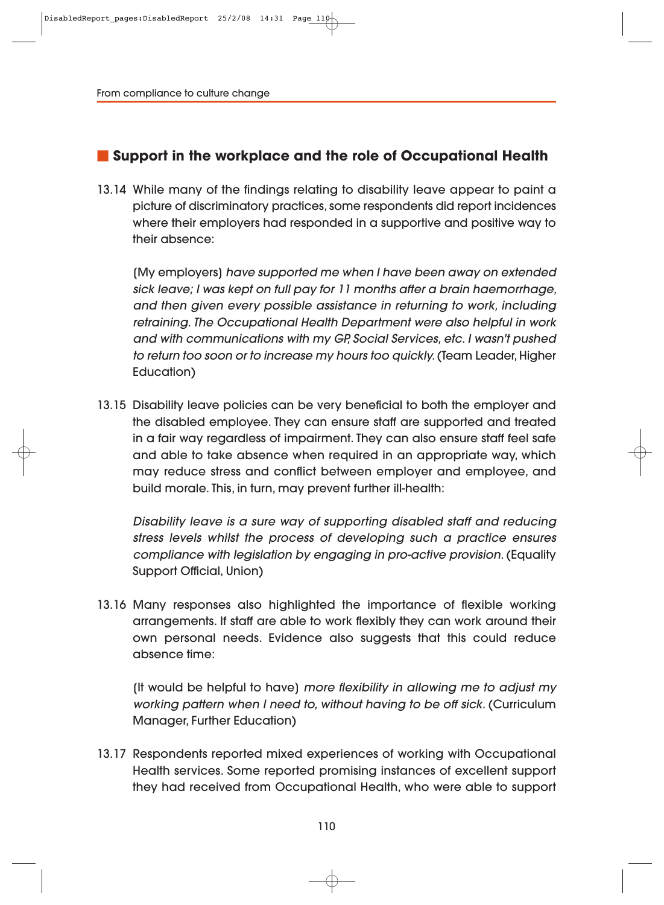## Support in the workplace and the role of Occupational Health

13.14 While many of the findings relating to disability leave appear to paint a picture of discriminatory practices, some respondents did report incidences where their employers had responded in a supportive and positive way to their absence:

(My employers) *have supported me when I have been away on extended sick leave; I was kept on full pay for 11 months after a brain haemorrhage, and then given every possible assistance in returning to work, including retraining. The Occupational Health Department were also helpful in work and with communications with my GP, Social Services, etc. I wasn't pushed to return too soon or to increase my hours too quickly.* (Team Leader, Higher Education)

13.15 Disability leave policies can be very beneficial to both the employer and the disabled employee. They can ensure staff are supported and treated in a fair way regardless of impairment. They can also ensure staff feel safe and able to take absence when required in an appropriate way, which may reduce stress and conflict between employer and employee, and build morale. This, in turn, may prevent further ill-health:

*Disability leave is a sure way of supporting disabled staff and reducing stress levels whilst the process of developing such a practice ensures compliance with legislation by engaging in pro-active provision.* (Equality Support Official, Union)

13.16 Many responses also highlighted the importance of flexible working arrangements. If staff are able to work flexibly they can work around their own personal needs. Evidence also suggests that this could reduce absence time:

(It would be helpful to have) *more flexibility in allowing me to adjust my working pattern when I need to, without having to be off sick.* (Curriculum Manager, Further Education)

13.17 Respondents reported mixed experiences of working with Occupational Health services. Some reported promising instances of excellent support they had received from Occupational Health, who were able to support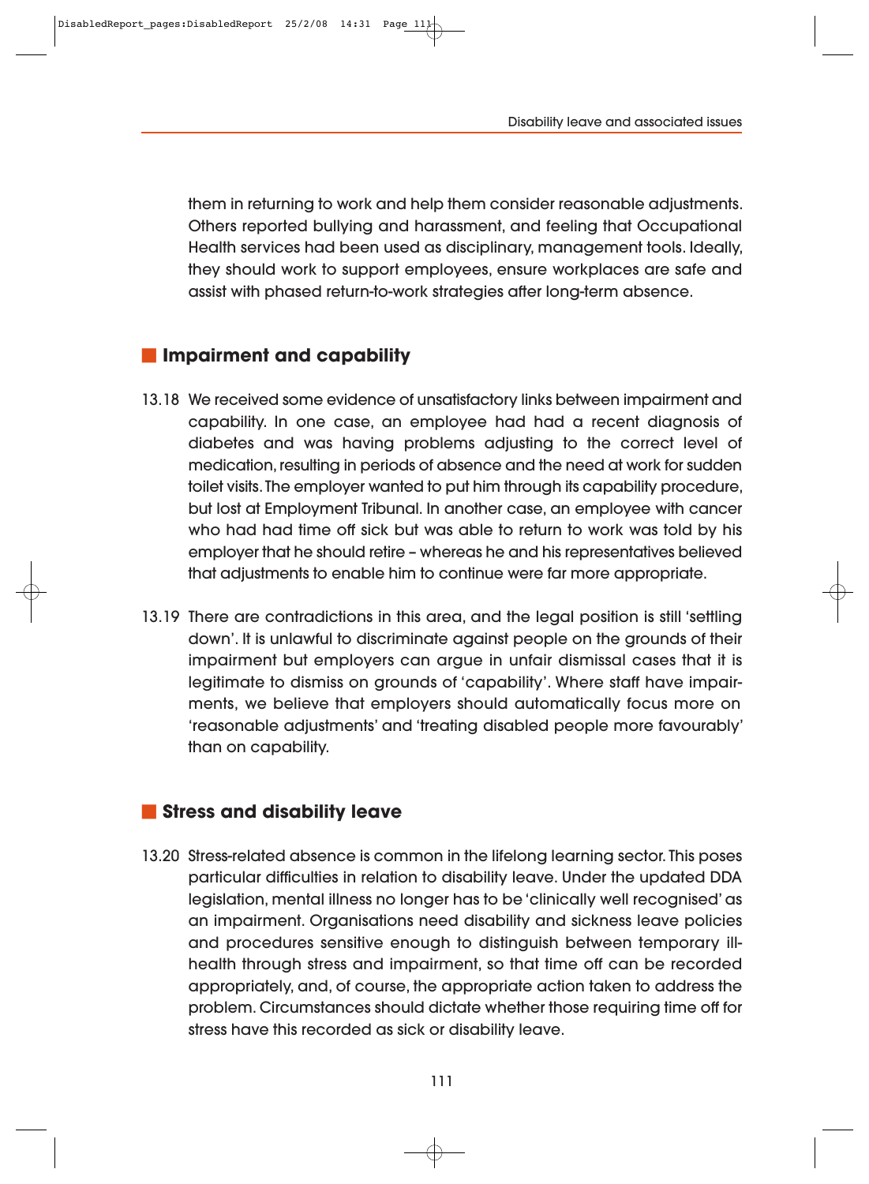them in returning to work and help them consider reasonable adjustments. Others reported bullying and harassment, and feeling that Occupational Health services had been used as disciplinary, management tools. Ideally, they should work to support employees, ensure workplaces are safe and assist with phased return-to-work strategies after long-term absence.

## Impairment and capability

13.18 We received some evidence of unsatisfactory links between impairment and capability. In one case, an employee had had a recent diagnosis of diabetes and was having problems adjusting to the correct level of medication, resulting in periods of absence and the need at work for sudden toilet visits. The employer wanted to put him through its capability procedure, but lost at Employment Tribunal. In another case, an employee with cancer who had had time off sick but was able to return to work was told by his employer that he should retire – whereas he and his representatives believed that adjustments to enable him to continue were far more appropriate.

13.19 There are contradictions in this area, and the legal position is still 'settling down'. It is unlawful to discriminate against people on the grounds of their impairment but employers can argue in unfair dismissal cases that it is legitimate to dismiss on grounds of 'capability'. Where staff have impairments, we believe that employers should automatically focus more on 'reasonable adjustments' and 'treating disabled people more favourably' than on capability.

## Stress and disability leave

13.20 Stress-related absence is common in the lifelong learning sector. This poses particular difficulties in relation to disability leave. Under the updated DDA legislation, mental illness no longer has to be 'clinically well recognised' as an impairment. Organisations need disability and sickness leave policies and procedures sensitive enough to distinguish between temporary ill-health through stress and impairment, so that time off can be recorded appropriately, and, of course, the appropriate action taken to address the problem. Circumstances should dictate whether those requiring time off for stress have this recorded as sick or disability leave.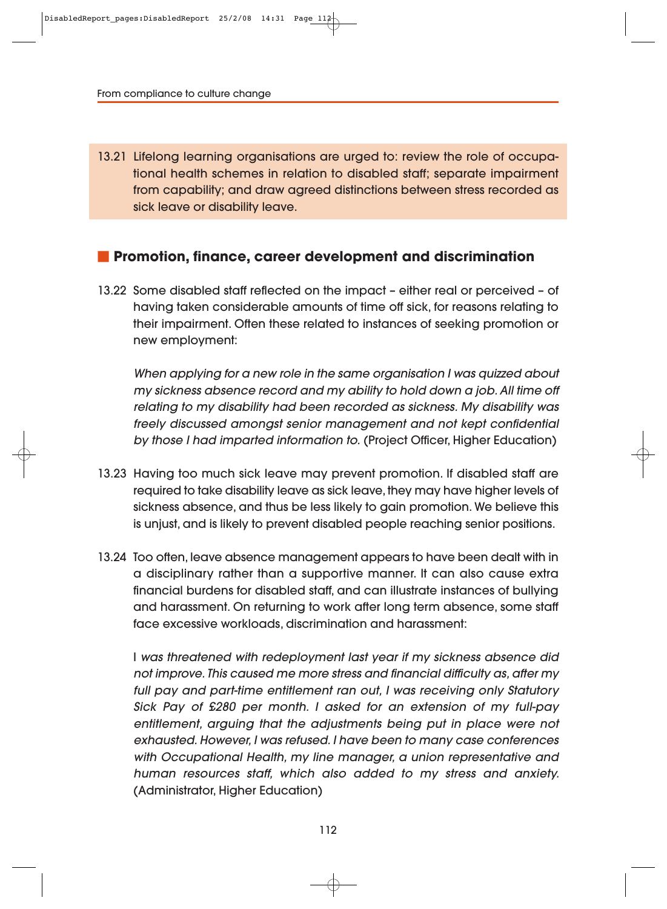13.21 Lifelong learning organisations are urged to: review the role of occupational health schemes in relation to disabled staff; separate impairment from capability; and draw agreed distinctions between stress recorded as sick leave or disability leave.

## Promotion, finance, career development and discrimination

13.22 Some disabled staff reflected on the impact – either real or perceived – of having taken considerable amounts of time off sick, for reasons relating to their impairment. Often these related to instances of seeking promotion or new employment:

*When applying for a new role in the same organisation I was quizzed about my sickness absence record and my ability to hold down a job. All time off relating to my disability had been recorded as sickness. My disability was freely discussed amongst senior management and not kept confidential by those I had imparted information to.* (Project Officer, Higher Education)

13.23 Having too much sick leave may prevent promotion. If disabled staff are required to take disability leave as sick leave, they may have higher levels of sickness absence, and thus be less likely to gain promotion. We believe this is unjust, and is likely to prevent disabled people reaching senior positions.

13.24 Too often, leave absence management appears to have been dealt with in a disciplinary rather than a supportive manner. It can also cause extra financial burdens for disabled staff, and can illustrate instances of bullying and harassment. On returning to work after long term absence, some staff face excessive workloads, discrimination and harassment:

*I was threatened with redeployment last year if my sickness absence did not improve. This caused me more stress and financial difficulty as, after my full pay and part-time entitlement ran out, I was receiving only Statutory Sick Pay of £280 per month. I asked for an extension of my full-pay entitlement, arguing that the adjustments being put in place were not exhausted. However, I was refused. I have been to many case conferences with Occupational Health, my line manager, a union representative and human resources staff, which also added to my stress and anxiety.* (Administrator, Higher Education)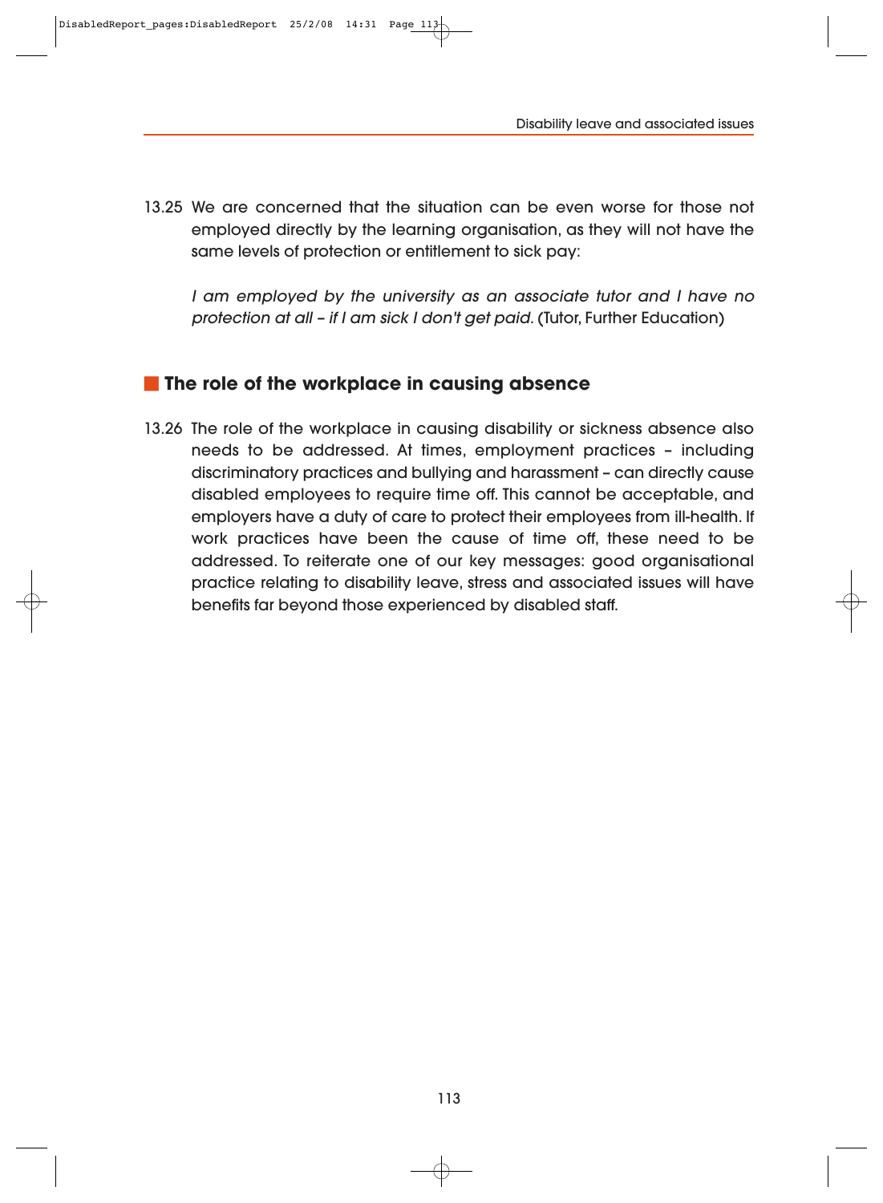13.25 We are concerned that the situation can be even worse for those not employed directly by the learning organisation, as they will not have the same levels of protection or entitlement to sick pay:

*I am employed by the university as an associate tutor and I have no protection at all – if I am sick I don't get paid.* (Tutor, Further Education)

## The role of the workplace in causing absence

13.26 The role of the workplace in causing disability or sickness absence also needs to be addressed. At times, employment practices – including discriminatory practices and bullying and harassment – can directly cause disabled employees to require time off. This cannot be acceptable, and employers have a duty of care to protect their employees from ill-health. If work practices have been the cause of time off, these need to be addressed. To reiterate one of our key messages: good organisational practice relating to disability leave, stress and associated issues will have benefits far beyond those experienced by disabled staff.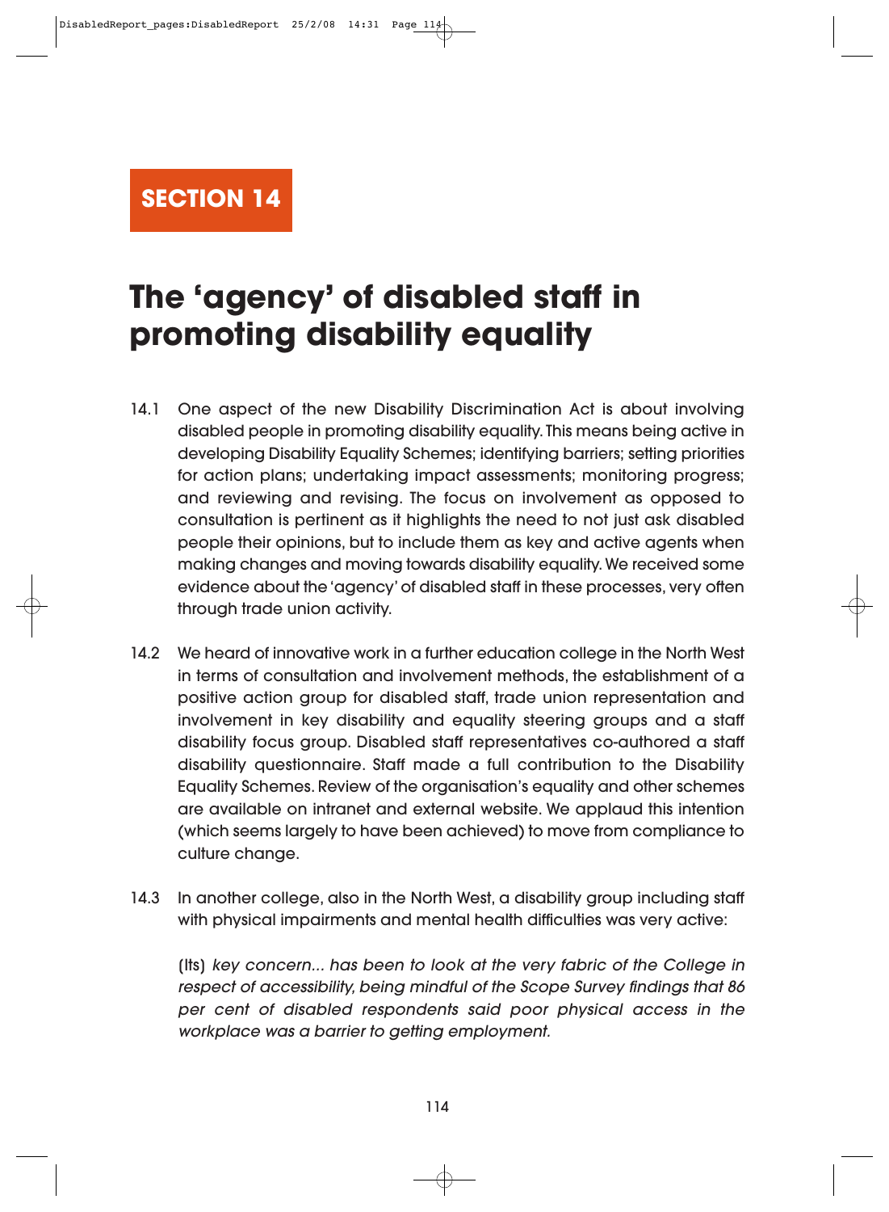**SECTION 14**

# The 'agency' of disabled staff in promoting disability equality

14.1 One aspect of the new Disability Discrimination Act is about involving disabled people in promoting disability equality. This means being active in developing Disability Equality Schemes; identifying barriers; setting priorities for action plans; undertaking impact assessments; monitoring progress; and reviewing and revising. The focus on involvement as opposed to consultation is pertinent as it highlights the need to not just ask disabled people their opinions, but to include them as key and active agents when making changes and moving towards disability equality. We received some evidence about the 'agency' of disabled staff in these processes, very often through trade union activity.

14.2 We heard of innovative work in a further education college in the North West in terms of consultation and involvement methods, the establishment of a positive action group for disabled staff, trade union representation and involvement in key disability and equality steering groups and a staff disability focus group. Disabled staff representatives co-authored a staff disability questionnaire. Staff made a full contribution to the Disability Equality Schemes. Review of the organisation's equality and other schemes are available on intranet and external website. We applaud this intention (which seems largely to have been achieved) to move from compliance to culture change.

14.3 In another college, also in the North West, a disability group including staff with physical impairments and mental health difficulties was very active:

> (Its) *key concern... has been to look at the very fabric of the College in respect of accessibility, being mindful of the Scope Survey findings that 86 per cent of disabled respondents said poor physical access in the workplace was a barrier to getting employment.*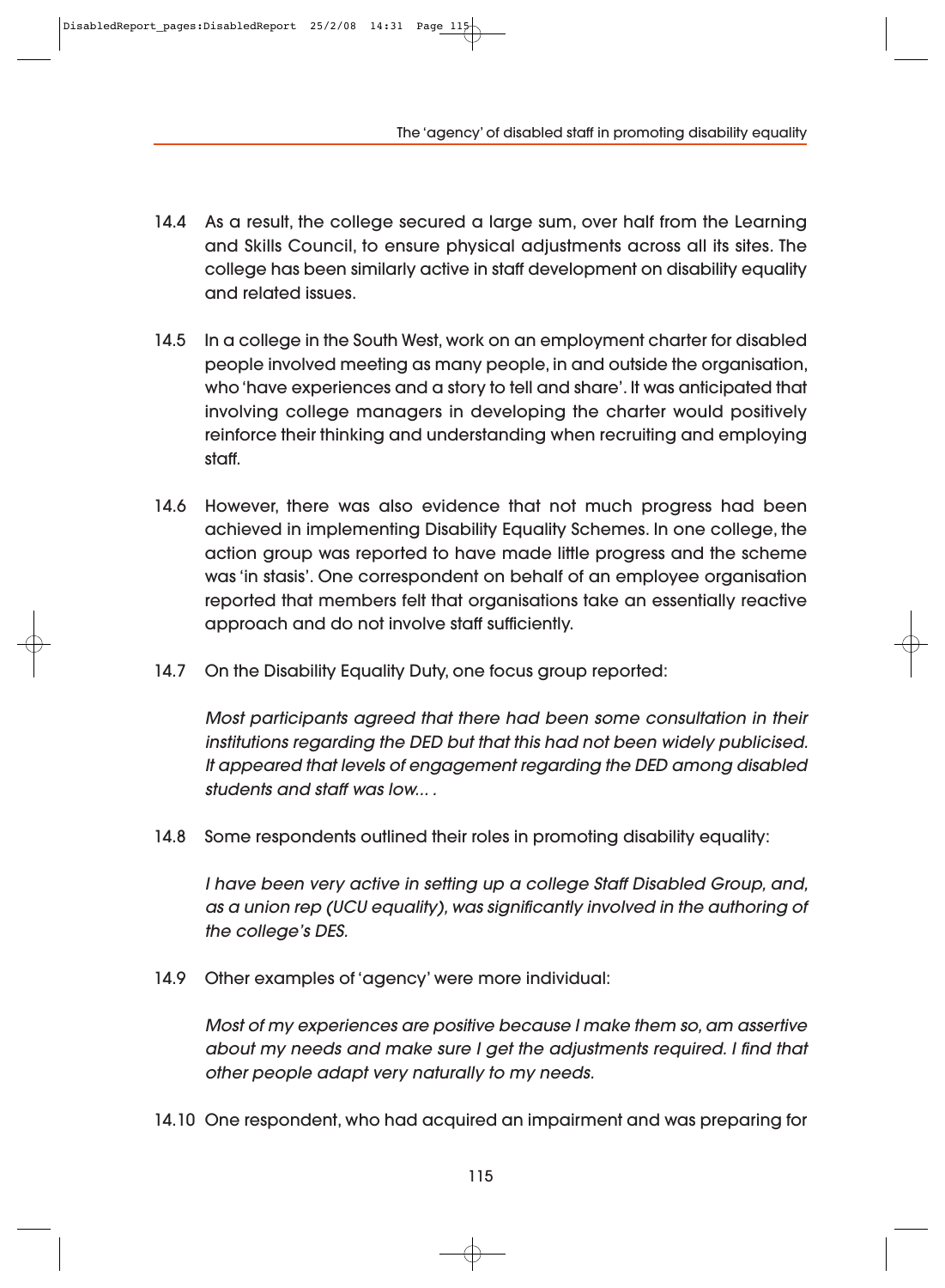14.4 As a result, the college secured a large sum, over half from the Learning and Skills Council, to ensure physical adjustments across all its sites. The college has been similarly active in staff development on disability equality and related issues.

14.5 In a college in the South West, work on an employment charter for disabled people involved meeting as many people, in and outside the organisation, who 'have experiences and a story to tell and share'. It was anticipated that involving college managers in developing the charter would positively reinforce their thinking and understanding when recruiting and employing staff.

14.6 However, there was also evidence that not much progress had been achieved in implementing Disability Equality Schemes. In one college, the action group was reported to have made little progress and the scheme was 'in stasis'. One correspondent on behalf of an employee organisation reported that members felt that organisations take an essentially reactive approach and do not involve staff sufficiently.

14.7 On the Disability Equality Duty, one focus group reported:

> *Most participants agreed that there had been some consultation in their institutions regarding the DED but that this had not been widely publicised. It appeared that levels of engagement regarding the DED among disabled students and staff was low… .*

14.8 Some respondents outlined their roles in promoting disability equality:

> *I have been very active in setting up a college Staff Disabled Group, and, as a union rep (UCU equality), was significantly involved in the authoring of the college's DES.*

14.9 Other examples of 'agency' were more individual:

> *Most of my experiences are positive because I make them so, am assertive about my needs and make sure I get the adjustments required. I find that other people adapt very naturally to my needs.*

14.10 One respondent, who had acquired an impairment and was preparing for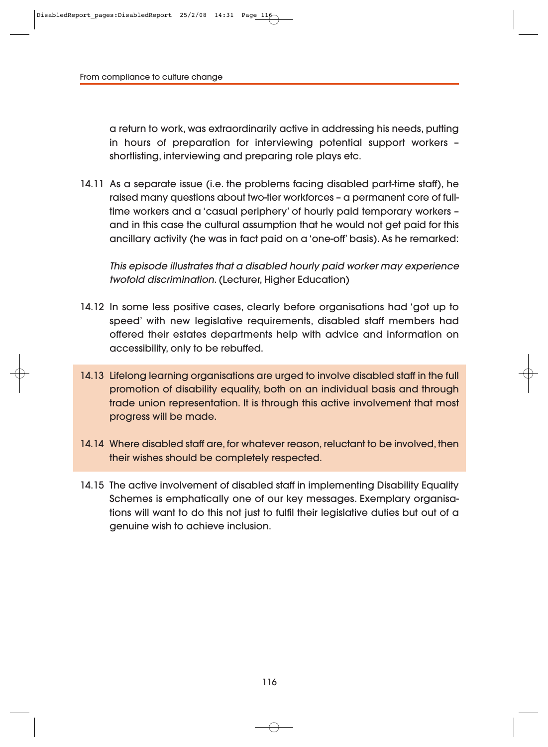a return to work, was extraordinarily active in addressing his needs, putting in hours of preparation for interviewing potential support workers – shortlisting, interviewing and preparing role plays etc.

14.11 As a separate issue (i.e. the problems facing disabled part-time staff), he raised many questions about two-tier workforces – a permanent core of full-time workers and a 'casual periphery' of hourly paid temporary workers – and in this case the cultural assumption that he would not get paid for this ancillary activity (he was in fact paid on a 'one-off' basis). As he remarked:

*This episode illustrates that a disabled hourly paid worker may experience twofold discrimination.* (Lecturer, Higher Education)

14.12 In some less positive cases, clearly before organisations had 'got up to speed' with new legislative requirements, disabled staff members had offered their estates departments help with advice and information on accessibility, only to be rebuffed.

14.13 Lifelong learning organisations are urged to involve disabled staff in the full promotion of disability equality, both on an individual basis and through trade union representation. It is through this active involvement that most progress will be made.

14.14 Where disabled staff are, for whatever reason, reluctant to be involved, then their wishes should be completely respected.

14.15 The active involvement of disabled staff in implementing Disability Equality Schemes is emphatically one of our key messages. Exemplary organisations will want to do this not just to fulfil their legislative duties but out of a genuine wish to achieve inclusion.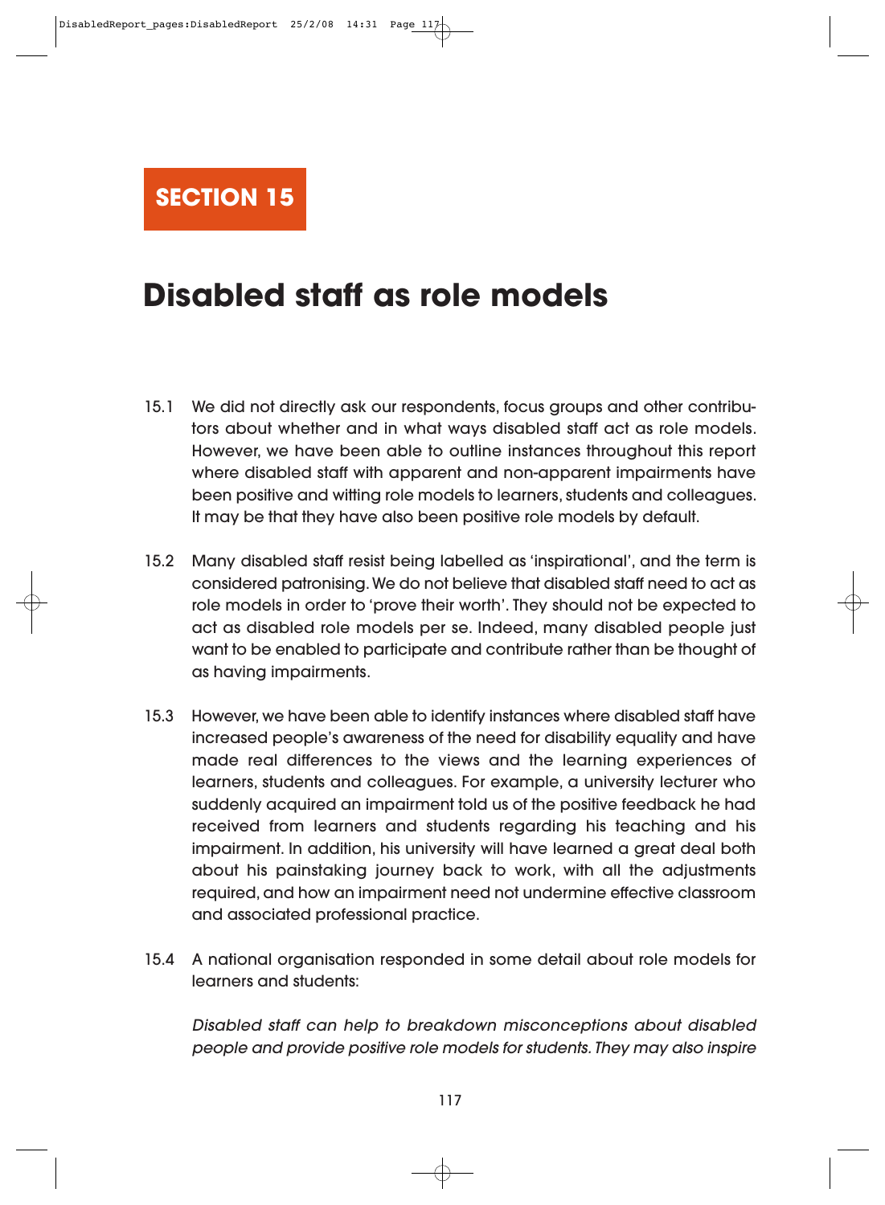# SECTION 15

## Disabled staff as role models

15.1 We did not directly ask our respondents, focus groups and other contributors about whether and in what ways disabled staff act as role models. However, we have been able to outline instances throughout this report where disabled staff with apparent and non-apparent impairments have been positive and witting role models to learners, students and colleagues. It may be that they have also been positive role models by default.

15.2 Many disabled staff resist being labelled as 'inspirational', and the term is considered patronising. We do not believe that disabled staff need to act as role models in order to 'prove their worth'. They should not be expected to act as disabled role models per se. Indeed, many disabled people just want to be enabled to participate and contribute rather than be thought of as having impairments.

15.3 However, we have been able to identify instances where disabled staff have increased people's awareness of the need for disability equality and have made real differences to the views and the learning experiences of learners, students and colleagues. For example, a university lecturer who suddenly acquired an impairment told us of the positive feedback he had received from learners and students regarding his teaching and his impairment. In addition, his university will have learned a great deal both about his painstaking journey back to work, with all the adjustments required, and how an impairment need not undermine effective classroom and associated professional practice.

15.4 A national organisation responded in some detail about role models for learners and students:

*Disabled staff can help to breakdown misconceptions about disabled people and provide positive role models for students. They may also inspire*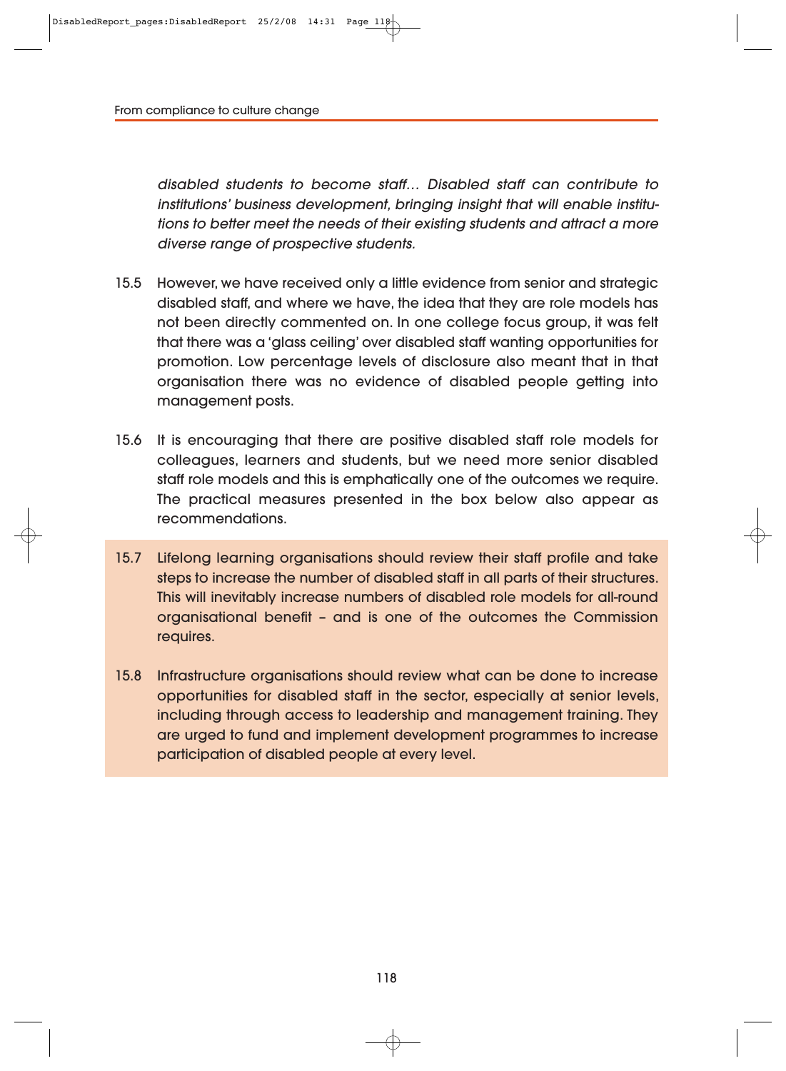*disabled students to become staff... Disabled staff can contribute to institutions' business development, bringing insight that will enable institutions to better meet the needs of their existing students and attract a more diverse range of prospective students.*

15.5 However, we have received only a little evidence from senior and strategic disabled staff, and where we have, the idea that they are role models has not been directly commented on. In one college focus group, it was felt that there was a 'glass ceiling' over disabled staff wanting opportunities for promotion. Low percentage levels of disclosure also meant that in that organisation there was no evidence of disabled people getting into management posts.

15.6 It is encouraging that there are positive disabled staff role models for colleagues, learners and students, but we need more senior disabled staff role models and this is emphatically one of the outcomes we require. The practical measures presented in the box below also appear as recommendations.

15.7 Lifelong learning organisations should review their staff profile and take steps to increase the number of disabled staff in all parts of their structures. This will inevitably increase numbers of disabled role models for all-round organisational benefit – and is one of the outcomes the Commission requires.

15.8 Infrastructure organisations should review what can be done to increase opportunities for disabled staff in the sector, especially at senior levels, including through access to leadership and management training. They are urged to fund and implement development programmes to increase participation of disabled people at every level.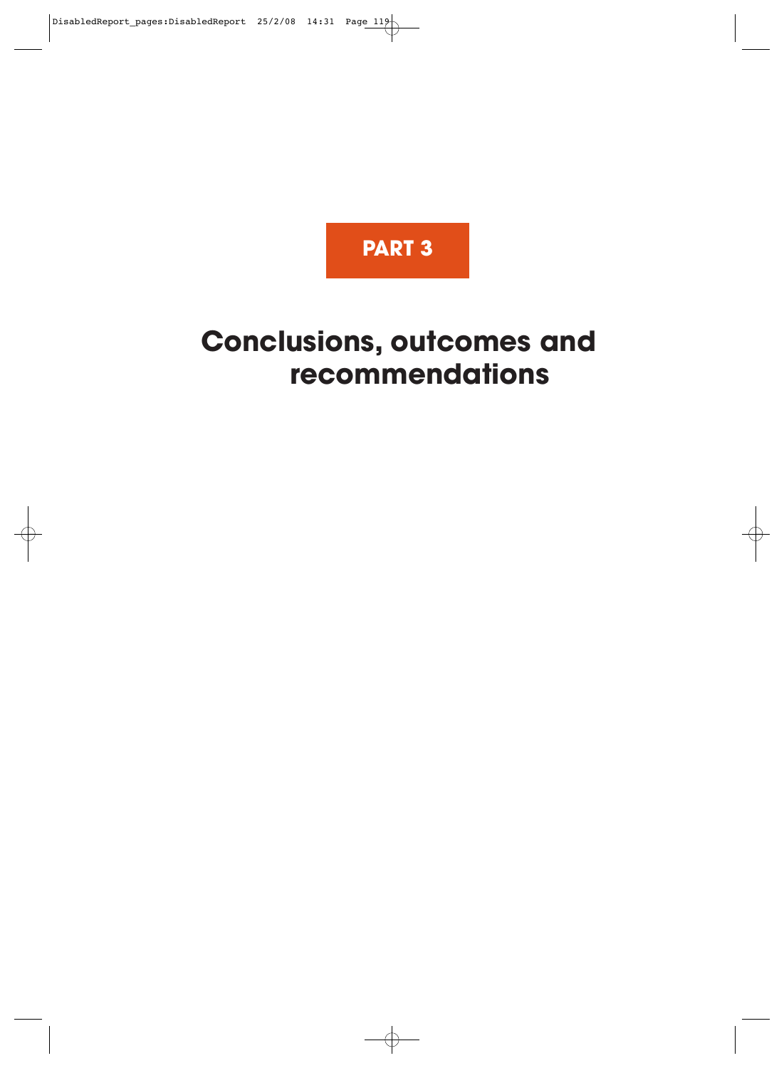# PART 3

# Conclusions, outcomes and recommendations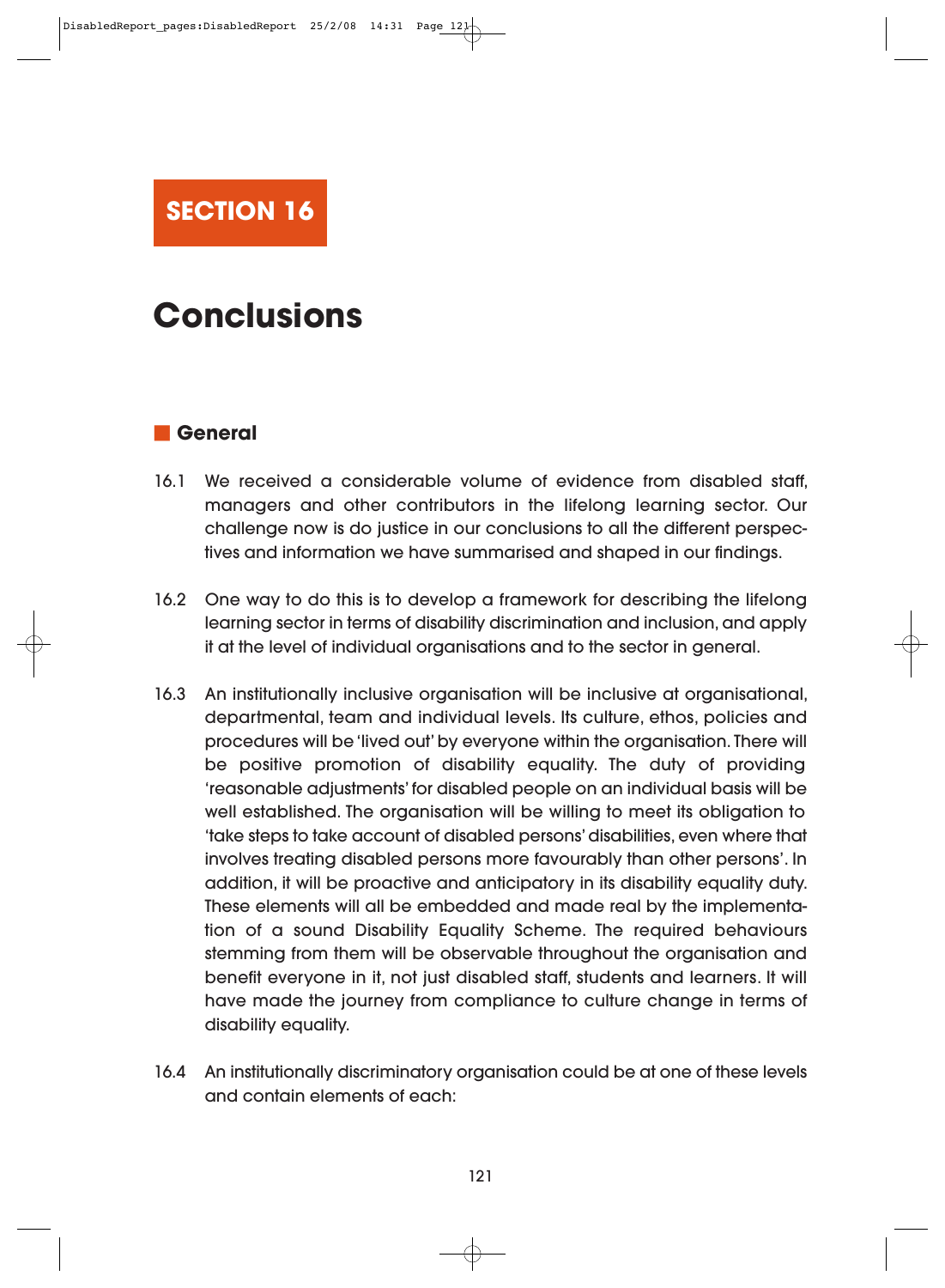# SECTION 16

# Conclusions

## General

16.1 We received a considerable volume of evidence from disabled staff, managers and other contributors in the lifelong learning sector. Our challenge now is do justice in our conclusions to all the different perspectives and information we have summarised and shaped in our findings.

16.2 One way to do this is to develop a framework for describing the lifelong learning sector in terms of disability discrimination and inclusion, and apply it at the level of individual organisations and to the sector in general.

16.3 An institutionally inclusive organisation will be inclusive at organisational, departmental, team and individual levels. Its culture, ethos, policies and procedures will be 'lived out' by everyone within the organisation. There will be positive promotion of disability equality. The duty of providing 'reasonable adjustments' for disabled people on an individual basis will be well established. The organisation will be willing to meet its obligation to 'take steps to take account of disabled persons' disabilities, even where that involves treating disabled persons more favourably than other persons'. In addition, it will be proactive and anticipatory in its disability equality duty. These elements will all be embedded and made real by the implementation of a sound Disability Equality Scheme. The required behaviours stemming from them will be observable throughout the organisation and benefit everyone in it, not just disabled staff, students and learners. It will have made the journey from compliance to culture change in terms of disability equality.

16.4 An institutionally discriminatory organisation could be at one of these levels and contain elements of each: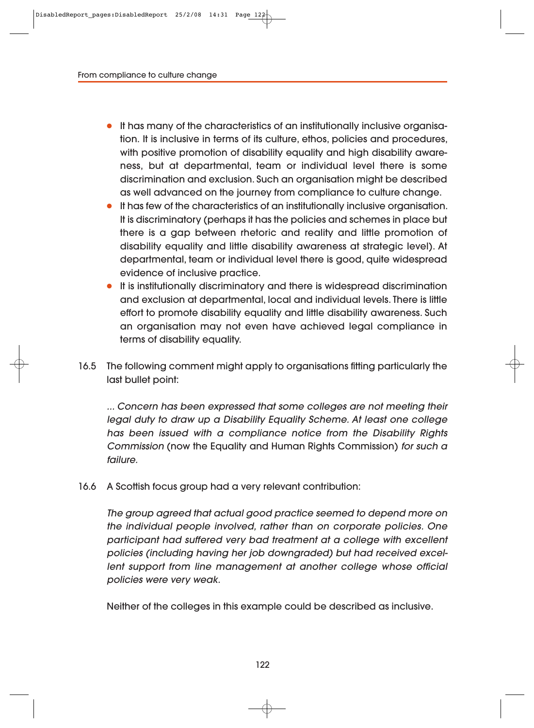- It has many of the characteristics of an institutionally inclusive organisation. It is inclusive in terms of its culture, ethos, policies and procedures, with positive promotion of disability equality and high disability awareness, but at departmental, team or individual level there is some discrimination and exclusion. Such an organisation might be described as well advanced on the journey from compliance to culture change.
- It has few of the characteristics of an institutionally inclusive organisation. It is discriminatory (perhaps it has the policies and schemes in place but there is a gap between rhetoric and reality and little promotion of disability equality and little disability awareness at strategic level). At departmental, team or individual level there is good, quite widespread evidence of inclusive practice.
- It is institutionally discriminatory and there is widespread discrimination and exclusion at departmental, local and individual levels. There is little effort to promote disability equality and little disability awareness. Such an organisation may not even have achieved legal compliance in terms of disability equality.

16.5 The following comment might apply to organisations fitting particularly the last bullet point:

*... Concern has been expressed that some colleges are not meeting their legal duty to draw up a Disability Equality Scheme. At least one college has been issued with a compliance notice from the Disability Rights Commission* (now the Equality and Human Rights Commission) *for such a failure.*

16.6 A Scottish focus group had a very relevant contribution:

*The group agreed that actual good practice seemed to depend more on the individual people involved, rather than on corporate policies. One participant had suffered very bad treatment at a college with excellent policies (including having her job downgraded) but had received excellent support from line management at another college whose official policies were very weak.*

Neither of the colleges in this example could be described as inclusive.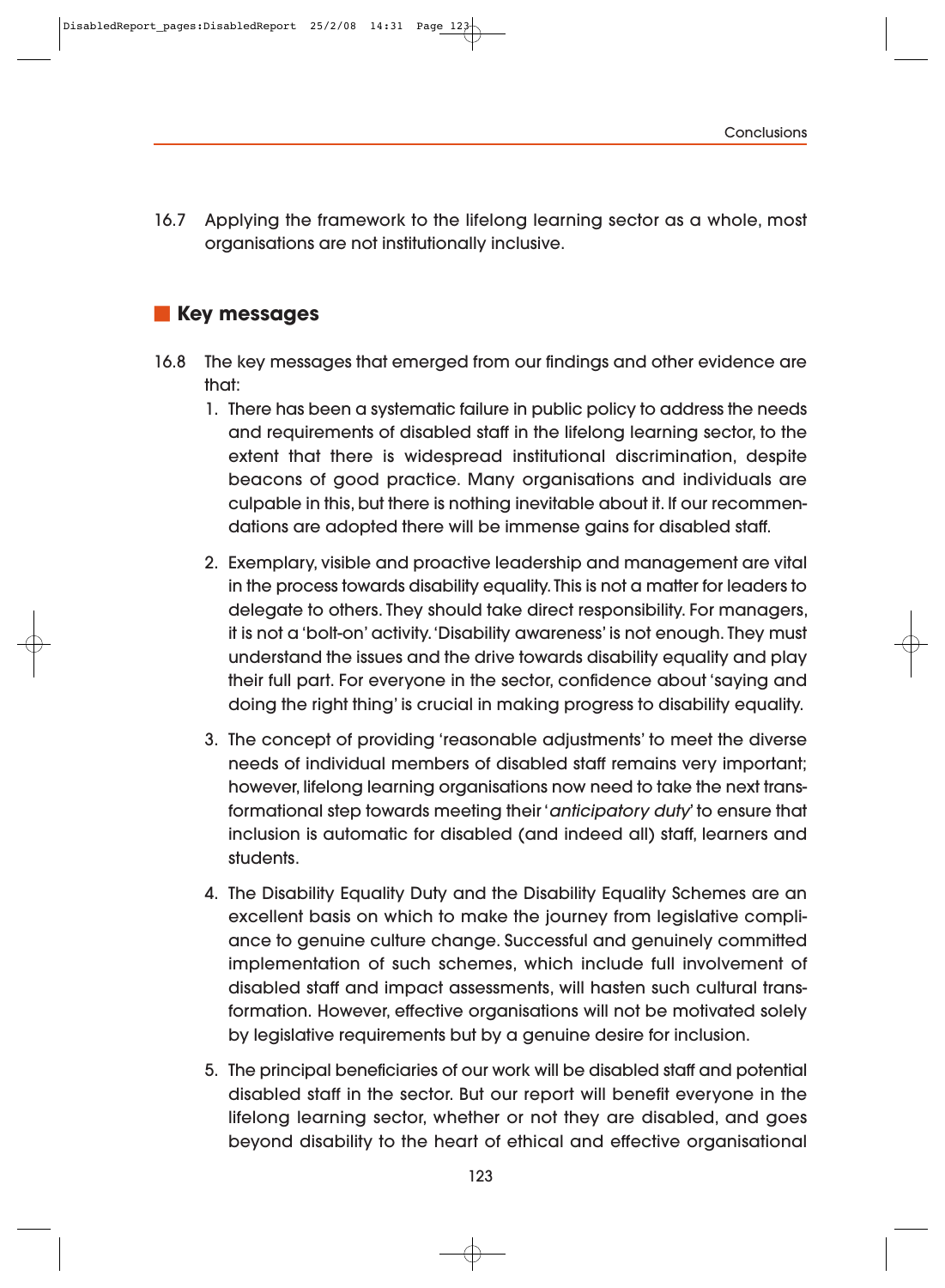16.7 Applying the framework to the lifelong learning sector as a whole, most organisations are not institutionally inclusive.

## Key messages

16.8 The key messages that emerged from our findings and other evidence are that:

1. There has been a systematic failure in public policy to address the needs and requirements of disabled staff in the lifelong learning sector, to the extent that there is widespread institutional discrimination, despite beacons of good practice. Many organisations and individuals are culpable in this, but there is nothing inevitable about it. If our recommendations are adopted there will be immense gains for disabled staff.

2. Exemplary, visible and proactive leadership and management are vital in the process towards disability equality. This is not a matter for leaders to delegate to others. They should take direct responsibility. For managers, it is not a 'bolt-on' activity. 'Disability awareness' is not enough. They must understand the issues and the drive towards disability equality and play their full part. For everyone in the sector, confidence about 'saying and doing the right thing' is crucial in making progress to disability equality.

3. The concept of providing 'reasonable adjustments' to meet the diverse needs of individual members of disabled staff remains very important; however, lifelong learning organisations now need to take the next transformational step towards meeting their '*anticipatory duty*' to ensure that inclusion is automatic for disabled (and indeed all) staff, learners and students.

4. The Disability Equality Duty and the Disability Equality Schemes are an excellent basis on which to make the journey from legislative compliance to genuine culture change. Successful and genuinely committed implementation of such schemes, which include full involvement of disabled staff and impact assessments, will hasten such cultural transformation. However, effective organisations will not be motivated solely by legislative requirements but by a genuine desire for inclusion.

5. The principal beneficiaries of our work will be disabled staff and potential disabled staff in the sector. But our report will benefit everyone in the lifelong learning sector, whether or not they are disabled, and goes beyond disability to the heart of ethical and effective organisational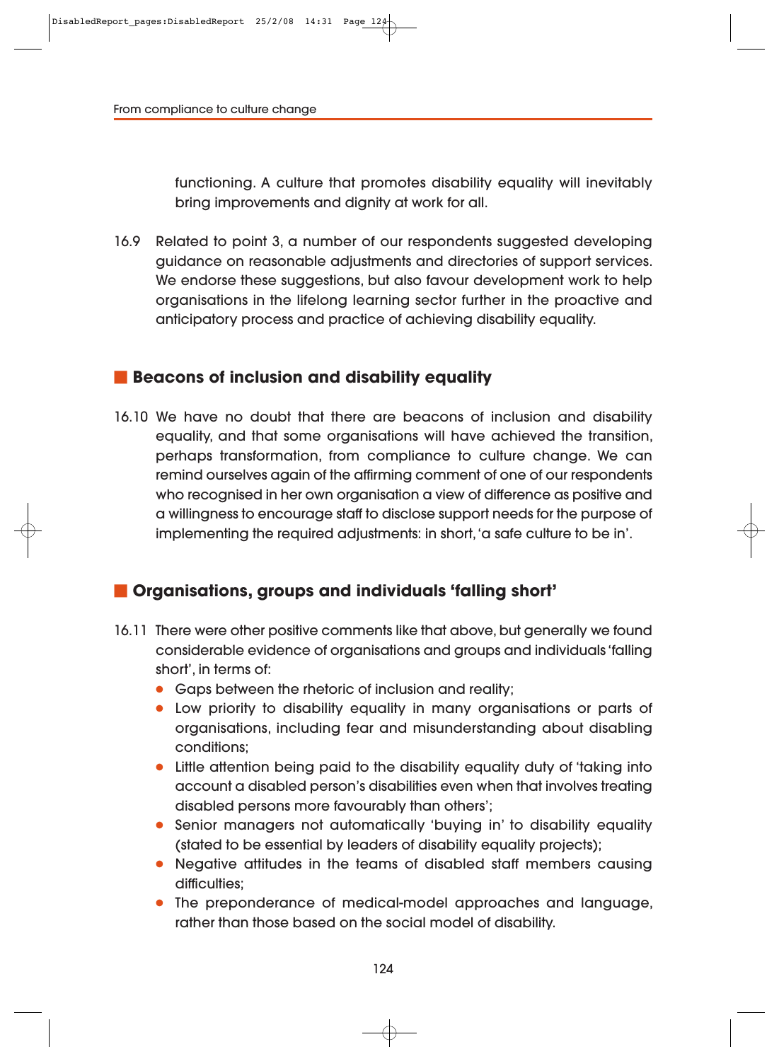functioning. A culture that promotes disability equality will inevitably bring improvements and dignity at work for all.

16.9 Related to point 3, a number of our respondents suggested developing guidance on reasonable adjustments and directories of support services. We endorse these suggestions, but also favour development work to help organisations in the lifelong learning sector further in the proactive and anticipatory process and practice of achieving disability equality.

## Beacons of inclusion and disability equality

16.10 We have no doubt that there are beacons of inclusion and disability equality, and that some organisations will have achieved the transition, perhaps transformation, from compliance to culture change. We can remind ourselves again of the affirming comment of one of our respondents who recognised in her own organisation a view of difference as positive and a willingness to encourage staff to disclose support needs for the purpose of implementing the required adjustments: in short, 'a safe culture to be in'.

## Organisations, groups and individuals 'falling short'

16.11 There were other positive comments like that above, but generally we found considerable evidence of organisations and groups and individuals 'falling short', in terms of:

- Gaps between the rhetoric of inclusion and reality;
- Low priority to disability equality in many organisations or parts of organisations, including fear and misunderstanding about disabling conditions;
- Little attention being paid to the disability equality duty of 'taking into account a disabled person's disabilities even when that involves treating disabled persons more favourably than others';
- Senior managers not automatically 'buying in' to disability equality (stated to be essential by leaders of disability equality projects);
- Negative attitudes in the teams of disabled staff members causing difficulties;
- The preponderance of medical-model approaches and language, rather than those based on the social model of disability.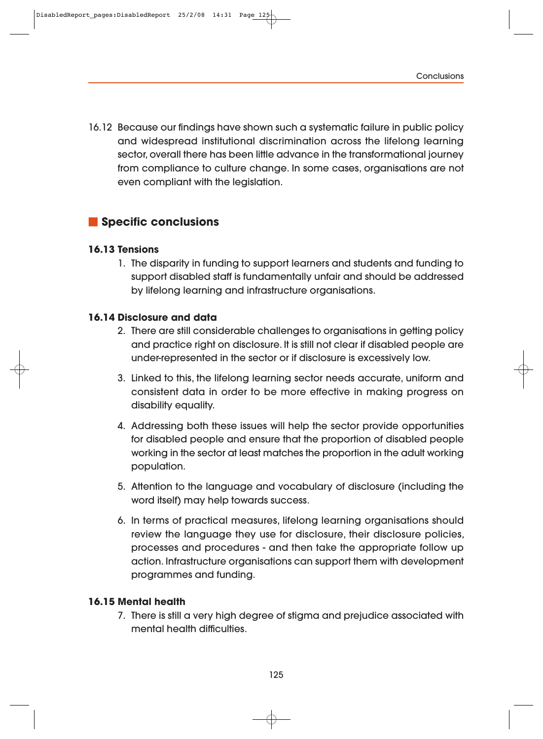16.12 Because our findings have shown such a systematic failure in public policy and widespread institutional discrimination across the lifelong learning sector, overall there has been little advance in the transformational journey from compliance to culture change. In some cases, organisations are not even compliant with the legislation.

## Specific conclusions

### 16.13 Tensions

1. The disparity in funding to support learners and students and funding to support disabled staff is fundamentally unfair and should be addressed by lifelong learning and infrastructure organisations.

### 16.14 Disclosure and data

2. There are still considerable challenges to organisations in getting policy and practice right on disclosure. It is still not clear if disabled people are under-represented in the sector or if disclosure is excessively low.

3. Linked to this, the lifelong learning sector needs accurate, uniform and consistent data in order to be more effective in making progress on disability equality.

4. Addressing both these issues will help the sector provide opportunities for disabled people and ensure that the proportion of disabled people working in the sector at least matches the proportion in the adult working population.

5. Attention to the language and vocabulary of disclosure (including the word itself) may help towards success.

6. In terms of practical measures, lifelong learning organisations should review the language they use for disclosure, their disclosure policies, processes and procedures - and then take the appropriate follow up action. Infrastructure organisations can support them with development programmes and funding.

### 16.15 Mental health

7. There is still a very high degree of stigma and prejudice associated with mental health difficulties.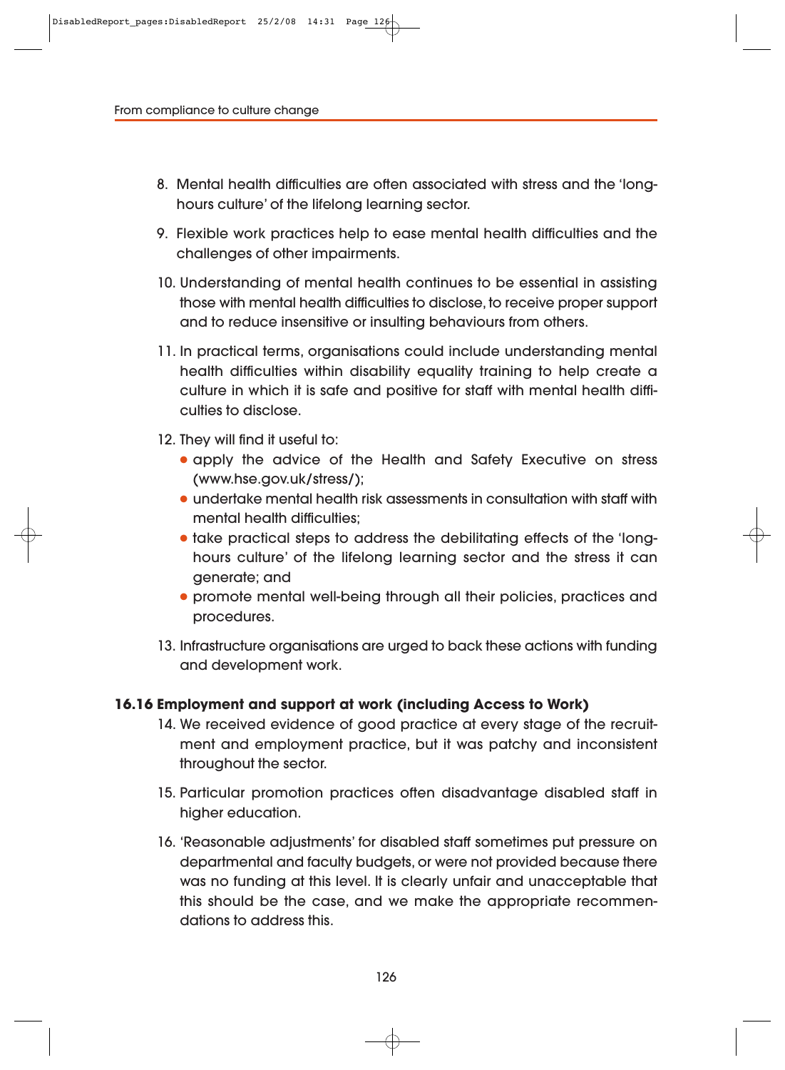8. Mental health difficulties are often associated with stress and the 'long-hours culture' of the lifelong learning sector.

9. Flexible work practices help to ease mental health difficulties and the challenges of other impairments.

10. Understanding of mental health continues to be essential in assisting those with mental health difficulties to disclose, to receive proper support and to reduce insensitive or insulting behaviours from others.

11. In practical terms, organisations could include understanding mental health difficulties within disability equality training to help create a culture in which it is safe and positive for staff with mental health difficulties to disclose.

12. They will find it useful to:
    - apply the advice of the Health and Safety Executive on stress (www.hse.gov.uk/stress/);
    - undertake mental health risk assessments in consultation with staff with mental health difficulties;
    - take practical steps to address the debilitating effects of the 'long-hours culture' of the lifelong learning sector and the stress it can generate; and
    - promote mental well-being through all their policies, practices and procedures.

13. Infrastructure organisations are urged to back these actions with funding and development work.

**16.16 Employment and support at work (including Access to Work)**

14. We received evidence of good practice at every stage of the recruitment and employment practice, but it was patchy and inconsistent throughout the sector.

15. Particular promotion practices often disadvantage disabled staff in higher education.

16. 'Reasonable adjustments' for disabled staff sometimes put pressure on departmental and faculty budgets, or were not provided because there was no funding at this level. It is clearly unfair and unacceptable that this should be the case, and we make the appropriate recommendations to address this.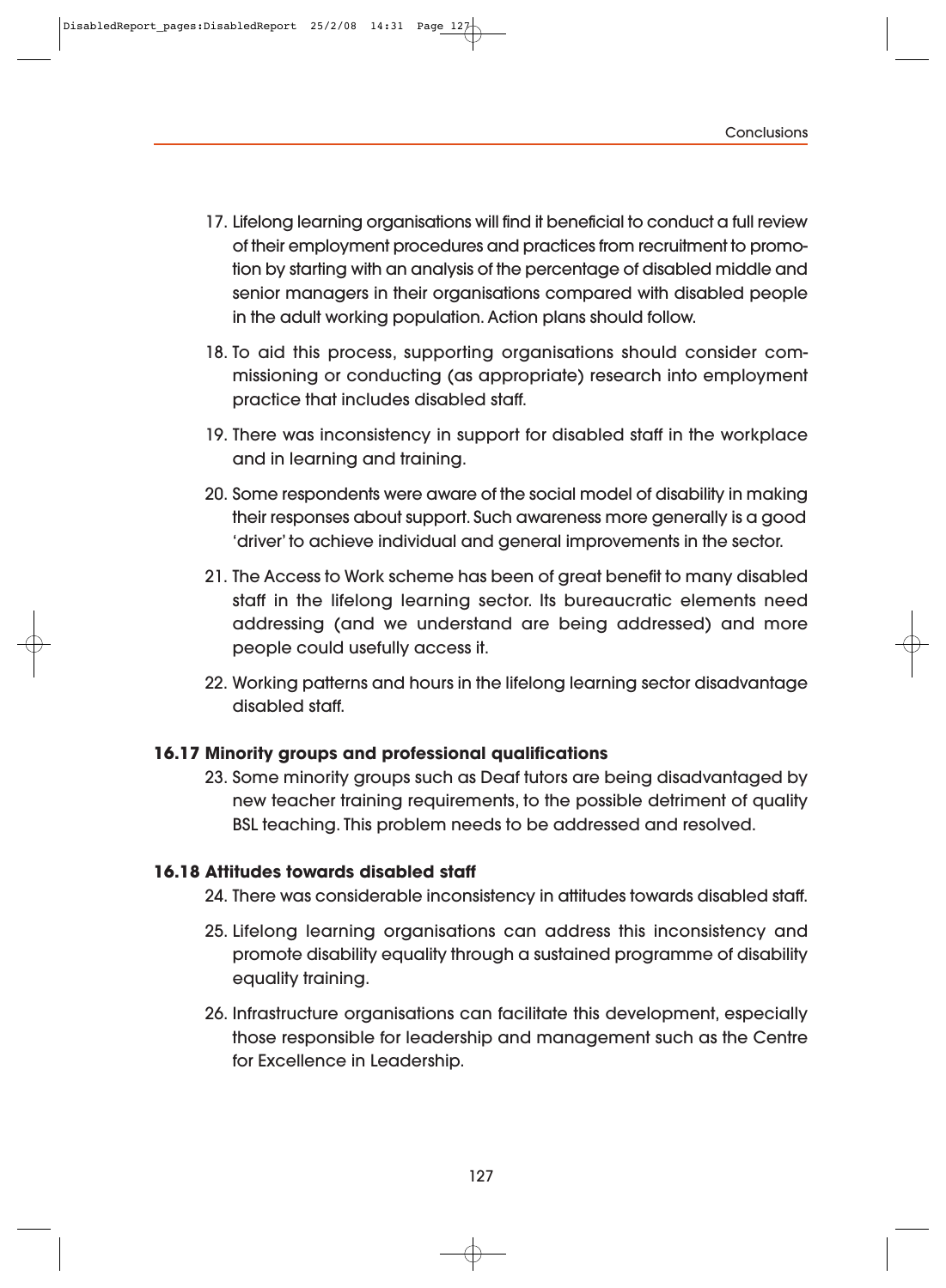17. Lifelong learning organisations will find it beneficial to conduct a full review of their employment procedures and practices from recruitment to promotion by starting with an analysis of the percentage of disabled middle and senior managers in their organisations compared with disabled people in the adult working population. Action plans should follow.

18. To aid this process, supporting organisations should consider commissioning or conducting (as appropriate) research into employment practice that includes disabled staff.

19. There was inconsistency in support for disabled staff in the workplace and in learning and training.

20. Some respondents were aware of the social model of disability in making their responses about support. Such awareness more generally is a good 'driver' to achieve individual and general improvements in the sector.

21. The Access to Work scheme has been of great benefit to many disabled staff in the lifelong learning sector. Its bureaucratic elements need addressing (and we understand are being addressed) and more people could usefully access it.

22. Working patterns and hours in the lifelong learning sector disadvantage disabled staff.

### 16.17 Minority groups and professional qualifications

23. Some minority groups such as Deaf tutors are being disadvantaged by new teacher training requirements, to the possible detriment of quality BSL teaching. This problem needs to be addressed and resolved.

### 16.18 Attitudes towards disabled staff

24. There was considerable inconsistency in attitudes towards disabled staff.

25. Lifelong learning organisations can address this inconsistency and promote disability equality through a sustained programme of disability equality training.

26. Infrastructure organisations can facilitate this development, especially those responsible for leadership and management such as the Centre for Excellence in Leadership.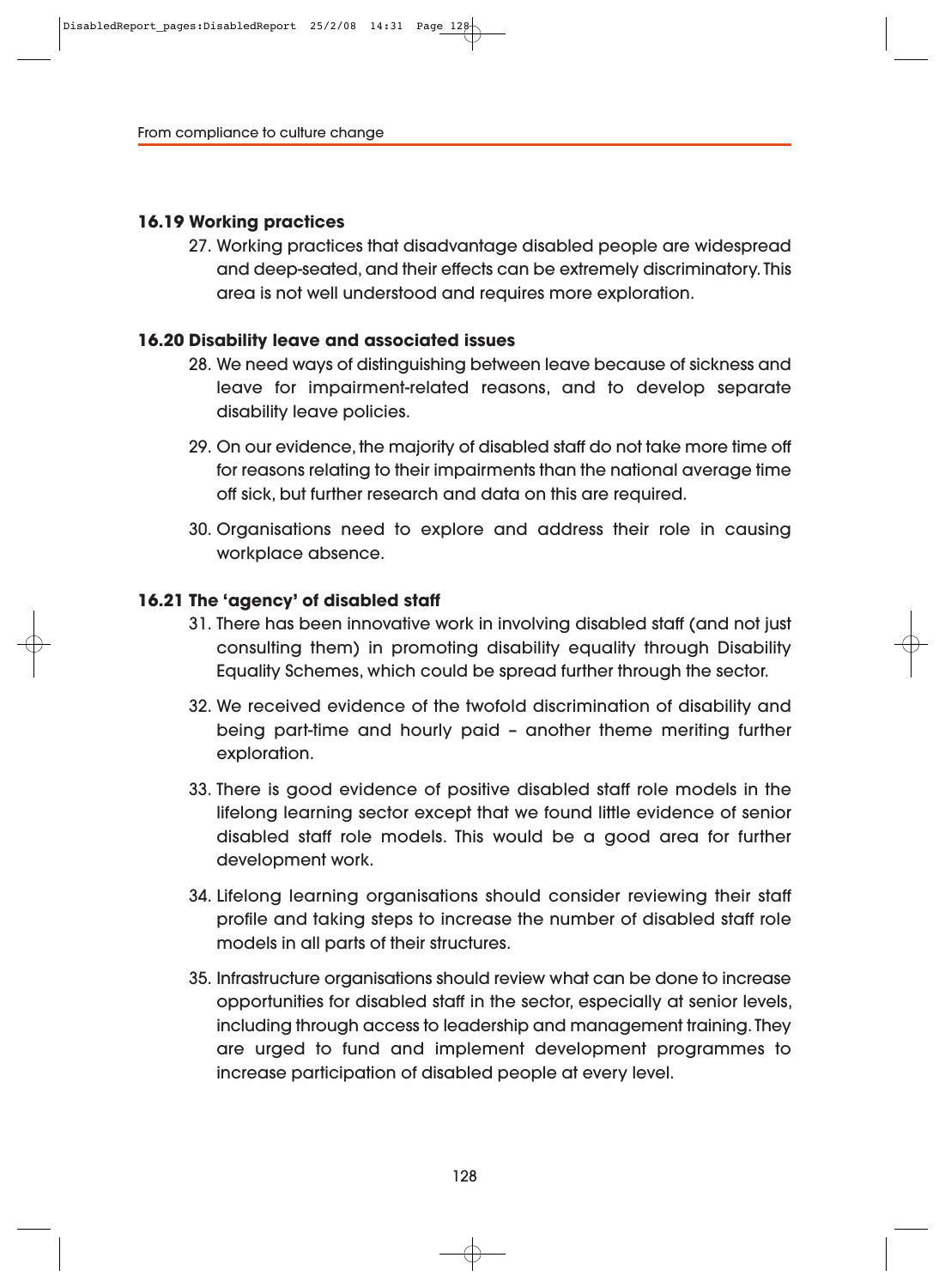### 16.19 Working practices

27. Working practices that disadvantage disabled people are widespread and deep-seated, and their effects can be extremely discriminatory. This area is not well understood and requires more exploration.

### 16.20 Disability leave and associated issues

28. We need ways of distinguishing between leave because of sickness and leave for impairment-related reasons, and to develop separate disability leave policies.

29. On our evidence, the majority of disabled staff do not take more time off for reasons relating to their impairments than the national average time off sick, but further research and data on this are required.

30. Organisations need to explore and address their role in causing workplace absence.

### 16.21 The 'agency' of disabled staff

31. There has been innovative work in involving disabled staff (and not just consulting them) in promoting disability equality through Disability Equality Schemes, which could be spread further through the sector.

32. We received evidence of the twofold discrimination of disability and being part-time and hourly paid – another theme meriting further exploration.

33. There is good evidence of positive disabled staff role models in the lifelong learning sector except that we found little evidence of senior disabled staff role models. This would be a good area for further development work.

34. Lifelong learning organisations should consider reviewing their staff profile and taking steps to increase the number of disabled staff role models in all parts of their structures.

35. Infrastructure organisations should review what can be done to increase opportunities for disabled staff in the sector, especially at senior levels, including through access to leadership and management training. They are urged to fund and implement development programmes to increase participation of disabled people at every level.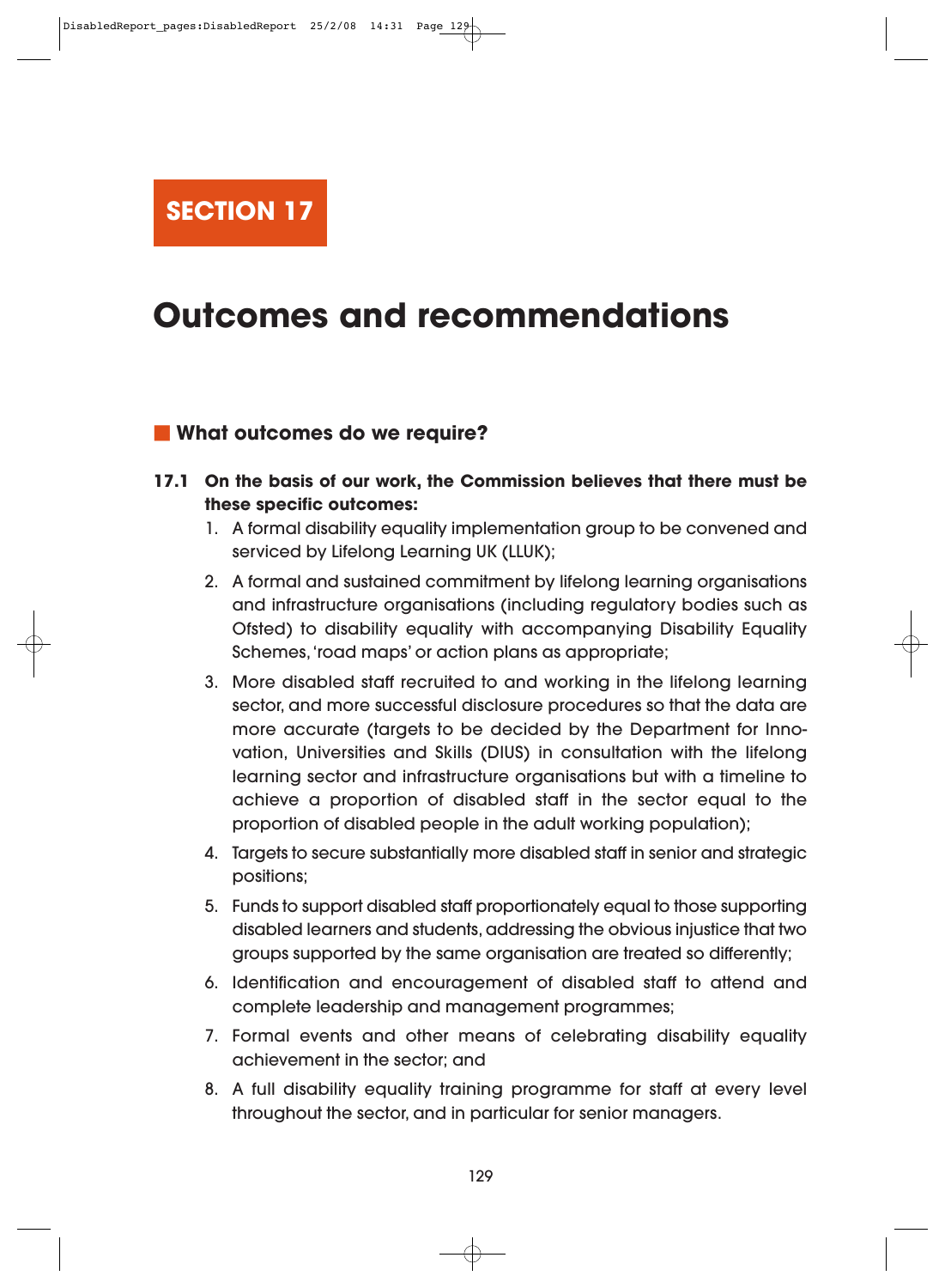# SECTION 17

# Outcomes and recommendations

## What outcomes do we require?

**17.1 On the basis of our work, the Commission believes that there must be these specific outcomes:**

1. A formal disability equality implementation group to be convened and serviced by Lifelong Learning UK (LLUK);
2. A formal and sustained commitment by lifelong learning organisations and infrastructure organisations (including regulatory bodies such as Ofsted) to disability equality with accompanying Disability Equality Schemes, 'road maps' or action plans as appropriate;
3. More disabled staff recruited to and working in the lifelong learning sector, and more successful disclosure procedures so that the data are more accurate (targets to be decided by the Department for Innovation, Universities and Skills (DIUS) in consultation with the lifelong learning sector and infrastructure organisations but with a timeline to achieve a proportion of disabled staff in the sector equal to the proportion of disabled people in the adult working population);
4. Targets to secure substantially more disabled staff in senior and strategic positions;
5. Funds to support disabled staff proportionately equal to those supporting disabled learners and students, addressing the obvious injustice that two groups supported by the same organisation are treated so differently;
6. Identification and encouragement of disabled staff to attend and complete leadership and management programmes;
7. Formal events and other means of celebrating disability equality achievement in the sector; and
8. A full disability equality training programme for staff at every level throughout the sector, and in particular for senior managers.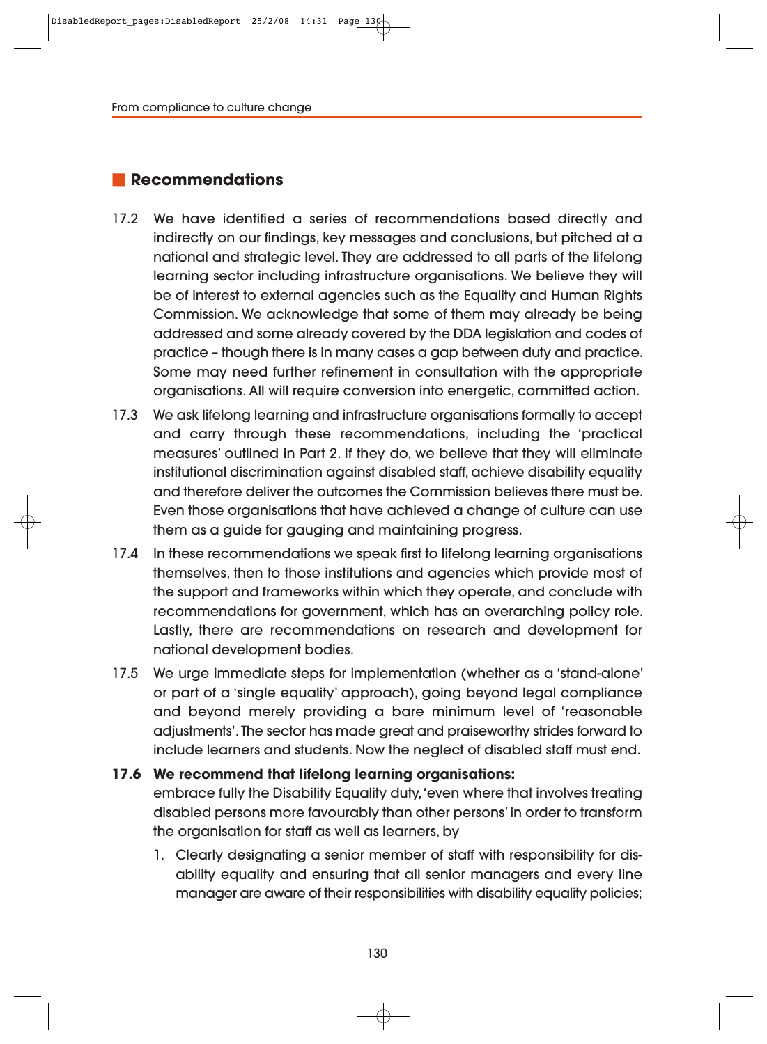## Recommendations

17.2 We have identified a series of recommendations based directly and indirectly on our findings, key messages and conclusions, but pitched at a national and strategic level. They are addressed to all parts of the lifelong learning sector including infrastructure organisations. We believe they will be of interest to external agencies such as the Equality and Human Rights Commission. We acknowledge that some of them may already be being addressed and some already covered by the DDA legislation and codes of practice – though there is in many cases a gap between duty and practice. Some may need further refinement in consultation with the appropriate organisations. All will require conversion into energetic, committed action.

17.3 We ask lifelong learning and infrastructure organisations formally to accept and carry through these recommendations, including the 'practical measures' outlined in Part 2. If they do, we believe that they will eliminate institutional discrimination against disabled staff, achieve disability equality and therefore deliver the outcomes the Commission believes there must be. Even those organisations that have achieved a change of culture can use them as a guide for gauging and maintaining progress.

17.4 In these recommendations we speak first to lifelong learning organisations themselves, then to those institutions and agencies which provide most of the support and frameworks within which they operate, and conclude with recommendations for government, which has an overarching policy role. Lastly, there are recommendations on research and development for national development bodies.

17.5 We urge immediate steps for implementation (whether as a 'stand-alone' or part of a 'single equality' approach), going beyond legal compliance and beyond merely providing a bare minimum level of 'reasonable adjustments'. The sector has made great and praiseworthy strides forward to include learners and students. Now the neglect of disabled staff must end.

**17.6 We recommend that lifelong learning organisations:**
embrace fully the Disability Equality duty, 'even where that involves treating disabled persons more favourably than other persons' in order to transform the organisation for staff as well as learners, by

1. Clearly designating a senior member of staff with responsibility for disability equality and ensuring that all senior managers and every line manager are aware of their responsibilities with disability equality policies;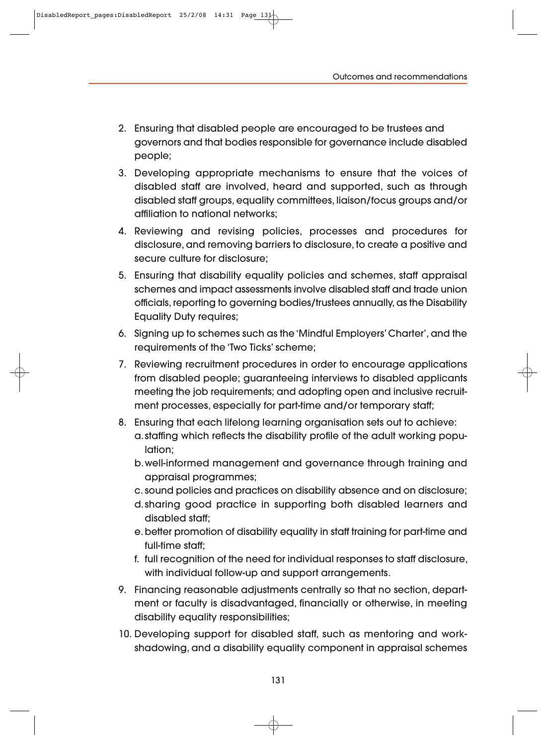2. Ensuring that disabled people are encouraged to be trustees and governors and that bodies responsible for governance include disabled people;
3. Developing appropriate mechanisms to ensure that the voices of disabled staff are involved, heard and supported, such as through disabled staff groups, equality committees, liaison/focus groups and/or affiliation to national networks;
4. Reviewing and revising policies, processes and procedures for disclosure, and removing barriers to disclosure, to create a positive and secure culture for disclosure;
5. Ensuring that disability equality policies and schemes, staff appraisal schemes and impact assessments involve disabled staff and trade union officials, reporting to governing bodies/trustees annually, as the Disability Equality Duty requires;
6. Signing up to schemes such as the 'Mindful Employers' Charter', and the requirements of the 'Two Ticks' scheme;
7. Reviewing recruitment procedures in order to encourage applications from disabled people; guaranteeing interviews to disabled applicants meeting the job requirements; and adopting open and inclusive recruitment processes, especially for part-time and/or temporary staff;
8. Ensuring that each lifelong learning organisation sets out to achieve:
   a. staffing which reflects the disability profile of the adult working population;
   b. well-informed management and governance through training and appraisal programmes;
   c. sound policies and practices on disability absence and on disclosure;
   d. sharing good practice in supporting both disabled learners and disabled staff;
   e. better promotion of disability equality in staff training for part-time and full-time staff;
   f. full recognition of the need for individual responses to staff disclosure, with individual follow-up and support arrangements.
9. Financing reasonable adjustments centrally so that no section, department or faculty is disadvantaged, financially or otherwise, in meeting disability equality responsibilities;
10. Developing support for disabled staff, such as mentoring and work-shadowing, and a disability equality component in appraisal schemes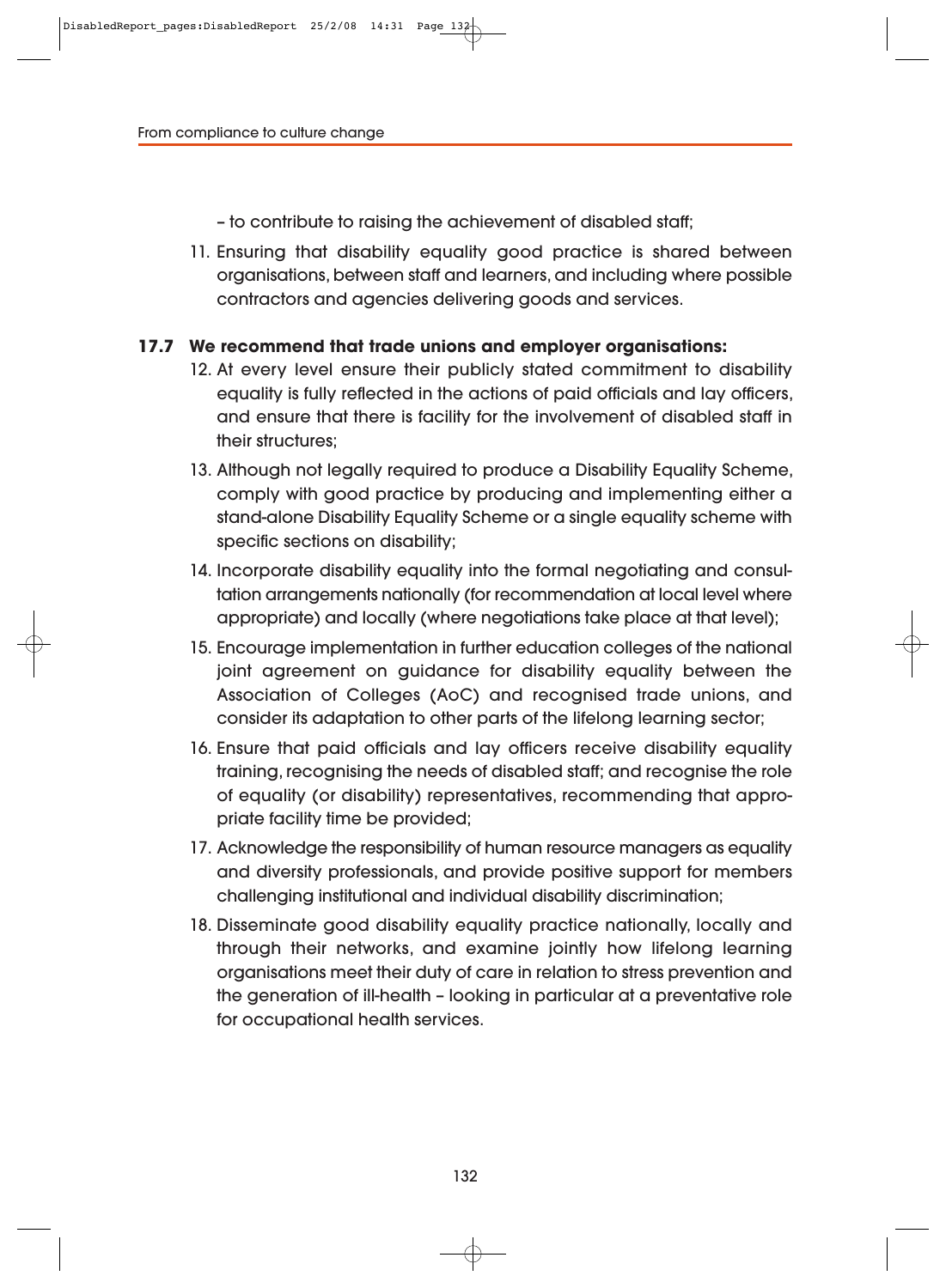– to contribute to raising the achievement of disabled staff;

11. Ensuring that disability equality good practice is shared between organisations, between staff and learners, and including where possible contractors and agencies delivering goods and services.

**17.7 We recommend that trade unions and employer organisations:**

12. At every level ensure their publicly stated commitment to disability equality is fully reflected in the actions of paid officials and lay officers, and ensure that there is facility for the involvement of disabled staff in their structures;
13. Although not legally required to produce a Disability Equality Scheme, comply with good practice by producing and implementing either a stand-alone Disability Equality Scheme or a single equality scheme with specific sections on disability;
14. Incorporate disability equality into the formal negotiating and consultation arrangements nationally (for recommendation at local level where appropriate) and locally (where negotiations take place at that level);
15. Encourage implementation in further education colleges of the national joint agreement on guidance for disability equality between the Association of Colleges (AoC) and recognised trade unions, and consider its adaptation to other parts of the lifelong learning sector;
16. Ensure that paid officials and lay officers receive disability equality training, recognising the needs of disabled staff; and recognise the role of equality (or disability) representatives, recommending that appropriate facility time be provided;
17. Acknowledge the responsibility of human resource managers as equality and diversity professionals, and provide positive support for members challenging institutional and individual disability discrimination;
18. Disseminate good disability equality practice nationally, locally and through their networks, and examine jointly how lifelong learning organisations meet their duty of care in relation to stress prevention and the generation of ill-health – looking in particular at a preventative role for occupational health services.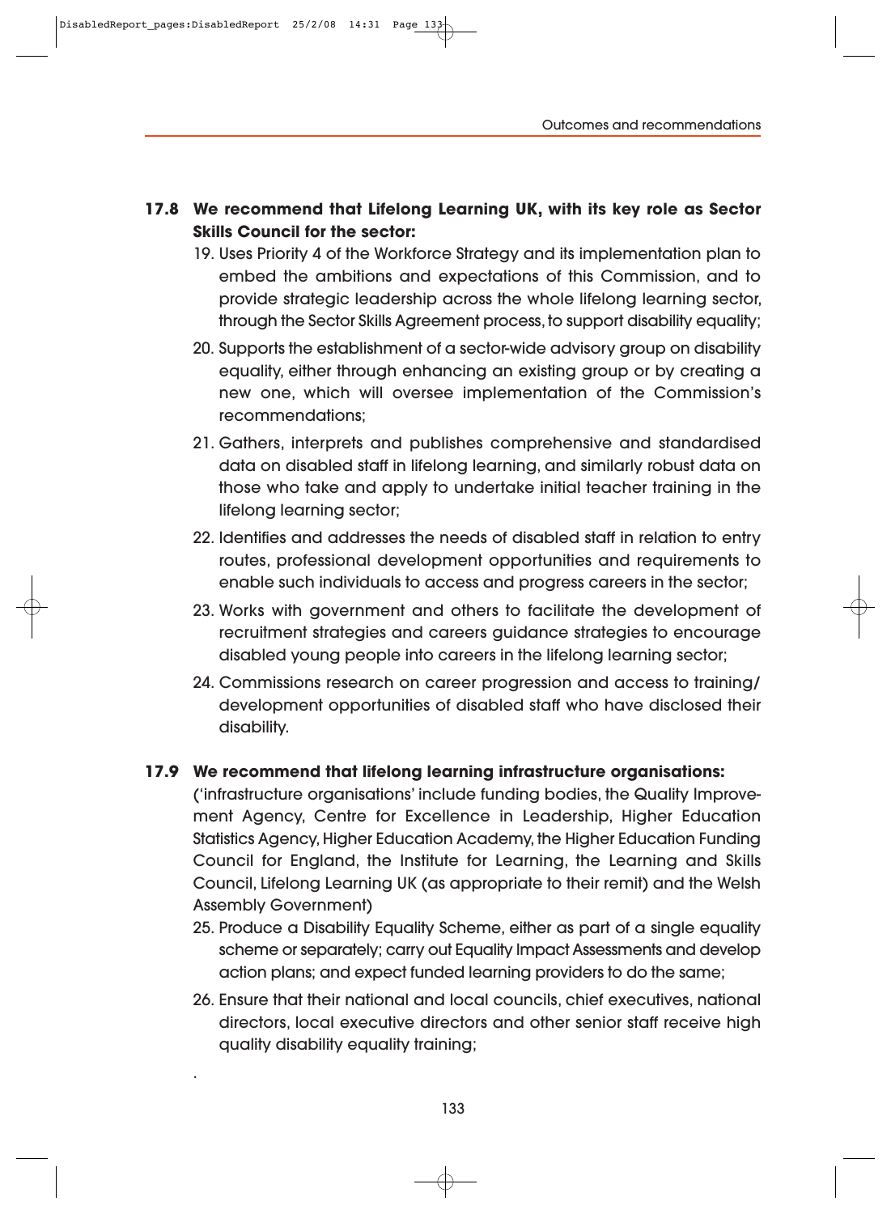**17.8 We recommend that Lifelong Learning UK, with its key role as Sector Skills Council for the sector:**

19. Uses Priority 4 of the Workforce Strategy and its implementation plan to embed the ambitions and expectations of this Commission, and to provide strategic leadership across the whole lifelong learning sector, through the Sector Skills Agreement process, to support disability equality;
20. Supports the establishment of a sector-wide advisory group on disability equality, either through enhancing an existing group or by creating a new one, which will oversee implementation of the Commission's recommendations;
21. Gathers, interprets and publishes comprehensive and standardised data on disabled staff in lifelong learning, and similarly robust data on those who take and apply to undertake initial teacher training in the lifelong learning sector;
22. Identifies and addresses the needs of disabled staff in relation to entry routes, professional development opportunities and requirements to enable such individuals to access and progress careers in the sector;
23. Works with government and others to facilitate the development of recruitment strategies and careers guidance strategies to encourage disabled young people into careers in the lifelong learning sector;
24. Commissions research on career progression and access to training/ development opportunities of disabled staff who have disclosed their disability.

**17.9 We recommend that lifelong learning infrastructure organisations:**

('infrastructure organisations' include funding bodies, the Quality Improvement Agency, Centre for Excellence in Leadership, Higher Education Statistics Agency, Higher Education Academy, the Higher Education Funding Council for England, the Institute for Learning, the Learning and Skills Council, Lifelong Learning UK (as appropriate to their remit) and the Welsh Assembly Government)

25. Produce a Disability Equality Scheme, either as part of a single equality scheme or separately; carry out Equality Impact Assessments and develop action plans; and expect funded learning providers to do the same;
26. Ensure that their national and local councils, chief executives, national directors, local executive directors and other senior staff receive high quality disability equality training;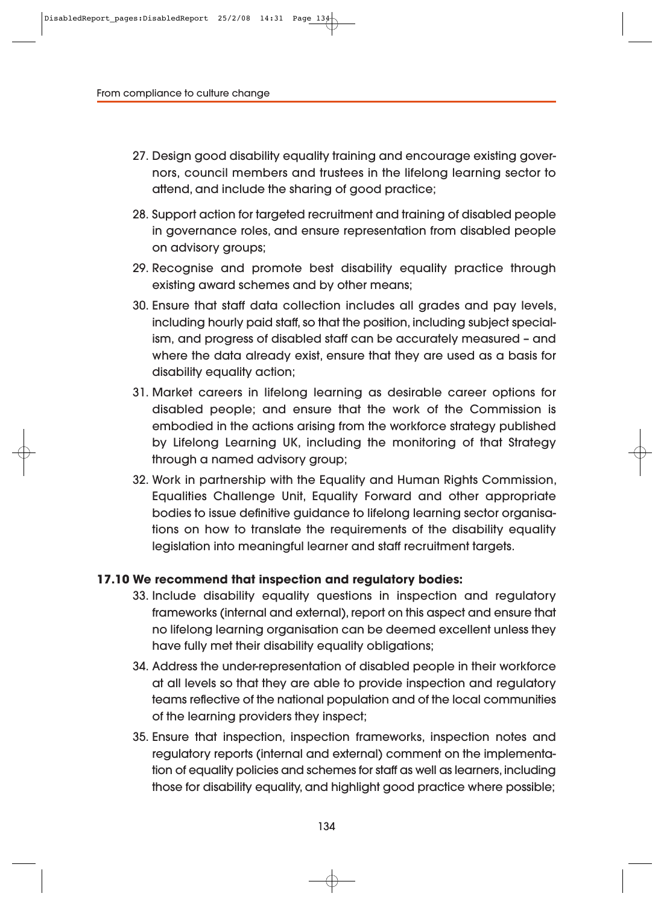27. Design good disability equality training and encourage existing governors, council members and trustees in the lifelong learning sector to attend, and include the sharing of good practice;
28. Support action for targeted recruitment and training of disabled people in governance roles, and ensure representation from disabled people on advisory groups;
29. Recognise and promote best disability equality practice through existing award schemes and by other means;
30. Ensure that staff data collection includes all grades and pay levels, including hourly paid staff, so that the position, including subject specialism, and progress of disabled staff can be accurately measured – and where the data already exist, ensure that they are used as a basis for disability equality action;
31. Market careers in lifelong learning as desirable career options for disabled people; and ensure that the work of the Commission is embodied in the actions arising from the workforce strategy published by Lifelong Learning UK, including the monitoring of that Strategy through a named advisory group;
32. Work in partnership with the Equality and Human Rights Commission, Equalities Challenge Unit, Equality Forward and other appropriate bodies to issue definitive guidance to lifelong learning sector organisations on how to translate the requirements of the disability equality legislation into meaningful learner and staff recruitment targets.

**17.10 We recommend that inspection and regulatory bodies:**

33. Include disability equality questions in inspection and regulatory frameworks (internal and external), report on this aspect and ensure that no lifelong learning organisation can be deemed excellent unless they have fully met their disability equality obligations;
34. Address the under-representation of disabled people in their workforce at all levels so that they are able to provide inspection and regulatory teams reflective of the national population and of the local communities of the learning providers they inspect;
35. Ensure that inspection, inspection frameworks, inspection notes and regulatory reports (internal and external) comment on the implementation of equality policies and schemes for staff as well as learners, including those for disability equality, and highlight good practice where possible;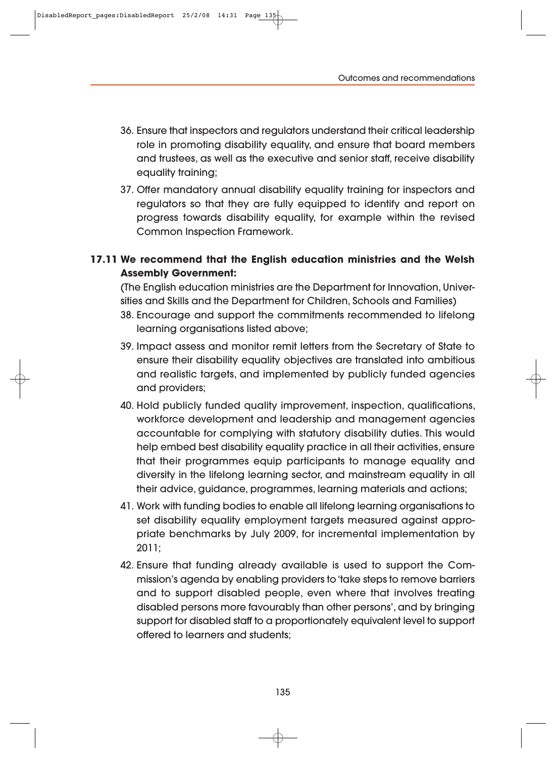36. Ensure that inspectors and regulators understand their critical leadership role in promoting disability equality, and ensure that board members and trustees, as well as the executive and senior staff, receive disability equality training;
37. Offer mandatory annual disability equality training for inspectors and regulators so that they are fully equipped to identify and report on progress towards disability equality, for example within the revised Common Inspection Framework.

**17.11 We recommend that the English education ministries and the Welsh Assembly Government:**

(The English education ministries are the Department for Innovation, Universities and Skills and the Department for Children, Schools and Families)

38. Encourage and support the commitments recommended to lifelong learning organisations listed above;
39. Impact assess and monitor remit letters from the Secretary of State to ensure their disability equality objectives are translated into ambitious and realistic targets, and implemented by publicly funded agencies and providers;
40. Hold publicly funded quality improvement, inspection, qualifications, workforce development and leadership and management agencies accountable for complying with statutory disability duties. This would help embed best disability equality practice in all their activities, ensure that their programmes equip participants to manage equality and diversity in the lifelong learning sector, and mainstream equality in all their advice, guidance, programmes, learning materials and actions;
41. Work with funding bodies to enable all lifelong learning organisations to set disability equality employment targets measured against appropriate benchmarks by July 2009, for incremental implementation by 2011;
42. Ensure that funding already available is used to support the Commission's agenda by enabling providers to 'take steps to remove barriers and to support disabled people, even where that involves treating disabled persons more favourably than other persons', and by bringing support for disabled staff to a proportionately equivalent level to support offered to learners and students;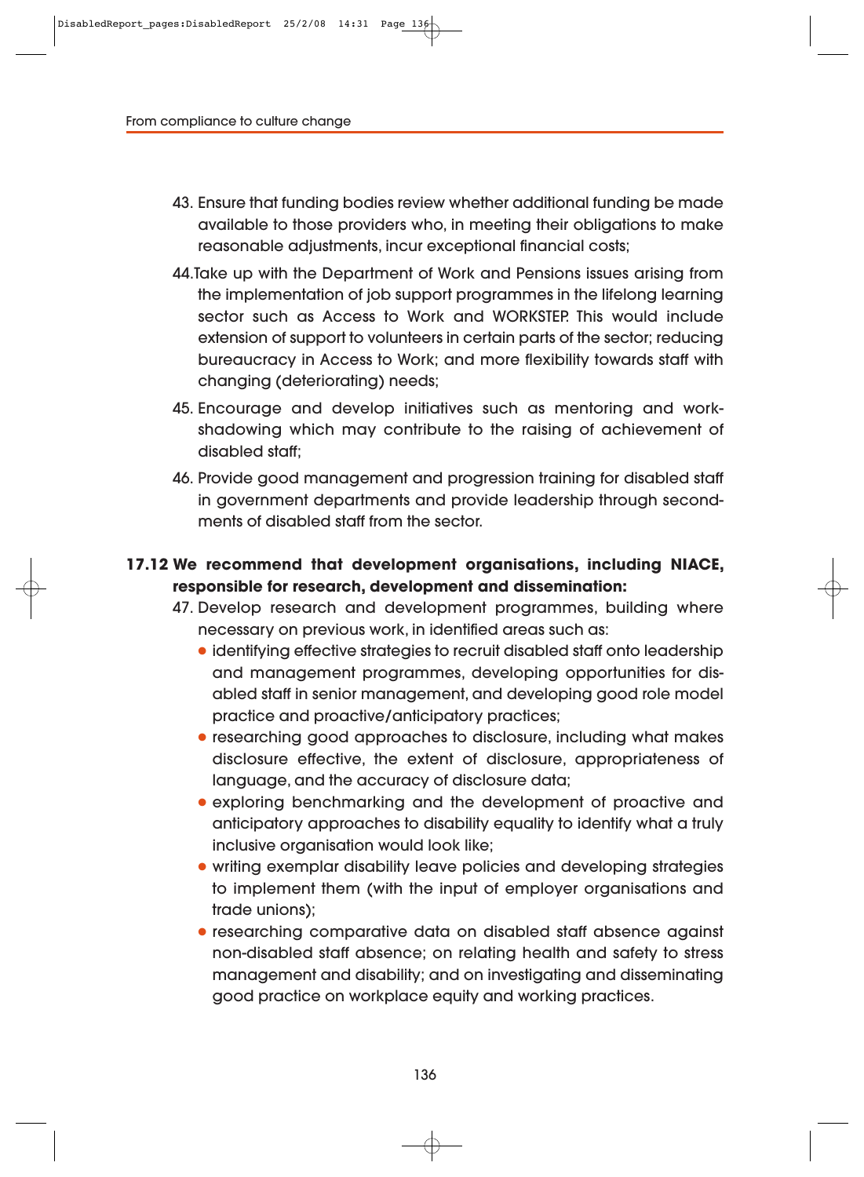43. Ensure that funding bodies review whether additional funding be made available to those providers who, in meeting their obligations to make reasonable adjustments, incur exceptional financial costs;

44. Take up with the Department of Work and Pensions issues arising from the implementation of job support programmes in the lifelong learning sector such as Access to Work and WORKSTEP. This would include extension of support to volunteers in certain parts of the sector; reducing bureaucracy in Access to Work; and more flexibility towards staff with changing (deteriorating) needs;

45. Encourage and develop initiatives such as mentoring and work-shadowing which may contribute to the raising of achievement of disabled staff;

46. Provide good management and progression training for disabled staff in government departments and provide leadership through secondments of disabled staff from the sector.

**17.12 We recommend that development organisations, including NIACE, responsible for research, development and dissemination:**

47. Develop research and development programmes, building where necessary on previous work, in identified areas such as:
    - identifying effective strategies to recruit disabled staff onto leadership and management programmes, developing opportunities for disabled staff in senior management, and developing good role model practice and proactive/anticipatory practices;
    - researching good approaches to disclosure, including what makes disclosure effective, the extent of disclosure, appropriateness of language, and the accuracy of disclosure data;
    - exploring benchmarking and the development of proactive and anticipatory approaches to disability equality to identify what a truly inclusive organisation would look like;
    - writing exemplar disability leave policies and developing strategies to implement them (with the input of employer organisations and trade unions);
    - researching comparative data on disabled staff absence against non-disabled staff absence; on relating health and safety to stress management and disability; and on investigating and disseminating good practice on workplace equity and working practices.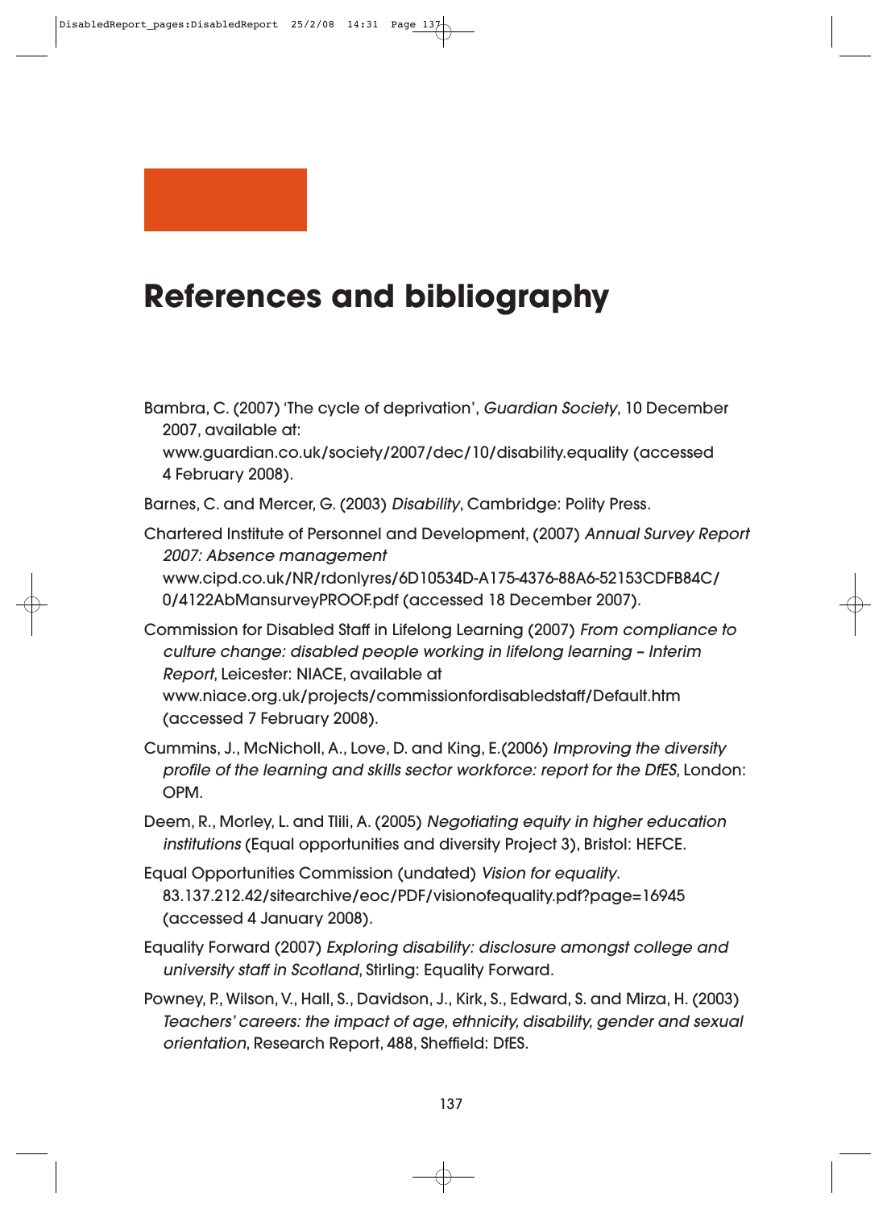# References and bibliography

Bambra, C. (2007) 'The cycle of deprivation', *Guardian Society*, 10 December 2007, available at: www.guardian.co.uk/society/2007/dec/10/disability.equality (accessed 4 February 2008).

Barnes, C. and Mercer, G. (2003) *Disability*, Cambridge: Polity Press.

Chartered Institute of Personnel and Development, (2007) *Annual Survey Report 2007: Absence management* www.cipd.co.uk/NR/rdonlyres/6D10534D-A175-4376-88A6-52153CDFB84C/0/4122AbMansurveyPROOF.pdf (accessed 18 December 2007).

Commission for Disabled Staff in Lifelong Learning (2007) *From compliance to culture change: disabled people working in lifelong learning – Interim Report*, Leicester: NIACE, available at www.niace.org.uk/projects/commissionfordisabledstaff/Default.htm (accessed 7 February 2008).

Cummins, J., McNicholl, A., Love, D. and King, E.(2006) *Improving the diversity profile of the learning and skills sector workforce: report for the DfES*, London: OPM.

Deem, R., Morley, L. and Tlili, A. (2005) *Negotiating equity in higher education institutions* (Equal opportunities and diversity Project 3), Bristol: HEFCE.

Equal Opportunities Commission (undated) *Vision for equality*. 83.137.212.42/sitearchive/eoc/PDF/visionofequality.pdf?page=16945 (accessed 4 January 2008).

Equality Forward (2007) *Exploring disability: disclosure amongst college and university staff in Scotland*, Stirling: Equality Forward.

Powney, P., Wilson, V., Hall, S., Davidson, J., Kirk, S., Edward, S. and Mirza, H. (2003) *Teachers' careers: the impact of age, ethnicity, disability, gender and sexual orientation*, Research Report, 488, Sheffield: DfES.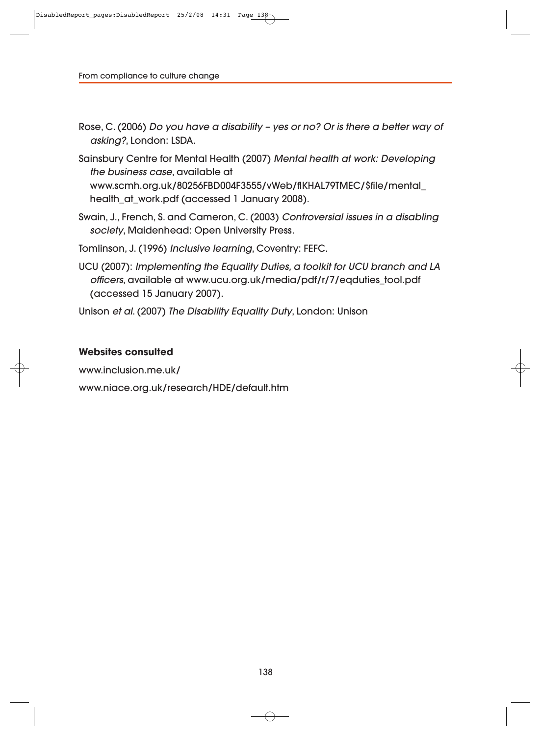Rose, C. (2006) *Do you have a disability – yes or no? Or is there a better way of asking?*, London: LSDA.

Sainsbury Centre for Mental Health (2007) *Mental health at work: Developing the business case*, available at www.scmh.org.uk/80256FBD004F3555/vWeb/flKHAL79TMEC/$file/mental_health_at_work.pdf (accessed 1 January 2008).

Swain, J., French, S. and Cameron, C. (2003) *Controversial issues in a disabling society*, Maidenhead: Open University Press.

Tomlinson, J. (1996) *Inclusive learning*, Coventry: FEFC.

UCU (2007): *Implementing the Equality Duties, a toolkit for UCU branch and LA officers*, available at www.ucu.org.uk/media/pdf/r/7/eqduties_tool.pdf (accessed 15 January 2007).

Unison *et al.* (2007) *The Disability Equality Duty*, London: Unison

**Websites consulted**

www.inclusion.me.uk/

www.niace.org.uk/research/HDE/default.htm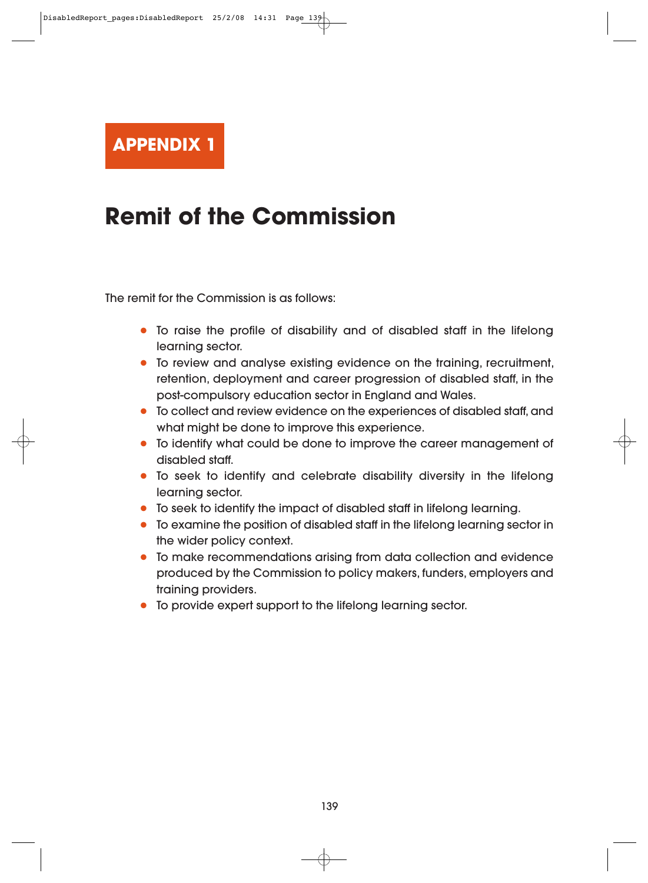# APPENDIX 1

## Remit of the Commission

The remit for the Commission is as follows:

- To raise the profile of disability and of disabled staff in the lifelong learning sector.
- To review and analyse existing evidence on the training, recruitment, retention, deployment and career progression of disabled staff, in the post-compulsory education sector in England and Wales.
- To collect and review evidence on the experiences of disabled staff, and what might be done to improve this experience.
- To identify what could be done to improve the career management of disabled staff.
- To seek to identify and celebrate disability diversity in the lifelong learning sector.
- To seek to identify the impact of disabled staff in lifelong learning.
- To examine the position of disabled staff in the lifelong learning sector in the wider policy context.
- To make recommendations arising from data collection and evidence produced by the Commission to policy makers, funders, employers and training providers.
- To provide expert support to the lifelong learning sector.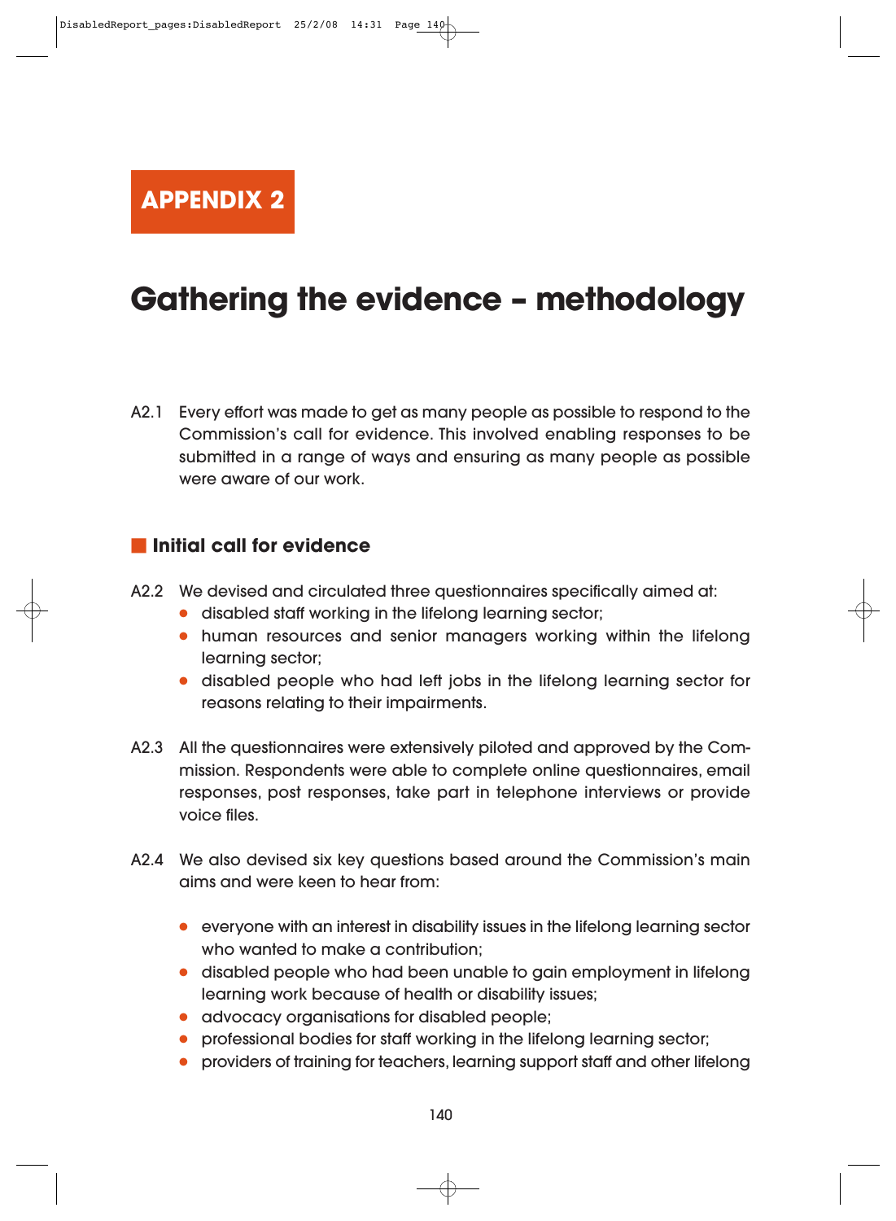# APPENDIX 2

# Gathering the evidence – methodology

A2.1 Every effort was made to get as many people as possible to respond to the Commission's call for evidence. This involved enabling responses to be submitted in a range of ways and ensuring as many people as possible were aware of our work.

## Initial call for evidence

A2.2 We devised and circulated three questionnaires specifically aimed at:

- disabled staff working in the lifelong learning sector;
- human resources and senior managers working within the lifelong learning sector;
- disabled people who had left jobs in the lifelong learning sector for reasons relating to their impairments.

A2.3 All the questionnaires were extensively piloted and approved by the Commission. Respondents were able to complete online questionnaires, email responses, post responses, take part in telephone interviews or provide voice files.

A2.4 We also devised six key questions based around the Commission's main aims and were keen to hear from:

- everyone with an interest in disability issues in the lifelong learning sector who wanted to make a contribution;
- disabled people who had been unable to gain employment in lifelong learning work because of health or disability issues;
- advocacy organisations for disabled people;
- professional bodies for staff working in the lifelong learning sector;
- providers of training for teachers, learning support staff and other lifelong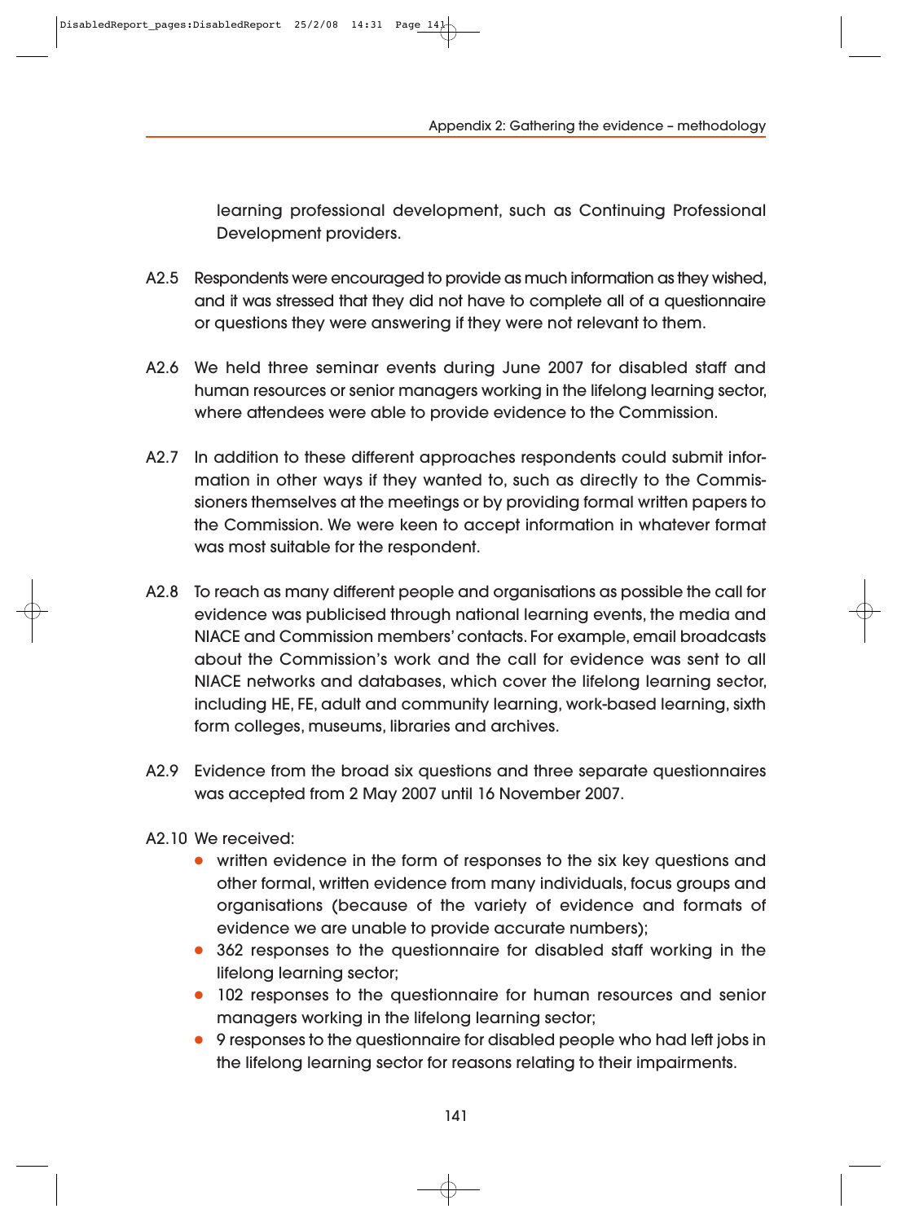learning professional development, such as Continuing Professional Development providers.

A2.5 Respondents were encouraged to provide as much information as they wished, and it was stressed that they did not have to complete all of a questionnaire or questions they were answering if they were not relevant to them.

A2.6 We held three seminar events during June 2007 for disabled staff and human resources or senior managers working in the lifelong learning sector, where attendees were able to provide evidence to the Commission.

A2.7 In addition to these different approaches respondents could submit information in other ways if they wanted to, such as directly to the Commissioners themselves at the meetings or by providing formal written papers to the Commission. We were keen to accept information in whatever format was most suitable for the respondent.

A2.8 To reach as many different people and organisations as possible the call for evidence was publicised through national learning events, the media and NIACE and Commission members' contacts. For example, email broadcasts about the Commission's work and the call for evidence was sent to all NIACE networks and databases, which cover the lifelong learning sector, including HE, FE, adult and community learning, work-based learning, sixth form colleges, museums, libraries and archives.

A2.9 Evidence from the broad six questions and three separate questionnaires was accepted from 2 May 2007 until 16 November 2007.

A2.10 We received:

- written evidence in the form of responses to the six key questions and other formal, written evidence from many individuals, focus groups and organisations (because of the variety of evidence and formats of evidence we are unable to provide accurate numbers);
- 362 responses to the questionnaire for disabled staff working in the lifelong learning sector;
- 102 responses to the questionnaire for human resources and senior managers working in the lifelong learning sector;
- 9 responses to the questionnaire for disabled people who had left jobs in the lifelong learning sector for reasons relating to their impairments.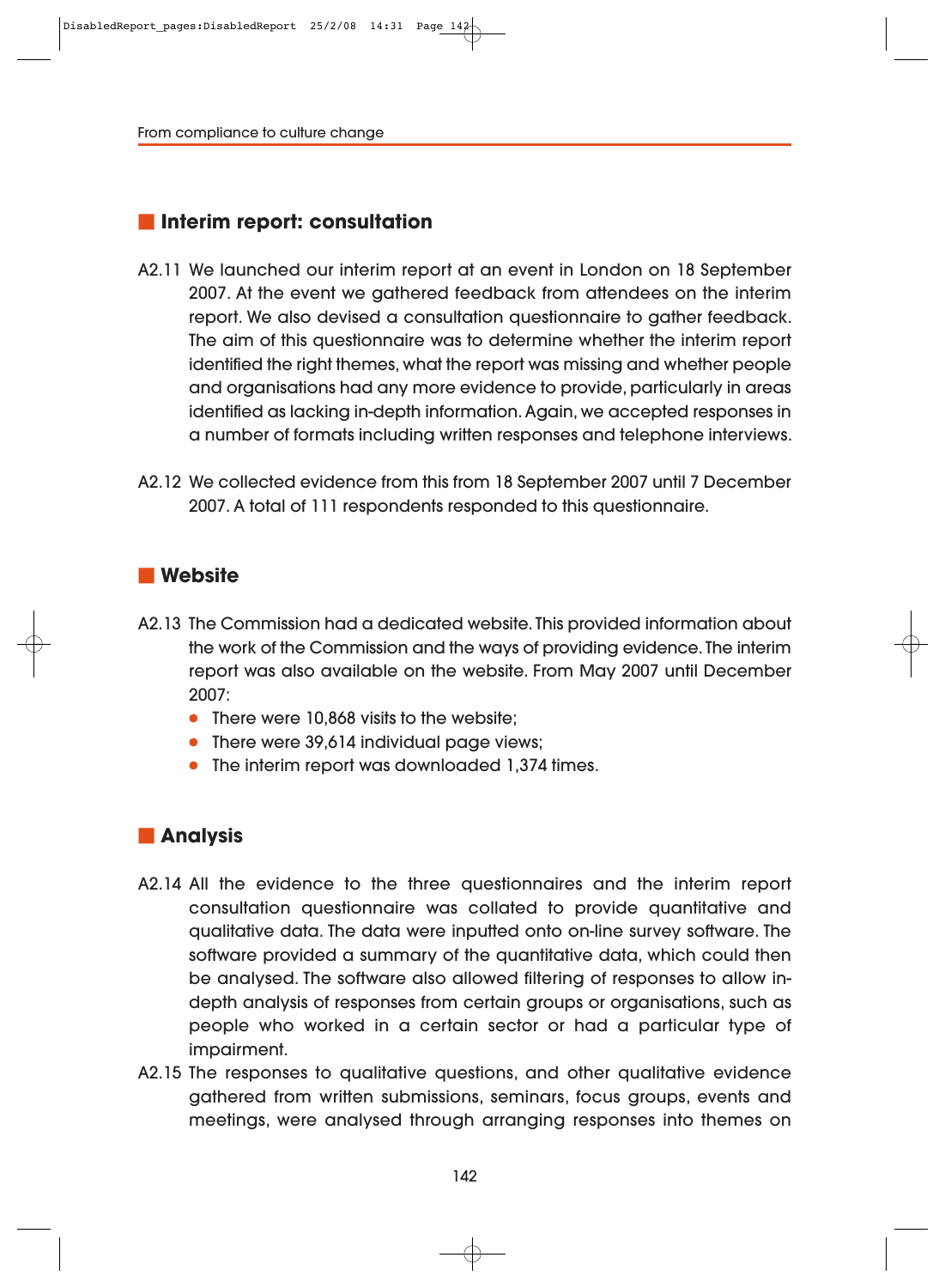## Interim report: consultation

A2.11 We launched our interim report at an event in London on 18 September 2007. At the event we gathered feedback from attendees on the interim report. We also devised a consultation questionnaire to gather feedback. The aim of this questionnaire was to determine whether the interim report identified the right themes, what the report was missing and whether people and organisations had any more evidence to provide, particularly in areas identified as lacking in-depth information. Again, we accepted responses in a number of formats including written responses and telephone interviews.

A2.12 We collected evidence from this from 18 September 2007 until 7 December 2007. A total of 111 respondents responded to this questionnaire.

## Website

A2.13 The Commission had a dedicated website. This provided information about the work of the Commission and the ways of providing evidence. The interim report was also available on the website. From May 2007 until December 2007:

- There were 10,868 visits to the website;
- There were 39,614 individual page views;
- The interim report was downloaded 1,374 times.

## Analysis

A2.14 All the evidence to the three questionnaires and the interim report consultation questionnaire was collated to provide quantitative and qualitative data. The data were inputted onto on-line survey software. The software provided a summary of the quantitative data, which could then be analysed. The software also allowed filtering of responses to allow in-depth analysis of responses from certain groups or organisations, such as people who worked in a certain sector or had a particular type of impairment.

A2.15 The responses to qualitative questions, and other qualitative evidence gathered from written submissions, seminars, focus groups, events and meetings, were analysed through arranging responses into themes on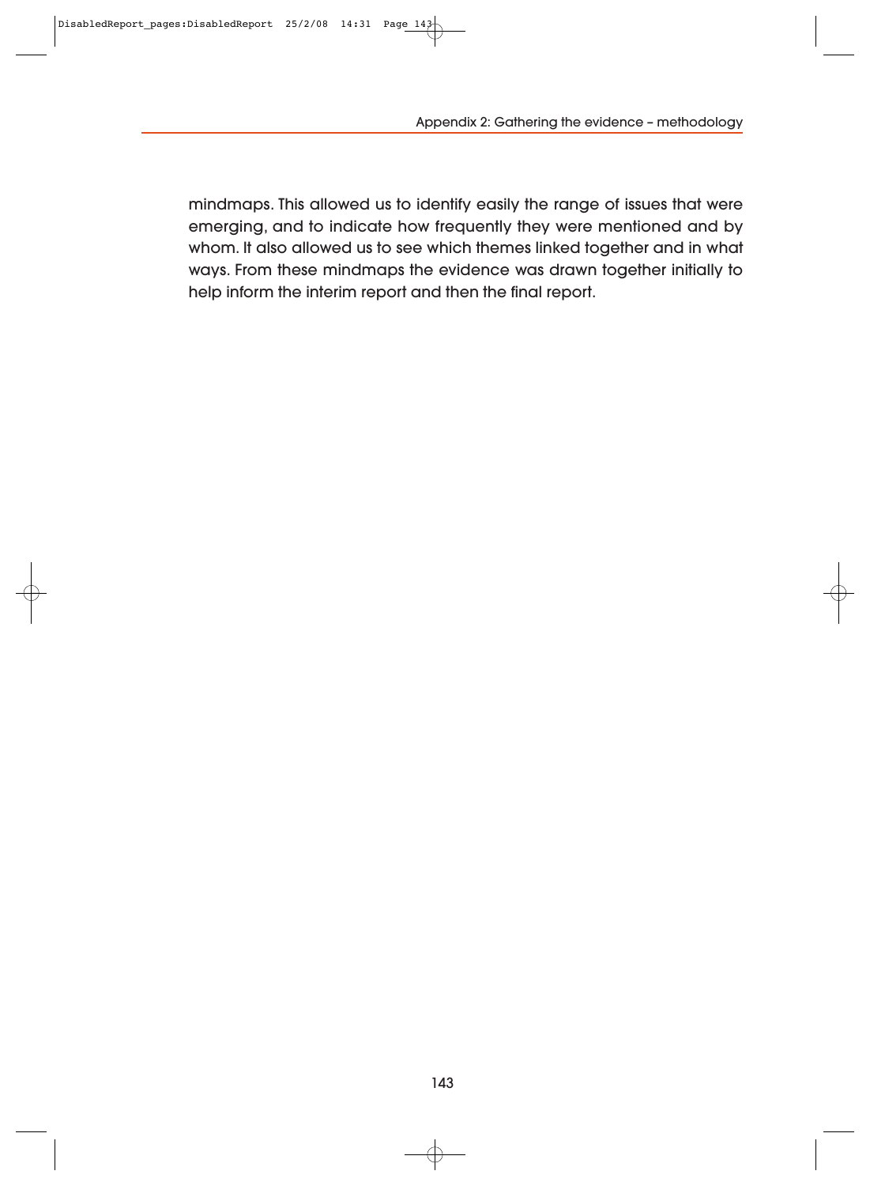mindmaps. This allowed us to identify easily the range of issues that were emerging, and to indicate how frequently they were mentioned and by whom. It also allowed us to see which themes linked together and in what ways. From these mindmaps the evidence was drawn together initially to help inform the interim report and then the final report.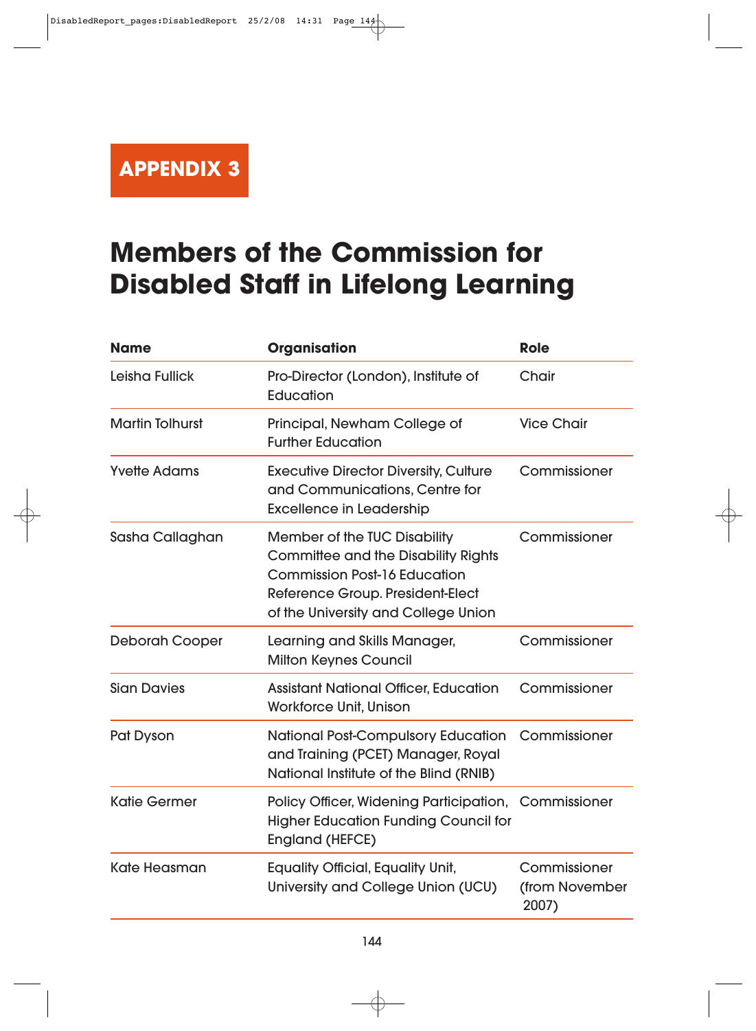# APPENDIX 3

## Members of the Commission for Disabled Staff in Lifelong Learning

| Name | Organisation | Role |
|---|---|---|
| Leisha Fullick | Pro-Director (London), Institute of Education | Chair |
| Martin Tolhurst | Principal, Newham College of Further Education | Vice Chair |
| Yvette Adams | Executive Director Diversity, Culture and Communications, Centre for Excellence in Leadership | Commissioner |
| Sasha Callaghan | Member of the TUC Disability Committee and the Disability Rights Commission Post-16 Education Reference Group. President-Elect of the University and College Union | Commissioner |
| Deborah Cooper | Learning and Skills Manager, Milton Keynes Council | Commissioner |
| Sian Davies | Assistant National Officer, Education Workforce Unit, Unison | Commissioner |
| Pat Dyson | National Post-Compulsory Education and Training (PCET) Manager, Royal National Institute of the Blind (RNIB) | Commissioner |
| Katie Germer | Policy Officer, Widening Participation, Higher Education Funding Council for England (HEFCE) | Commissioner |
| Kate Heasman | Equality Official, Equality Unit, University and College Union (UCU) | Commissioner (from November 2007) |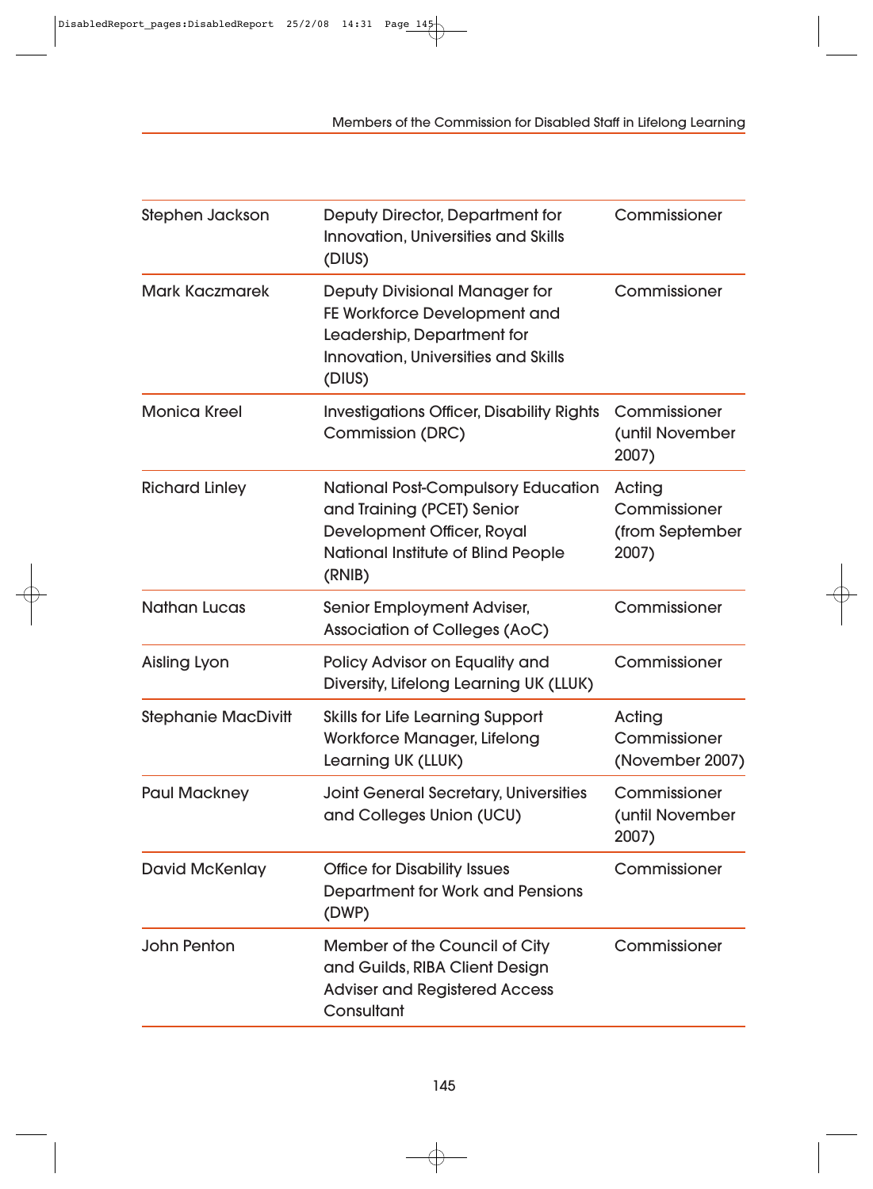| | | |
|---|---|---|
| Stephen Jackson | Deputy Director, Department for Innovation, Universities and Skills (DIUS) | Commissioner |
| Mark Kaczmarek | Deputy Divisional Manager for FE Workforce Development and Leadership, Department for Innovation, Universities and Skills (DIUS) | Commissioner |
| Monica Kreel | Investigations Officer, Disability Rights Commission (DRC) | Commissioner (until November 2007) |
| Richard Linley | National Post-Compulsory Education and Training (PCET) Senior Development Officer, Royal National Institute of Blind People (RNIB) | Acting Commissioner (from September 2007) |
| Nathan Lucas | Senior Employment Adviser, Association of Colleges (AoC) | Commissioner |
| Aisling Lyon | Policy Advisor on Equality and Diversity, Lifelong Learning UK (LLUK) | Commissioner |
| Stephanie MacDivitt | Skills for Life Learning Support Workforce Manager, Lifelong Learning UK (LLUK) | Acting Commissioner (November 2007) |
| Paul Mackney | Joint General Secretary, Universities and Colleges Union (UCU) | Commissioner (until November 2007) |
| David McKenlay | Office for Disability Issues Department for Work and Pensions (DWP) | Commissioner |
| John Penton | Member of the Council of City and Guilds, RIBA Client Design Adviser and Registered Access Consultant | Commissioner |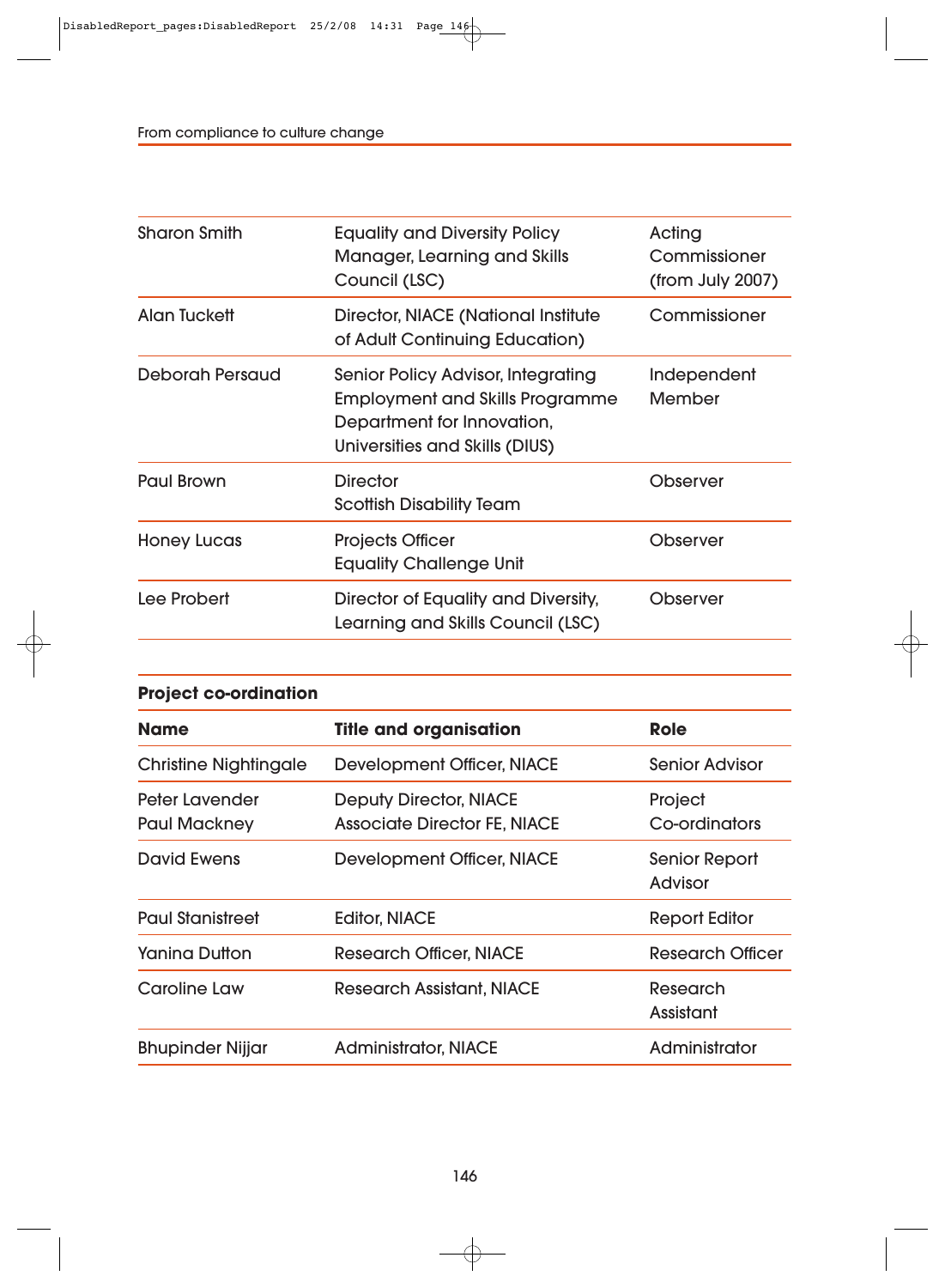| | | |
|---|---|---|
| Sharon Smith | Equality and Diversity Policy Manager, Learning and Skills Council (LSC) | Acting Commissioner (from July 2007) |
| Alan Tuckett | Director, NIACE (National Institute of Adult Continuing Education) | Commissioner |
| Deborah Persaud | Senior Policy Advisor, Integrating Employment and Skills Programme Department for Innovation, Universities and Skills (DIUS) | Independent Member |
| Paul Brown | Director Scottish Disability Team | Observer |
| Honey Lucas | Projects Officer Equality Challenge Unit | Observer |
| Lee Probert | Director of Equality and Diversity, Learning and Skills Council (LSC) | Observer |

**Project co-ordination**

| Name | Title and organisation | Role |
|---|---|---|
| Christine Nightingale | Development Officer, NIACE | Senior Advisor |
| Peter Lavender<br>Paul Mackney | Deputy Director, NIACE<br>Associate Director FE, NIACE | Project Co-ordinators |
| David Ewens | Development Officer, NIACE | Senior Report Advisor |
| Paul Stanistreet | Editor, NIACE | Report Editor |
| Yanina Dutton | Research Officer, NIACE | Research Officer |
| Caroline Law | Research Assistant, NIACE | Research Assistant |
| Bhupinder Nijjar | Administrator, NIACE | Administrator |